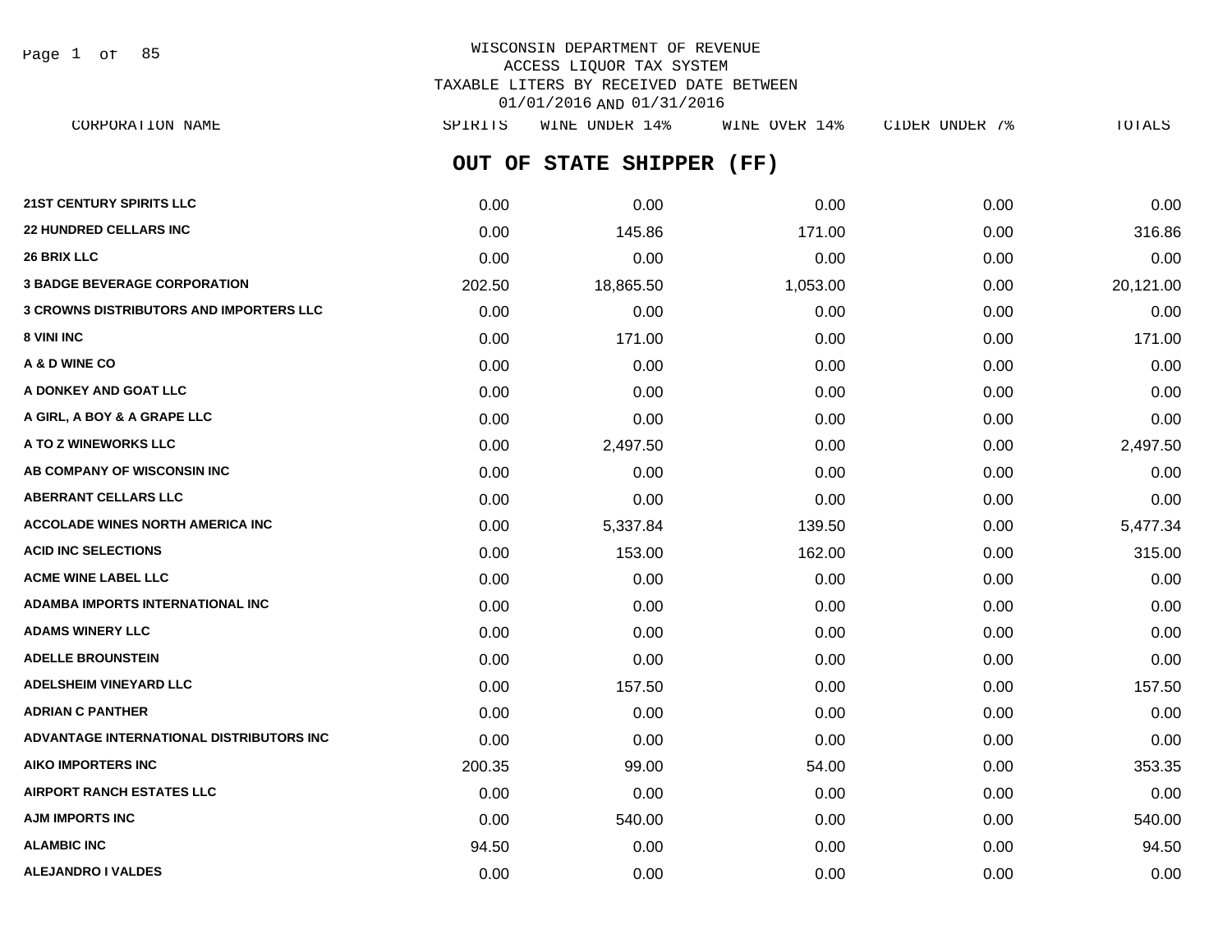WISCONSIN DEPARTMENT OF REVENUE
ACCESS LIQUOR TAX SYSTEM
TAXABLE LITERS BY RECEIVED DATE BETWEEN
01/01/2016 AND 01/31/2016

## OUT OF STATE SHIPPER (FF)

| CORPORATION NAME | SPIRITS | WINE UNDER 14% | WINE OVER 14% | CIDER UNDER 7% | TOTALS |
|---|---|---|---|---|---|
| 21ST CENTURY SPIRITS LLC | 0.00 | 0.00 | 0.00 | 0.00 | 0.00 |
| 22 HUNDRED CELLARS INC | 0.00 | 145.86 | 171.00 | 0.00 | 316.86 |
| 26 BRIX LLC | 0.00 | 0.00 | 0.00 | 0.00 | 0.00 |
| 3 BADGE BEVERAGE CORPORATION | 202.50 | 18,865.50 | 1,053.00 | 0.00 | 20,121.00 |
| 3 CROWNS DISTRIBUTORS AND IMPORTERS LLC | 0.00 | 0.00 | 0.00 | 0.00 | 0.00 |
| 8 VINI INC | 0.00 | 171.00 | 0.00 | 0.00 | 171.00 |
| A & D WINE CO | 0.00 | 0.00 | 0.00 | 0.00 | 0.00 |
| A DONKEY AND GOAT LLC | 0.00 | 0.00 | 0.00 | 0.00 | 0.00 |
| A GIRL, A BOY & A GRAPE LLC | 0.00 | 0.00 | 0.00 | 0.00 | 0.00 |
| A TO Z WINEWORKS LLC | 0.00 | 2,497.50 | 0.00 | 0.00 | 2,497.50 |
| AB COMPANY OF WISCONSIN INC | 0.00 | 0.00 | 0.00 | 0.00 | 0.00 |
| ABERRANT CELLARS LLC | 0.00 | 0.00 | 0.00 | 0.00 | 0.00 |
| ACCOLADE WINES NORTH AMERICA INC | 0.00 | 5,337.84 | 139.50 | 0.00 | 5,477.34 |
| ACID INC SELECTIONS | 0.00 | 153.00 | 162.00 | 0.00 | 315.00 |
| ACME WINE LABEL LLC | 0.00 | 0.00 | 0.00 | 0.00 | 0.00 |
| ADAMBA IMPORTS INTERNATIONAL INC | 0.00 | 0.00 | 0.00 | 0.00 | 0.00 |
| ADAMS WINERY LLC | 0.00 | 0.00 | 0.00 | 0.00 | 0.00 |
| ADELLE BROUNSTEIN | 0.00 | 0.00 | 0.00 | 0.00 | 0.00 |
| ADELSHEIM VINEYARD LLC | 0.00 | 157.50 | 0.00 | 0.00 | 157.50 |
| ADRIAN C PANTHER | 0.00 | 0.00 | 0.00 | 0.00 | 0.00 |
| ADVANTAGE INTERNATIONAL DISTRIBUTORS INC | 0.00 | 0.00 | 0.00 | 0.00 | 0.00 |
| AIKO IMPORTERS INC | 200.35 | 99.00 | 54.00 | 0.00 | 353.35 |
| AIRPORT RANCH ESTATES LLC | 0.00 | 0.00 | 0.00 | 0.00 | 0.00 |
| AJM IMPORTS INC | 0.00 | 540.00 | 0.00 | 0.00 | 540.00 |
| ALAMBIC INC | 94.50 | 0.00 | 0.00 | 0.00 | 94.50 |
| ALEJANDRO I VALDES | 0.00 | 0.00 | 0.00 | 0.00 | 0.00 |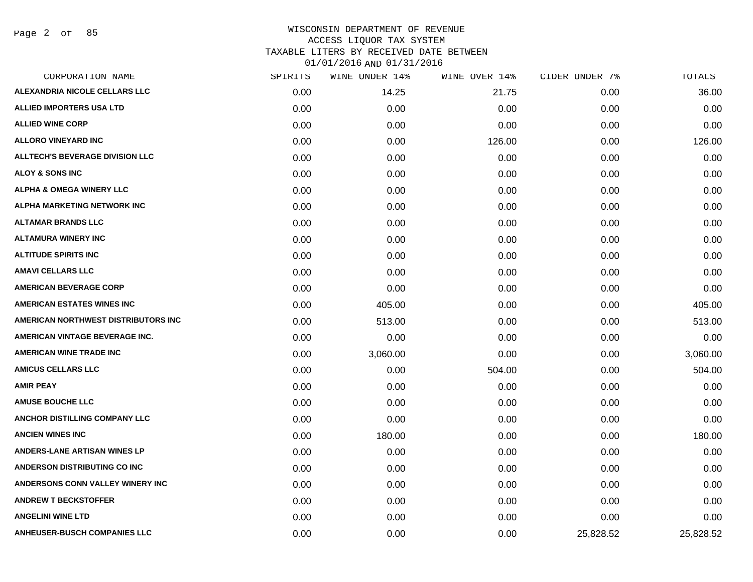WISCONSIN DEPARTMENT OF REVENUE
ACCESS LIQUOR TAX SYSTEM
TAXABLE LITERS BY RECEIVED DATE BETWEEN
01/01/2016 AND 01/31/2016

| CORPORATION NAME | SPIRITS | WINE UNDER 14% | WINE OVER 14% | CIDER UNDER 7% | TOTALS |
|---|---|---|---|---|---|
| ALEXANDRIA NICOLE CELLARS LLC | 0.00 | 14.25 | 21.75 | 0.00 | 36.00 |
| ALLIED IMPORTERS USA LTD | 0.00 | 0.00 | 0.00 | 0.00 | 0.00 |
| ALLIED WINE CORP | 0.00 | 0.00 | 0.00 | 0.00 | 0.00 |
| ALLORO VINEYARD INC | 0.00 | 0.00 | 126.00 | 0.00 | 126.00 |
| ALLTECH'S BEVERAGE DIVISION LLC | 0.00 | 0.00 | 0.00 | 0.00 | 0.00 |
| ALOY & SONS INC | 0.00 | 0.00 | 0.00 | 0.00 | 0.00 |
| ALPHA & OMEGA WINERY LLC | 0.00 | 0.00 | 0.00 | 0.00 | 0.00 |
| ALPHA MARKETING NETWORK INC | 0.00 | 0.00 | 0.00 | 0.00 | 0.00 |
| ALTAMAR BRANDS LLC | 0.00 | 0.00 | 0.00 | 0.00 | 0.00 |
| ALTAMURA WINERY INC | 0.00 | 0.00 | 0.00 | 0.00 | 0.00 |
| ALTITUDE SPIRITS INC | 0.00 | 0.00 | 0.00 | 0.00 | 0.00 |
| AMAVI CELLARS LLC | 0.00 | 0.00 | 0.00 | 0.00 | 0.00 |
| AMERICAN BEVERAGE CORP | 0.00 | 0.00 | 0.00 | 0.00 | 0.00 |
| AMERICAN ESTATES WINES INC | 0.00 | 405.00 | 0.00 | 0.00 | 405.00 |
| AMERICAN NORTHWEST DISTRIBUTORS INC | 0.00 | 513.00 | 0.00 | 0.00 | 513.00 |
| AMERICAN VINTAGE BEVERAGE INC. | 0.00 | 0.00 | 0.00 | 0.00 | 0.00 |
| AMERICAN WINE TRADE INC | 0.00 | 3,060.00 | 0.00 | 0.00 | 3,060.00 |
| AMICUS CELLARS LLC | 0.00 | 0.00 | 504.00 | 0.00 | 504.00 |
| AMIR PEAY | 0.00 | 0.00 | 0.00 | 0.00 | 0.00 |
| AMUSE BOUCHE LLC | 0.00 | 0.00 | 0.00 | 0.00 | 0.00 |
| ANCHOR DISTILLING COMPANY LLC | 0.00 | 0.00 | 0.00 | 0.00 | 0.00 |
| ANCIEN WINES INC | 0.00 | 180.00 | 0.00 | 0.00 | 180.00 |
| ANDERS-LANE ARTISAN WINES LP | 0.00 | 0.00 | 0.00 | 0.00 | 0.00 |
| ANDERSON DISTRIBUTING CO INC | 0.00 | 0.00 | 0.00 | 0.00 | 0.00 |
| ANDERSONS CONN VALLEY WINERY INC | 0.00 | 0.00 | 0.00 | 0.00 | 0.00 |
| ANDREW T BECKSTOFFER | 0.00 | 0.00 | 0.00 | 0.00 | 0.00 |
| ANGELINI WINE LTD | 0.00 | 0.00 | 0.00 | 0.00 | 0.00 |
| ANHEUSER-BUSCH COMPANIES LLC | 0.00 | 0.00 | 0.00 | 25,828.52 | 25,828.52 |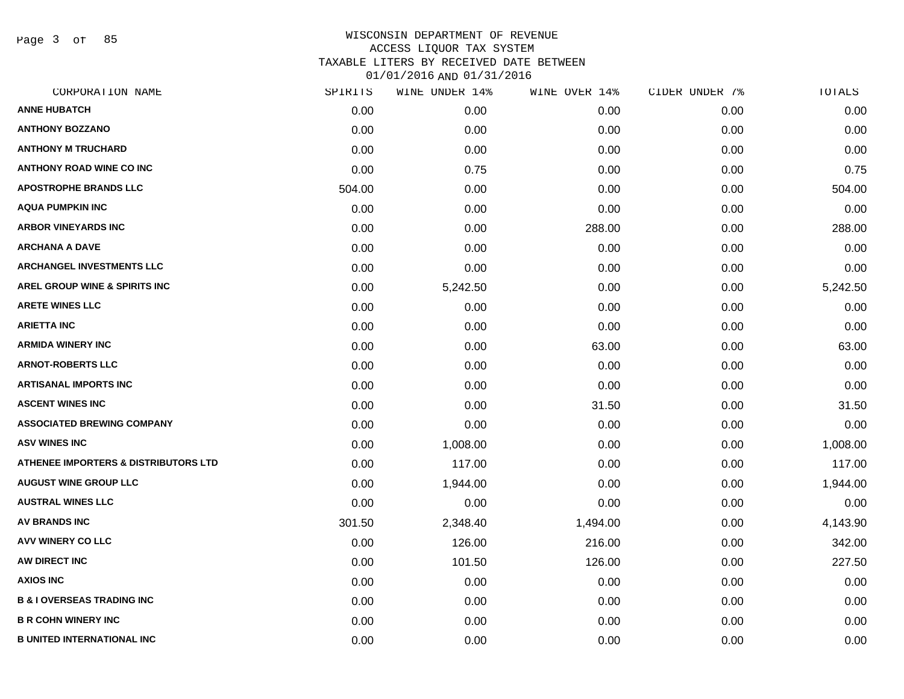# WISCONSIN DEPARTMENT OF REVENUE
## ACCESS LIQUOR TAX SYSTEM
### TAXABLE LITERS BY RECEIVED DATE BETWEEN 01/01/2016 AND 01/31/2016

| CORPORATION NAME | SPIRITS | WINE UNDER 14% | WINE OVER 14% | CIDER UNDER 7% | TOTALS |
|---|---|---|---|---|---|
| ANNE HUBATCH | 0.00 | 0.00 | 0.00 | 0.00 | 0.00 |
| ANTHONY BOZZANO | 0.00 | 0.00 | 0.00 | 0.00 | 0.00 |
| ANTHONY M TRUCHARD | 0.00 | 0.00 | 0.00 | 0.00 | 0.00 |
| ANTHONY ROAD WINE CO INC | 0.00 | 0.75 | 0.00 | 0.00 | 0.75 |
| APOSTROPHE BRANDS LLC | 504.00 | 0.00 | 0.00 | 0.00 | 504.00 |
| AQUA PUMPKIN INC | 0.00 | 0.00 | 0.00 | 0.00 | 0.00 |
| ARBOR VINEYARDS INC | 0.00 | 0.00 | 288.00 | 0.00 | 288.00 |
| ARCHANA A DAVE | 0.00 | 0.00 | 0.00 | 0.00 | 0.00 |
| ARCHANGEL INVESTMENTS LLC | 0.00 | 0.00 | 0.00 | 0.00 | 0.00 |
| AREL GROUP WINE & SPIRITS INC | 0.00 | 5,242.50 | 0.00 | 0.00 | 5,242.50 |
| ARETE WINES LLC | 0.00 | 0.00 | 0.00 | 0.00 | 0.00 |
| ARIETTA INC | 0.00 | 0.00 | 0.00 | 0.00 | 0.00 |
| ARMIDA WINERY INC | 0.00 | 0.00 | 63.00 | 0.00 | 63.00 |
| ARNOT-ROBERTS LLC | 0.00 | 0.00 | 0.00 | 0.00 | 0.00 |
| ARTISANAL IMPORTS INC | 0.00 | 0.00 | 0.00 | 0.00 | 0.00 |
| ASCENT WINES INC | 0.00 | 0.00 | 31.50 | 0.00 | 31.50 |
| ASSOCIATED BREWING COMPANY | 0.00 | 0.00 | 0.00 | 0.00 | 0.00 |
| ASV WINES INC | 0.00 | 1,008.00 | 0.00 | 0.00 | 1,008.00 |
| ATHENEE IMPORTERS & DISTRIBUTORS LTD | 0.00 | 117.00 | 0.00 | 0.00 | 117.00 |
| AUGUST WINE GROUP LLC | 0.00 | 1,944.00 | 0.00 | 0.00 | 1,944.00 |
| AUSTRAL WINES LLC | 0.00 | 0.00 | 0.00 | 0.00 | 0.00 |
| AV BRANDS INC | 301.50 | 2,348.40 | 1,494.00 | 0.00 | 4,143.90 |
| AVV WINERY CO LLC | 0.00 | 126.00 | 216.00 | 0.00 | 342.00 |
| AW DIRECT INC | 0.00 | 101.50 | 126.00 | 0.00 | 227.50 |
| AXIOS INC | 0.00 | 0.00 | 0.00 | 0.00 | 0.00 |
| B & I OVERSEAS TRADING INC | 0.00 | 0.00 | 0.00 | 0.00 | 0.00 |
| B R COHN WINERY INC | 0.00 | 0.00 | 0.00 | 0.00 | 0.00 |
| B UNITED INTERNATIONAL INC | 0.00 | 0.00 | 0.00 | 0.00 | 0.00 |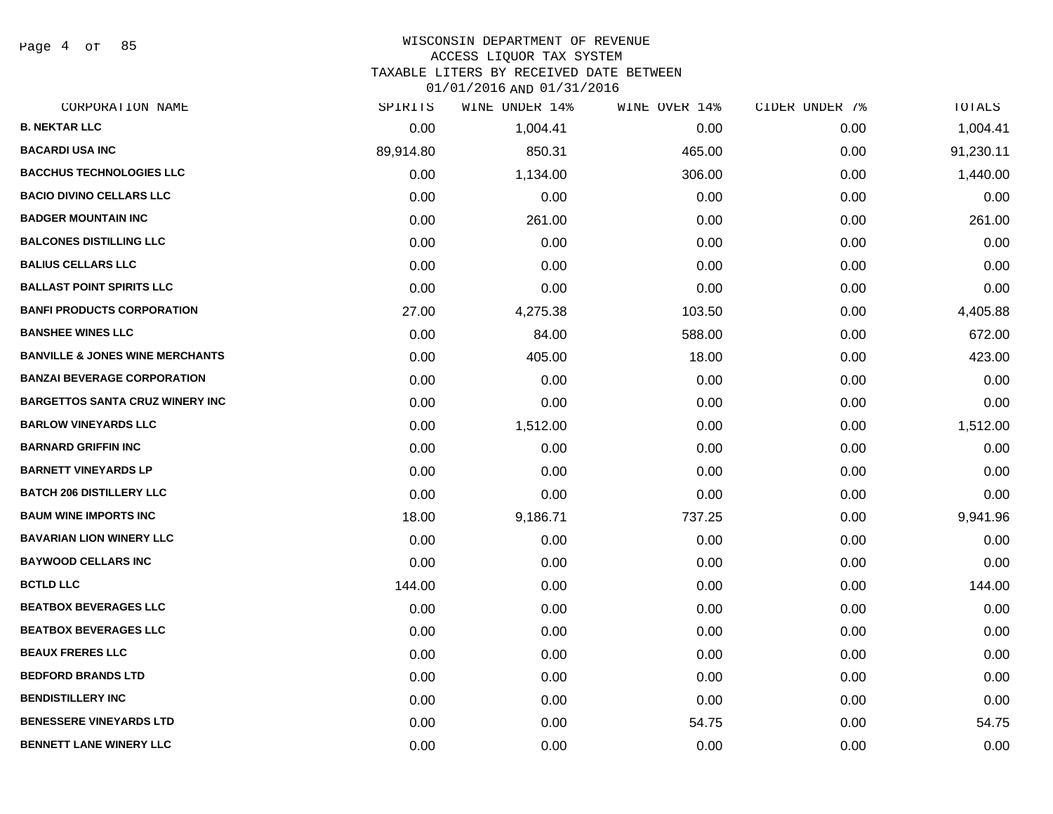# WISCONSIN DEPARTMENT OF REVENUE
## ACCESS LIQUOR TAX SYSTEM
## TAXABLE LITERS BY RECEIVED DATE BETWEEN 01/01/2016 AND 01/31/2016

| CORPORATION NAME | SPIRITS | WINE UNDER 14% | WINE OVER 14% | CIDER UNDER 7% | TOTALS |
|---|---|---|---|---|---|
| **B. NEKTAR LLC** | 0.00 | 1,004.41 | 0.00 | 0.00 | 1,004.41 |
| **BACARDI USA INC** | 89,914.80 | 850.31 | 465.00 | 0.00 | 91,230.11 |
| **BACCHUS TECHNOLOGIES LLC** | 0.00 | 1,134.00 | 306.00 | 0.00 | 1,440.00 |
| **BACIO DIVINO CELLARS LLC** | 0.00 | 0.00 | 0.00 | 0.00 | 0.00 |
| **BADGER MOUNTAIN INC** | 0.00 | 261.00 | 0.00 | 0.00 | 261.00 |
| **BALCONES DISTILLING LLC** | 0.00 | 0.00 | 0.00 | 0.00 | 0.00 |
| **BALIUS CELLARS LLC** | 0.00 | 0.00 | 0.00 | 0.00 | 0.00 |
| **BALLAST POINT SPIRITS LLC** | 0.00 | 0.00 | 0.00 | 0.00 | 0.00 |
| **BANFI PRODUCTS CORPORATION** | 27.00 | 4,275.38 | 103.50 | 0.00 | 4,405.88 |
| **BANSHEE WINES LLC** | 0.00 | 84.00 | 588.00 | 0.00 | 672.00 |
| **BANVILLE & JONES WINE MERCHANTS** | 0.00 | 405.00 | 18.00 | 0.00 | 423.00 |
| **BANZAI BEVERAGE CORPORATION** | 0.00 | 0.00 | 0.00 | 0.00 | 0.00 |
| **BARGETTOS SANTA CRUZ WINERY INC** | 0.00 | 0.00 | 0.00 | 0.00 | 0.00 |
| **BARLOW VINEYARDS LLC** | 0.00 | 1,512.00 | 0.00 | 0.00 | 1,512.00 |
| **BARNARD GRIFFIN INC** | 0.00 | 0.00 | 0.00 | 0.00 | 0.00 |
| **BARNETT VINEYARDS LP** | 0.00 | 0.00 | 0.00 | 0.00 | 0.00 |
| **BATCH 206 DISTILLERY LLC** | 0.00 | 0.00 | 0.00 | 0.00 | 0.00 |
| **BAUM WINE IMPORTS INC** | 18.00 | 9,186.71 | 737.25 | 0.00 | 9,941.96 |
| **BAVARIAN LION WINERY LLC** | 0.00 | 0.00 | 0.00 | 0.00 | 0.00 |
| **BAYWOOD CELLARS INC** | 0.00 | 0.00 | 0.00 | 0.00 | 0.00 |
| **BCTLD LLC** | 144.00 | 0.00 | 0.00 | 0.00 | 144.00 |
| **BEATBOX BEVERAGES LLC** | 0.00 | 0.00 | 0.00 | 0.00 | 0.00 |
| **BEATBOX BEVERAGES LLC** | 0.00 | 0.00 | 0.00 | 0.00 | 0.00 |
| **BEAUX FRERES LLC** | 0.00 | 0.00 | 0.00 | 0.00 | 0.00 |
| **BEDFORD BRANDS LTD** | 0.00 | 0.00 | 0.00 | 0.00 | 0.00 |
| **BENDISTILLERY INC** | 0.00 | 0.00 | 0.00 | 0.00 | 0.00 |
| **BENESSERE VINEYARDS LTD** | 0.00 | 0.00 | 54.75 | 0.00 | 54.75 |
| **BENNETT LANE WINERY LLC** | 0.00 | 0.00 | 0.00 | 0.00 | 0.00 |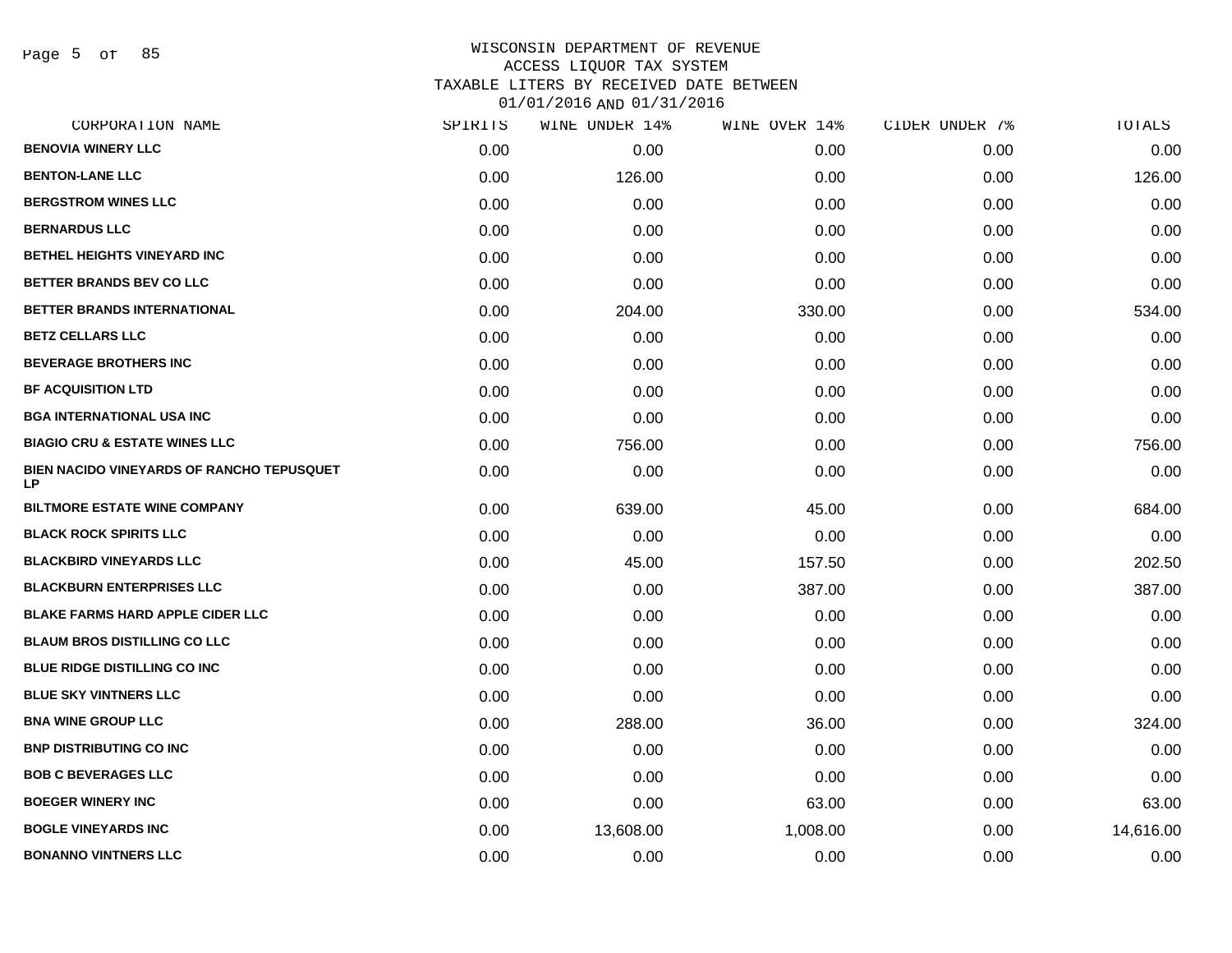# WISCONSIN DEPARTMENT OF REVENUE
## ACCESS LIQUOR TAX SYSTEM
## TAXABLE LITERS BY RECEIVED DATE BETWEEN 01/01/2016 AND 01/31/2016

| CORPORATION NAME | SPIRITS | WINE UNDER 14% | WINE OVER 14% | CIDER UNDER 7% | TOTALS |
|---|---|---|---|---|---|
| BENOVIA WINERY LLC | 0.00 | 0.00 | 0.00 | 0.00 | 0.00 |
| BENTON-LANE LLC | 0.00 | 126.00 | 0.00 | 0.00 | 126.00 |
| BERGSTROM WINES LLC | 0.00 | 0.00 | 0.00 | 0.00 | 0.00 |
| BERNARDUS LLC | 0.00 | 0.00 | 0.00 | 0.00 | 0.00 |
| BETHEL HEIGHTS VINEYARD INC | 0.00 | 0.00 | 0.00 | 0.00 | 0.00 |
| BETTER BRANDS BEV CO LLC | 0.00 | 0.00 | 0.00 | 0.00 | 0.00 |
| BETTER BRANDS INTERNATIONAL | 0.00 | 204.00 | 330.00 | 0.00 | 534.00 |
| BETZ CELLARS LLC | 0.00 | 0.00 | 0.00 | 0.00 | 0.00 |
| BEVERAGE BROTHERS INC | 0.00 | 0.00 | 0.00 | 0.00 | 0.00 |
| BF ACQUISITION LTD | 0.00 | 0.00 | 0.00 | 0.00 | 0.00 |
| BGA INTERNATIONAL USA INC | 0.00 | 0.00 | 0.00 | 0.00 | 0.00 |
| BIAGIO CRU & ESTATE WINES LLC | 0.00 | 756.00 | 0.00 | 0.00 | 756.00 |
| BIEN NACIDO VINEYARDS OF RANCHO TEPUSQUET LP | 0.00 | 0.00 | 0.00 | 0.00 | 0.00 |
| BILTMORE ESTATE WINE COMPANY | 0.00 | 639.00 | 45.00 | 0.00 | 684.00 |
| BLACK ROCK SPIRITS LLC | 0.00 | 0.00 | 0.00 | 0.00 | 0.00 |
| BLACKBIRD VINEYARDS LLC | 0.00 | 45.00 | 157.50 | 0.00 | 202.50 |
| BLACKBURN ENTERPRISES LLC | 0.00 | 0.00 | 387.00 | 0.00 | 387.00 |
| BLAKE FARMS HARD APPLE CIDER LLC | 0.00 | 0.00 | 0.00 | 0.00 | 0.00 |
| BLAUM BROS DISTILLING CO LLC | 0.00 | 0.00 | 0.00 | 0.00 | 0.00 |
| BLUE RIDGE DISTILLING CO INC | 0.00 | 0.00 | 0.00 | 0.00 | 0.00 |
| BLUE SKY VINTNERS LLC | 0.00 | 0.00 | 0.00 | 0.00 | 0.00 |
| BNA WINE GROUP LLC | 0.00 | 288.00 | 36.00 | 0.00 | 324.00 |
| BNP DISTRIBUTING CO INC | 0.00 | 0.00 | 0.00 | 0.00 | 0.00 |
| BOB C BEVERAGES LLC | 0.00 | 0.00 | 0.00 | 0.00 | 0.00 |
| BOEGER WINERY INC | 0.00 | 0.00 | 63.00 | 0.00 | 63.00 |
| BOGLE VINEYARDS INC | 0.00 | 13,608.00 | 1,008.00 | 0.00 | 14,616.00 |
| BONANNO VINTNERS LLC | 0.00 | 0.00 | 0.00 | 0.00 | 0.00 |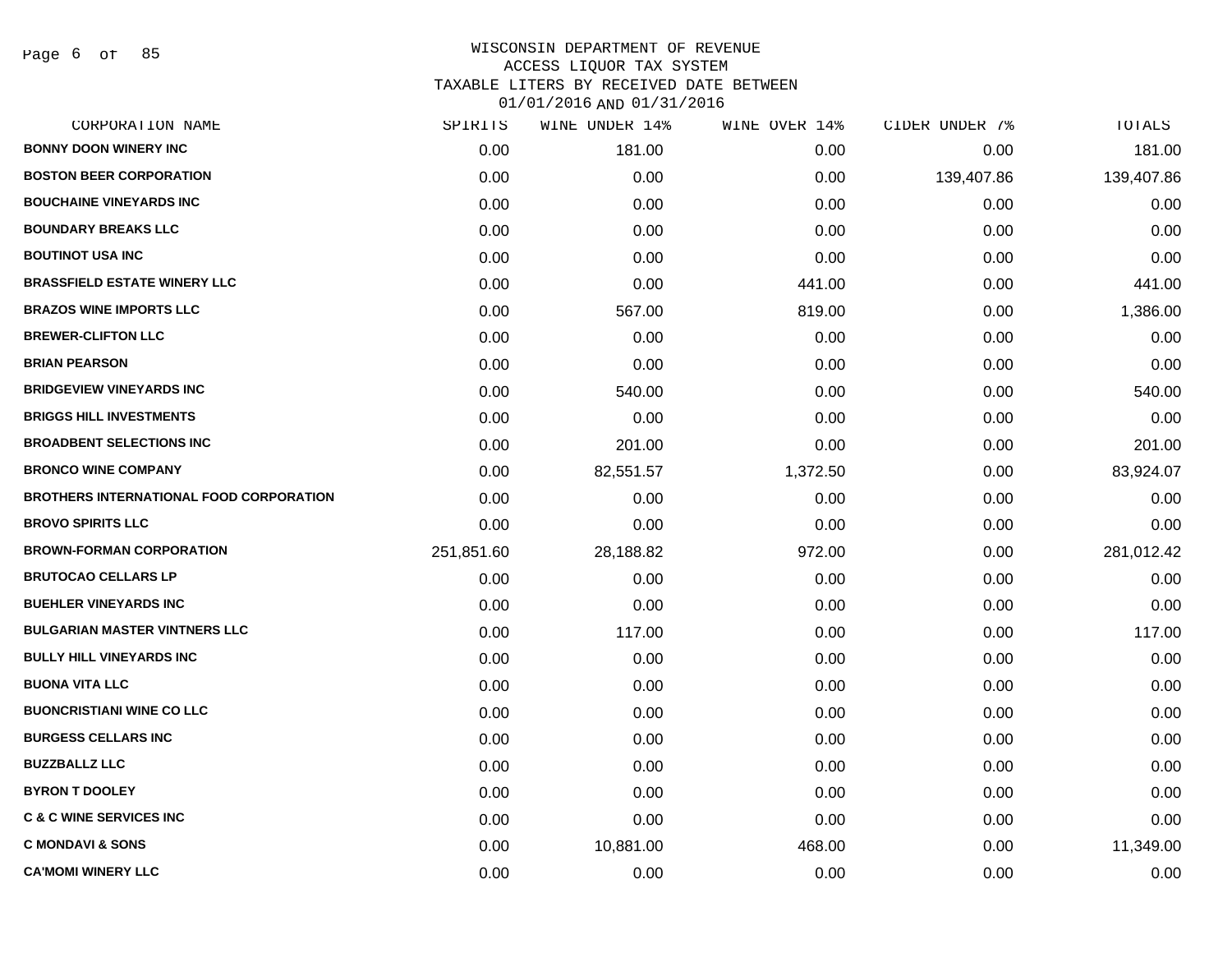WISCONSIN DEPARTMENT OF REVENUE
ACCESS LIQUOR TAX SYSTEM
TAXABLE LITERS BY RECEIVED DATE BETWEEN
01/01/2016 AND 01/31/2016

| CORPORATION NAME | SPIRITS | WINE UNDER 14% | WINE OVER 14% | CIDER UNDER 7% | TOTALS |
|---|---|---|---|---|---|
| BONNY DOON WINERY INC | 0.00 | 181.00 | 0.00 | 0.00 | 181.00 |
| BOSTON BEER CORPORATION | 0.00 | 0.00 | 0.00 | 139,407.86 | 139,407.86 |
| BOUCHAINE VINEYARDS INC | 0.00 | 0.00 | 0.00 | 0.00 | 0.00 |
| BOUNDARY BREAKS LLC | 0.00 | 0.00 | 0.00 | 0.00 | 0.00 |
| BOUTINOT USA INC | 0.00 | 0.00 | 0.00 | 0.00 | 0.00 |
| BRASSFIELD ESTATE WINERY LLC | 0.00 | 0.00 | 441.00 | 0.00 | 441.00 |
| BRAZOS WINE IMPORTS LLC | 0.00 | 567.00 | 819.00 | 0.00 | 1,386.00 |
| BREWER-CLIFTON LLC | 0.00 | 0.00 | 0.00 | 0.00 | 0.00 |
| BRIAN PEARSON | 0.00 | 0.00 | 0.00 | 0.00 | 0.00 |
| BRIDGEVIEW VINEYARDS INC | 0.00 | 540.00 | 0.00 | 0.00 | 540.00 |
| BRIGGS HILL INVESTMENTS | 0.00 | 0.00 | 0.00 | 0.00 | 0.00 |
| BROADBENT SELECTIONS INC | 0.00 | 201.00 | 0.00 | 0.00 | 201.00 |
| BRONCO WINE COMPANY | 0.00 | 82,551.57 | 1,372.50 | 0.00 | 83,924.07 |
| BROTHERS INTERNATIONAL FOOD CORPORATION | 0.00 | 0.00 | 0.00 | 0.00 | 0.00 |
| BROVO SPIRITS LLC | 0.00 | 0.00 | 0.00 | 0.00 | 0.00 |
| BROWN-FORMAN CORPORATION | 251,851.60 | 28,188.82 | 972.00 | 0.00 | 281,012.42 |
| BRUTOCAO CELLARS LP | 0.00 | 0.00 | 0.00 | 0.00 | 0.00 |
| BUEHLER VINEYARDS INC | 0.00 | 0.00 | 0.00 | 0.00 | 0.00 |
| BULGARIAN MASTER VINTNERS LLC | 0.00 | 117.00 | 0.00 | 0.00 | 117.00 |
| BULLY HILL VINEYARDS INC | 0.00 | 0.00 | 0.00 | 0.00 | 0.00 |
| BUONA VITA LLC | 0.00 | 0.00 | 0.00 | 0.00 | 0.00 |
| BUONCRISTIANI WINE CO LLC | 0.00 | 0.00 | 0.00 | 0.00 | 0.00 |
| BURGESS CELLARS INC | 0.00 | 0.00 | 0.00 | 0.00 | 0.00 |
| BUZZBALLZ LLC | 0.00 | 0.00 | 0.00 | 0.00 | 0.00 |
| BYRON T DOOLEY | 0.00 | 0.00 | 0.00 | 0.00 | 0.00 |
| C & C WINE SERVICES INC | 0.00 | 0.00 | 0.00 | 0.00 | 0.00 |
| C MONDAVI & SONS | 0.00 | 10,881.00 | 468.00 | 0.00 | 11,349.00 |
| CA'MOMI WINERY LLC | 0.00 | 0.00 | 0.00 | 0.00 | 0.00 |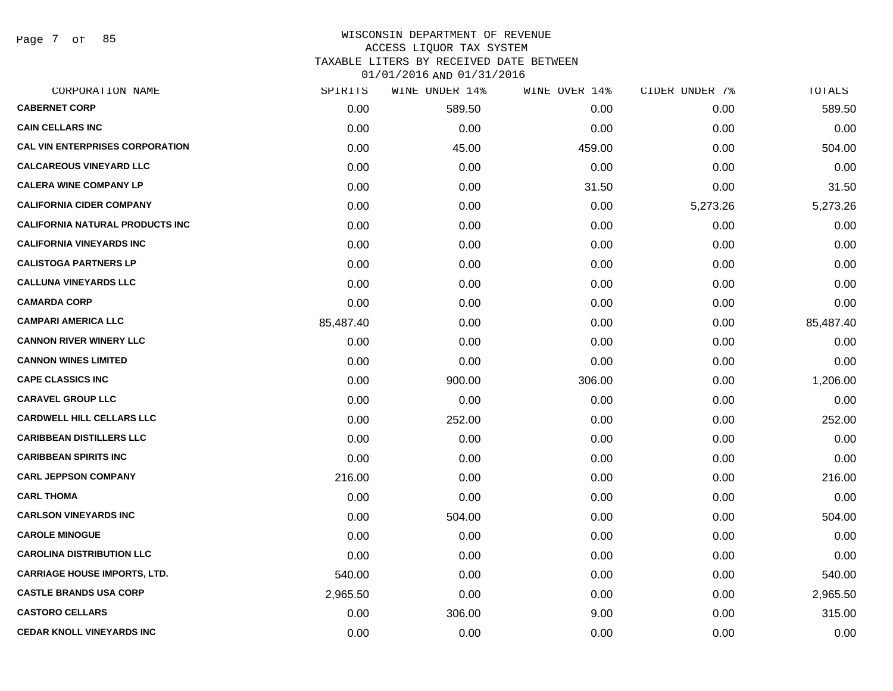# WISCONSIN DEPARTMENT OF REVENUE
## ACCESS LIQUOR TAX SYSTEM
## TAXABLE LITERS BY RECEIVED DATE BETWEEN 01/01/2016 AND 01/31/2016

| CORPORATION NAME | SPIRITS | WINE UNDER 14% | WINE OVER 14% | CIDER UNDER 7% | TOTALS |
|---|---|---|---|---|---|
| CABERNET CORP | 0.00 | 589.50 | 0.00 | 0.00 | 589.50 |
| CAIN CELLARS INC | 0.00 | 0.00 | 0.00 | 0.00 | 0.00 |
| CAL VIN ENTERPRISES CORPORATION | 0.00 | 45.00 | 459.00 | 0.00 | 504.00 |
| CALCAREOUS VINEYARD LLC | 0.00 | 0.00 | 0.00 | 0.00 | 0.00 |
| CALERA WINE COMPANY LP | 0.00 | 0.00 | 31.50 | 0.00 | 31.50 |
| CALIFORNIA CIDER COMPANY | 0.00 | 0.00 | 0.00 | 5,273.26 | 5,273.26 |
| CALIFORNIA NATURAL PRODUCTS INC | 0.00 | 0.00 | 0.00 | 0.00 | 0.00 |
| CALIFORNIA VINEYARDS INC | 0.00 | 0.00 | 0.00 | 0.00 | 0.00 |
| CALISTOGA PARTNERS LP | 0.00 | 0.00 | 0.00 | 0.00 | 0.00 |
| CALLUNA VINEYARDS LLC | 0.00 | 0.00 | 0.00 | 0.00 | 0.00 |
| CAMARDA CORP | 0.00 | 0.00 | 0.00 | 0.00 | 0.00 |
| CAMPARI AMERICA LLC | 85,487.40 | 0.00 | 0.00 | 0.00 | 85,487.40 |
| CANNON RIVER WINERY LLC | 0.00 | 0.00 | 0.00 | 0.00 | 0.00 |
| CANNON WINES LIMITED | 0.00 | 0.00 | 0.00 | 0.00 | 0.00 |
| CAPE CLASSICS INC | 0.00 | 900.00 | 306.00 | 0.00 | 1,206.00 |
| CARAVEL GROUP LLC | 0.00 | 0.00 | 0.00 | 0.00 | 0.00 |
| CARDWELL HILL CELLARS LLC | 0.00 | 252.00 | 0.00 | 0.00 | 252.00 |
| CARIBBEAN DISTILLERS LLC | 0.00 | 0.00 | 0.00 | 0.00 | 0.00 |
| CARIBBEAN SPIRITS INC | 0.00 | 0.00 | 0.00 | 0.00 | 0.00 |
| CARL JEPPSON COMPANY | 216.00 | 0.00 | 0.00 | 0.00 | 216.00 |
| CARL THOMA | 0.00 | 0.00 | 0.00 | 0.00 | 0.00 |
| CARLSON VINEYARDS INC | 0.00 | 504.00 | 0.00 | 0.00 | 504.00 |
| CAROLE MINOGUE | 0.00 | 0.00 | 0.00 | 0.00 | 0.00 |
| CAROLINA DISTRIBUTION LLC | 0.00 | 0.00 | 0.00 | 0.00 | 0.00 |
| CARRIAGE HOUSE IMPORTS, LTD. | 540.00 | 0.00 | 0.00 | 0.00 | 540.00 |
| CASTLE BRANDS USA CORP | 2,965.50 | 0.00 | 0.00 | 0.00 | 2,965.50 |
| CASTORO CELLARS | 0.00 | 306.00 | 9.00 | 0.00 | 315.00 |
| CEDAR KNOLL VINEYARDS INC | 0.00 | 0.00 | 0.00 | 0.00 | 0.00 |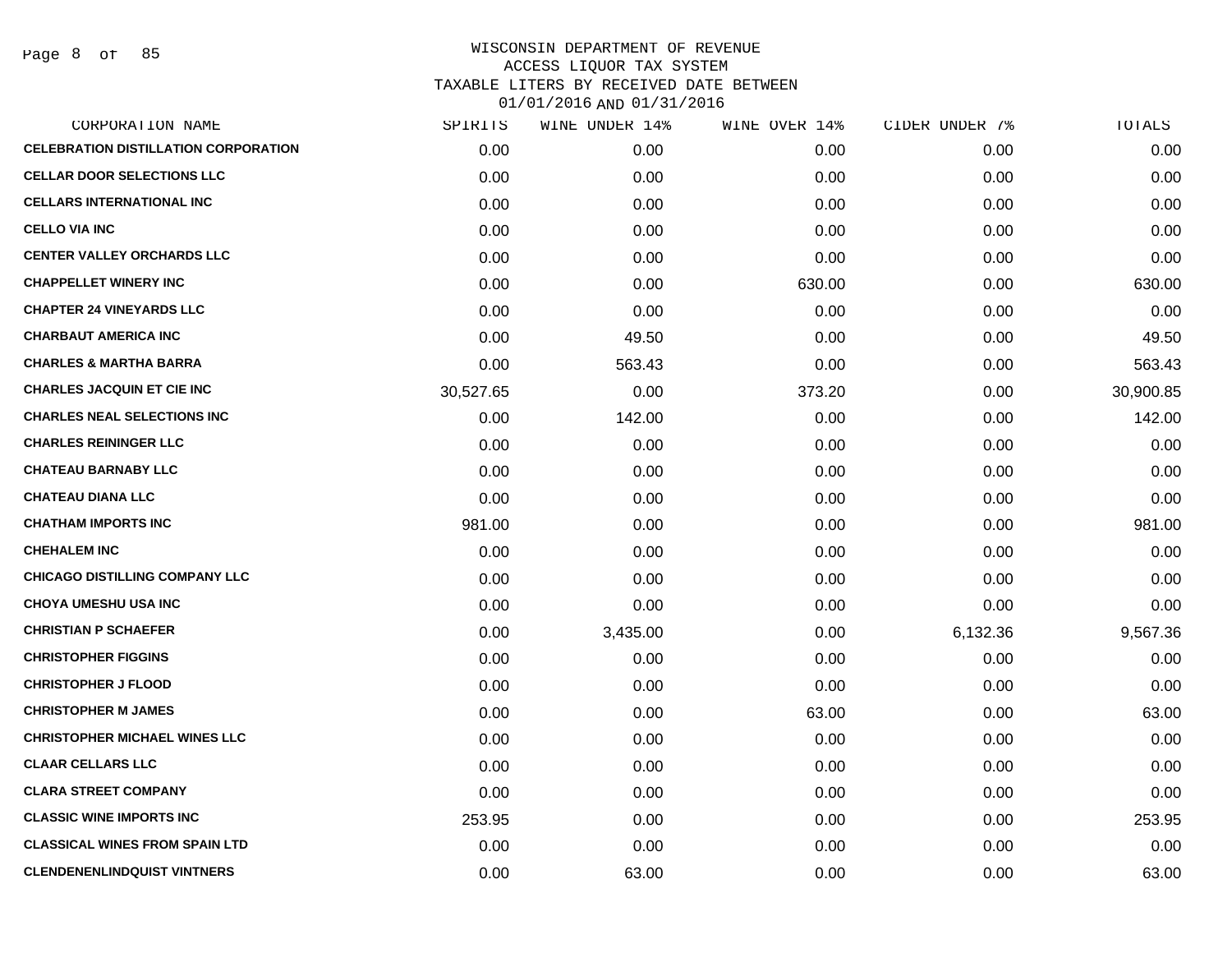WISCONSIN DEPARTMENT OF REVENUE
ACCESS LIQUOR TAX SYSTEM
TAXABLE LITERS BY RECEIVED DATE BETWEEN
01/01/2016 AND 01/31/2016

| CORPORATION NAME | SPIRITS | WINE UNDER 14% | WINE OVER 14% | CIDER UNDER 7% | TOTALS |
|---|---|---|---|---|---|
| CELEBRATION DISTILLATION CORPORATION | 0.00 | 0.00 | 0.00 | 0.00 | 0.00 |
| CELLAR DOOR SELECTIONS LLC | 0.00 | 0.00 | 0.00 | 0.00 | 0.00 |
| CELLARS INTERNATIONAL INC | 0.00 | 0.00 | 0.00 | 0.00 | 0.00 |
| CELLO VIA INC | 0.00 | 0.00 | 0.00 | 0.00 | 0.00 |
| CENTER VALLEY ORCHARDS LLC | 0.00 | 0.00 | 0.00 | 0.00 | 0.00 |
| CHAPPELLET WINERY INC | 0.00 | 0.00 | 630.00 | 0.00 | 630.00 |
| CHAPTER 24 VINEYARDS LLC | 0.00 | 0.00 | 0.00 | 0.00 | 0.00 |
| CHARBAUT AMERICA INC | 0.00 | 49.50 | 0.00 | 0.00 | 49.50 |
| CHARLES & MARTHA BARRA | 0.00 | 563.43 | 0.00 | 0.00 | 563.43 |
| CHARLES JACQUIN ET CIE INC | 30,527.65 | 0.00 | 373.20 | 0.00 | 30,900.85 |
| CHARLES NEAL SELECTIONS INC | 0.00 | 142.00 | 0.00 | 0.00 | 142.00 |
| CHARLES REININGER LLC | 0.00 | 0.00 | 0.00 | 0.00 | 0.00 |
| CHATEAU BARNABY LLC | 0.00 | 0.00 | 0.00 | 0.00 | 0.00 |
| CHATEAU DIANA LLC | 0.00 | 0.00 | 0.00 | 0.00 | 0.00 |
| CHATHAM IMPORTS INC | 981.00 | 0.00 | 0.00 | 0.00 | 981.00 |
| CHEHALEM INC | 0.00 | 0.00 | 0.00 | 0.00 | 0.00 |
| CHICAGO DISTILLING COMPANY LLC | 0.00 | 0.00 | 0.00 | 0.00 | 0.00 |
| CHOYA UMESHU USA INC | 0.00 | 0.00 | 0.00 | 0.00 | 0.00 |
| CHRISTIAN P SCHAEFER | 0.00 | 3,435.00 | 0.00 | 6,132.36 | 9,567.36 |
| CHRISTOPHER FIGGINS | 0.00 | 0.00 | 0.00 | 0.00 | 0.00 |
| CHRISTOPHER J FLOOD | 0.00 | 0.00 | 0.00 | 0.00 | 0.00 |
| CHRISTOPHER M JAMES | 0.00 | 0.00 | 63.00 | 0.00 | 63.00 |
| CHRISTOPHER MICHAEL WINES LLC | 0.00 | 0.00 | 0.00 | 0.00 | 0.00 |
| CLAAR CELLARS LLC | 0.00 | 0.00 | 0.00 | 0.00 | 0.00 |
| CLARA STREET COMPANY | 0.00 | 0.00 | 0.00 | 0.00 | 0.00 |
| CLASSIC WINE IMPORTS INC | 253.95 | 0.00 | 0.00 | 0.00 | 253.95 |
| CLASSICAL WINES FROM SPAIN LTD | 0.00 | 0.00 | 0.00 | 0.00 | 0.00 |
| CLENDENENLINDQUIST VINTNERS | 0.00 | 63.00 | 0.00 | 0.00 | 63.00 |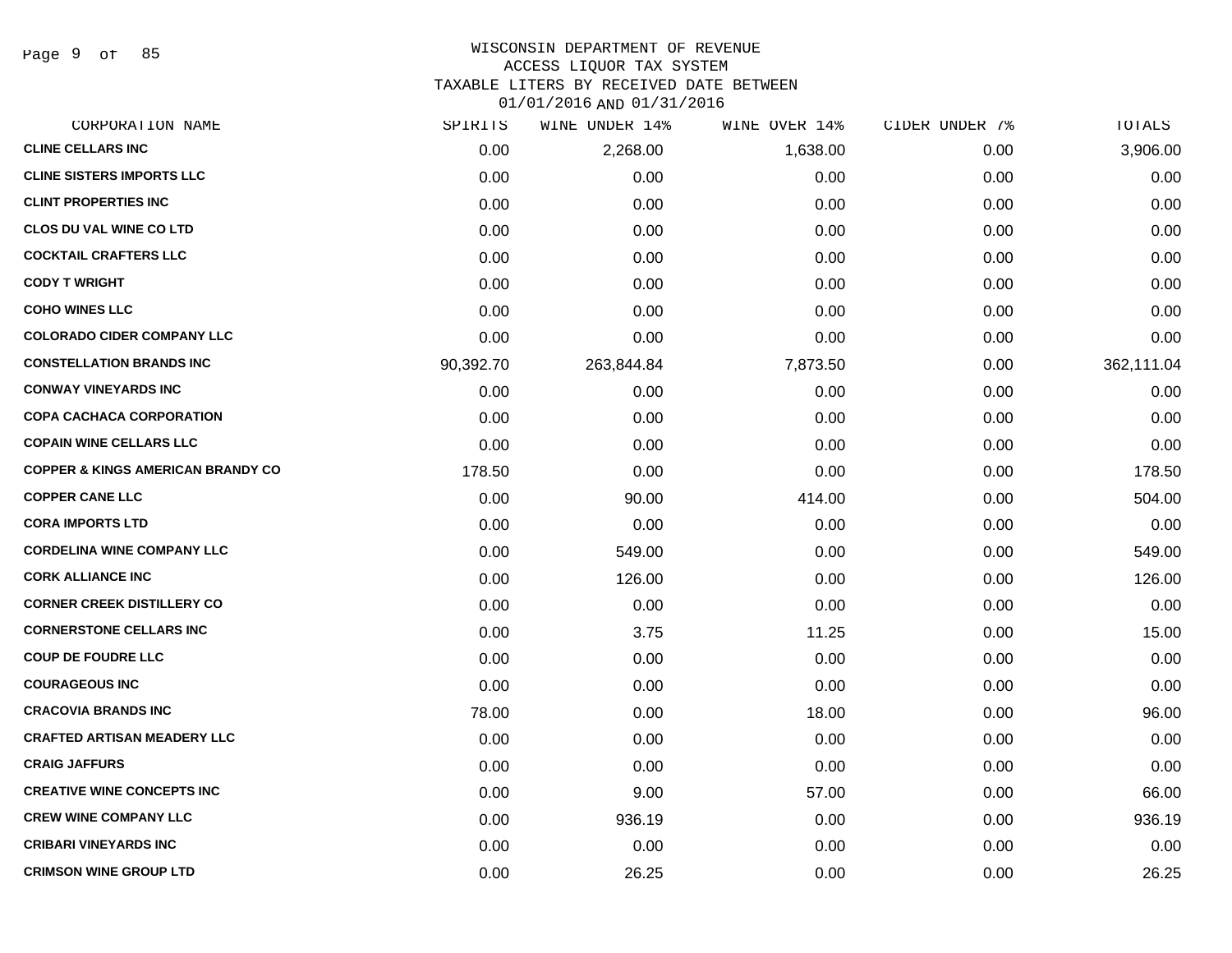# WISCONSIN DEPARTMENT OF REVENUE
## ACCESS LIQUOR TAX SYSTEM
## TAXABLE LITERS BY RECEIVED DATE BETWEEN 01/01/2016 AND 01/31/2016

| CORPORATION NAME | SPIRITS | WINE UNDER 14% | WINE OVER 14% | CIDER UNDER 7% | TOTALS |
|---|---|---|---|---|---|
| CLINE CELLARS INC | 0.00 | 2,268.00 | 1,638.00 | 0.00 | 3,906.00 |
| CLINE SISTERS IMPORTS LLC | 0.00 | 0.00 | 0.00 | 0.00 | 0.00 |
| CLINT PROPERTIES INC | 0.00 | 0.00 | 0.00 | 0.00 | 0.00 |
| CLOS DU VAL WINE CO LTD | 0.00 | 0.00 | 0.00 | 0.00 | 0.00 |
| COCKTAIL CRAFTERS LLC | 0.00 | 0.00 | 0.00 | 0.00 | 0.00 |
| CODY T WRIGHT | 0.00 | 0.00 | 0.00 | 0.00 | 0.00 |
| COHO WINES LLC | 0.00 | 0.00 | 0.00 | 0.00 | 0.00 |
| COLORADO CIDER COMPANY LLC | 0.00 | 0.00 | 0.00 | 0.00 | 0.00 |
| CONSTELLATION BRANDS INC | 90,392.70 | 263,844.84 | 7,873.50 | 0.00 | 362,111.04 |
| CONWAY VINEYARDS INC | 0.00 | 0.00 | 0.00 | 0.00 | 0.00 |
| COPA CACHACA CORPORATION | 0.00 | 0.00 | 0.00 | 0.00 | 0.00 |
| COPAIN WINE CELLARS LLC | 0.00 | 0.00 | 0.00 | 0.00 | 0.00 |
| COPPER & KINGS AMERICAN BRANDY CO | 178.50 | 0.00 | 0.00 | 0.00 | 178.50 |
| COPPER CANE LLC | 0.00 | 90.00 | 414.00 | 0.00 | 504.00 |
| CORA IMPORTS LTD | 0.00 | 0.00 | 0.00 | 0.00 | 0.00 |
| CORDELINA WINE COMPANY LLC | 0.00 | 549.00 | 0.00 | 0.00 | 549.00 |
| CORK ALLIANCE INC | 0.00 | 126.00 | 0.00 | 0.00 | 126.00 |
| CORNER CREEK DISTILLERY CO | 0.00 | 0.00 | 0.00 | 0.00 | 0.00 |
| CORNERSTONE CELLARS INC | 0.00 | 3.75 | 11.25 | 0.00 | 15.00 |
| COUP DE FOUDRE LLC | 0.00 | 0.00 | 0.00 | 0.00 | 0.00 |
| COURAGEOUS INC | 0.00 | 0.00 | 0.00 | 0.00 | 0.00 |
| CRACOVIA BRANDS INC | 78.00 | 0.00 | 18.00 | 0.00 | 96.00 |
| CRAFTED ARTISAN MEADERY LLC | 0.00 | 0.00 | 0.00 | 0.00 | 0.00 |
| CRAIG JAFFURS | 0.00 | 0.00 | 0.00 | 0.00 | 0.00 |
| CREATIVE WINE CONCEPTS INC | 0.00 | 9.00 | 57.00 | 0.00 | 66.00 |
| CREW WINE COMPANY LLC | 0.00 | 936.19 | 0.00 | 0.00 | 936.19 |
| CRIBARI VINEYARDS INC | 0.00 | 0.00 | 0.00 | 0.00 | 0.00 |
| CRIMSON WINE GROUP LTD | 0.00 | 26.25 | 0.00 | 0.00 | 26.25 |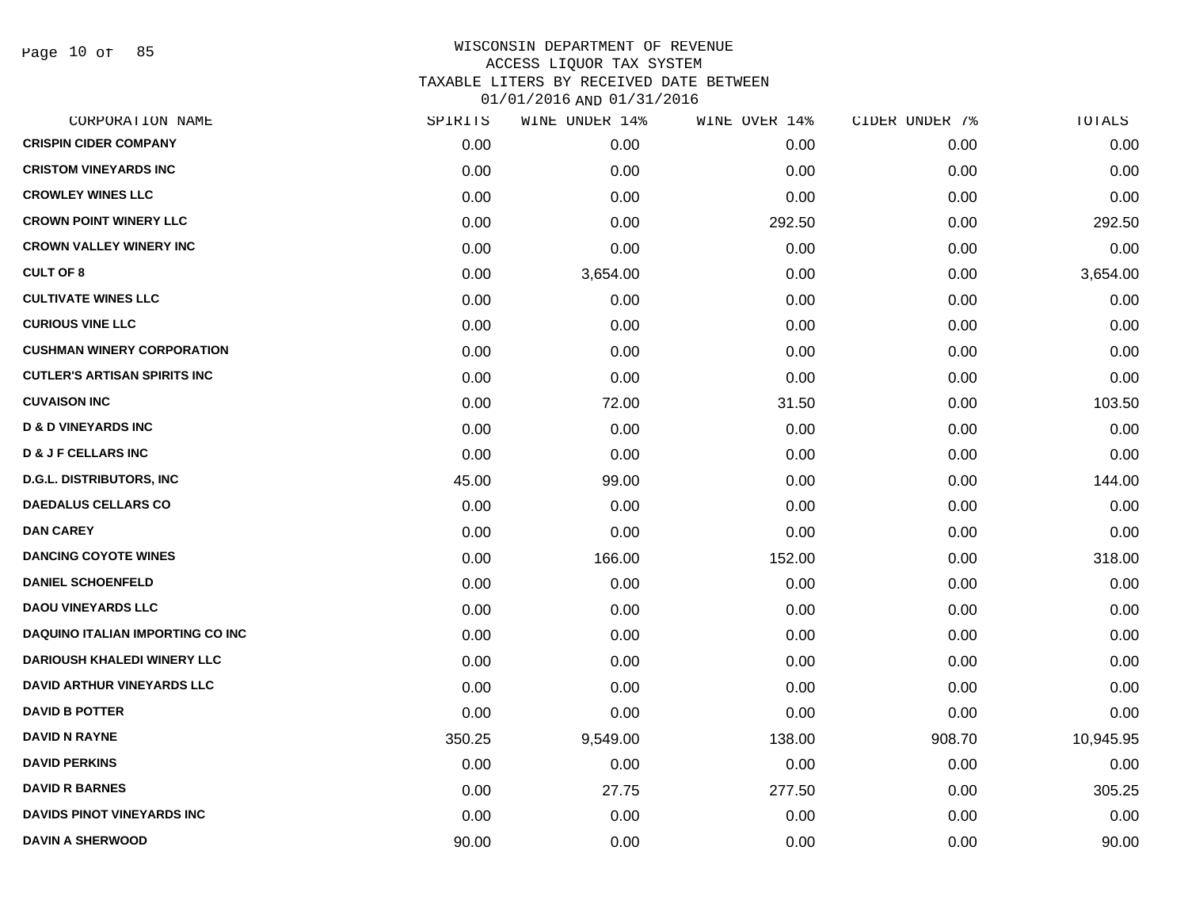WISCONSIN DEPARTMENT OF REVENUE
ACCESS LIQUOR TAX SYSTEM
TAXABLE LITERS BY RECEIVED DATE BETWEEN
01/01/2016 AND 01/31/2016

| CORPORATION NAME | SPIRITS | WINE UNDER 14% | WINE OVER 14% | CIDER UNDER 7% | TOTALS |
|---|---|---|---|---|---|
| CRISPIN CIDER COMPANY | 0.00 | 0.00 | 0.00 | 0.00 | 0.00 |
| CRISTOM VINEYARDS INC | 0.00 | 0.00 | 0.00 | 0.00 | 0.00 |
| CROWLEY WINES LLC | 0.00 | 0.00 | 0.00 | 0.00 | 0.00 |
| CROWN POINT WINERY LLC | 0.00 | 0.00 | 292.50 | 0.00 | 292.50 |
| CROWN VALLEY WINERY INC | 0.00 | 0.00 | 0.00 | 0.00 | 0.00 |
| CULT OF 8 | 0.00 | 3,654.00 | 0.00 | 0.00 | 3,654.00 |
| CULTIVATE WINES LLC | 0.00 | 0.00 | 0.00 | 0.00 | 0.00 |
| CURIOUS VINE LLC | 0.00 | 0.00 | 0.00 | 0.00 | 0.00 |
| CUSHMAN WINERY CORPORATION | 0.00 | 0.00 | 0.00 | 0.00 | 0.00 |
| CUTLER'S ARTISAN SPIRITS INC | 0.00 | 0.00 | 0.00 | 0.00 | 0.00 |
| CUVAISON INC | 0.00 | 72.00 | 31.50 | 0.00 | 103.50 |
| D & D VINEYARDS INC | 0.00 | 0.00 | 0.00 | 0.00 | 0.00 |
| D & J F CELLARS INC | 0.00 | 0.00 | 0.00 | 0.00 | 0.00 |
| D.G.L. DISTRIBUTORS, INC | 45.00 | 99.00 | 0.00 | 0.00 | 144.00 |
| DAEDALUS CELLARS CO | 0.00 | 0.00 | 0.00 | 0.00 | 0.00 |
| DAN CAREY | 0.00 | 0.00 | 0.00 | 0.00 | 0.00 |
| DANCING COYOTE WINES | 0.00 | 166.00 | 152.00 | 0.00 | 318.00 |
| DANIEL SCHOENFELD | 0.00 | 0.00 | 0.00 | 0.00 | 0.00 |
| DAOU VINEYARDS LLC | 0.00 | 0.00 | 0.00 | 0.00 | 0.00 |
| DAQUINO ITALIAN IMPORTING CO INC | 0.00 | 0.00 | 0.00 | 0.00 | 0.00 |
| DARIOUSH KHALEDI WINERY LLC | 0.00 | 0.00 | 0.00 | 0.00 | 0.00 |
| DAVID ARTHUR VINEYARDS LLC | 0.00 | 0.00 | 0.00 | 0.00 | 0.00 |
| DAVID B POTTER | 0.00 | 0.00 | 0.00 | 0.00 | 0.00 |
| DAVID N RAYNE | 350.25 | 9,549.00 | 138.00 | 908.70 | 10,945.95 |
| DAVID PERKINS | 0.00 | 0.00 | 0.00 | 0.00 | 0.00 |
| DAVID R BARNES | 0.00 | 27.75 | 277.50 | 0.00 | 305.25 |
| DAVIDS PINOT VINEYARDS INC | 0.00 | 0.00 | 0.00 | 0.00 | 0.00 |
| DAVIN A SHERWOOD | 90.00 | 0.00 | 0.00 | 0.00 | 90.00 |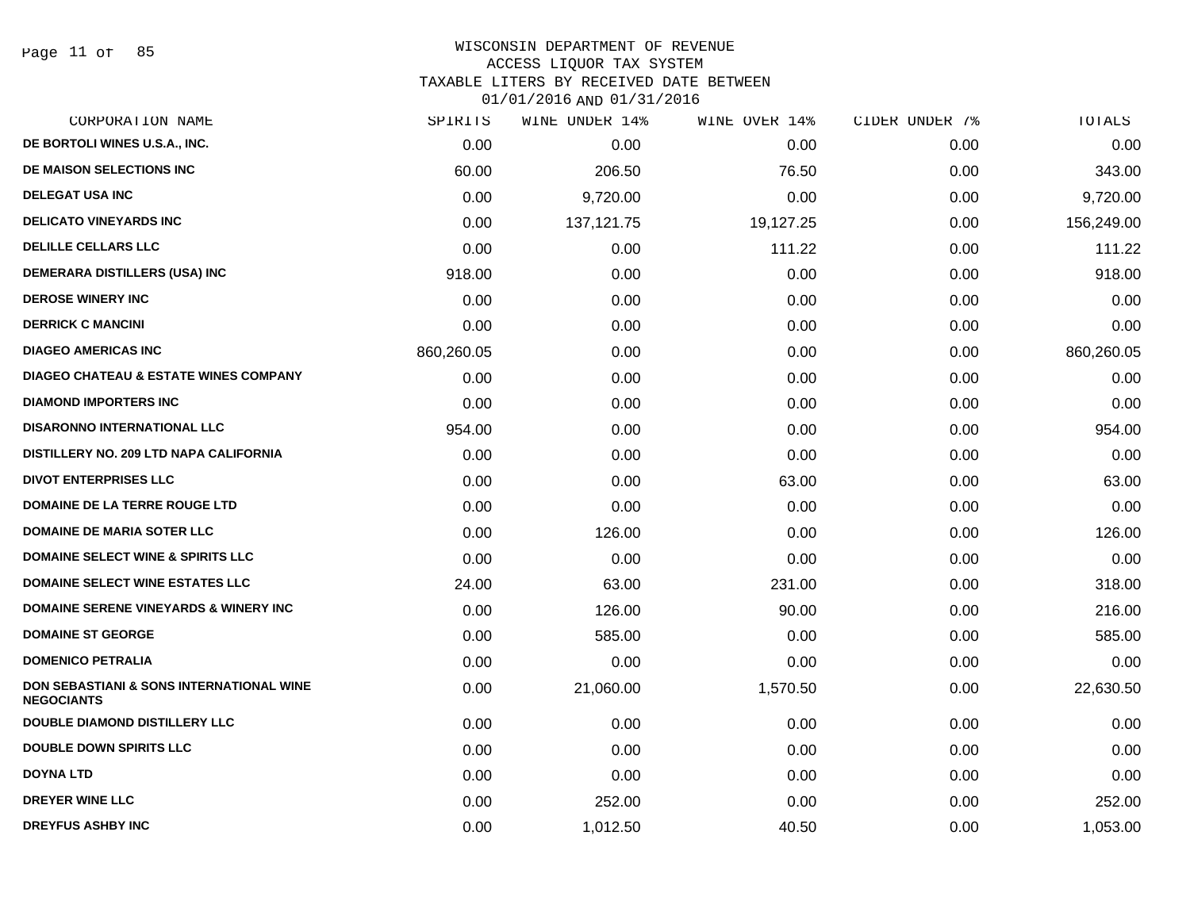# WISCONSIN DEPARTMENT OF REVENUE
## ACCESS LIQUOR TAX SYSTEM
## TAXABLE LITERS BY RECEIVED DATE BETWEEN 01/01/2016 AND 01/31/2016

| CORPORATION NAME | SPIRITS | WINE UNDER 14% | WINE OVER 14% | CIDER UNDER 7% | TOTALS |
|---|---|---|---|---|---|
| DE BORTOLI WINES U.S.A., INC. | 0.00 | 0.00 | 0.00 | 0.00 | 0.00 |
| DE MAISON SELECTIONS INC | 60.00 | 206.50 | 76.50 | 0.00 | 343.00 |
| DELEGAT USA INC | 0.00 | 9,720.00 | 0.00 | 0.00 | 9,720.00 |
| DELICATO VINEYARDS INC | 0.00 | 137,121.75 | 19,127.25 | 0.00 | 156,249.00 |
| DELILLE CELLARS LLC | 0.00 | 0.00 | 111.22 | 0.00 | 111.22 |
| DEMERARA DISTILLERS (USA) INC | 918.00 | 0.00 | 0.00 | 0.00 | 918.00 |
| DEROSE WINERY INC | 0.00 | 0.00 | 0.00 | 0.00 | 0.00 |
| DERRICK C MANCINI | 0.00 | 0.00 | 0.00 | 0.00 | 0.00 |
| DIAGEO AMERICAS INC | 860,260.05 | 0.00 | 0.00 | 0.00 | 860,260.05 |
| DIAGEO CHATEAU & ESTATE WINES COMPANY | 0.00 | 0.00 | 0.00 | 0.00 | 0.00 |
| DIAMOND IMPORTERS INC | 0.00 | 0.00 | 0.00 | 0.00 | 0.00 |
| DISARONNO INTERNATIONAL LLC | 954.00 | 0.00 | 0.00 | 0.00 | 954.00 |
| DISTILLERY NO. 209 LTD NAPA CALIFORNIA | 0.00 | 0.00 | 0.00 | 0.00 | 0.00 |
| DIVOT ENTERPRISES LLC | 0.00 | 0.00 | 63.00 | 0.00 | 63.00 |
| DOMAINE DE LA TERRE ROUGE LTD | 0.00 | 0.00 | 0.00 | 0.00 | 0.00 |
| DOMAINE DE MARIA SOTER LLC | 0.00 | 126.00 | 0.00 | 0.00 | 126.00 |
| DOMAINE SELECT WINE & SPIRITS LLC | 0.00 | 0.00 | 0.00 | 0.00 | 0.00 |
| DOMAINE SELECT WINE ESTATES LLC | 24.00 | 63.00 | 231.00 | 0.00 | 318.00 |
| DOMAINE SERENE VINEYARDS & WINERY INC | 0.00 | 126.00 | 90.00 | 0.00 | 216.00 |
| DOMAINE ST GEORGE | 0.00 | 585.00 | 0.00 | 0.00 | 585.00 |
| DOMENICO PETRALIA | 0.00 | 0.00 | 0.00 | 0.00 | 0.00 |
| DON SEBASTIANI & SONS INTERNATIONAL WINE NEGOCIANTS | 0.00 | 21,060.00 | 1,570.50 | 0.00 | 22,630.50 |
| DOUBLE DIAMOND DISTILLERY LLC | 0.00 | 0.00 | 0.00 | 0.00 | 0.00 |
| DOUBLE DOWN SPIRITS LLC | 0.00 | 0.00 | 0.00 | 0.00 | 0.00 |
| DOYNA LTD | 0.00 | 0.00 | 0.00 | 0.00 | 0.00 |
| DREYER WINE LLC | 0.00 | 252.00 | 0.00 | 0.00 | 252.00 |
| DREYFUS ASHBY INC | 0.00 | 1,012.50 | 40.50 | 0.00 | 1,053.00 |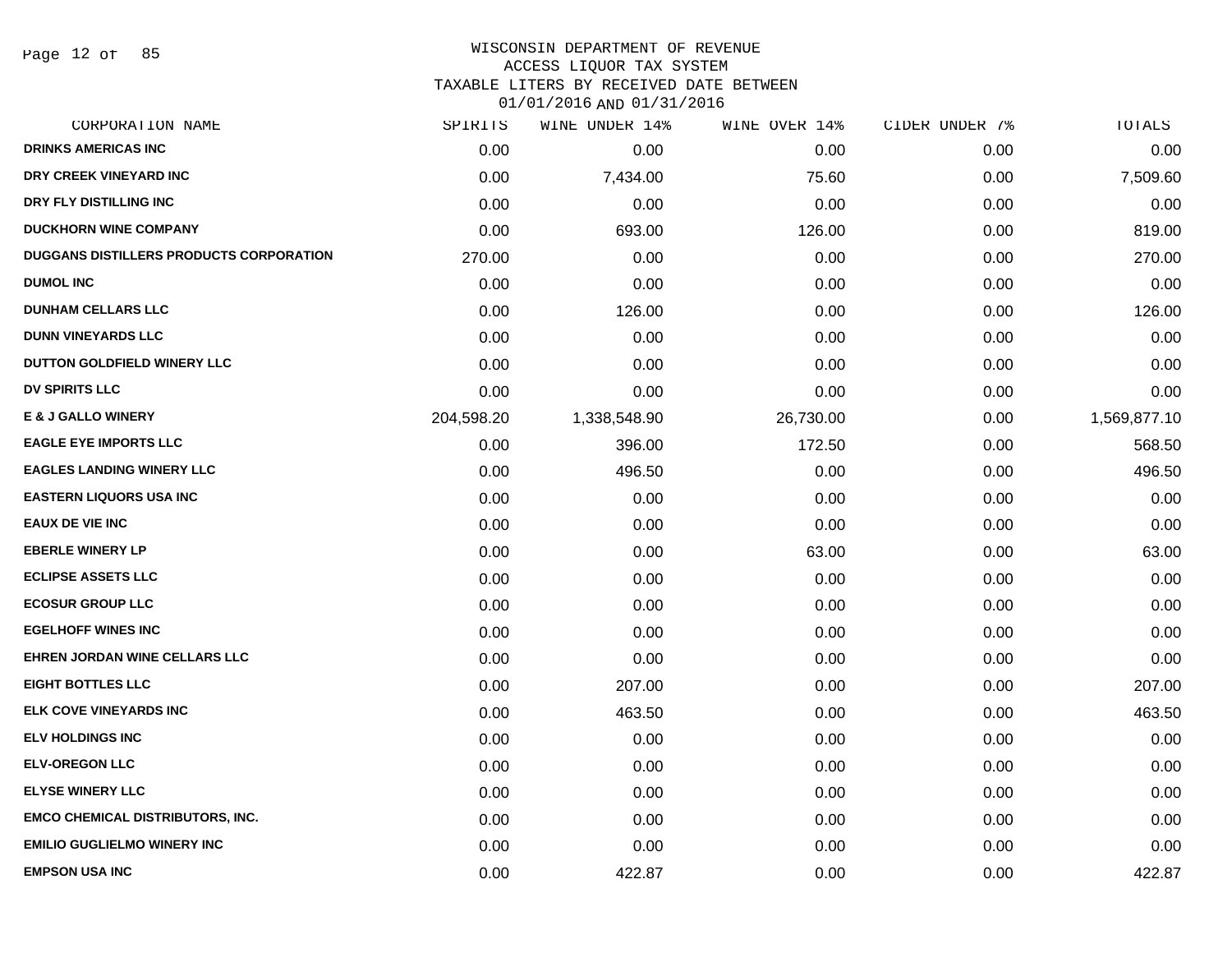WISCONSIN DEPARTMENT OF REVENUE
ACCESS LIQUOR TAX SYSTEM
TAXABLE LITERS BY RECEIVED DATE BETWEEN
01/01/2016 AND 01/31/2016

| CORPORATION NAME | SPIRITS | WINE UNDER 14% | WINE OVER 14% | CIDER UNDER 7% | TOTALS |
|---|---|---|---|---|---|
| DRINKS AMERICAS INC | 0.00 | 0.00 | 0.00 | 0.00 | 0.00 |
| DRY CREEK VINEYARD INC | 0.00 | 7,434.00 | 75.60 | 0.00 | 7,509.60 |
| DRY FLY DISTILLING INC | 0.00 | 0.00 | 0.00 | 0.00 | 0.00 |
| DUCKHORN WINE COMPANY | 0.00 | 693.00 | 126.00 | 0.00 | 819.00 |
| DUGGANS DISTILLERS PRODUCTS CORPORATION | 270.00 | 0.00 | 0.00 | 0.00 | 270.00 |
| DUMOL INC | 0.00 | 0.00 | 0.00 | 0.00 | 0.00 |
| DUNHAM CELLARS LLC | 0.00 | 126.00 | 0.00 | 0.00 | 126.00 |
| DUNN VINEYARDS LLC | 0.00 | 0.00 | 0.00 | 0.00 | 0.00 |
| DUTTON GOLDFIELD WINERY LLC | 0.00 | 0.00 | 0.00 | 0.00 | 0.00 |
| DV SPIRITS LLC | 0.00 | 0.00 | 0.00 | 0.00 | 0.00 |
| E & J GALLO WINERY | 204,598.20 | 1,338,548.90 | 26,730.00 | 0.00 | 1,569,877.10 |
| EAGLE EYE IMPORTS LLC | 0.00 | 396.00 | 172.50 | 0.00 | 568.50 |
| EAGLES LANDING WINERY LLC | 0.00 | 496.50 | 0.00 | 0.00 | 496.50 |
| EASTERN LIQUORS USA INC | 0.00 | 0.00 | 0.00 | 0.00 | 0.00 |
| EAUX DE VIE INC | 0.00 | 0.00 | 0.00 | 0.00 | 0.00 |
| EBERLE WINERY LP | 0.00 | 0.00 | 63.00 | 0.00 | 63.00 |
| ECLIPSE ASSETS LLC | 0.00 | 0.00 | 0.00 | 0.00 | 0.00 |
| ECOSUR GROUP LLC | 0.00 | 0.00 | 0.00 | 0.00 | 0.00 |
| EGELHOFF WINES INC | 0.00 | 0.00 | 0.00 | 0.00 | 0.00 |
| EHREN JORDAN WINE CELLARS LLC | 0.00 | 0.00 | 0.00 | 0.00 | 0.00 |
| EIGHT BOTTLES LLC | 0.00 | 207.00 | 0.00 | 0.00 | 207.00 |
| ELK COVE VINEYARDS INC | 0.00 | 463.50 | 0.00 | 0.00 | 463.50 |
| ELV HOLDINGS INC | 0.00 | 0.00 | 0.00 | 0.00 | 0.00 |
| ELV-OREGON LLC | 0.00 | 0.00 | 0.00 | 0.00 | 0.00 |
| ELYSE WINERY LLC | 0.00 | 0.00 | 0.00 | 0.00 | 0.00 |
| EMCO CHEMICAL DISTRIBUTORS, INC. | 0.00 | 0.00 | 0.00 | 0.00 | 0.00 |
| EMILIO GUGLIELMO WINERY INC | 0.00 | 0.00 | 0.00 | 0.00 | 0.00 |
| EMPSON USA INC | 0.00 | 422.87 | 0.00 | 0.00 | 422.87 |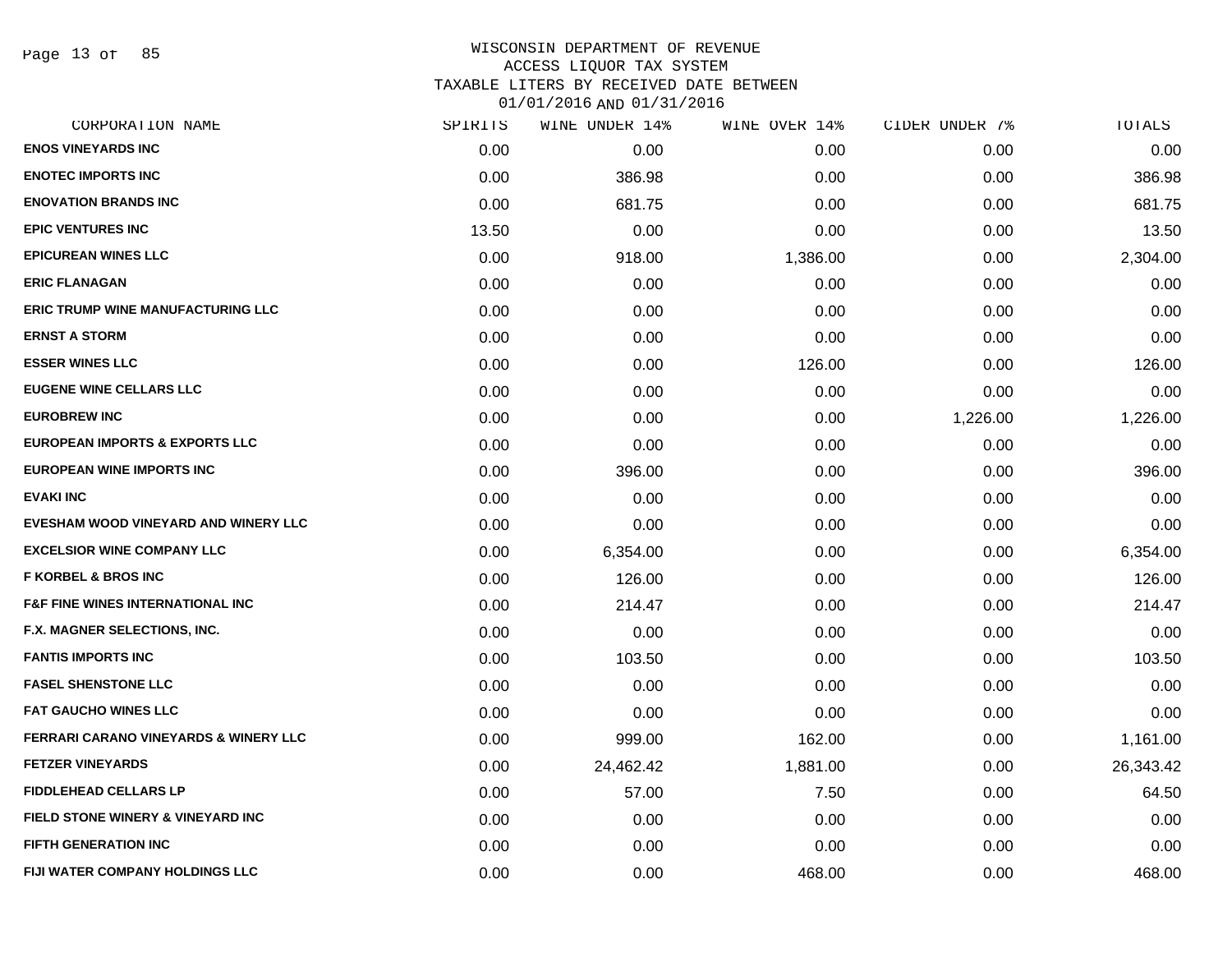WISCONSIN DEPARTMENT OF REVENUE
ACCESS LIQUOR TAX SYSTEM
TAXABLE LITERS BY RECEIVED DATE BETWEEN
01/01/2016 AND 01/31/2016

| CORPORATION NAME | SPIRITS | WINE UNDER 14% | WINE OVER 14% | CIDER UNDER 7% | TOTALS |
|---|---|---|---|---|---|
| ENOS VINEYARDS INC | 0.00 | 0.00 | 0.00 | 0.00 | 0.00 |
| ENOTEC IMPORTS INC | 0.00 | 386.98 | 0.00 | 0.00 | 386.98 |
| ENOVATION BRANDS INC | 0.00 | 681.75 | 0.00 | 0.00 | 681.75 |
| EPIC VENTURES INC | 13.50 | 0.00 | 0.00 | 0.00 | 13.50 |
| EPICUREAN WINES LLC | 0.00 | 918.00 | 1,386.00 | 0.00 | 2,304.00 |
| ERIC FLANAGAN | 0.00 | 0.00 | 0.00 | 0.00 | 0.00 |
| ERIC TRUMP WINE MANUFACTURING LLC | 0.00 | 0.00 | 0.00 | 0.00 | 0.00 |
| ERNST A STORM | 0.00 | 0.00 | 0.00 | 0.00 | 0.00 |
| ESSER WINES LLC | 0.00 | 0.00 | 126.00 | 0.00 | 126.00 |
| EUGENE WINE CELLARS LLC | 0.00 | 0.00 | 0.00 | 0.00 | 0.00 |
| EUROBREW INC | 0.00 | 0.00 | 0.00 | 1,226.00 | 1,226.00 |
| EUROPEAN IMPORTS & EXPORTS LLC | 0.00 | 0.00 | 0.00 | 0.00 | 0.00 |
| EUROPEAN WINE IMPORTS INC | 0.00 | 396.00 | 0.00 | 0.00 | 396.00 |
| EVAKI INC | 0.00 | 0.00 | 0.00 | 0.00 | 0.00 |
| EVESHAM WOOD VINEYARD AND WINERY LLC | 0.00 | 0.00 | 0.00 | 0.00 | 0.00 |
| EXCELSIOR WINE COMPANY LLC | 0.00 | 6,354.00 | 0.00 | 0.00 | 6,354.00 |
| F KORBEL & BROS INC | 0.00 | 126.00 | 0.00 | 0.00 | 126.00 |
| F&F FINE WINES INTERNATIONAL INC | 0.00 | 214.47 | 0.00 | 0.00 | 214.47 |
| F.X. MAGNER SELECTIONS, INC. | 0.00 | 0.00 | 0.00 | 0.00 | 0.00 |
| FANTIS IMPORTS INC | 0.00 | 103.50 | 0.00 | 0.00 | 103.50 |
| FASEL SHENSTONE LLC | 0.00 | 0.00 | 0.00 | 0.00 | 0.00 |
| FAT GAUCHO WINES LLC | 0.00 | 0.00 | 0.00 | 0.00 | 0.00 |
| FERRARI CARANO VINEYARDS & WINERY LLC | 0.00 | 999.00 | 162.00 | 0.00 | 1,161.00 |
| FETZER VINEYARDS | 0.00 | 24,462.42 | 1,881.00 | 0.00 | 26,343.42 |
| FIDDLEHEAD CELLARS LP | 0.00 | 57.00 | 7.50 | 0.00 | 64.50 |
| FIELD STONE WINERY & VINEYARD INC | 0.00 | 0.00 | 0.00 | 0.00 | 0.00 |
| FIFTH GENERATION INC | 0.00 | 0.00 | 0.00 | 0.00 | 0.00 |
| FIJI WATER COMPANY HOLDINGS LLC | 0.00 | 0.00 | 468.00 | 0.00 | 468.00 |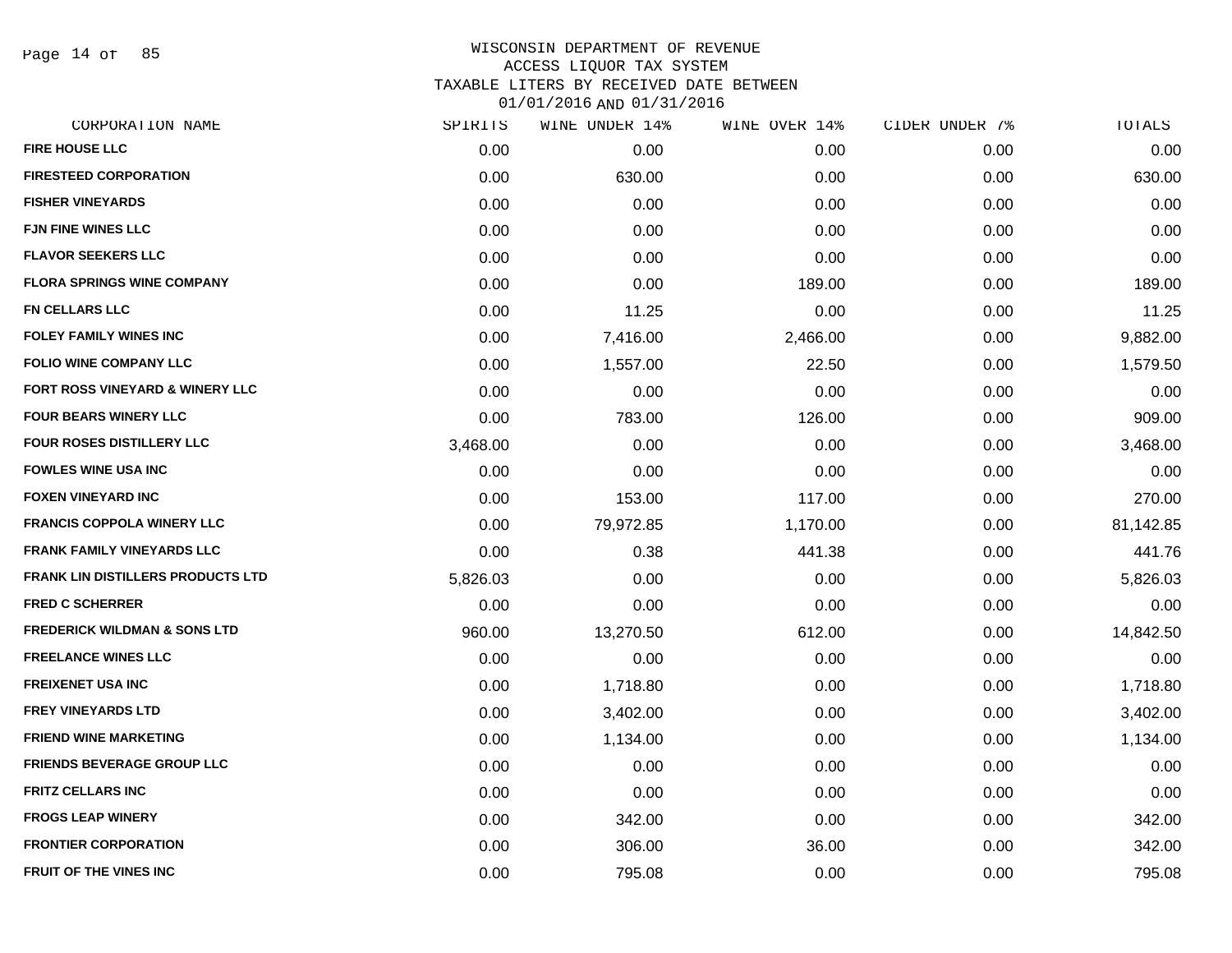# WISCONSIN DEPARTMENT OF REVENUE
## ACCESS LIQUOR TAX SYSTEM
### TAXABLE LITERS BY RECEIVED DATE BETWEEN 01/01/2016 AND 01/31/2016

| CORPORATION NAME | SPIRITS | WINE UNDER 14% | WINE OVER 14% | CIDER UNDER 7% | TOTALS |
|---|---|---|---|---|---|
| FIRE HOUSE LLC | 0.00 | 0.00 | 0.00 | 0.00 | 0.00 |
| FIRESTEED CORPORATION | 0.00 | 630.00 | 0.00 | 0.00 | 630.00 |
| FISHER VINEYARDS | 0.00 | 0.00 | 0.00 | 0.00 | 0.00 |
| FJN FINE WINES LLC | 0.00 | 0.00 | 0.00 | 0.00 | 0.00 |
| FLAVOR SEEKERS LLC | 0.00 | 0.00 | 0.00 | 0.00 | 0.00 |
| FLORA SPRINGS WINE COMPANY | 0.00 | 0.00 | 189.00 | 0.00 | 189.00 |
| FN CELLARS LLC | 0.00 | 11.25 | 0.00 | 0.00 | 11.25 |
| FOLEY FAMILY WINES INC | 0.00 | 7,416.00 | 2,466.00 | 0.00 | 9,882.00 |
| FOLIO WINE COMPANY LLC | 0.00 | 1,557.00 | 22.50 | 0.00 | 1,579.50 |
| FORT ROSS VINEYARD & WINERY LLC | 0.00 | 0.00 | 0.00 | 0.00 | 0.00 |
| FOUR BEARS WINERY LLC | 0.00 | 783.00 | 126.00 | 0.00 | 909.00 |
| FOUR ROSES DISTILLERY LLC | 3,468.00 | 0.00 | 0.00 | 0.00 | 3,468.00 |
| FOWLES WINE USA INC | 0.00 | 0.00 | 0.00 | 0.00 | 0.00 |
| FOXEN VINEYARD INC | 0.00 | 153.00 | 117.00 | 0.00 | 270.00 |
| FRANCIS COPPOLA WINERY LLC | 0.00 | 79,972.85 | 1,170.00 | 0.00 | 81,142.85 |
| FRANK FAMILY VINEYARDS LLC | 0.00 | 0.38 | 441.38 | 0.00 | 441.76 |
| FRANK LIN DISTILLERS PRODUCTS LTD | 5,826.03 | 0.00 | 0.00 | 0.00 | 5,826.03 |
| FRED C SCHERRER | 0.00 | 0.00 | 0.00 | 0.00 | 0.00 |
| FREDERICK WILDMAN & SONS LTD | 960.00 | 13,270.50 | 612.00 | 0.00 | 14,842.50 |
| FREELANCE WINES LLC | 0.00 | 0.00 | 0.00 | 0.00 | 0.00 |
| FREIXENET USA INC | 0.00 | 1,718.80 | 0.00 | 0.00 | 1,718.80 |
| FREY VINEYARDS LTD | 0.00 | 3,402.00 | 0.00 | 0.00 | 3,402.00 |
| FRIEND WINE MARKETING | 0.00 | 1,134.00 | 0.00 | 0.00 | 1,134.00 |
| FRIENDS BEVERAGE GROUP LLC | 0.00 | 0.00 | 0.00 | 0.00 | 0.00 |
| FRITZ CELLARS INC | 0.00 | 0.00 | 0.00 | 0.00 | 0.00 |
| FROGS LEAP WINERY | 0.00 | 342.00 | 0.00 | 0.00 | 342.00 |
| FRONTIER CORPORATION | 0.00 | 306.00 | 36.00 | 0.00 | 342.00 |
| FRUIT OF THE VINES INC | 0.00 | 795.08 | 0.00 | 0.00 | 795.08 |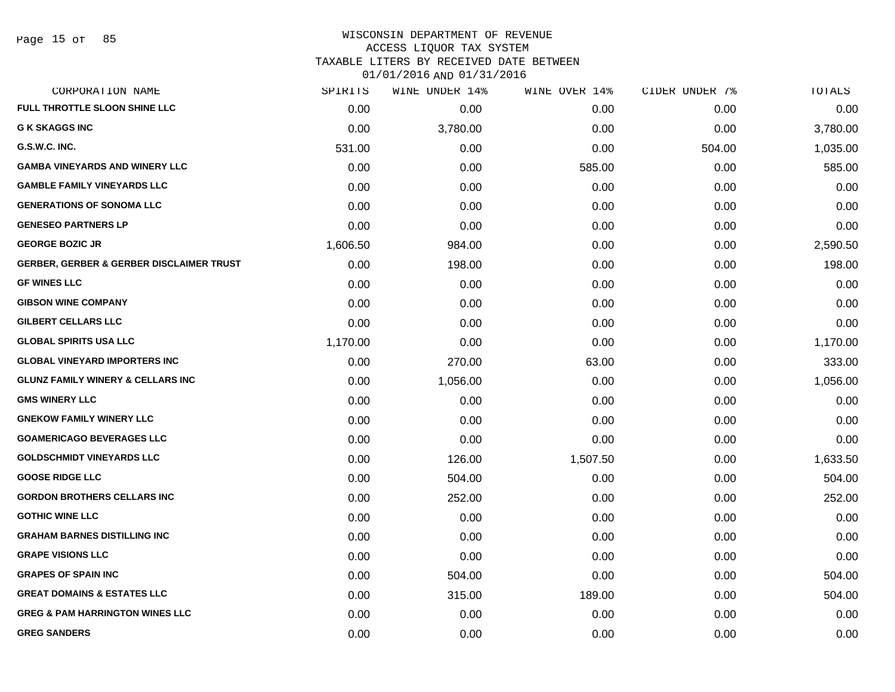WISCONSIN DEPARTMENT OF REVENUE
ACCESS LIQUOR TAX SYSTEM
TAXABLE LITERS BY RECEIVED DATE BETWEEN
01/01/2016 AND 01/31/2016

| CORPORATION NAME | SPIRITS | WINE UNDER 14% | WINE OVER 14% | CIDER UNDER 7% | TOTALS |
|---|---|---|---|---|---|
| FULL THROTTLE SLOON SHINE LLC | 0.00 | 0.00 | 0.00 | 0.00 | 0.00 |
| G K SKAGGS INC | 0.00 | 3,780.00 | 0.00 | 0.00 | 3,780.00 |
| G.S.W.C. INC. | 531.00 | 0.00 | 0.00 | 504.00 | 1,035.00 |
| GAMBA VINEYARDS AND WINERY LLC | 0.00 | 0.00 | 585.00 | 0.00 | 585.00 |
| GAMBLE FAMILY VINEYARDS LLC | 0.00 | 0.00 | 0.00 | 0.00 | 0.00 |
| GENERATIONS OF SONOMA LLC | 0.00 | 0.00 | 0.00 | 0.00 | 0.00 |
| GENESEO PARTNERS LP | 0.00 | 0.00 | 0.00 | 0.00 | 0.00 |
| GEORGE BOZIC JR | 1,606.50 | 984.00 | 0.00 | 0.00 | 2,590.50 |
| GERBER, GERBER & GERBER DISCLAIMER TRUST | 0.00 | 198.00 | 0.00 | 0.00 | 198.00 |
| GF WINES LLC | 0.00 | 0.00 | 0.00 | 0.00 | 0.00 |
| GIBSON WINE COMPANY | 0.00 | 0.00 | 0.00 | 0.00 | 0.00 |
| GILBERT CELLARS LLC | 0.00 | 0.00 | 0.00 | 0.00 | 0.00 |
| GLOBAL SPIRITS USA LLC | 1,170.00 | 0.00 | 0.00 | 0.00 | 1,170.00 |
| GLOBAL VINEYARD IMPORTERS INC | 0.00 | 270.00 | 63.00 | 0.00 | 333.00 |
| GLUNZ FAMILY WINERY & CELLARS INC | 0.00 | 1,056.00 | 0.00 | 0.00 | 1,056.00 |
| GMS WINERY LLC | 0.00 | 0.00 | 0.00 | 0.00 | 0.00 |
| GNEKOW FAMILY WINERY LLC | 0.00 | 0.00 | 0.00 | 0.00 | 0.00 |
| GOAMERICAGO BEVERAGES LLC | 0.00 | 0.00 | 0.00 | 0.00 | 0.00 |
| GOLDSCHMIDT VINEYARDS LLC | 0.00 | 126.00 | 1,507.50 | 0.00 | 1,633.50 |
| GOOSE RIDGE LLC | 0.00 | 504.00 | 0.00 | 0.00 | 504.00 |
| GORDON BROTHERS CELLARS INC | 0.00 | 252.00 | 0.00 | 0.00 | 252.00 |
| GOTHIC WINE LLC | 0.00 | 0.00 | 0.00 | 0.00 | 0.00 |
| GRAHAM BARNES DISTILLING INC | 0.00 | 0.00 | 0.00 | 0.00 | 0.00 |
| GRAPE VISIONS LLC | 0.00 | 0.00 | 0.00 | 0.00 | 0.00 |
| GRAPES OF SPAIN INC | 0.00 | 504.00 | 0.00 | 0.00 | 504.00 |
| GREAT DOMAINS & ESTATES LLC | 0.00 | 315.00 | 189.00 | 0.00 | 504.00 |
| GREG & PAM HARRINGTON WINES LLC | 0.00 | 0.00 | 0.00 | 0.00 | 0.00 |
| GREG SANDERS | 0.00 | 0.00 | 0.00 | 0.00 | 0.00 |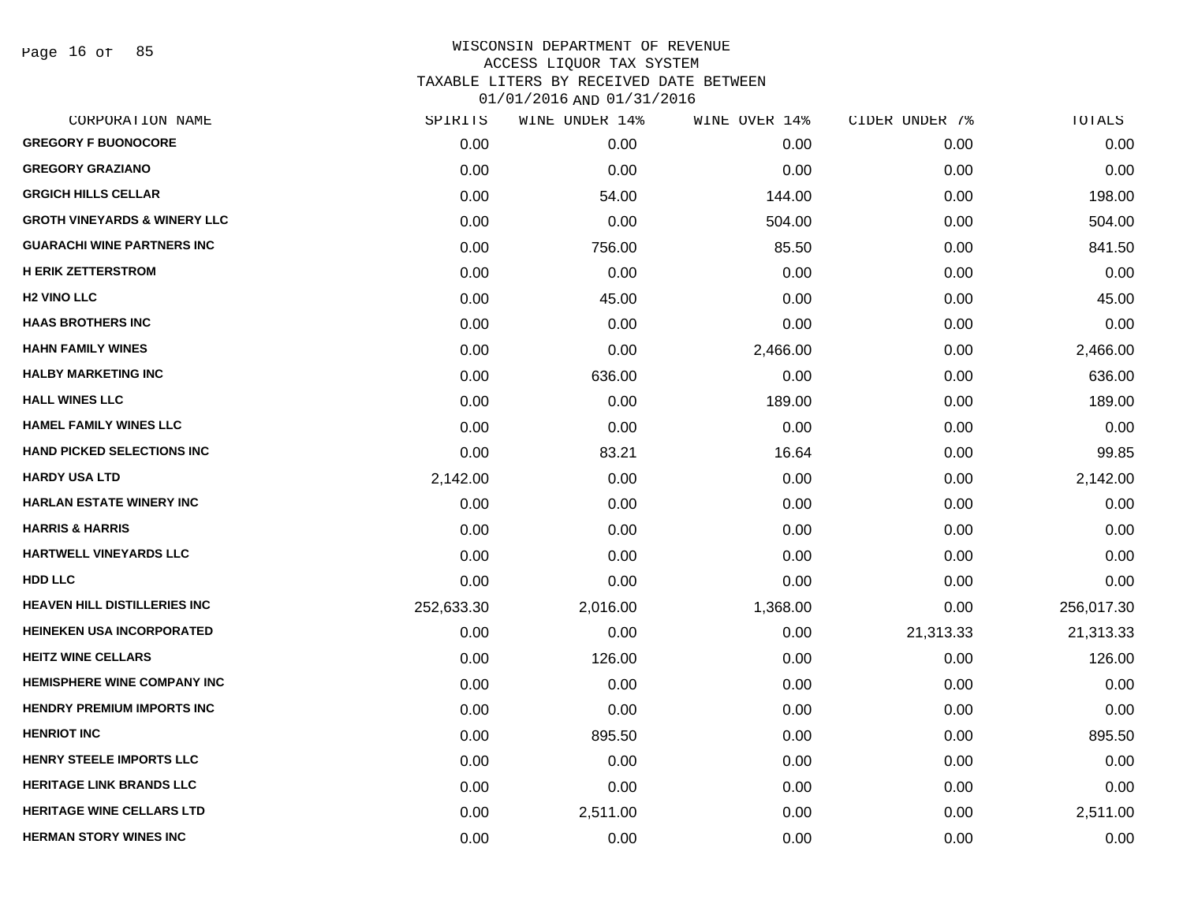# WISCONSIN DEPARTMENT OF REVENUE
## ACCESS LIQUOR TAX SYSTEM
### TAXABLE LITERS BY RECEIVED DATE BETWEEN 01/01/2016 AND 01/31/2016

| CORPORATION NAME | SPIRITS | WINE UNDER 14% | WINE OVER 14% | CIDER UNDER 7% | TOTALS |
|---|---|---|---|---|---|
| GREGORY F BUONOCORE | 0.00 | 0.00 | 0.00 | 0.00 | 0.00 |
| GREGORY GRAZIANO | 0.00 | 0.00 | 0.00 | 0.00 | 0.00 |
| GRGICH HILLS CELLAR | 0.00 | 54.00 | 144.00 | 0.00 | 198.00 |
| GROTH VINEYARDS & WINERY LLC | 0.00 | 0.00 | 504.00 | 0.00 | 504.00 |
| GUARACHI WINE PARTNERS INC | 0.00 | 756.00 | 85.50 | 0.00 | 841.50 |
| H ERIK ZETTERSTROM | 0.00 | 0.00 | 0.00 | 0.00 | 0.00 |
| H2 VINO LLC | 0.00 | 45.00 | 0.00 | 0.00 | 45.00 |
| HAAS BROTHERS INC | 0.00 | 0.00 | 0.00 | 0.00 | 0.00 |
| HAHN FAMILY WINES | 0.00 | 0.00 | 2,466.00 | 0.00 | 2,466.00 |
| HALBY MARKETING INC | 0.00 | 636.00 | 0.00 | 0.00 | 636.00 |
| HALL WINES LLC | 0.00 | 0.00 | 189.00 | 0.00 | 189.00 |
| HAMEL FAMILY WINES LLC | 0.00 | 0.00 | 0.00 | 0.00 | 0.00 |
| HAND PICKED SELECTIONS INC | 0.00 | 83.21 | 16.64 | 0.00 | 99.85 |
| HARDY USA LTD | 2,142.00 | 0.00 | 0.00 | 0.00 | 2,142.00 |
| HARLAN ESTATE WINERY INC | 0.00 | 0.00 | 0.00 | 0.00 | 0.00 |
| HARRIS & HARRIS | 0.00 | 0.00 | 0.00 | 0.00 | 0.00 |
| HARTWELL VINEYARDS LLC | 0.00 | 0.00 | 0.00 | 0.00 | 0.00 |
| HDD LLC | 0.00 | 0.00 | 0.00 | 0.00 | 0.00 |
| HEAVEN HILL DISTILLERIES INC | 252,633.30 | 2,016.00 | 1,368.00 | 0.00 | 256,017.30 |
| HEINEKEN USA INCORPORATED | 0.00 | 0.00 | 0.00 | 21,313.33 | 21,313.33 |
| HEITZ WINE CELLARS | 0.00 | 126.00 | 0.00 | 0.00 | 126.00 |
| HEMISPHERE WINE COMPANY INC | 0.00 | 0.00 | 0.00 | 0.00 | 0.00 |
| HENDRY PREMIUM IMPORTS INC | 0.00 | 0.00 | 0.00 | 0.00 | 0.00 |
| HENRIOT INC | 0.00 | 895.50 | 0.00 | 0.00 | 895.50 |
| HENRY STEELE IMPORTS LLC | 0.00 | 0.00 | 0.00 | 0.00 | 0.00 |
| HERITAGE LINK BRANDS LLC | 0.00 | 0.00 | 0.00 | 0.00 | 0.00 |
| HERITAGE WINE CELLARS LTD | 0.00 | 2,511.00 | 0.00 | 0.00 | 2,511.00 |
| HERMAN STORY WINES INC | 0.00 | 0.00 | 0.00 | 0.00 | 0.00 |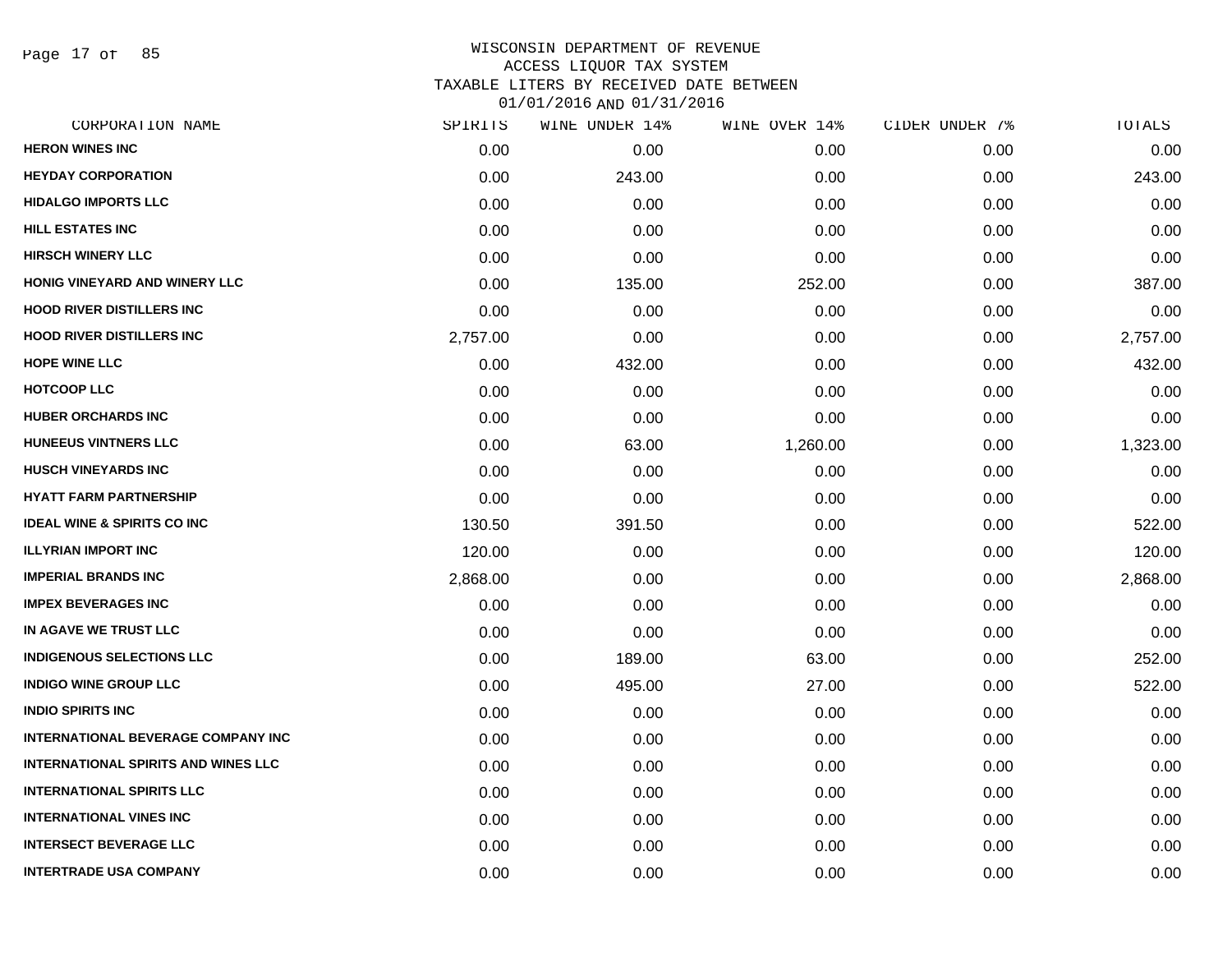# WISCONSIN DEPARTMENT OF REVENUE
## ACCESS LIQUOR TAX SYSTEM
### TAXABLE LITERS BY RECEIVED DATE BETWEEN 01/01/2016 AND 01/31/2016

| CORPORATION NAME | SPIRITS | WINE UNDER 14% | WINE OVER 14% | CIDER UNDER 7% | TOTALS |
|---|---|---|---|---|---|
| HERON WINES INC | 0.00 | 0.00 | 0.00 | 0.00 | 0.00 |
| HEYDAY CORPORATION | 0.00 | 243.00 | 0.00 | 0.00 | 243.00 |
| HIDALGO IMPORTS LLC | 0.00 | 0.00 | 0.00 | 0.00 | 0.00 |
| HILL ESTATES INC | 0.00 | 0.00 | 0.00 | 0.00 | 0.00 |
| HIRSCH WINERY LLC | 0.00 | 0.00 | 0.00 | 0.00 | 0.00 |
| HONIG VINEYARD AND WINERY LLC | 0.00 | 135.00 | 252.00 | 0.00 | 387.00 |
| HOOD RIVER DISTILLERS INC | 0.00 | 0.00 | 0.00 | 0.00 | 0.00 |
| HOOD RIVER DISTILLERS INC | 2,757.00 | 0.00 | 0.00 | 0.00 | 2,757.00 |
| HOPE WINE LLC | 0.00 | 432.00 | 0.00 | 0.00 | 432.00 |
| HOTCOOP LLC | 0.00 | 0.00 | 0.00 | 0.00 | 0.00 |
| HUBER ORCHARDS INC | 0.00 | 0.00 | 0.00 | 0.00 | 0.00 |
| HUNEEUS VINTNERS LLC | 0.00 | 63.00 | 1,260.00 | 0.00 | 1,323.00 |
| HUSCH VINEYARDS INC | 0.00 | 0.00 | 0.00 | 0.00 | 0.00 |
| HYATT FARM PARTNERSHIP | 0.00 | 0.00 | 0.00 | 0.00 | 0.00 |
| IDEAL WINE & SPIRITS CO INC | 130.50 | 391.50 | 0.00 | 0.00 | 522.00 |
| ILLYRIAN IMPORT INC | 120.00 | 0.00 | 0.00 | 0.00 | 120.00 |
| IMPERIAL BRANDS INC | 2,868.00 | 0.00 | 0.00 | 0.00 | 2,868.00 |
| IMPEX BEVERAGES INC | 0.00 | 0.00 | 0.00 | 0.00 | 0.00 |
| IN AGAVE WE TRUST LLC | 0.00 | 0.00 | 0.00 | 0.00 | 0.00 |
| INDIGENOUS SELECTIONS LLC | 0.00 | 189.00 | 63.00 | 0.00 | 252.00 |
| INDIGO WINE GROUP LLC | 0.00 | 495.00 | 27.00 | 0.00 | 522.00 |
| INDIO SPIRITS INC | 0.00 | 0.00 | 0.00 | 0.00 | 0.00 |
| INTERNATIONAL BEVERAGE COMPANY INC | 0.00 | 0.00 | 0.00 | 0.00 | 0.00 |
| INTERNATIONAL SPIRITS AND WINES LLC | 0.00 | 0.00 | 0.00 | 0.00 | 0.00 |
| INTERNATIONAL SPIRITS LLC | 0.00 | 0.00 | 0.00 | 0.00 | 0.00 |
| INTERNATIONAL VINES INC | 0.00 | 0.00 | 0.00 | 0.00 | 0.00 |
| INTERSECT BEVERAGE LLC | 0.00 | 0.00 | 0.00 | 0.00 | 0.00 |
| INTERTRADE USA COMPANY | 0.00 | 0.00 | 0.00 | 0.00 | 0.00 |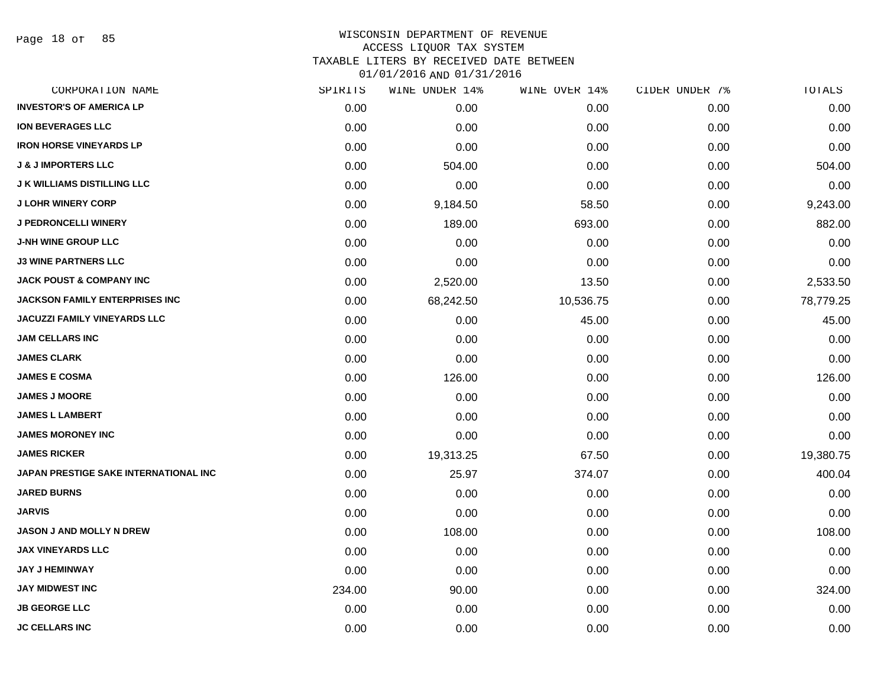WISCONSIN DEPARTMENT OF REVENUE
ACCESS LIQUOR TAX SYSTEM
TAXABLE LITERS BY RECEIVED DATE BETWEEN
01/01/2016 AND 01/31/2016

| CORPORATION NAME | SPIRITS | WINE UNDER 14% | WINE OVER 14% | CIDER UNDER 7% | TOTALS |
|---|---|---|---|---|---|
| INVESTOR'S OF AMERICA LP | 0.00 | 0.00 | 0.00 | 0.00 | 0.00 |
| ION BEVERAGES LLC | 0.00 | 0.00 | 0.00 | 0.00 | 0.00 |
| IRON HORSE VINEYARDS LP | 0.00 | 0.00 | 0.00 | 0.00 | 0.00 |
| J & J IMPORTERS LLC | 0.00 | 504.00 | 0.00 | 0.00 | 504.00 |
| J K WILLIAMS DISTILLING LLC | 0.00 | 0.00 | 0.00 | 0.00 | 0.00 |
| J LOHR WINERY CORP | 0.00 | 9,184.50 | 58.50 | 0.00 | 9,243.00 |
| J PEDRONCELLI WINERY | 0.00 | 189.00 | 693.00 | 0.00 | 882.00 |
| J-NH WINE GROUP LLC | 0.00 | 0.00 | 0.00 | 0.00 | 0.00 |
| J3 WINE PARTNERS LLC | 0.00 | 0.00 | 0.00 | 0.00 | 0.00 |
| JACK POUST & COMPANY INC | 0.00 | 2,520.00 | 13.50 | 0.00 | 2,533.50 |
| JACKSON FAMILY ENTERPRISES INC | 0.00 | 68,242.50 | 10,536.75 | 0.00 | 78,779.25 |
| JACUZZI FAMILY VINEYARDS LLC | 0.00 | 0.00 | 45.00 | 0.00 | 45.00 |
| JAM CELLARS INC | 0.00 | 0.00 | 0.00 | 0.00 | 0.00 |
| JAMES CLARK | 0.00 | 0.00 | 0.00 | 0.00 | 0.00 |
| JAMES E COSMA | 0.00 | 126.00 | 0.00 | 0.00 | 126.00 |
| JAMES J MOORE | 0.00 | 0.00 | 0.00 | 0.00 | 0.00 |
| JAMES L LAMBERT | 0.00 | 0.00 | 0.00 | 0.00 | 0.00 |
| JAMES MORONEY INC | 0.00 | 0.00 | 0.00 | 0.00 | 0.00 |
| JAMES RICKER | 0.00 | 19,313.25 | 67.50 | 0.00 | 19,380.75 |
| JAPAN PRESTIGE SAKE INTERNATIONAL INC | 0.00 | 25.97 | 374.07 | 0.00 | 400.04 |
| JARED BURNS | 0.00 | 0.00 | 0.00 | 0.00 | 0.00 |
| JARVIS | 0.00 | 0.00 | 0.00 | 0.00 | 0.00 |
| JASON J AND MOLLY N DREW | 0.00 | 108.00 | 0.00 | 0.00 | 108.00 |
| JAX VINEYARDS LLC | 0.00 | 0.00 | 0.00 | 0.00 | 0.00 |
| JAY J HEMINWAY | 0.00 | 0.00 | 0.00 | 0.00 | 0.00 |
| JAY MIDWEST INC | 234.00 | 90.00 | 0.00 | 0.00 | 324.00 |
| JB GEORGE LLC | 0.00 | 0.00 | 0.00 | 0.00 | 0.00 |
| JC CELLARS INC | 0.00 | 0.00 | 0.00 | 0.00 | 0.00 |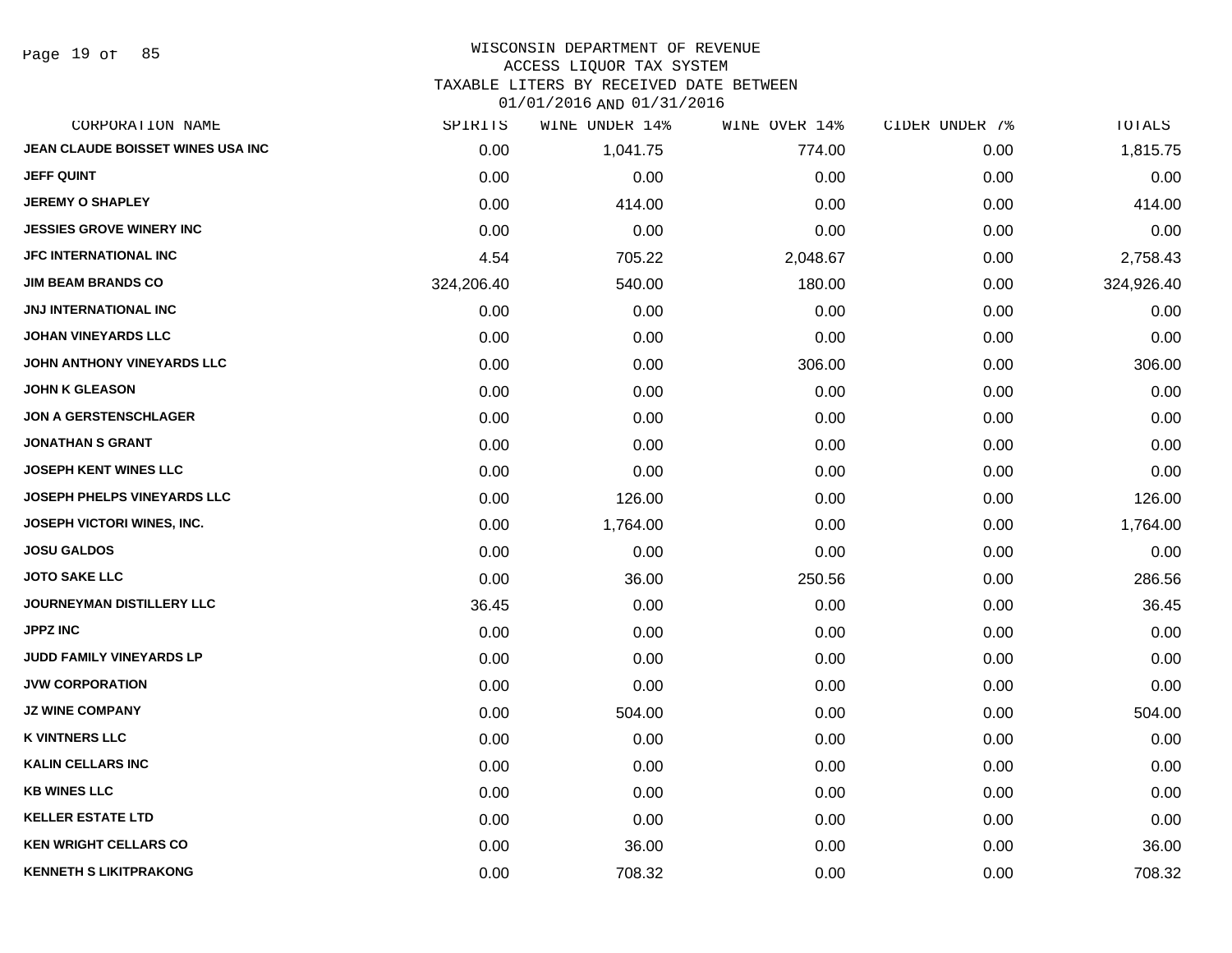# WISCONSIN DEPARTMENT OF REVENUE
## ACCESS LIQUOR TAX SYSTEM
### TAXABLE LITERS BY RECEIVED DATE BETWEEN 01/01/2016 AND 01/31/2016

| CORPORATION NAME | SPIRITS | WINE UNDER 14% | WINE OVER 14% | CIDER UNDER 7% | TOTALS |
|---|---|---|---|---|---|
| JEAN CLAUDE BOISSET WINES USA INC | 0.00 | 1,041.75 | 774.00 | 0.00 | 1,815.75 |
| JEFF QUINT | 0.00 | 0.00 | 0.00 | 0.00 | 0.00 |
| JEREMY O SHAPLEY | 0.00 | 414.00 | 0.00 | 0.00 | 414.00 |
| JESSIES GROVE WINERY INC | 0.00 | 0.00 | 0.00 | 0.00 | 0.00 |
| JFC INTERNATIONAL INC | 4.54 | 705.22 | 2,048.67 | 0.00 | 2,758.43 |
| JIM BEAM BRANDS CO | 324,206.40 | 540.00 | 180.00 | 0.00 | 324,926.40 |
| JNJ INTERNATIONAL INC | 0.00 | 0.00 | 0.00 | 0.00 | 0.00 |
| JOHAN VINEYARDS LLC | 0.00 | 0.00 | 0.00 | 0.00 | 0.00 |
| JOHN ANTHONY VINEYARDS LLC | 0.00 | 0.00 | 306.00 | 0.00 | 306.00 |
| JOHN K GLEASON | 0.00 | 0.00 | 0.00 | 0.00 | 0.00 |
| JON A GERSTENSCHLAGER | 0.00 | 0.00 | 0.00 | 0.00 | 0.00 |
| JONATHAN S GRANT | 0.00 | 0.00 | 0.00 | 0.00 | 0.00 |
| JOSEPH KENT WINES LLC | 0.00 | 0.00 | 0.00 | 0.00 | 0.00 |
| JOSEPH PHELPS VINEYARDS LLC | 0.00 | 126.00 | 0.00 | 0.00 | 126.00 |
| JOSEPH VICTORI WINES, INC. | 0.00 | 1,764.00 | 0.00 | 0.00 | 1,764.00 |
| JOSU GALDOS | 0.00 | 0.00 | 0.00 | 0.00 | 0.00 |
| JOTO SAKE LLC | 0.00 | 36.00 | 250.56 | 0.00 | 286.56 |
| JOURNEYMAN DISTILLERY LLC | 36.45 | 0.00 | 0.00 | 0.00 | 36.45 |
| JPPZ INC | 0.00 | 0.00 | 0.00 | 0.00 | 0.00 |
| JUDD FAMILY VINEYARDS LP | 0.00 | 0.00 | 0.00 | 0.00 | 0.00 |
| JVW CORPORATION | 0.00 | 0.00 | 0.00 | 0.00 | 0.00 |
| JZ WINE COMPANY | 0.00 | 504.00 | 0.00 | 0.00 | 504.00 |
| K VINTNERS LLC | 0.00 | 0.00 | 0.00 | 0.00 | 0.00 |
| KALIN CELLARS INC | 0.00 | 0.00 | 0.00 | 0.00 | 0.00 |
| KB WINES LLC | 0.00 | 0.00 | 0.00 | 0.00 | 0.00 |
| KELLER ESTATE LTD | 0.00 | 0.00 | 0.00 | 0.00 | 0.00 |
| KEN WRIGHT CELLARS CO | 0.00 | 36.00 | 0.00 | 0.00 | 36.00 |
| KENNETH S LIKITPRAKONG | 0.00 | 708.32 | 0.00 | 0.00 | 708.32 |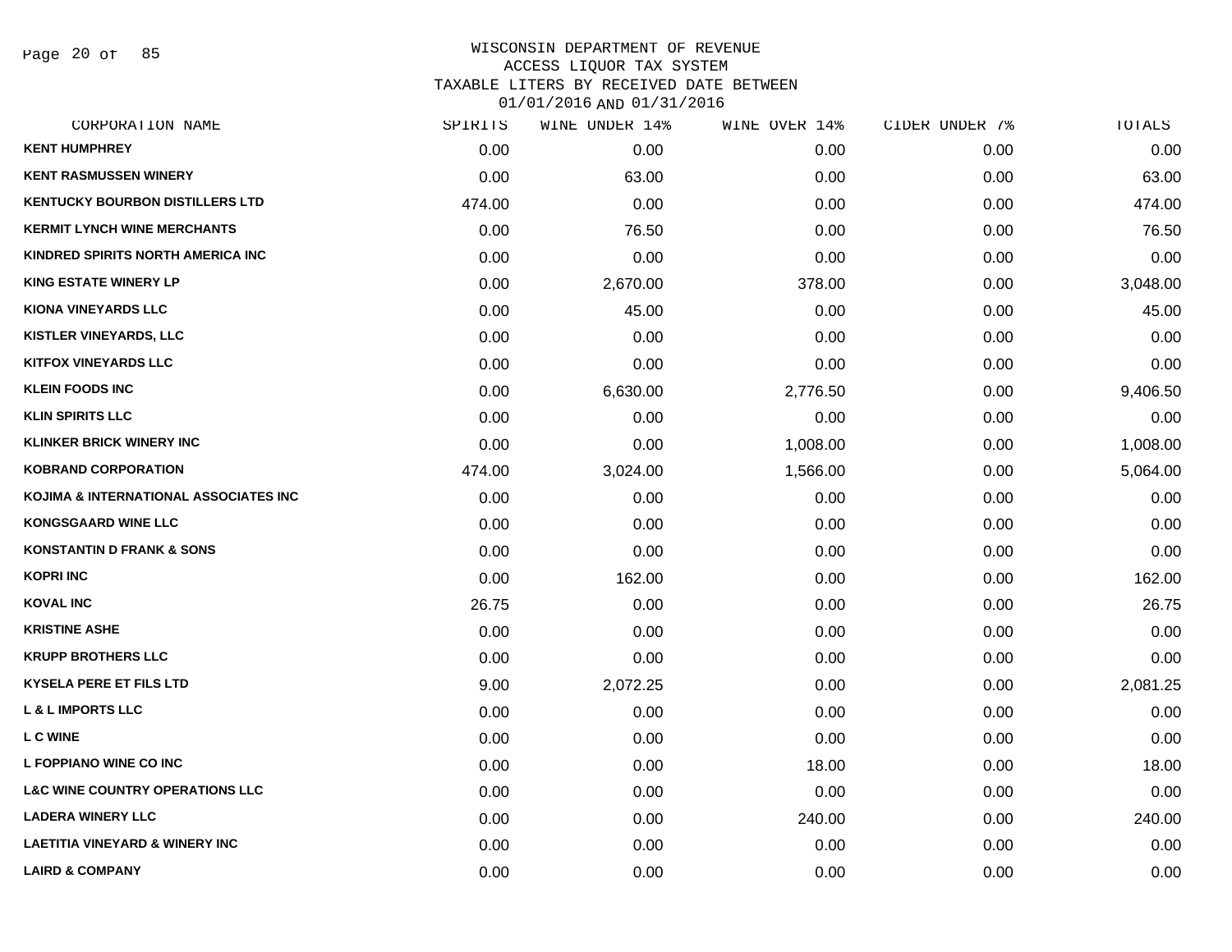# WISCONSIN DEPARTMENT OF REVENUE
## ACCESS LIQUOR TAX SYSTEM
### TAXABLE LITERS BY RECEIVED DATE BETWEEN 01/01/2016 AND 01/31/2016

| CORPORATION NAME | SPIRITS | WINE UNDER 14% | WINE OVER 14% | CIDER UNDER 7% | TOTALS |
|---|---|---|---|---|---|
| KENT HUMPHREY | 0.00 | 0.00 | 0.00 | 0.00 | 0.00 |
| KENT RASMUSSEN WINERY | 0.00 | 63.00 | 0.00 | 0.00 | 63.00 |
| KENTUCKY BOURBON DISTILLERS LTD | 474.00 | 0.00 | 0.00 | 0.00 | 474.00 |
| KERMIT LYNCH WINE MERCHANTS | 0.00 | 76.50 | 0.00 | 0.00 | 76.50 |
| KINDRED SPIRITS NORTH AMERICA INC | 0.00 | 0.00 | 0.00 | 0.00 | 0.00 |
| KING ESTATE WINERY LP | 0.00 | 2,670.00 | 378.00 | 0.00 | 3,048.00 |
| KIONA VINEYARDS LLC | 0.00 | 45.00 | 0.00 | 0.00 | 45.00 |
| KISTLER VINEYARDS, LLC | 0.00 | 0.00 | 0.00 | 0.00 | 0.00 |
| KITFOX VINEYARDS LLC | 0.00 | 0.00 | 0.00 | 0.00 | 0.00 |
| KLEIN FOODS INC | 0.00 | 6,630.00 | 2,776.50 | 0.00 | 9,406.50 |
| KLIN SPIRITS LLC | 0.00 | 0.00 | 0.00 | 0.00 | 0.00 |
| KLINKER BRICK WINERY INC | 0.00 | 0.00 | 1,008.00 | 0.00 | 1,008.00 |
| KOBRAND CORPORATION | 474.00 | 3,024.00 | 1,566.00 | 0.00 | 5,064.00 |
| KOJIMA & INTERNATIONAL ASSOCIATES INC | 0.00 | 0.00 | 0.00 | 0.00 | 0.00 |
| KONGSGAARD WINE LLC | 0.00 | 0.00 | 0.00 | 0.00 | 0.00 |
| KONSTANTIN D FRANK & SONS | 0.00 | 0.00 | 0.00 | 0.00 | 0.00 |
| KOPRI INC | 0.00 | 162.00 | 0.00 | 0.00 | 162.00 |
| KOVAL INC | 26.75 | 0.00 | 0.00 | 0.00 | 26.75 |
| KRISTINE ASHE | 0.00 | 0.00 | 0.00 | 0.00 | 0.00 |
| KRUPP BROTHERS LLC | 0.00 | 0.00 | 0.00 | 0.00 | 0.00 |
| KYSELA PERE ET FILS LTD | 9.00 | 2,072.25 | 0.00 | 0.00 | 2,081.25 |
| L & L IMPORTS LLC | 0.00 | 0.00 | 0.00 | 0.00 | 0.00 |
| L C WINE | 0.00 | 0.00 | 0.00 | 0.00 | 0.00 |
| L FOPPIANO WINE CO INC | 0.00 | 0.00 | 18.00 | 0.00 | 18.00 |
| L&C WINE COUNTRY OPERATIONS LLC | 0.00 | 0.00 | 0.00 | 0.00 | 0.00 |
| LADERA WINERY LLC | 0.00 | 0.00 | 240.00 | 0.00 | 240.00 |
| LAETITIA VINEYARD & WINERY INC | 0.00 | 0.00 | 0.00 | 0.00 | 0.00 |
| LAIRD & COMPANY | 0.00 | 0.00 | 0.00 | 0.00 | 0.00 |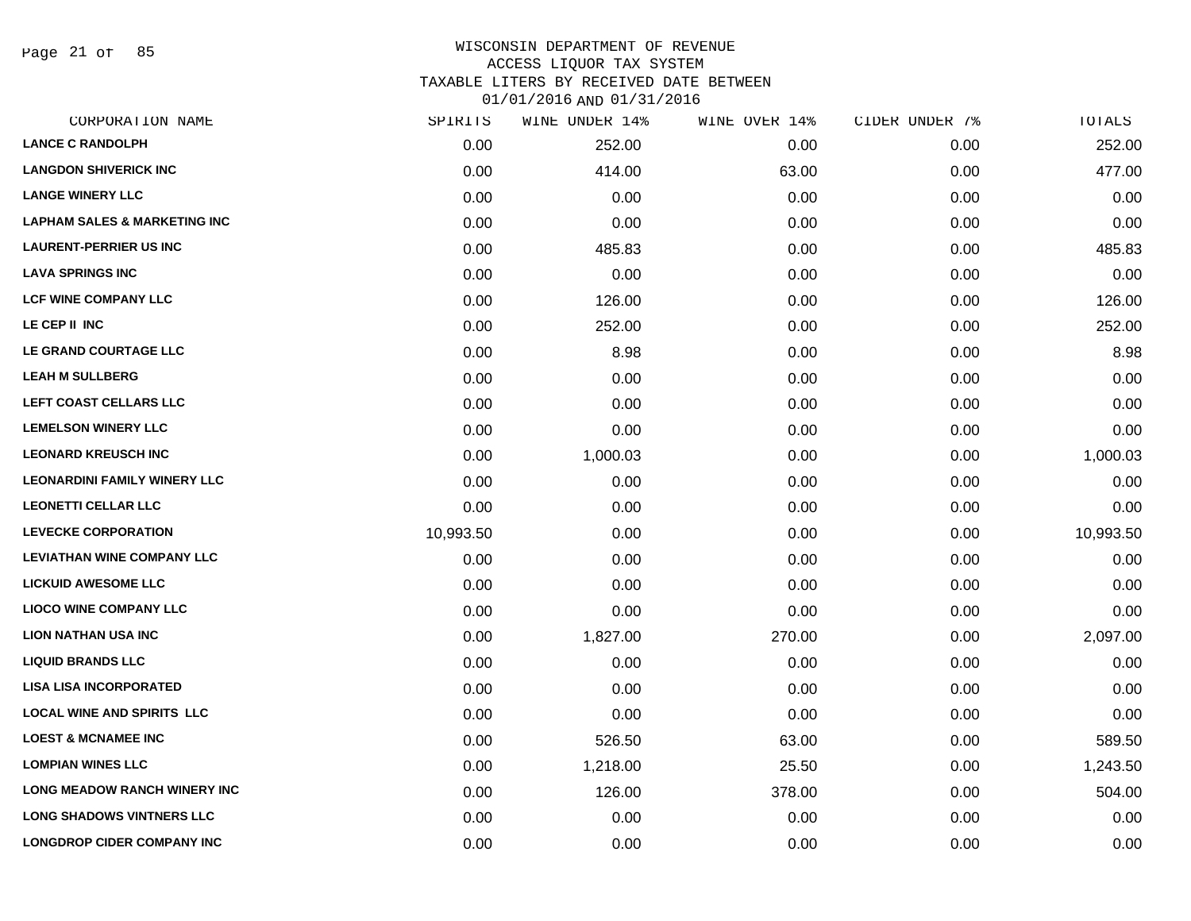WISCONSIN DEPARTMENT OF REVENUE
ACCESS LIQUOR TAX SYSTEM
TAXABLE LITERS BY RECEIVED DATE BETWEEN
01/01/2016 AND 01/31/2016

| CORPORATION NAME | SPIRITS | WINE UNDER 14% | WINE OVER 14% | CIDER UNDER 7% | TOTALS |
|---|---|---|---|---|---|
| LANCE C RANDOLPH | 0.00 | 252.00 | 0.00 | 0.00 | 252.00 |
| LANGDON SHIVERICK INC | 0.00 | 414.00 | 63.00 | 0.00 | 477.00 |
| LANGE WINERY LLC | 0.00 | 0.00 | 0.00 | 0.00 | 0.00 |
| LAPHAM SALES & MARKETING INC | 0.00 | 0.00 | 0.00 | 0.00 | 0.00 |
| LAURENT-PERRIER US INC | 0.00 | 485.83 | 0.00 | 0.00 | 485.83 |
| LAVA SPRINGS INC | 0.00 | 0.00 | 0.00 | 0.00 | 0.00 |
| LCF WINE COMPANY LLC | 0.00 | 126.00 | 0.00 | 0.00 | 126.00 |
| LE CEP II INC | 0.00 | 252.00 | 0.00 | 0.00 | 252.00 |
| LE GRAND COURTAGE LLC | 0.00 | 8.98 | 0.00 | 0.00 | 8.98 |
| LEAH M SULLBERG | 0.00 | 0.00 | 0.00 | 0.00 | 0.00 |
| LEFT COAST CELLARS LLC | 0.00 | 0.00 | 0.00 | 0.00 | 0.00 |
| LEMELSON WINERY LLC | 0.00 | 0.00 | 0.00 | 0.00 | 0.00 |
| LEONARD KREUSCH INC | 0.00 | 1,000.03 | 0.00 | 0.00 | 1,000.03 |
| LEONARDINI FAMILY WINERY LLC | 0.00 | 0.00 | 0.00 | 0.00 | 0.00 |
| LEONETTI CELLAR LLC | 0.00 | 0.00 | 0.00 | 0.00 | 0.00 |
| LEVECKE CORPORATION | 10,993.50 | 0.00 | 0.00 | 0.00 | 10,993.50 |
| LEVIATHAN WINE COMPANY LLC | 0.00 | 0.00 | 0.00 | 0.00 | 0.00 |
| LICKUID AWESOME LLC | 0.00 | 0.00 | 0.00 | 0.00 | 0.00 |
| LIOCO WINE COMPANY LLC | 0.00 | 0.00 | 0.00 | 0.00 | 0.00 |
| LION NATHAN USA INC | 0.00 | 1,827.00 | 270.00 | 0.00 | 2,097.00 |
| LIQUID BRANDS LLC | 0.00 | 0.00 | 0.00 | 0.00 | 0.00 |
| LISA LISA INCORPORATED | 0.00 | 0.00 | 0.00 | 0.00 | 0.00 |
| LOCAL WINE AND SPIRITS LLC | 0.00 | 0.00 | 0.00 | 0.00 | 0.00 |
| LOEST & MCNAMEE INC | 0.00 | 526.50 | 63.00 | 0.00 | 589.50 |
| LOMPIAN WINES LLC | 0.00 | 1,218.00 | 25.50 | 0.00 | 1,243.50 |
| LONG MEADOW RANCH WINERY INC | 0.00 | 126.00 | 378.00 | 0.00 | 504.00 |
| LONG SHADOWS VINTNERS LLC | 0.00 | 0.00 | 0.00 | 0.00 | 0.00 |
| LONGDROP CIDER COMPANY INC | 0.00 | 0.00 | 0.00 | 0.00 | 0.00 |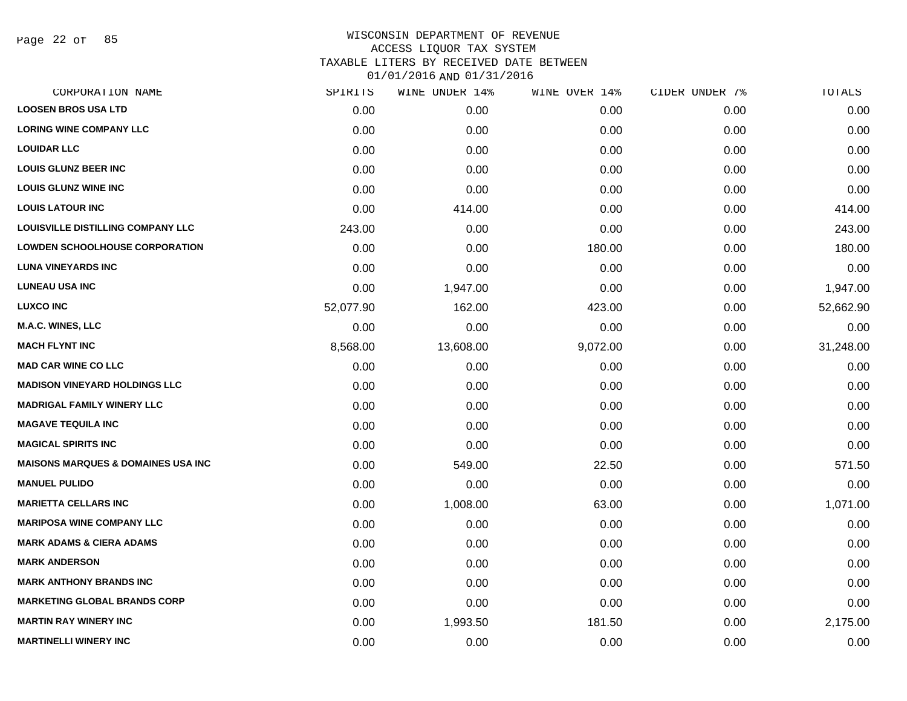WISCONSIN DEPARTMENT OF REVENUE
ACCESS LIQUOR TAX SYSTEM
TAXABLE LITERS BY RECEIVED DATE BETWEEN
01/01/2016 AND 01/31/2016

| CORPORATION NAME | SPIRITS | WINE UNDER 14% | WINE OVER 14% | CIDER UNDER 7% | TOTALS |
|---|---|---|---|---|---|
| **LOOSEN BROS USA LTD** | 0.00 | 0.00 | 0.00 | 0.00 | 0.00 |
| **LORING WINE COMPANY LLC** | 0.00 | 0.00 | 0.00 | 0.00 | 0.00 |
| **LOUIDAR LLC** | 0.00 | 0.00 | 0.00 | 0.00 | 0.00 |
| **LOUIS GLUNZ BEER INC** | 0.00 | 0.00 | 0.00 | 0.00 | 0.00 |
| **LOUIS GLUNZ WINE INC** | 0.00 | 0.00 | 0.00 | 0.00 | 0.00 |
| **LOUIS LATOUR INC** | 0.00 | 414.00 | 0.00 | 0.00 | 414.00 |
| **LOUISVILLE DISTILLING COMPANY LLC** | 243.00 | 0.00 | 0.00 | 0.00 | 243.00 |
| **LOWDEN SCHOOLHOUSE CORPORATION** | 0.00 | 0.00 | 180.00 | 0.00 | 180.00 |
| **LUNA VINEYARDS INC** | 0.00 | 0.00 | 0.00 | 0.00 | 0.00 |
| **LUNEAU USA INC** | 0.00 | 1,947.00 | 0.00 | 0.00 | 1,947.00 |
| **LUXCO INC** | 52,077.90 | 162.00 | 423.00 | 0.00 | 52,662.90 |
| **M.A.C. WINES, LLC** | 0.00 | 0.00 | 0.00 | 0.00 | 0.00 |
| **MACH FLYNT INC** | 8,568.00 | 13,608.00 | 9,072.00 | 0.00 | 31,248.00 |
| **MAD CAR WINE CO LLC** | 0.00 | 0.00 | 0.00 | 0.00 | 0.00 |
| **MADISON VINEYARD HOLDINGS LLC** | 0.00 | 0.00 | 0.00 | 0.00 | 0.00 |
| **MADRIGAL FAMILY WINERY LLC** | 0.00 | 0.00 | 0.00 | 0.00 | 0.00 |
| **MAGAVE TEQUILA INC** | 0.00 | 0.00 | 0.00 | 0.00 | 0.00 |
| **MAGICAL SPIRITS INC** | 0.00 | 0.00 | 0.00 | 0.00 | 0.00 |
| **MAISONS MARQUES & DOMAINES USA INC** | 0.00 | 549.00 | 22.50 | 0.00 | 571.50 |
| **MANUEL PULIDO** | 0.00 | 0.00 | 0.00 | 0.00 | 0.00 |
| **MARIETTA CELLARS INC** | 0.00 | 1,008.00 | 63.00 | 0.00 | 1,071.00 |
| **MARIPOSA WINE COMPANY LLC** | 0.00 | 0.00 | 0.00 | 0.00 | 0.00 |
| **MARK ADAMS & CIERA ADAMS** | 0.00 | 0.00 | 0.00 | 0.00 | 0.00 |
| **MARK ANDERSON** | 0.00 | 0.00 | 0.00 | 0.00 | 0.00 |
| **MARK ANTHONY BRANDS INC** | 0.00 | 0.00 | 0.00 | 0.00 | 0.00 |
| **MARKETING GLOBAL BRANDS CORP** | 0.00 | 0.00 | 0.00 | 0.00 | 0.00 |
| **MARTIN RAY WINERY INC** | 0.00 | 1,993.50 | 181.50 | 0.00 | 2,175.00 |
| **MARTINELLI WINERY INC** | 0.00 | 0.00 | 0.00 | 0.00 | 0.00 |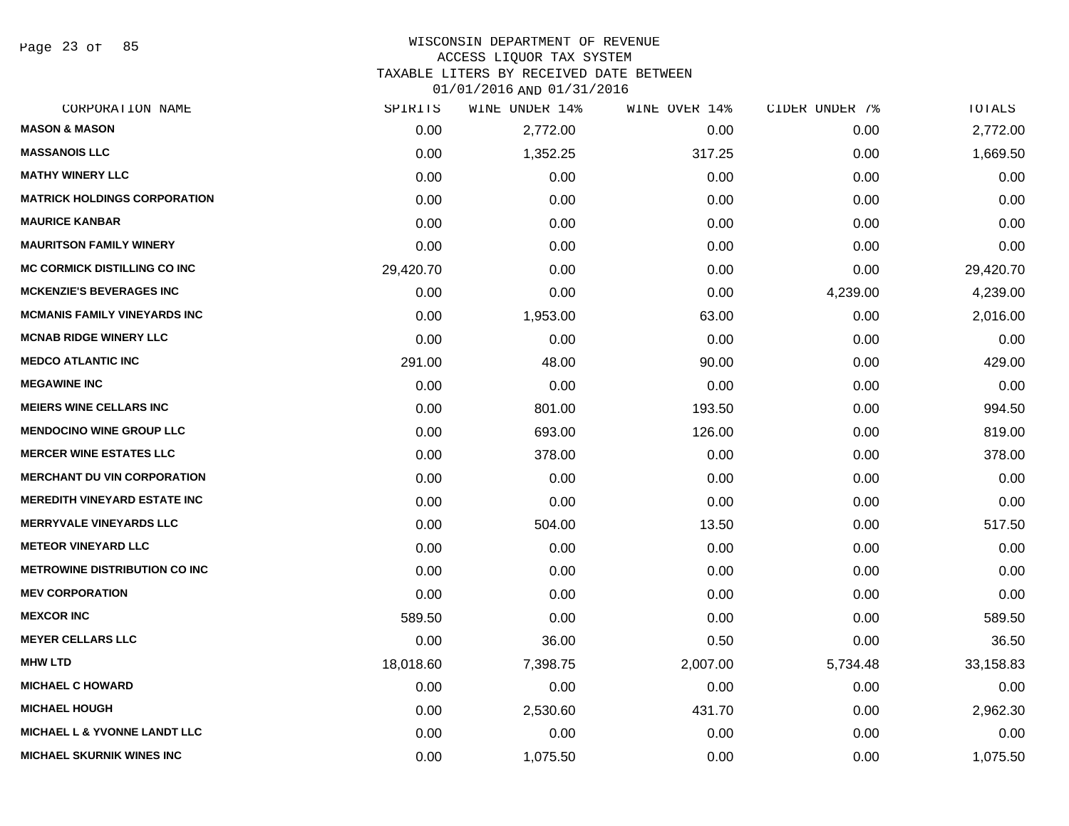# WISCONSIN DEPARTMENT OF REVENUE
## ACCESS LIQUOR TAX SYSTEM
## TAXABLE LITERS BY RECEIVED DATE BETWEEN 01/01/2016 AND 01/31/2016

| CORPORATION NAME | SPIRITS | WINE UNDER 14% | WINE OVER 14% | CIDER UNDER 7% | TOTALS |
|---|---|---|---|---|---|
| MASON & MASON | 0.00 | 2,772.00 | 0.00 | 0.00 | 2,772.00 |
| MASSANOIS LLC | 0.00 | 1,352.25 | 317.25 | 0.00 | 1,669.50 |
| MATHY WINERY LLC | 0.00 | 0.00 | 0.00 | 0.00 | 0.00 |
| MATRICK HOLDINGS CORPORATION | 0.00 | 0.00 | 0.00 | 0.00 | 0.00 |
| MAURICE KANBAR | 0.00 | 0.00 | 0.00 | 0.00 | 0.00 |
| MAURITSON FAMILY WINERY | 0.00 | 0.00 | 0.00 | 0.00 | 0.00 |
| MC CORMICK DISTILLING CO INC | 29,420.70 | 0.00 | 0.00 | 0.00 | 29,420.70 |
| MCKENZIE'S BEVERAGES INC | 0.00 | 0.00 | 0.00 | 4,239.00 | 4,239.00 |
| MCMANIS FAMILY VINEYARDS INC | 0.00 | 1,953.00 | 63.00 | 0.00 | 2,016.00 |
| MCNAB RIDGE WINERY LLC | 0.00 | 0.00 | 0.00 | 0.00 | 0.00 |
| MEDCO ATLANTIC INC | 291.00 | 48.00 | 90.00 | 0.00 | 429.00 |
| MEGAWINE INC | 0.00 | 0.00 | 0.00 | 0.00 | 0.00 |
| MEIERS WINE CELLARS INC | 0.00 | 801.00 | 193.50 | 0.00 | 994.50 |
| MENDOCINO WINE GROUP LLC | 0.00 | 693.00 | 126.00 | 0.00 | 819.00 |
| MERCER WINE ESTATES LLC | 0.00 | 378.00 | 0.00 | 0.00 | 378.00 |
| MERCHANT DU VIN CORPORATION | 0.00 | 0.00 | 0.00 | 0.00 | 0.00 |
| MEREDITH VINEYARD ESTATE INC | 0.00 | 0.00 | 0.00 | 0.00 | 0.00 |
| MERRYVALE VINEYARDS LLC | 0.00 | 504.00 | 13.50 | 0.00 | 517.50 |
| METEOR VINEYARD LLC | 0.00 | 0.00 | 0.00 | 0.00 | 0.00 |
| METROWINE DISTRIBUTION CO INC | 0.00 | 0.00 | 0.00 | 0.00 | 0.00 |
| MEV CORPORATION | 0.00 | 0.00 | 0.00 | 0.00 | 0.00 |
| MEXCOR INC | 589.50 | 0.00 | 0.00 | 0.00 | 589.50 |
| MEYER CELLARS LLC | 0.00 | 36.00 | 0.50 | 0.00 | 36.50 |
| MHW LTD | 18,018.60 | 7,398.75 | 2,007.00 | 5,734.48 | 33,158.83 |
| MICHAEL C HOWARD | 0.00 | 0.00 | 0.00 | 0.00 | 0.00 |
| MICHAEL HOUGH | 0.00 | 2,530.60 | 431.70 | 0.00 | 2,962.30 |
| MICHAEL L & YVONNE LANDT LLC | 0.00 | 0.00 | 0.00 | 0.00 | 0.00 |
| MICHAEL SKURNIK WINES INC | 0.00 | 1,075.50 | 0.00 | 0.00 | 1,075.50 |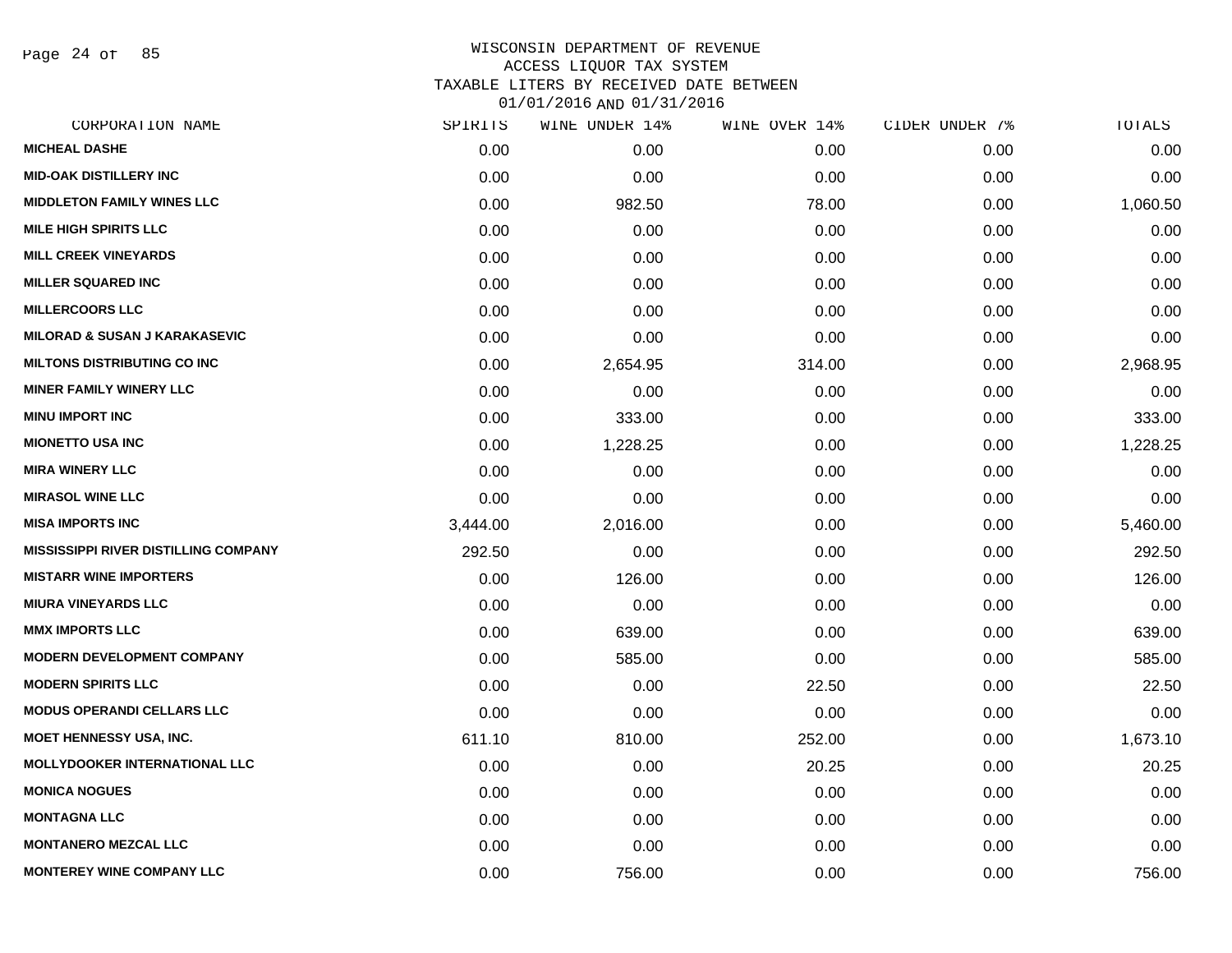# WISCONSIN DEPARTMENT OF REVENUE
## ACCESS LIQUOR TAX SYSTEM
## TAXABLE LITERS BY RECEIVED DATE BETWEEN 01/01/2016 AND 01/31/2016

| CORPORATION NAME | SPIRITS | WINE UNDER 14% | WINE OVER 14% | CIDER UNDER 7% | TOTALS |
|---|---|---|---|---|---|
| MICHEAL DASHE | 0.00 | 0.00 | 0.00 | 0.00 | 0.00 |
| MID-OAK DISTILLERY INC | 0.00 | 0.00 | 0.00 | 0.00 | 0.00 |
| MIDDLETON FAMILY WINES LLC | 0.00 | 982.50 | 78.00 | 0.00 | 1,060.50 |
| MILE HIGH SPIRITS LLC | 0.00 | 0.00 | 0.00 | 0.00 | 0.00 |
| MILL CREEK VINEYARDS | 0.00 | 0.00 | 0.00 | 0.00 | 0.00 |
| MILLER SQUARED INC | 0.00 | 0.00 | 0.00 | 0.00 | 0.00 |
| MILLERCOORS LLC | 0.00 | 0.00 | 0.00 | 0.00 | 0.00 |
| MILORAD & SUSAN J KARAKASEVIC | 0.00 | 0.00 | 0.00 | 0.00 | 0.00 |
| MILTONS DISTRIBUTING CO INC | 0.00 | 2,654.95 | 314.00 | 0.00 | 2,968.95 |
| MINER FAMILY WINERY LLC | 0.00 | 0.00 | 0.00 | 0.00 | 0.00 |
| MINU IMPORT INC | 0.00 | 333.00 | 0.00 | 0.00 | 333.00 |
| MIONETTO USA INC | 0.00 | 1,228.25 | 0.00 | 0.00 | 1,228.25 |
| MIRA WINERY LLC | 0.00 | 0.00 | 0.00 | 0.00 | 0.00 |
| MIRASOL WINE LLC | 0.00 | 0.00 | 0.00 | 0.00 | 0.00 |
| MISA IMPORTS INC | 3,444.00 | 2,016.00 | 0.00 | 0.00 | 5,460.00 |
| MISSISSIPPI RIVER DISTILLING COMPANY | 292.50 | 0.00 | 0.00 | 0.00 | 292.50 |
| MISTARR WINE IMPORTERS | 0.00 | 126.00 | 0.00 | 0.00 | 126.00 |
| MIURA VINEYARDS LLC | 0.00 | 0.00 | 0.00 | 0.00 | 0.00 |
| MMX IMPORTS LLC | 0.00 | 639.00 | 0.00 | 0.00 | 639.00 |
| MODERN DEVELOPMENT COMPANY | 0.00 | 585.00 | 0.00 | 0.00 | 585.00 |
| MODERN SPIRITS LLC | 0.00 | 0.00 | 22.50 | 0.00 | 22.50 |
| MODUS OPERANDI CELLARS LLC | 0.00 | 0.00 | 0.00 | 0.00 | 0.00 |
| MOET HENNESSY USA, INC. | 611.10 | 810.00 | 252.00 | 0.00 | 1,673.10 |
| MOLLYDOOKER INTERNATIONAL LLC | 0.00 | 0.00 | 20.25 | 0.00 | 20.25 |
| MONICA NOGUES | 0.00 | 0.00 | 0.00 | 0.00 | 0.00 |
| MONTAGNA LLC | 0.00 | 0.00 | 0.00 | 0.00 | 0.00 |
| MONTANERO MEZCAL LLC | 0.00 | 0.00 | 0.00 | 0.00 | 0.00 |
| MONTEREY WINE COMPANY LLC | 0.00 | 756.00 | 0.00 | 0.00 | 756.00 |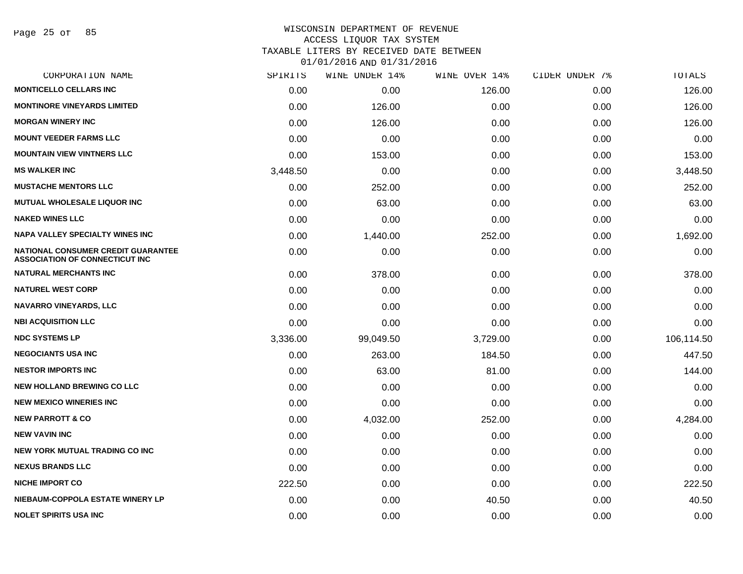# WISCONSIN DEPARTMENT OF REVENUE
## ACCESS LIQUOR TAX SYSTEM
## TAXABLE LITERS BY RECEIVED DATE BETWEEN 01/01/2016 AND 01/31/2016

| CORPORATION NAME | SPIRITS | WINE UNDER 14% | WINE OVER 14% | CIDER UNDER 7% | TOTALS |
|---|---|---|---|---|---|
| MONTICELLO CELLARS INC | 0.00 | 0.00 | 126.00 | 0.00 | 126.00 |
| MONTINORE VINEYARDS LIMITED | 0.00 | 126.00 | 0.00 | 0.00 | 126.00 |
| MORGAN WINERY INC | 0.00 | 126.00 | 0.00 | 0.00 | 126.00 |
| MOUNT VEEDER FARMS LLC | 0.00 | 0.00 | 0.00 | 0.00 | 0.00 |
| MOUNTAIN VIEW VINTNERS LLC | 0.00 | 153.00 | 0.00 | 0.00 | 153.00 |
| MS WALKER INC | 3,448.50 | 0.00 | 0.00 | 0.00 | 3,448.50 |
| MUSTACHE MENTORS LLC | 0.00 | 252.00 | 0.00 | 0.00 | 252.00 |
| MUTUAL WHOLESALE LIQUOR INC | 0.00 | 63.00 | 0.00 | 0.00 | 63.00 |
| NAKED WINES LLC | 0.00 | 0.00 | 0.00 | 0.00 | 0.00 |
| NAPA VALLEY SPECIALTY WINES INC | 0.00 | 1,440.00 | 252.00 | 0.00 | 1,692.00 |
| NATIONAL CONSUMER CREDIT GUARANTEE ASSOCIATION OF CONNECTICUT INC | 0.00 | 0.00 | 0.00 | 0.00 | 0.00 |
| NATURAL MERCHANTS INC | 0.00 | 378.00 | 0.00 | 0.00 | 378.00 |
| NATUREL WEST CORP | 0.00 | 0.00 | 0.00 | 0.00 | 0.00 |
| NAVARRO VINEYARDS, LLC | 0.00 | 0.00 | 0.00 | 0.00 | 0.00 |
| NBI ACQUISITION LLC | 0.00 | 0.00 | 0.00 | 0.00 | 0.00 |
| NDC SYSTEMS LP | 3,336.00 | 99,049.50 | 3,729.00 | 0.00 | 106,114.50 |
| NEGOCIANTS USA INC | 0.00 | 263.00 | 184.50 | 0.00 | 447.50 |
| NESTOR IMPORTS INC | 0.00 | 63.00 | 81.00 | 0.00 | 144.00 |
| NEW HOLLAND BREWING CO LLC | 0.00 | 0.00 | 0.00 | 0.00 | 0.00 |
| NEW MEXICO WINERIES INC | 0.00 | 0.00 | 0.00 | 0.00 | 0.00 |
| NEW PARROTT & CO | 0.00 | 4,032.00 | 252.00 | 0.00 | 4,284.00 |
| NEW VAVIN INC | 0.00 | 0.00 | 0.00 | 0.00 | 0.00 |
| NEW YORK MUTUAL TRADING CO INC | 0.00 | 0.00 | 0.00 | 0.00 | 0.00 |
| NEXUS BRANDS LLC | 0.00 | 0.00 | 0.00 | 0.00 | 0.00 |
| NICHE IMPORT CO | 222.50 | 0.00 | 0.00 | 0.00 | 222.50 |
| NIEBAUM-COPPOLA ESTATE WINERY LP | 0.00 | 0.00 | 40.50 | 0.00 | 40.50 |
| NOLET SPIRITS USA INC | 0.00 | 0.00 | 0.00 | 0.00 | 0.00 |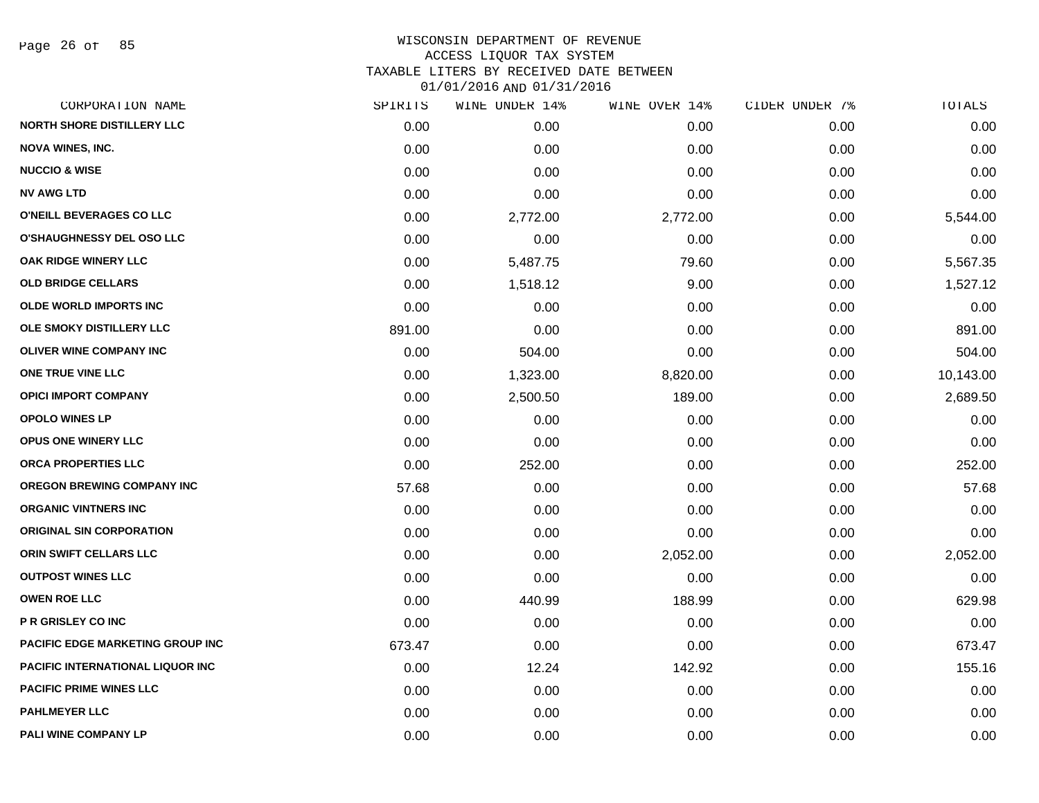WISCONSIN DEPARTMENT OF REVENUE
ACCESS LIQUOR TAX SYSTEM
TAXABLE LITERS BY RECEIVED DATE BETWEEN
01/01/2016 AND 01/31/2016

| CORPORATION NAME | SPIRITS | WINE UNDER 14% | WINE OVER 14% | CIDER UNDER 7% | TOTALS |
|---|---|---|---|---|---|
| NORTH SHORE DISTILLERY LLC | 0.00 | 0.00 | 0.00 | 0.00 | 0.00 |
| NOVA WINES, INC. | 0.00 | 0.00 | 0.00 | 0.00 | 0.00 |
| NUCCIO & WISE | 0.00 | 0.00 | 0.00 | 0.00 | 0.00 |
| NV AWG LTD | 0.00 | 0.00 | 0.00 | 0.00 | 0.00 |
| O'NEILL BEVERAGES CO LLC | 0.00 | 2,772.00 | 2,772.00 | 0.00 | 5,544.00 |
| O'SHAUGHNESSY DEL OSO LLC | 0.00 | 0.00 | 0.00 | 0.00 | 0.00 |
| OAK RIDGE WINERY LLC | 0.00 | 5,487.75 | 79.60 | 0.00 | 5,567.35 |
| OLD BRIDGE CELLARS | 0.00 | 1,518.12 | 9.00 | 0.00 | 1,527.12 |
| OLDE WORLD IMPORTS INC | 0.00 | 0.00 | 0.00 | 0.00 | 0.00 |
| OLE SMOKY DISTILLERY LLC | 891.00 | 0.00 | 0.00 | 0.00 | 891.00 |
| OLIVER WINE COMPANY INC | 0.00 | 504.00 | 0.00 | 0.00 | 504.00 |
| ONE TRUE VINE LLC | 0.00 | 1,323.00 | 8,820.00 | 0.00 | 10,143.00 |
| OPICI IMPORT COMPANY | 0.00 | 2,500.50 | 189.00 | 0.00 | 2,689.50 |
| OPOLO WINES LP | 0.00 | 0.00 | 0.00 | 0.00 | 0.00 |
| OPUS ONE WINERY LLC | 0.00 | 0.00 | 0.00 | 0.00 | 0.00 |
| ORCA PROPERTIES LLC | 0.00 | 252.00 | 0.00 | 0.00 | 252.00 |
| OREGON BREWING COMPANY INC | 57.68 | 0.00 | 0.00 | 0.00 | 57.68 |
| ORGANIC VINTNERS INC | 0.00 | 0.00 | 0.00 | 0.00 | 0.00 |
| ORIGINAL SIN CORPORATION | 0.00 | 0.00 | 0.00 | 0.00 | 0.00 |
| ORIN SWIFT CELLARS LLC | 0.00 | 0.00 | 2,052.00 | 0.00 | 2,052.00 |
| OUTPOST WINES LLC | 0.00 | 0.00 | 0.00 | 0.00 | 0.00 |
| OWEN ROE LLC | 0.00 | 440.99 | 188.99 | 0.00 | 629.98 |
| P R GRISLEY CO INC | 0.00 | 0.00 | 0.00 | 0.00 | 0.00 |
| PACIFIC EDGE MARKETING GROUP INC | 673.47 | 0.00 | 0.00 | 0.00 | 673.47 |
| PACIFIC INTERNATIONAL LIQUOR INC | 0.00 | 12.24 | 142.92 | 0.00 | 155.16 |
| PACIFIC PRIME WINES LLC | 0.00 | 0.00 | 0.00 | 0.00 | 0.00 |
| PAHLMEYER LLC | 0.00 | 0.00 | 0.00 | 0.00 | 0.00 |
| PALI WINE COMPANY LP | 0.00 | 0.00 | 0.00 | 0.00 | 0.00 |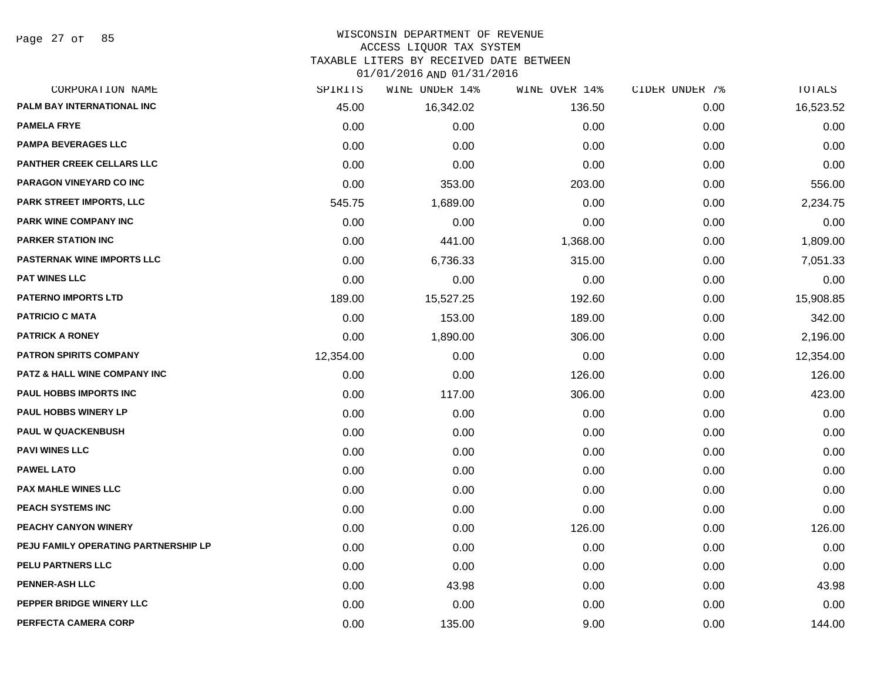WISCONSIN DEPARTMENT OF REVENUE
ACCESS LIQUOR TAX SYSTEM
TAXABLE LITERS BY RECEIVED DATE BETWEEN
01/01/2016 AND 01/31/2016

| CORPORATION NAME | SPIRITS | WINE UNDER 14% | WINE OVER 14% | CIDER UNDER 7% | TOTALS |
|---|---|---|---|---|---|
| PALM BAY INTERNATIONAL INC | 45.00 | 16,342.02 | 136.50 | 0.00 | 16,523.52 |
| PAMELA FRYE | 0.00 | 0.00 | 0.00 | 0.00 | 0.00 |
| PAMPA BEVERAGES LLC | 0.00 | 0.00 | 0.00 | 0.00 | 0.00 |
| PANTHER CREEK CELLARS LLC | 0.00 | 0.00 | 0.00 | 0.00 | 0.00 |
| PARAGON VINEYARD CO INC | 0.00 | 353.00 | 203.00 | 0.00 | 556.00 |
| PARK STREET IMPORTS, LLC | 545.75 | 1,689.00 | 0.00 | 0.00 | 2,234.75 |
| PARK WINE COMPANY INC | 0.00 | 0.00 | 0.00 | 0.00 | 0.00 |
| PARKER STATION INC | 0.00 | 441.00 | 1,368.00 | 0.00 | 1,809.00 |
| PASTERNAK WINE IMPORTS LLC | 0.00 | 6,736.33 | 315.00 | 0.00 | 7,051.33 |
| PAT WINES LLC | 0.00 | 0.00 | 0.00 | 0.00 | 0.00 |
| PATERNO IMPORTS LTD | 189.00 | 15,527.25 | 192.60 | 0.00 | 15,908.85 |
| PATRICIO C MATA | 0.00 | 153.00 | 189.00 | 0.00 | 342.00 |
| PATRICK A RONEY | 0.00 | 1,890.00 | 306.00 | 0.00 | 2,196.00 |
| PATRON SPIRITS COMPANY | 12,354.00 | 0.00 | 0.00 | 0.00 | 12,354.00 |
| PATZ & HALL WINE COMPANY INC | 0.00 | 0.00 | 126.00 | 0.00 | 126.00 |
| PAUL HOBBS IMPORTS INC | 0.00 | 117.00 | 306.00 | 0.00 | 423.00 |
| PAUL HOBBS WINERY LP | 0.00 | 0.00 | 0.00 | 0.00 | 0.00 |
| PAUL W QUACKENBUSH | 0.00 | 0.00 | 0.00 | 0.00 | 0.00 |
| PAVI WINES LLC | 0.00 | 0.00 | 0.00 | 0.00 | 0.00 |
| PAWEL LATO | 0.00 | 0.00 | 0.00 | 0.00 | 0.00 |
| PAX MAHLE WINES LLC | 0.00 | 0.00 | 0.00 | 0.00 | 0.00 |
| PEACH SYSTEMS INC | 0.00 | 0.00 | 0.00 | 0.00 | 0.00 |
| PEACHY CANYON WINERY | 0.00 | 0.00 | 126.00 | 0.00 | 126.00 |
| PEJU FAMILY OPERATING PARTNERSHIP LP | 0.00 | 0.00 | 0.00 | 0.00 | 0.00 |
| PELU PARTNERS LLC | 0.00 | 0.00 | 0.00 | 0.00 | 0.00 |
| PENNER-ASH LLC | 0.00 | 43.98 | 0.00 | 0.00 | 43.98 |
| PEPPER BRIDGE WINERY LLC | 0.00 | 0.00 | 0.00 | 0.00 | 0.00 |
| PERFECTA CAMERA CORP | 0.00 | 135.00 | 9.00 | 0.00 | 144.00 |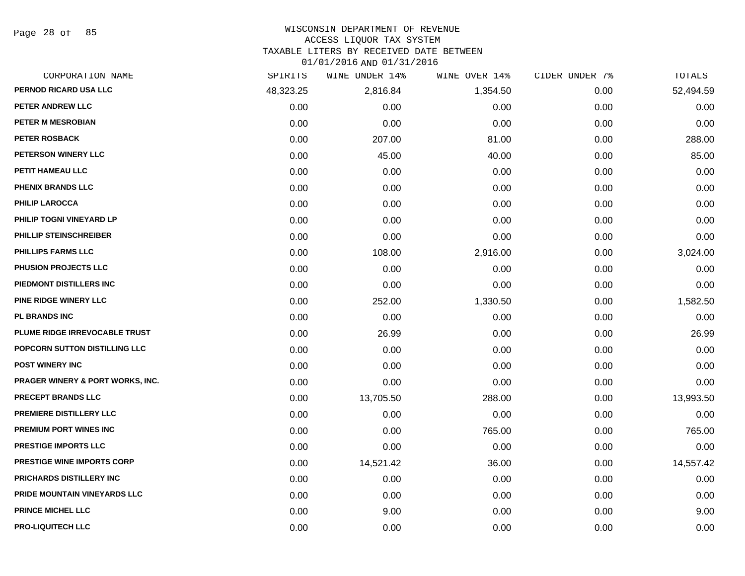# WISCONSIN DEPARTMENT OF REVENUE
## ACCESS LIQUOR TAX SYSTEM
## TAXABLE LITERS BY RECEIVED DATE BETWEEN 01/01/2016 AND 01/31/2016

| CORPORATION NAME | SPIRITS | WINE UNDER 14% | WINE OVER 14% | CIDER UNDER 7% | TOTALS |
|---|---|---|---|---|---|
| PERNOD RICARD USA LLC | 48,323.25 | 2,816.84 | 1,354.50 | 0.00 | 52,494.59 |
| PETER ANDREW LLC | 0.00 | 0.00 | 0.00 | 0.00 | 0.00 |
| PETER M MESROBIAN | 0.00 | 0.00 | 0.00 | 0.00 | 0.00 |
| PETER ROSBACK | 0.00 | 207.00 | 81.00 | 0.00 | 288.00 |
| PETERSON WINERY LLC | 0.00 | 45.00 | 40.00 | 0.00 | 85.00 |
| PETIT HAMEAU LLC | 0.00 | 0.00 | 0.00 | 0.00 | 0.00 |
| PHENIX BRANDS LLC | 0.00 | 0.00 | 0.00 | 0.00 | 0.00 |
| PHILIP LAROCCA | 0.00 | 0.00 | 0.00 | 0.00 | 0.00 |
| PHILIP TOGNI VINEYARD LP | 0.00 | 0.00 | 0.00 | 0.00 | 0.00 |
| PHILLIP STEINSCHREIBER | 0.00 | 0.00 | 0.00 | 0.00 | 0.00 |
| PHILLIPS FARMS LLC | 0.00 | 108.00 | 2,916.00 | 0.00 | 3,024.00 |
| PHUSION PROJECTS LLC | 0.00 | 0.00 | 0.00 | 0.00 | 0.00 |
| PIEDMONT DISTILLERS INC | 0.00 | 0.00 | 0.00 | 0.00 | 0.00 |
| PINE RIDGE WINERY LLC | 0.00 | 252.00 | 1,330.50 | 0.00 | 1,582.50 |
| PL BRANDS INC | 0.00 | 0.00 | 0.00 | 0.00 | 0.00 |
| PLUME RIDGE IRREVOCABLE TRUST | 0.00 | 26.99 | 0.00 | 0.00 | 26.99 |
| POPCORN SUTTON DISTILLING LLC | 0.00 | 0.00 | 0.00 | 0.00 | 0.00 |
| POST WINERY INC | 0.00 | 0.00 | 0.00 | 0.00 | 0.00 |
| PRAGER WINERY & PORT WORKS, INC. | 0.00 | 0.00 | 0.00 | 0.00 | 0.00 |
| PRECEPT BRANDS LLC | 0.00 | 13,705.50 | 288.00 | 0.00 | 13,993.50 |
| PREMIERE DISTILLERY LLC | 0.00 | 0.00 | 0.00 | 0.00 | 0.00 |
| PREMIUM PORT WINES INC | 0.00 | 0.00 | 765.00 | 0.00 | 765.00 |
| PRESTIGE IMPORTS LLC | 0.00 | 0.00 | 0.00 | 0.00 | 0.00 |
| PRESTIGE WINE IMPORTS CORP | 0.00 | 14,521.42 | 36.00 | 0.00 | 14,557.42 |
| PRICHARDS DISTILLERY INC | 0.00 | 0.00 | 0.00 | 0.00 | 0.00 |
| PRIDE MOUNTAIN VINEYARDS LLC | 0.00 | 0.00 | 0.00 | 0.00 | 0.00 |
| PRINCE MICHEL LLC | 0.00 | 9.00 | 0.00 | 0.00 | 9.00 |
| PRO-LIQUITECH LLC | 0.00 | 0.00 | 0.00 | 0.00 | 0.00 |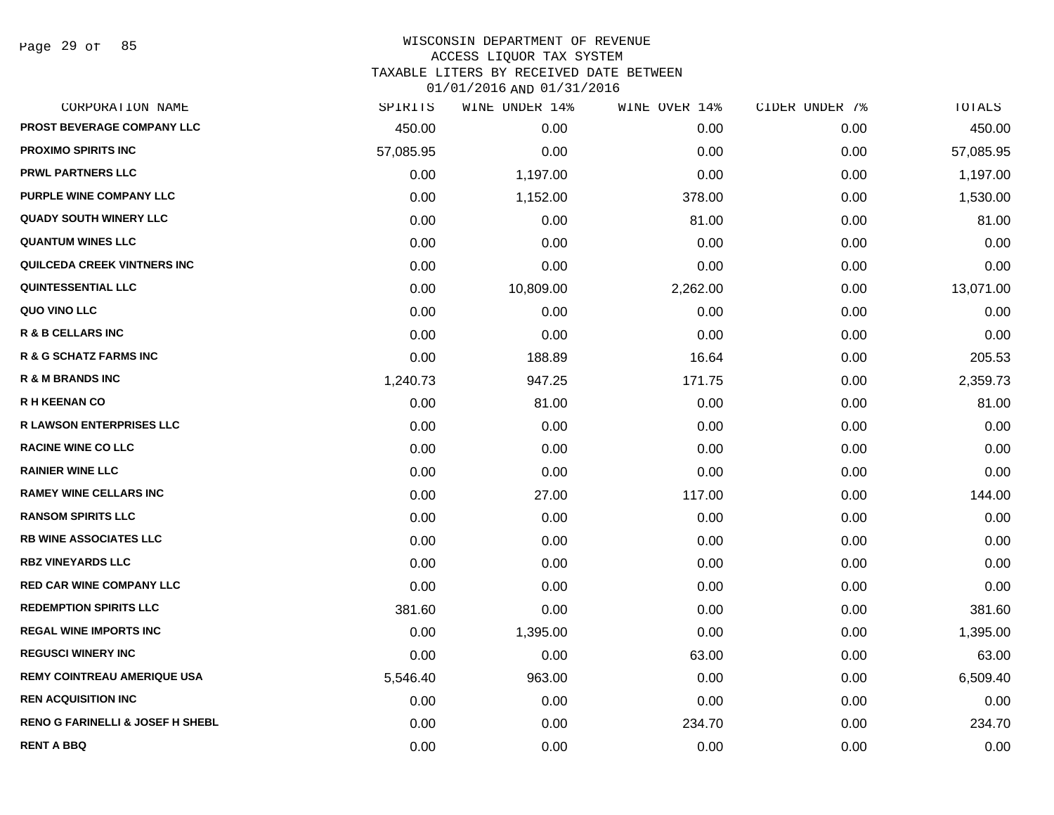# WISCONSIN DEPARTMENT OF REVENUE
## ACCESS LIQUOR TAX SYSTEM
### TAXABLE LITERS BY RECEIVED DATE BETWEEN 01/01/2016 AND 01/31/2016

| CORPORATION NAME | SPIRITS | WINE UNDER 14% | WINE OVER 14% | CIDER UNDER 7% | TOTALS |
|---|---|---|---|---|---|
| PROST BEVERAGE COMPANY LLC | 450.00 | 0.00 | 0.00 | 0.00 | 450.00 |
| PROXIMO SPIRITS INC | 57,085.95 | 0.00 | 0.00 | 0.00 | 57,085.95 |
| PRWL PARTNERS LLC | 0.00 | 1,197.00 | 0.00 | 0.00 | 1,197.00 |
| PURPLE WINE COMPANY LLC | 0.00 | 1,152.00 | 378.00 | 0.00 | 1,530.00 |
| QUADY SOUTH WINERY LLC | 0.00 | 0.00 | 81.00 | 0.00 | 81.00 |
| QUANTUM WINES LLC | 0.00 | 0.00 | 0.00 | 0.00 | 0.00 |
| QUILCEDA CREEK VINTNERS INC | 0.00 | 0.00 | 0.00 | 0.00 | 0.00 |
| QUINTESSENTIAL LLC | 0.00 | 10,809.00 | 2,262.00 | 0.00 | 13,071.00 |
| QUO VINO LLC | 0.00 | 0.00 | 0.00 | 0.00 | 0.00 |
| R & B CELLARS INC | 0.00 | 0.00 | 0.00 | 0.00 | 0.00 |
| R & G SCHATZ FARMS INC | 0.00 | 188.89 | 16.64 | 0.00 | 205.53 |
| R & M BRANDS INC | 1,240.73 | 947.25 | 171.75 | 0.00 | 2,359.73 |
| R H KEENAN CO | 0.00 | 81.00 | 0.00 | 0.00 | 81.00 |
| R LAWSON ENTERPRISES LLC | 0.00 | 0.00 | 0.00 | 0.00 | 0.00 |
| RACINE WINE CO LLC | 0.00 | 0.00 | 0.00 | 0.00 | 0.00 |
| RAINIER WINE LLC | 0.00 | 0.00 | 0.00 | 0.00 | 0.00 |
| RAMEY WINE CELLARS INC | 0.00 | 27.00 | 117.00 | 0.00 | 144.00 |
| RANSOM SPIRITS LLC | 0.00 | 0.00 | 0.00 | 0.00 | 0.00 |
| RB WINE ASSOCIATES LLC | 0.00 | 0.00 | 0.00 | 0.00 | 0.00 |
| RBZ VINEYARDS LLC | 0.00 | 0.00 | 0.00 | 0.00 | 0.00 |
| RED CAR WINE COMPANY LLC | 0.00 | 0.00 | 0.00 | 0.00 | 0.00 |
| REDEMPTION SPIRITS LLC | 381.60 | 0.00 | 0.00 | 0.00 | 381.60 |
| REGAL WINE IMPORTS INC | 0.00 | 1,395.00 | 0.00 | 0.00 | 1,395.00 |
| REGUSCI WINERY INC | 0.00 | 0.00 | 63.00 | 0.00 | 63.00 |
| REMY COINTREAU AMERIQUE USA | 5,546.40 | 963.00 | 0.00 | 0.00 | 6,509.40 |
| REN ACQUISITION INC | 0.00 | 0.00 | 0.00 | 0.00 | 0.00 |
| RENO G FARINELLI & JOSEF H SHEBL | 0.00 | 0.00 | 234.70 | 0.00 | 234.70 |
| RENT A BBQ | 0.00 | 0.00 | 0.00 | 0.00 | 0.00 |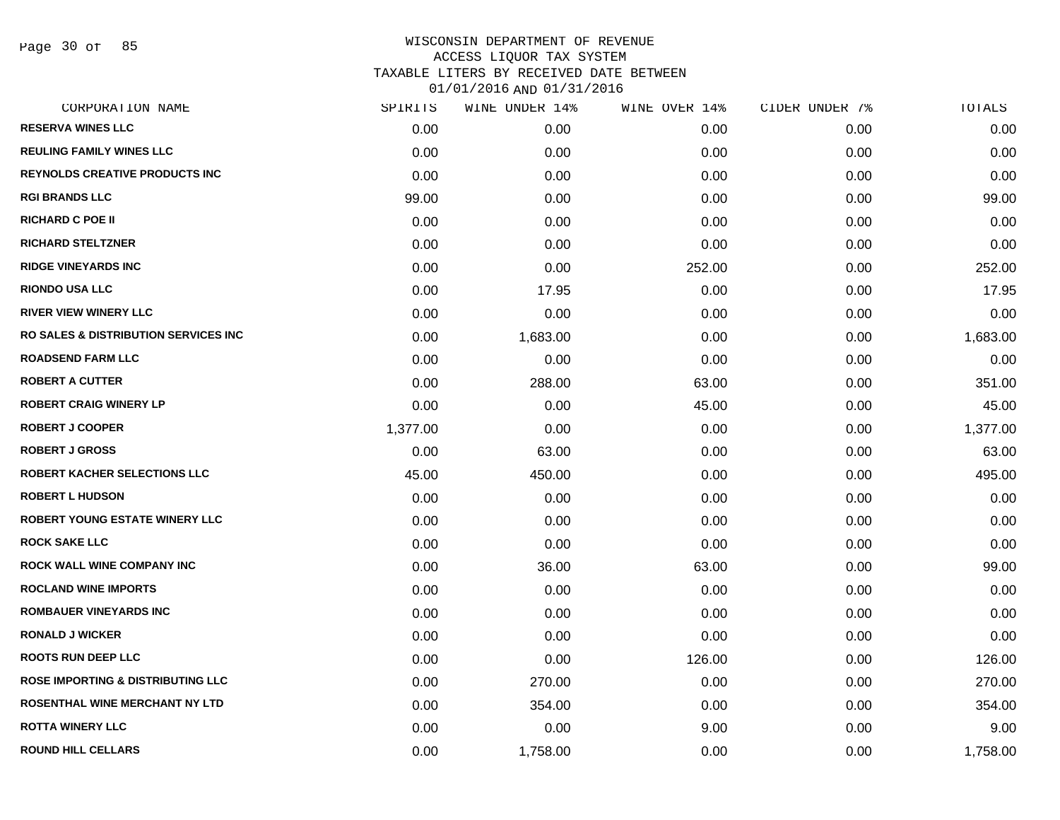WISCONSIN DEPARTMENT OF REVENUE
ACCESS LIQUOR TAX SYSTEM
TAXABLE LITERS BY RECEIVED DATE BETWEEN
01/01/2016 AND 01/31/2016

| CORPORATION NAME | SPIRITS | WINE UNDER 14% | WINE OVER 14% | CIDER UNDER 7% | TOTALS |
|---|---|---|---|---|---|
| RESERVA WINES LLC | 0.00 | 0.00 | 0.00 | 0.00 | 0.00 |
| REULING FAMILY WINES LLC | 0.00 | 0.00 | 0.00 | 0.00 | 0.00 |
| REYNOLDS CREATIVE PRODUCTS INC | 0.00 | 0.00 | 0.00 | 0.00 | 0.00 |
| RGI BRANDS LLC | 99.00 | 0.00 | 0.00 | 0.00 | 99.00 |
| RICHARD C POE II | 0.00 | 0.00 | 0.00 | 0.00 | 0.00 |
| RICHARD STELTZNER | 0.00 | 0.00 | 0.00 | 0.00 | 0.00 |
| RIDGE VINEYARDS INC | 0.00 | 0.00 | 252.00 | 0.00 | 252.00 |
| RIONDO USA LLC | 0.00 | 17.95 | 0.00 | 0.00 | 17.95 |
| RIVER VIEW WINERY LLC | 0.00 | 0.00 | 0.00 | 0.00 | 0.00 |
| RO SALES & DISTRIBUTION SERVICES INC | 0.00 | 1,683.00 | 0.00 | 0.00 | 1,683.00 |
| ROADSEND FARM LLC | 0.00 | 0.00 | 0.00 | 0.00 | 0.00 |
| ROBERT A CUTTER | 0.00 | 288.00 | 63.00 | 0.00 | 351.00 |
| ROBERT CRAIG WINERY LP | 0.00 | 0.00 | 45.00 | 0.00 | 45.00 |
| ROBERT J COOPER | 1,377.00 | 0.00 | 0.00 | 0.00 | 1,377.00 |
| ROBERT J GROSS | 0.00 | 63.00 | 0.00 | 0.00 | 63.00 |
| ROBERT KACHER SELECTIONS LLC | 45.00 | 450.00 | 0.00 | 0.00 | 495.00 |
| ROBERT L HUDSON | 0.00 | 0.00 | 0.00 | 0.00 | 0.00 |
| ROBERT YOUNG ESTATE WINERY LLC | 0.00 | 0.00 | 0.00 | 0.00 | 0.00 |
| ROCK SAKE LLC | 0.00 | 0.00 | 0.00 | 0.00 | 0.00 |
| ROCK WALL WINE COMPANY INC | 0.00 | 36.00 | 63.00 | 0.00 | 99.00 |
| ROCLAND WINE IMPORTS | 0.00 | 0.00 | 0.00 | 0.00 | 0.00 |
| ROMBAUER VINEYARDS INC | 0.00 | 0.00 | 0.00 | 0.00 | 0.00 |
| RONALD J WICKER | 0.00 | 0.00 | 0.00 | 0.00 | 0.00 |
| ROOTS RUN DEEP LLC | 0.00 | 0.00 | 126.00 | 0.00 | 126.00 |
| ROSE IMPORTING & DISTRIBUTING LLC | 0.00 | 270.00 | 0.00 | 0.00 | 270.00 |
| ROSENTHAL WINE MERCHANT NY LTD | 0.00 | 354.00 | 0.00 | 0.00 | 354.00 |
| ROTTA WINERY LLC | 0.00 | 0.00 | 9.00 | 0.00 | 9.00 |
| ROUND HILL CELLARS | 0.00 | 1,758.00 | 0.00 | 0.00 | 1,758.00 |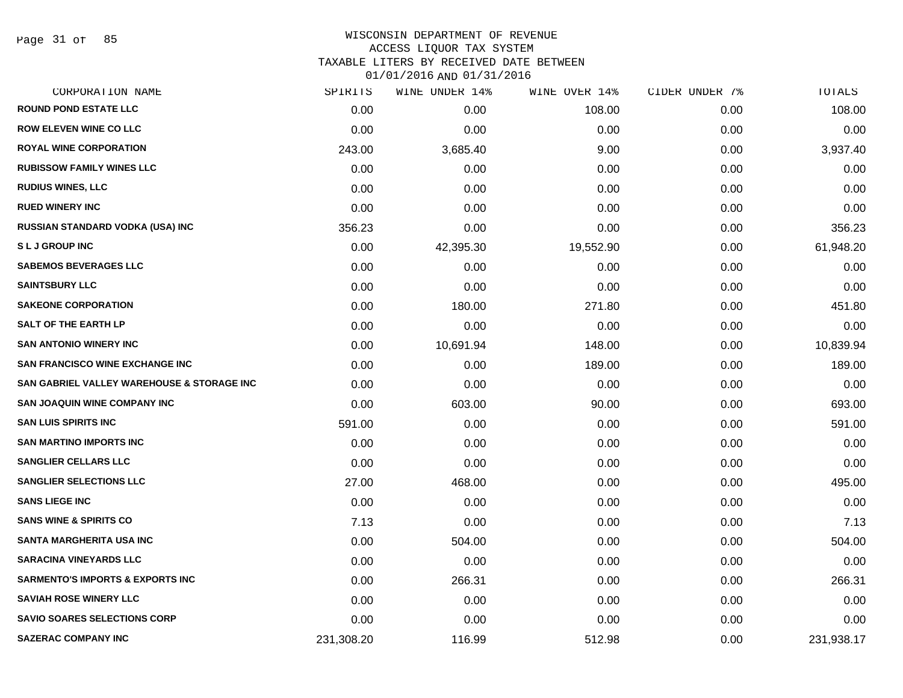WISCONSIN DEPARTMENT OF REVENUE
ACCESS LIQUOR TAX SYSTEM
TAXABLE LITERS BY RECEIVED DATE BETWEEN
01/01/2016 AND 01/31/2016

| CORPORATION NAME | SPIRITS | WINE UNDER 14% | WINE OVER 14% | CIDER UNDER 7% | TOTALS |
|---|---|---|---|---|---|
| ROUND POND ESTATE LLC | 0.00 | 0.00 | 108.00 | 0.00 | 108.00 |
| ROW ELEVEN WINE CO LLC | 0.00 | 0.00 | 0.00 | 0.00 | 0.00 |
| ROYAL WINE CORPORATION | 243.00 | 3,685.40 | 9.00 | 0.00 | 3,937.40 |
| RUBISSOW FAMILY WINES LLC | 0.00 | 0.00 | 0.00 | 0.00 | 0.00 |
| RUDIUS WINES, LLC | 0.00 | 0.00 | 0.00 | 0.00 | 0.00 |
| RUED WINERY INC | 0.00 | 0.00 | 0.00 | 0.00 | 0.00 |
| RUSSIAN STANDARD VODKA (USA) INC | 356.23 | 0.00 | 0.00 | 0.00 | 356.23 |
| S L J GROUP INC | 0.00 | 42,395.30 | 19,552.90 | 0.00 | 61,948.20 |
| SABEMOS BEVERAGES LLC | 0.00 | 0.00 | 0.00 | 0.00 | 0.00 |
| SAINTSBURY LLC | 0.00 | 0.00 | 0.00 | 0.00 | 0.00 |
| SAKEONE CORPORATION | 0.00 | 180.00 | 271.80 | 0.00 | 451.80 |
| SALT OF THE EARTH LP | 0.00 | 0.00 | 0.00 | 0.00 | 0.00 |
| SAN ANTONIO WINERY INC | 0.00 | 10,691.94 | 148.00 | 0.00 | 10,839.94 |
| SAN FRANCISCO WINE EXCHANGE INC | 0.00 | 0.00 | 189.00 | 0.00 | 189.00 |
| SAN GABRIEL VALLEY WAREHOUSE & STORAGE INC | 0.00 | 0.00 | 0.00 | 0.00 | 0.00 |
| SAN JOAQUIN WINE COMPANY INC | 0.00 | 603.00 | 90.00 | 0.00 | 693.00 |
| SAN LUIS SPIRITS INC | 591.00 | 0.00 | 0.00 | 0.00 | 591.00 |
| SAN MARTINO IMPORTS INC | 0.00 | 0.00 | 0.00 | 0.00 | 0.00 |
| SANGLIER CELLARS LLC | 0.00 | 0.00 | 0.00 | 0.00 | 0.00 |
| SANGLIER SELECTIONS LLC | 27.00 | 468.00 | 0.00 | 0.00 | 495.00 |
| SANS LIEGE INC | 0.00 | 0.00 | 0.00 | 0.00 | 0.00 |
| SANS WINE & SPIRITS CO | 7.13 | 0.00 | 0.00 | 0.00 | 7.13 |
| SANTA MARGHERITA USA INC | 0.00 | 504.00 | 0.00 | 0.00 | 504.00 |
| SARACINA VINEYARDS LLC | 0.00 | 0.00 | 0.00 | 0.00 | 0.00 |
| SARMENTO'S IMPORTS & EXPORTS INC | 0.00 | 266.31 | 0.00 | 0.00 | 266.31 |
| SAVIAH ROSE WINERY LLC | 0.00 | 0.00 | 0.00 | 0.00 | 0.00 |
| SAVIO SOARES SELECTIONS CORP | 0.00 | 0.00 | 0.00 | 0.00 | 0.00 |
| SAZERAC COMPANY INC | 231,308.20 | 116.99 | 512.98 | 0.00 | 231,938.17 |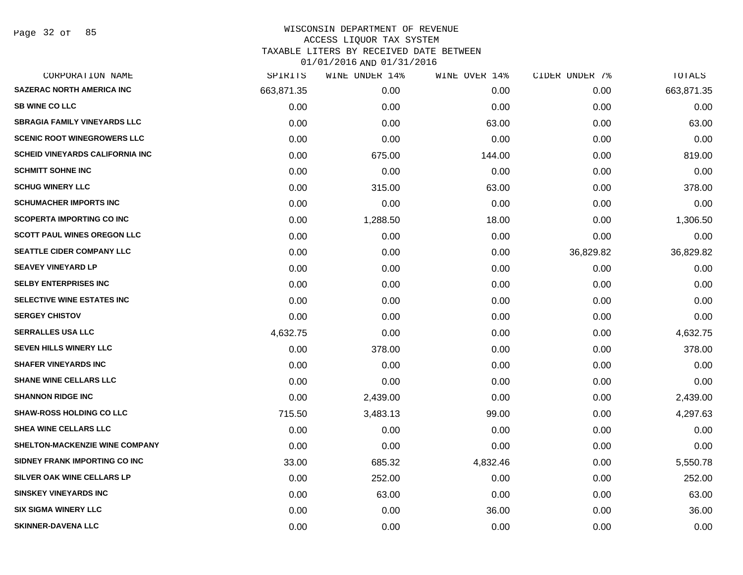# WISCONSIN DEPARTMENT OF REVENUE
## ACCESS LIQUOR TAX SYSTEM
## TAXABLE LITERS BY RECEIVED DATE BETWEEN 01/01/2016 AND 01/31/2016

| CORPORATION NAME | SPIRITS | WINE UNDER 14% | WINE OVER 14% | CIDER UNDER 7% | TOTALS |
|---|---|---|---|---|---|
| SAZERAC NORTH AMERICA INC | 663,871.35 | 0.00 | 0.00 | 0.00 | 663,871.35 |
| SB WINE CO LLC | 0.00 | 0.00 | 0.00 | 0.00 | 0.00 |
| SBRAGIA FAMILY VINEYARDS LLC | 0.00 | 0.00 | 63.00 | 0.00 | 63.00 |
| SCENIC ROOT WINEGROWERS LLC | 0.00 | 0.00 | 0.00 | 0.00 | 0.00 |
| SCHEID VINEYARDS CALIFORNIA INC | 0.00 | 675.00 | 144.00 | 0.00 | 819.00 |
| SCHMITT SOHNE INC | 0.00 | 0.00 | 0.00 | 0.00 | 0.00 |
| SCHUG WINERY LLC | 0.00 | 315.00 | 63.00 | 0.00 | 378.00 |
| SCHUMACHER IMPORTS INC | 0.00 | 0.00 | 0.00 | 0.00 | 0.00 |
| SCOPERTA IMPORTING CO INC | 0.00 | 1,288.50 | 18.00 | 0.00 | 1,306.50 |
| SCOTT PAUL WINES OREGON LLC | 0.00 | 0.00 | 0.00 | 0.00 | 0.00 |
| SEATTLE CIDER COMPANY LLC | 0.00 | 0.00 | 0.00 | 36,829.82 | 36,829.82 |
| SEAVEY VINEYARD LP | 0.00 | 0.00 | 0.00 | 0.00 | 0.00 |
| SELBY ENTERPRISES INC | 0.00 | 0.00 | 0.00 | 0.00 | 0.00 |
| SELECTIVE WINE ESTATES INC | 0.00 | 0.00 | 0.00 | 0.00 | 0.00 |
| SERGEY CHISTOV | 0.00 | 0.00 | 0.00 | 0.00 | 0.00 |
| SERRALLES USA LLC | 4,632.75 | 0.00 | 0.00 | 0.00 | 4,632.75 |
| SEVEN HILLS WINERY LLC | 0.00 | 378.00 | 0.00 | 0.00 | 378.00 |
| SHAFER VINEYARDS INC | 0.00 | 0.00 | 0.00 | 0.00 | 0.00 |
| SHANE WINE CELLARS LLC | 0.00 | 0.00 | 0.00 | 0.00 | 0.00 |
| SHANNON RIDGE INC | 0.00 | 2,439.00 | 0.00 | 0.00 | 2,439.00 |
| SHAW-ROSS HOLDING CO LLC | 715.50 | 3,483.13 | 99.00 | 0.00 | 4,297.63 |
| SHEA WINE CELLARS LLC | 0.00 | 0.00 | 0.00 | 0.00 | 0.00 |
| SHELTON-MACKENZIE WINE COMPANY | 0.00 | 0.00 | 0.00 | 0.00 | 0.00 |
| SIDNEY FRANK IMPORTING CO INC | 33.00 | 685.32 | 4,832.46 | 0.00 | 5,550.78 |
| SILVER OAK WINE CELLARS LP | 0.00 | 252.00 | 0.00 | 0.00 | 252.00 |
| SINSKEY VINEYARDS INC | 0.00 | 63.00 | 0.00 | 0.00 | 63.00 |
| SIX SIGMA WINERY LLC | 0.00 | 0.00 | 36.00 | 0.00 | 36.00 |
| SKINNER-DAVENA LLC | 0.00 | 0.00 | 0.00 | 0.00 | 0.00 |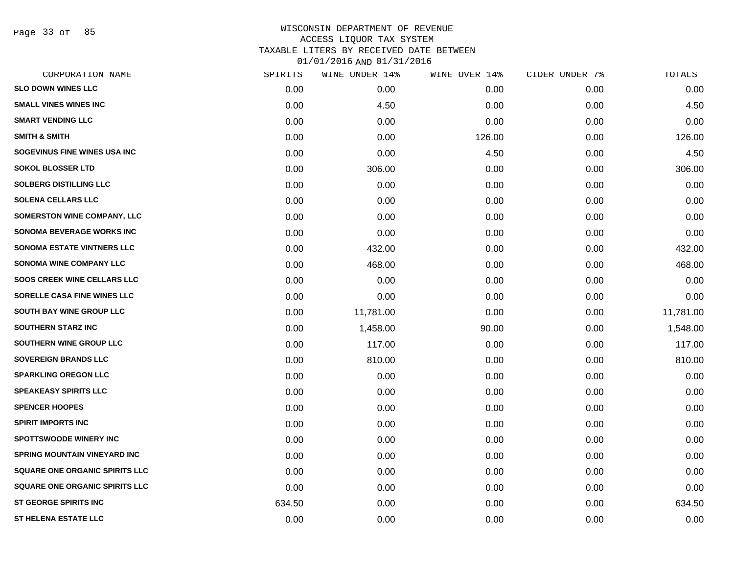WISCONSIN DEPARTMENT OF REVENUE
ACCESS LIQUOR TAX SYSTEM
TAXABLE LITERS BY RECEIVED DATE BETWEEN
01/01/2016 AND 01/31/2016

| CORPORATION NAME | SPIRITS | WINE UNDER 14% | WINE OVER 14% | CIDER UNDER 7% | TOTALS |
|---|---|---|---|---|---|
| SLO DOWN WINES LLC | 0.00 | 0.00 | 0.00 | 0.00 | 0.00 |
| SMALL VINES WINES INC | 0.00 | 4.50 | 0.00 | 0.00 | 4.50 |
| SMART VENDING LLC | 0.00 | 0.00 | 0.00 | 0.00 | 0.00 |
| SMITH & SMITH | 0.00 | 0.00 | 126.00 | 0.00 | 126.00 |
| SOGEVINUS FINE WINES USA INC | 0.00 | 0.00 | 4.50 | 0.00 | 4.50 |
| SOKOL BLOSSER LTD | 0.00 | 306.00 | 0.00 | 0.00 | 306.00 |
| SOLBERG DISTILLING LLC | 0.00 | 0.00 | 0.00 | 0.00 | 0.00 |
| SOLENA CELLARS LLC | 0.00 | 0.00 | 0.00 | 0.00 | 0.00 |
| SOMERSTON WINE COMPANY, LLC | 0.00 | 0.00 | 0.00 | 0.00 | 0.00 |
| SONOMA BEVERAGE WORKS INC | 0.00 | 0.00 | 0.00 | 0.00 | 0.00 |
| SONOMA ESTATE VINTNERS LLC | 0.00 | 432.00 | 0.00 | 0.00 | 432.00 |
| SONOMA WINE COMPANY LLC | 0.00 | 468.00 | 0.00 | 0.00 | 468.00 |
| SOOS CREEK WINE CELLARS LLC | 0.00 | 0.00 | 0.00 | 0.00 | 0.00 |
| SORELLE CASA FINE WINES LLC | 0.00 | 0.00 | 0.00 | 0.00 | 0.00 |
| SOUTH BAY WINE GROUP LLC | 0.00 | 11,781.00 | 0.00 | 0.00 | 11,781.00 |
| SOUTHERN STARZ INC | 0.00 | 1,458.00 | 90.00 | 0.00 | 1,548.00 |
| SOUTHERN WINE GROUP LLC | 0.00 | 117.00 | 0.00 | 0.00 | 117.00 |
| SOVEREIGN BRANDS LLC | 0.00 | 810.00 | 0.00 | 0.00 | 810.00 |
| SPARKLING OREGON LLC | 0.00 | 0.00 | 0.00 | 0.00 | 0.00 |
| SPEAKEASY SPIRITS LLC | 0.00 | 0.00 | 0.00 | 0.00 | 0.00 |
| SPENCER HOOPES | 0.00 | 0.00 | 0.00 | 0.00 | 0.00 |
| SPIRIT IMPORTS INC | 0.00 | 0.00 | 0.00 | 0.00 | 0.00 |
| SPOTTSWOODE WINERY INC | 0.00 | 0.00 | 0.00 | 0.00 | 0.00 |
| SPRING MOUNTAIN VINEYARD INC | 0.00 | 0.00 | 0.00 | 0.00 | 0.00 |
| SQUARE ONE ORGANIC SPIRITS LLC | 0.00 | 0.00 | 0.00 | 0.00 | 0.00 |
| SQUARE ONE ORGANIC SPIRITS LLC | 0.00 | 0.00 | 0.00 | 0.00 | 0.00 |
| ST GEORGE SPIRITS INC | 634.50 | 0.00 | 0.00 | 0.00 | 634.50 |
| ST HELENA ESTATE LLC | 0.00 | 0.00 | 0.00 | 0.00 | 0.00 |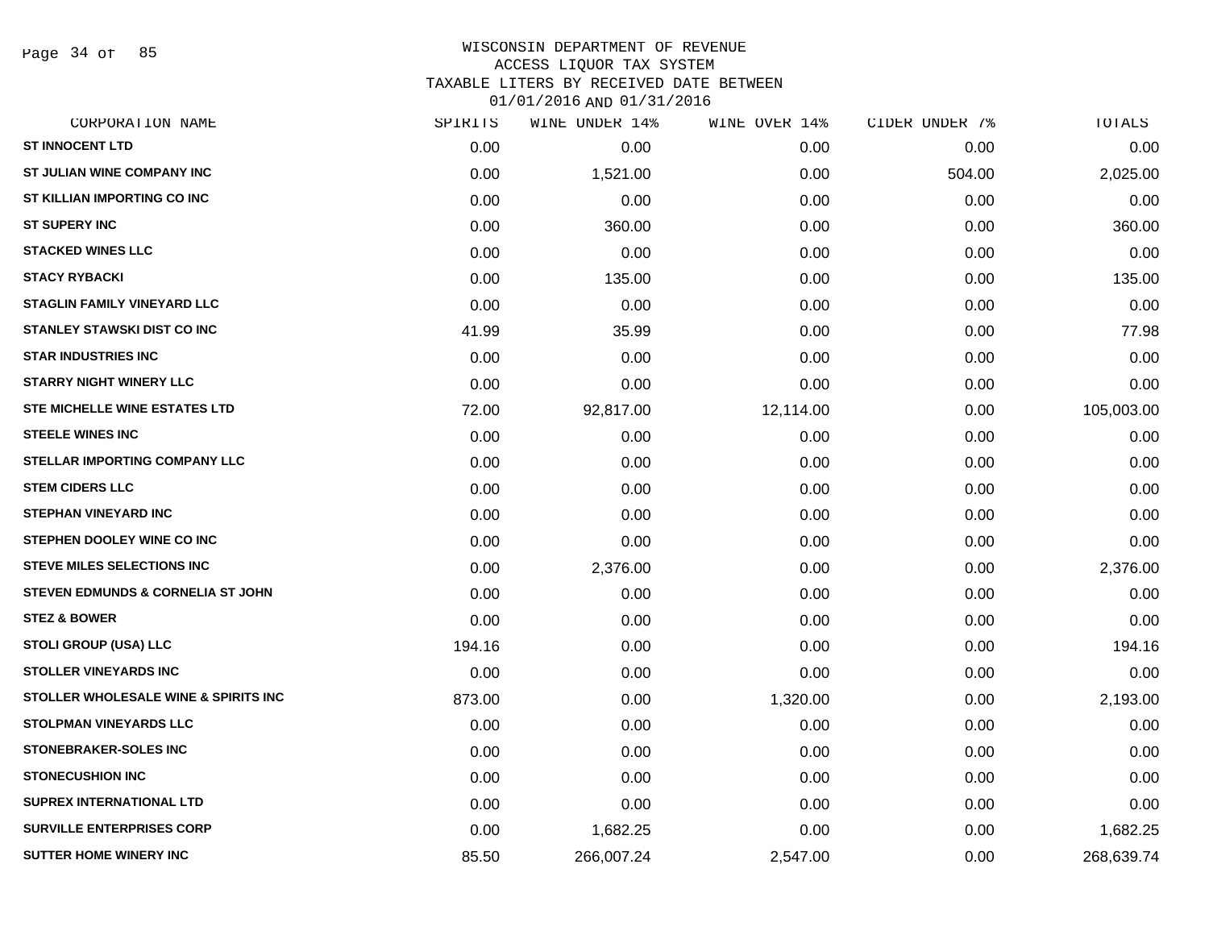# WISCONSIN DEPARTMENT OF REVENUE
## ACCESS LIQUOR TAX SYSTEM
## TAXABLE LITERS BY RECEIVED DATE BETWEEN 01/01/2016 AND 01/31/2016

| CORPORATION NAME | SPIRITS | WINE UNDER 14% | WINE OVER 14% | CIDER UNDER 7% | TOTALS |
|---|---|---|---|---|---|
| ST INNOCENT LTD | 0.00 | 0.00 | 0.00 | 0.00 | 0.00 |
| ST JULIAN WINE COMPANY INC | 0.00 | 1,521.00 | 0.00 | 504.00 | 2,025.00 |
| ST KILLIAN IMPORTING CO INC | 0.00 | 0.00 | 0.00 | 0.00 | 0.00 |
| ST SUPERY INC | 0.00 | 360.00 | 0.00 | 0.00 | 360.00 |
| STACKED WINES LLC | 0.00 | 0.00 | 0.00 | 0.00 | 0.00 |
| STACY RYBACKI | 0.00 | 135.00 | 0.00 | 0.00 | 135.00 |
| STAGLIN FAMILY VINEYARD LLC | 0.00 | 0.00 | 0.00 | 0.00 | 0.00 |
| STANLEY STAWSKI DIST CO INC | 41.99 | 35.99 | 0.00 | 0.00 | 77.98 |
| STAR INDUSTRIES INC | 0.00 | 0.00 | 0.00 | 0.00 | 0.00 |
| STARRY NIGHT WINERY LLC | 0.00 | 0.00 | 0.00 | 0.00 | 0.00 |
| STE MICHELLE WINE ESTATES LTD | 72.00 | 92,817.00 | 12,114.00 | 0.00 | 105,003.00 |
| STEELE WINES INC | 0.00 | 0.00 | 0.00 | 0.00 | 0.00 |
| STELLAR IMPORTING COMPANY LLC | 0.00 | 0.00 | 0.00 | 0.00 | 0.00 |
| STEM CIDERS LLC | 0.00 | 0.00 | 0.00 | 0.00 | 0.00 |
| STEPHAN VINEYARD INC | 0.00 | 0.00 | 0.00 | 0.00 | 0.00 |
| STEPHEN DOOLEY WINE CO INC | 0.00 | 0.00 | 0.00 | 0.00 | 0.00 |
| STEVE MILES SELECTIONS INC | 0.00 | 2,376.00 | 0.00 | 0.00 | 2,376.00 |
| STEVEN EDMUNDS & CORNELIA ST JOHN | 0.00 | 0.00 | 0.00 | 0.00 | 0.00 |
| STEZ & BOWER | 0.00 | 0.00 | 0.00 | 0.00 | 0.00 |
| STOLI GROUP (USA) LLC | 194.16 | 0.00 | 0.00 | 0.00 | 194.16 |
| STOLLER VINEYARDS INC | 0.00 | 0.00 | 0.00 | 0.00 | 0.00 |
| STOLLER WHOLESALE WINE & SPIRITS INC | 873.00 | 0.00 | 1,320.00 | 0.00 | 2,193.00 |
| STOLPMAN VINEYARDS LLC | 0.00 | 0.00 | 0.00 | 0.00 | 0.00 |
| STONEBRAKER-SOLES INC | 0.00 | 0.00 | 0.00 | 0.00 | 0.00 |
| STONECUSHION INC | 0.00 | 0.00 | 0.00 | 0.00 | 0.00 |
| SUPREX INTERNATIONAL LTD | 0.00 | 0.00 | 0.00 | 0.00 | 0.00 |
| SURVILLE ENTERPRISES CORP | 0.00 | 1,682.25 | 0.00 | 0.00 | 1,682.25 |
| SUTTER HOME WINERY INC | 85.50 | 266,007.24 | 2,547.00 | 0.00 | 268,639.74 |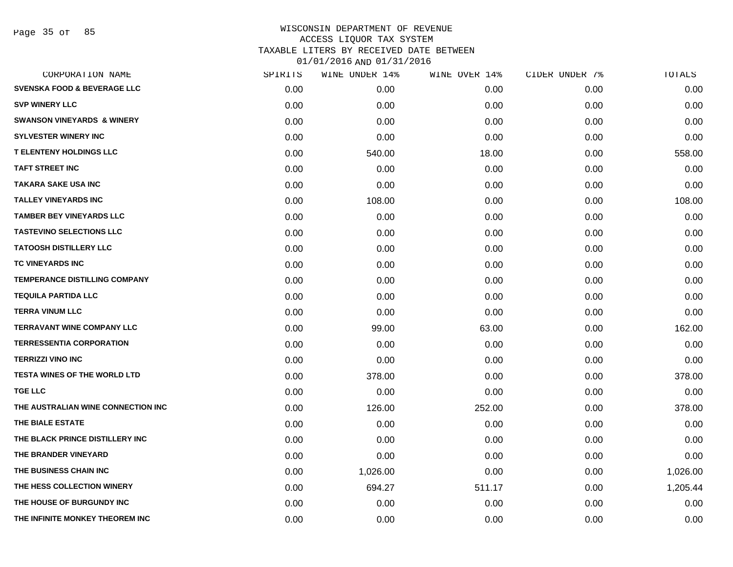WISCONSIN DEPARTMENT OF REVENUE
ACCESS LIQUOR TAX SYSTEM
TAXABLE LITERS BY RECEIVED DATE BETWEEN
01/01/2016 AND 01/31/2016

| CORPORATION NAME | SPIRITS | WINE UNDER 14% | WINE OVER 14% | CIDER UNDER 7% | TOTALS |
|---|---|---|---|---|---|
| SVENSKA FOOD & BEVERAGE LLC | 0.00 | 0.00 | 0.00 | 0.00 | 0.00 |
| SVP WINERY LLC | 0.00 | 0.00 | 0.00 | 0.00 | 0.00 |
| SWANSON VINEYARDS & WINERY | 0.00 | 0.00 | 0.00 | 0.00 | 0.00 |
| SYLVESTER WINERY INC | 0.00 | 0.00 | 0.00 | 0.00 | 0.00 |
| T ELENTENY HOLDINGS LLC | 0.00 | 540.00 | 18.00 | 0.00 | 558.00 |
| TAFT STREET INC | 0.00 | 0.00 | 0.00 | 0.00 | 0.00 |
| TAKARA SAKE USA INC | 0.00 | 0.00 | 0.00 | 0.00 | 0.00 |
| TALLEY VINEYARDS INC | 0.00 | 108.00 | 0.00 | 0.00 | 108.00 |
| TAMBER BEY VINEYARDS LLC | 0.00 | 0.00 | 0.00 | 0.00 | 0.00 |
| TASTEVINO SELECTIONS LLC | 0.00 | 0.00 | 0.00 | 0.00 | 0.00 |
| TATOOSH DISTILLERY LLC | 0.00 | 0.00 | 0.00 | 0.00 | 0.00 |
| TC VINEYARDS INC | 0.00 | 0.00 | 0.00 | 0.00 | 0.00 |
| TEMPERANCE DISTILLING COMPANY | 0.00 | 0.00 | 0.00 | 0.00 | 0.00 |
| TEQUILA PARTIDA LLC | 0.00 | 0.00 | 0.00 | 0.00 | 0.00 |
| TERRA VINUM LLC | 0.00 | 0.00 | 0.00 | 0.00 | 0.00 |
| TERRAVANT WINE COMPANY LLC | 0.00 | 99.00 | 63.00 | 0.00 | 162.00 |
| TERRESSENTIA CORPORATION | 0.00 | 0.00 | 0.00 | 0.00 | 0.00 |
| TERRIZZI VINO INC | 0.00 | 0.00 | 0.00 | 0.00 | 0.00 |
| TESTA WINES OF THE WORLD LTD | 0.00 | 378.00 | 0.00 | 0.00 | 378.00 |
| TGE LLC | 0.00 | 0.00 | 0.00 | 0.00 | 0.00 |
| THE AUSTRALIAN WINE CONNECTION INC | 0.00 | 126.00 | 252.00 | 0.00 | 378.00 |
| THE BIALE ESTATE | 0.00 | 0.00 | 0.00 | 0.00 | 0.00 |
| THE BLACK PRINCE DISTILLERY INC | 0.00 | 0.00 | 0.00 | 0.00 | 0.00 |
| THE BRANDER VINEYARD | 0.00 | 0.00 | 0.00 | 0.00 | 0.00 |
| THE BUSINESS CHAIN INC | 0.00 | 1,026.00 | 0.00 | 0.00 | 1,026.00 |
| THE HESS COLLECTION WINERY | 0.00 | 694.27 | 511.17 | 0.00 | 1,205.44 |
| THE HOUSE OF BURGUNDY INC | 0.00 | 0.00 | 0.00 | 0.00 | 0.00 |
| THE INFINITE MONKEY THEOREM INC | 0.00 | 0.00 | 0.00 | 0.00 | 0.00 |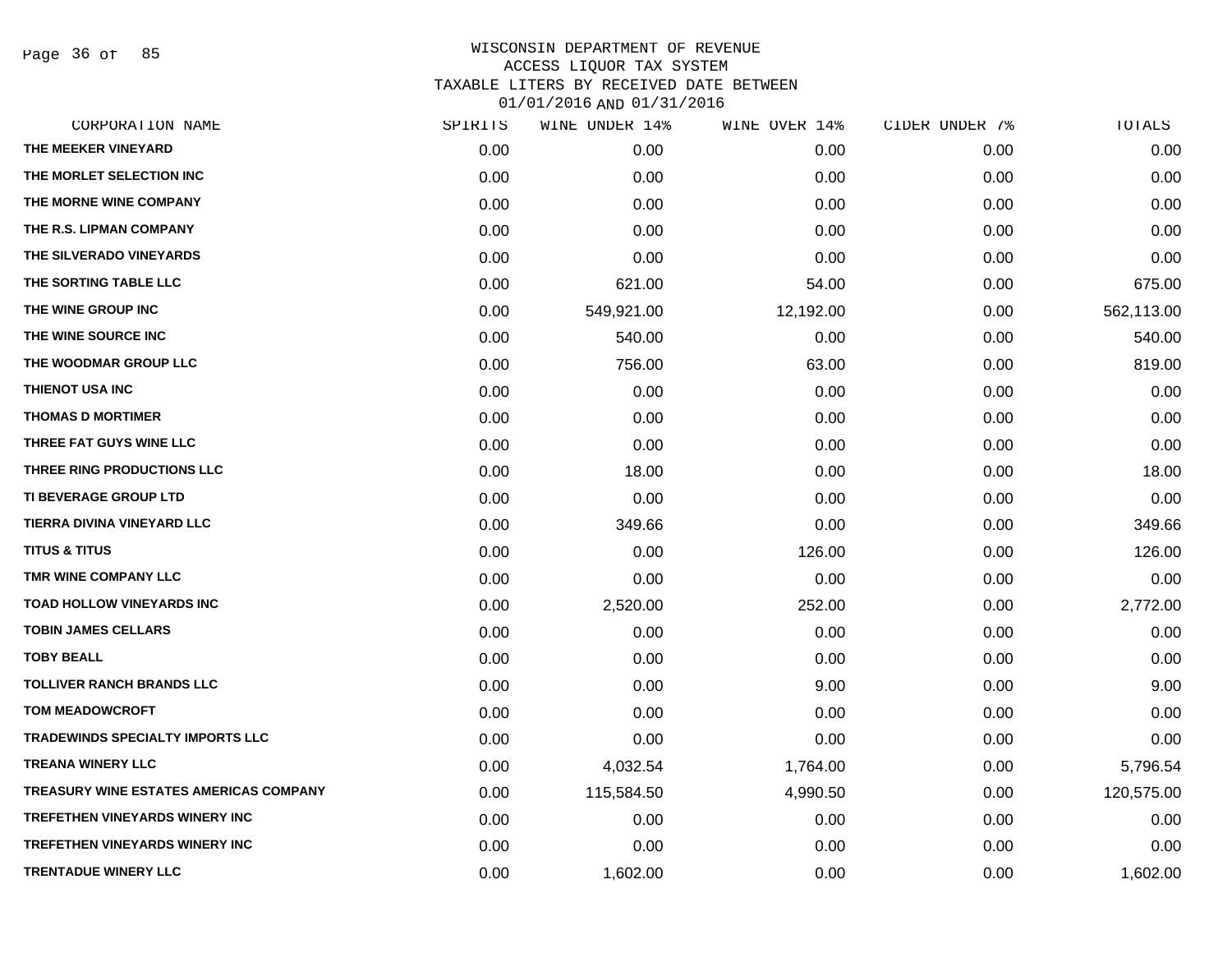WISCONSIN DEPARTMENT OF REVENUE
ACCESS LIQUOR TAX SYSTEM
TAXABLE LITERS BY RECEIVED DATE BETWEEN
01/01/2016 AND 01/31/2016

| CORPORATION NAME | SPIRITS | WINE UNDER 14% | WINE OVER 14% | CIDER UNDER 7% | TOTALS |
|---|---|---|---|---|---|
| THE MEEKER VINEYARD | 0.00 | 0.00 | 0.00 | 0.00 | 0.00 |
| THE MORLET SELECTION INC | 0.00 | 0.00 | 0.00 | 0.00 | 0.00 |
| THE MORNE WINE COMPANY | 0.00 | 0.00 | 0.00 | 0.00 | 0.00 |
| THE R.S. LIPMAN COMPANY | 0.00 | 0.00 | 0.00 | 0.00 | 0.00 |
| THE SILVERADO VINEYARDS | 0.00 | 0.00 | 0.00 | 0.00 | 0.00 |
| THE SORTING TABLE LLC | 0.00 | 621.00 | 54.00 | 0.00 | 675.00 |
| THE WINE GROUP INC | 0.00 | 549,921.00 | 12,192.00 | 0.00 | 562,113.00 |
| THE WINE SOURCE INC | 0.00 | 540.00 | 0.00 | 0.00 | 540.00 |
| THE WOODMAR GROUP LLC | 0.00 | 756.00 | 63.00 | 0.00 | 819.00 |
| THIENOT USA INC | 0.00 | 0.00 | 0.00 | 0.00 | 0.00 |
| THOMAS D MORTIMER | 0.00 | 0.00 | 0.00 | 0.00 | 0.00 |
| THREE FAT GUYS WINE LLC | 0.00 | 0.00 | 0.00 | 0.00 | 0.00 |
| THREE RING PRODUCTIONS LLC | 0.00 | 18.00 | 0.00 | 0.00 | 18.00 |
| TI BEVERAGE GROUP LTD | 0.00 | 0.00 | 0.00 | 0.00 | 0.00 |
| TIERRA DIVINA VINEYARD LLC | 0.00 | 349.66 | 0.00 | 0.00 | 349.66 |
| TITUS & TITUS | 0.00 | 0.00 | 126.00 | 0.00 | 126.00 |
| TMR WINE COMPANY LLC | 0.00 | 0.00 | 0.00 | 0.00 | 0.00 |
| TOAD HOLLOW VINEYARDS INC | 0.00 | 2,520.00 | 252.00 | 0.00 | 2,772.00 |
| TOBIN JAMES CELLARS | 0.00 | 0.00 | 0.00 | 0.00 | 0.00 |
| TOBY BEALL | 0.00 | 0.00 | 0.00 | 0.00 | 0.00 |
| TOLLIVER RANCH BRANDS LLC | 0.00 | 0.00 | 9.00 | 0.00 | 9.00 |
| TOM MEADOWCROFT | 0.00 | 0.00 | 0.00 | 0.00 | 0.00 |
| TRADEWINDS SPECIALTY IMPORTS LLC | 0.00 | 0.00 | 0.00 | 0.00 | 0.00 |
| TREANA WINERY LLC | 0.00 | 4,032.54 | 1,764.00 | 0.00 | 5,796.54 |
| TREASURY WINE ESTATES AMERICAS COMPANY | 0.00 | 115,584.50 | 4,990.50 | 0.00 | 120,575.00 |
| TREFETHEN VINEYARDS WINERY INC | 0.00 | 0.00 | 0.00 | 0.00 | 0.00 |
| TREFETHEN VINEYARDS WINERY INC | 0.00 | 0.00 | 0.00 | 0.00 | 0.00 |
| TRENTADUE WINERY LLC | 0.00 | 1,602.00 | 0.00 | 0.00 | 1,602.00 |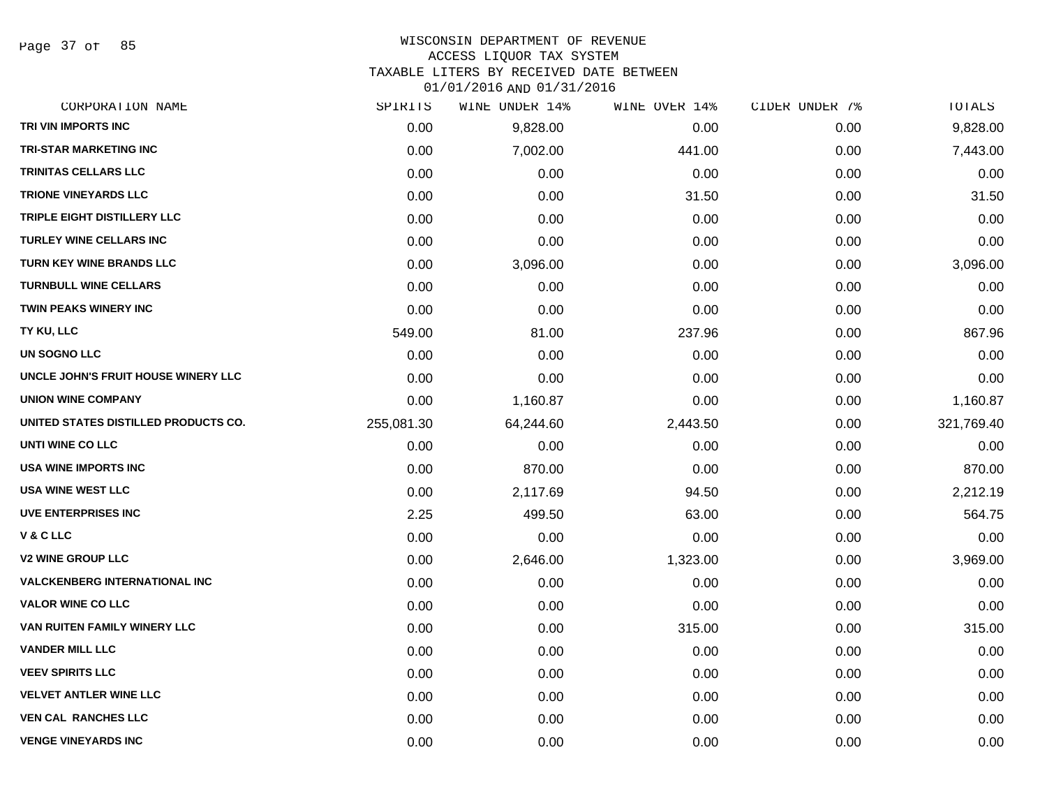# WISCONSIN DEPARTMENT OF REVENUE
## ACCESS LIQUOR TAX SYSTEM
## TAXABLE LITERS BY RECEIVED DATE BETWEEN 01/01/2016 AND 01/31/2016

| CORPORATION NAME | SPIRITS | WINE UNDER 14% | WINE OVER 14% | CIDER UNDER 7% | TOTALS |
|---|---|---|---|---|---|
| TRI VIN IMPORTS INC | 0.00 | 9,828.00 | 0.00 | 0.00 | 9,828.00 |
| TRI-STAR MARKETING INC | 0.00 | 7,002.00 | 441.00 | 0.00 | 7,443.00 |
| TRINITAS CELLARS LLC | 0.00 | 0.00 | 0.00 | 0.00 | 0.00 |
| TRIONE VINEYARDS LLC | 0.00 | 0.00 | 31.50 | 0.00 | 31.50 |
| TRIPLE EIGHT DISTILLERY LLC | 0.00 | 0.00 | 0.00 | 0.00 | 0.00 |
| TURLEY WINE CELLARS INC | 0.00 | 0.00 | 0.00 | 0.00 | 0.00 |
| TURN KEY WINE BRANDS LLC | 0.00 | 3,096.00 | 0.00 | 0.00 | 3,096.00 |
| TURNBULL WINE CELLARS | 0.00 | 0.00 | 0.00 | 0.00 | 0.00 |
| TWIN PEAKS WINERY INC | 0.00 | 0.00 | 0.00 | 0.00 | 0.00 |
| TY KU, LLC | 549.00 | 81.00 | 237.96 | 0.00 | 867.96 |
| UN SOGNO LLC | 0.00 | 0.00 | 0.00 | 0.00 | 0.00 |
| UNCLE JOHN'S FRUIT HOUSE WINERY LLC | 0.00 | 0.00 | 0.00 | 0.00 | 0.00 |
| UNION WINE COMPANY | 0.00 | 1,160.87 | 0.00 | 0.00 | 1,160.87 |
| UNITED STATES DISTILLED PRODUCTS CO. | 255,081.30 | 64,244.60 | 2,443.50 | 0.00 | 321,769.40 |
| UNTI WINE CO LLC | 0.00 | 0.00 | 0.00 | 0.00 | 0.00 |
| USA WINE IMPORTS INC | 0.00 | 870.00 | 0.00 | 0.00 | 870.00 |
| USA WINE WEST LLC | 0.00 | 2,117.69 | 94.50 | 0.00 | 2,212.19 |
| UVE ENTERPRISES INC | 2.25 | 499.50 | 63.00 | 0.00 | 564.75 |
| V & C LLC | 0.00 | 0.00 | 0.00 | 0.00 | 0.00 |
| V2 WINE GROUP LLC | 0.00 | 2,646.00 | 1,323.00 | 0.00 | 3,969.00 |
| VALCKENBERG INTERNATIONAL INC | 0.00 | 0.00 | 0.00 | 0.00 | 0.00 |
| VALOR WINE CO LLC | 0.00 | 0.00 | 0.00 | 0.00 | 0.00 |
| VAN RUITEN FAMILY WINERY LLC | 0.00 | 0.00 | 315.00 | 0.00 | 315.00 |
| VANDER MILL LLC | 0.00 | 0.00 | 0.00 | 0.00 | 0.00 |
| VEEV SPIRITS LLC | 0.00 | 0.00 | 0.00 | 0.00 | 0.00 |
| VELVET ANTLER WINE LLC | 0.00 | 0.00 | 0.00 | 0.00 | 0.00 |
| VEN CAL RANCHES LLC | 0.00 | 0.00 | 0.00 | 0.00 | 0.00 |
| VENGE VINEYARDS INC | 0.00 | 0.00 | 0.00 | 0.00 | 0.00 |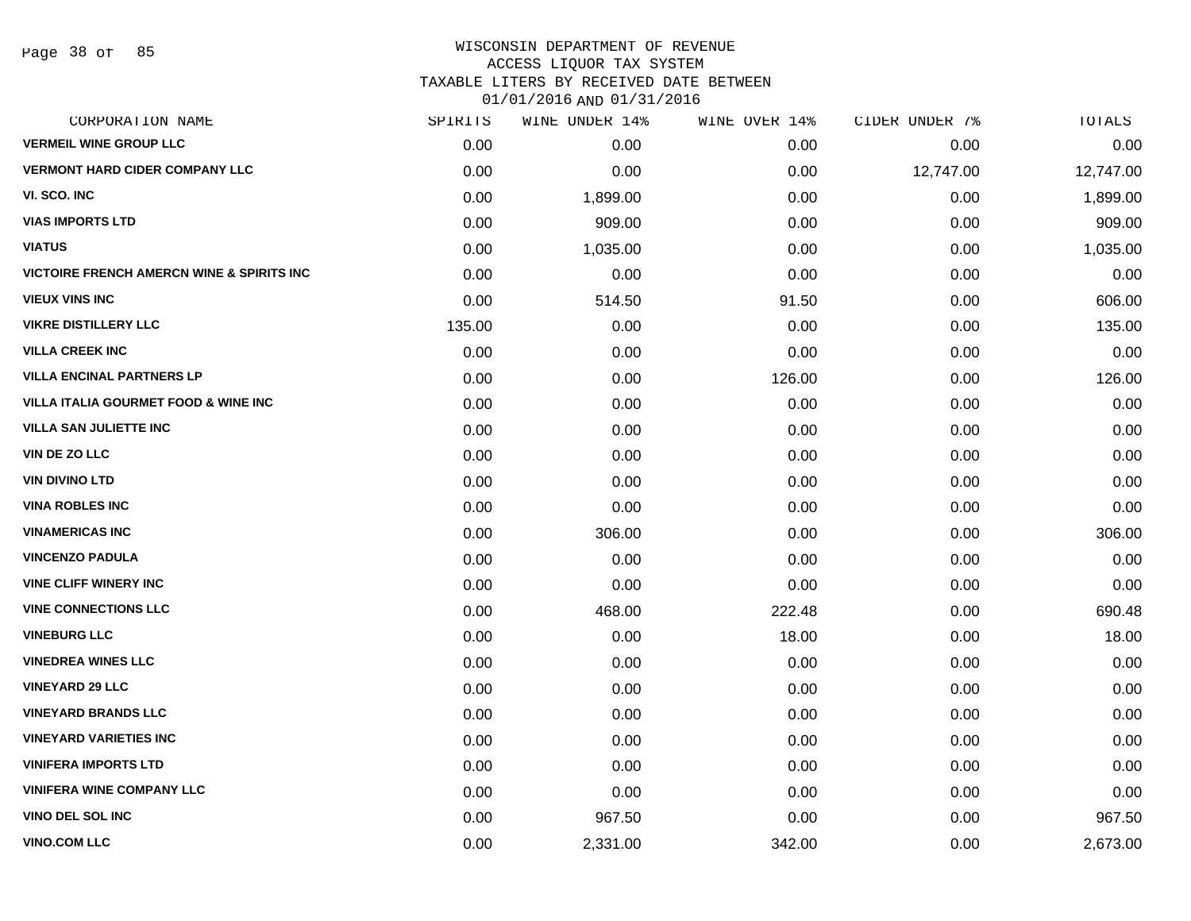# WISCONSIN DEPARTMENT OF REVENUE
## ACCESS LIQUOR TAX SYSTEM
### TAXABLE LITERS BY RECEIVED DATE BETWEEN 01/01/2016 AND 01/31/2016

| CORPORATION NAME | SPIRITS | WINE UNDER 14% | WINE OVER 14% | CIDER UNDER 7% | TOTALS |
|---|---|---|---|---|---|
| VERMEIL WINE GROUP LLC | 0.00 | 0.00 | 0.00 | 0.00 | 0.00 |
| VERMONT HARD CIDER COMPANY LLC | 0.00 | 0.00 | 0.00 | 12,747.00 | 12,747.00 |
| VI. SCO. INC | 0.00 | 1,899.00 | 0.00 | 0.00 | 1,899.00 |
| VIAS IMPORTS LTD | 0.00 | 909.00 | 0.00 | 0.00 | 909.00 |
| VIATUS | 0.00 | 1,035.00 | 0.00 | 0.00 | 1,035.00 |
| VICTOIRE FRENCH AMERCN WINE & SPIRITS INC | 0.00 | 0.00 | 0.00 | 0.00 | 0.00 |
| VIEUX VINS INC | 0.00 | 514.50 | 91.50 | 0.00 | 606.00 |
| VIKRE DISTILLERY LLC | 135.00 | 0.00 | 0.00 | 0.00 | 135.00 |
| VILLA CREEK INC | 0.00 | 0.00 | 0.00 | 0.00 | 0.00 |
| VILLA ENCINAL PARTNERS LP | 0.00 | 0.00 | 126.00 | 0.00 | 126.00 |
| VILLA ITALIA GOURMET FOOD & WINE INC | 0.00 | 0.00 | 0.00 | 0.00 | 0.00 |
| VILLA SAN JULIETTE INC | 0.00 | 0.00 | 0.00 | 0.00 | 0.00 |
| VIN DE ZO LLC | 0.00 | 0.00 | 0.00 | 0.00 | 0.00 |
| VIN DIVINO LTD | 0.00 | 0.00 | 0.00 | 0.00 | 0.00 |
| VINA ROBLES INC | 0.00 | 0.00 | 0.00 | 0.00 | 0.00 |
| VINAMERICAS INC | 0.00 | 306.00 | 0.00 | 0.00 | 306.00 |
| VINCENZO PADULA | 0.00 | 0.00 | 0.00 | 0.00 | 0.00 |
| VINE CLIFF WINERY INC | 0.00 | 0.00 | 0.00 | 0.00 | 0.00 |
| VINE CONNECTIONS LLC | 0.00 | 468.00 | 222.48 | 0.00 | 690.48 |
| VINEBURG LLC | 0.00 | 0.00 | 18.00 | 0.00 | 18.00 |
| VINEDREA WINES LLC | 0.00 | 0.00 | 0.00 | 0.00 | 0.00 |
| VINEYARD 29 LLC | 0.00 | 0.00 | 0.00 | 0.00 | 0.00 |
| VINEYARD BRANDS LLC | 0.00 | 0.00 | 0.00 | 0.00 | 0.00 |
| VINEYARD VARIETIES INC | 0.00 | 0.00 | 0.00 | 0.00 | 0.00 |
| VINIFERA IMPORTS LTD | 0.00 | 0.00 | 0.00 | 0.00 | 0.00 |
| VINIFERA WINE COMPANY LLC | 0.00 | 0.00 | 0.00 | 0.00 | 0.00 |
| VINO DEL SOL INC | 0.00 | 967.50 | 0.00 | 0.00 | 967.50 |
| VINO.COM LLC | 0.00 | 2,331.00 | 342.00 | 0.00 | 2,673.00 |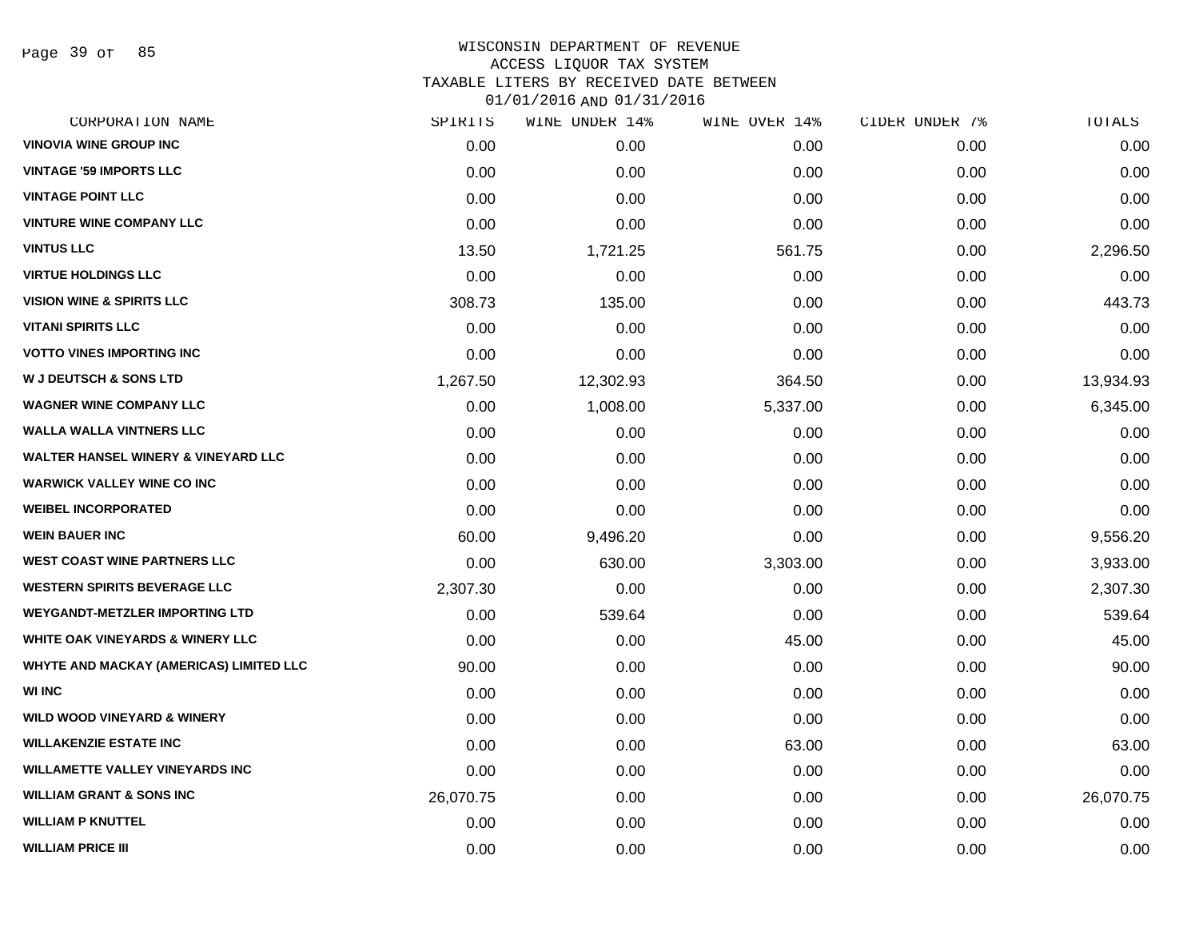WISCONSIN DEPARTMENT OF REVENUE
ACCESS LIQUOR TAX SYSTEM
TAXABLE LITERS BY RECEIVED DATE BETWEEN
01/01/2016 AND 01/31/2016

| CORPORATION NAME | SPIRITS | WINE UNDER 14% | WINE OVER 14% | CIDER UNDER 7% | TOTALS |
|---|---|---|---|---|---|
| VINOVIA WINE GROUP INC | 0.00 | 0.00 | 0.00 | 0.00 | 0.00 |
| VINTAGE '59 IMPORTS LLC | 0.00 | 0.00 | 0.00 | 0.00 | 0.00 |
| VINTAGE POINT LLC | 0.00 | 0.00 | 0.00 | 0.00 | 0.00 |
| VINTURE WINE COMPANY LLC | 0.00 | 0.00 | 0.00 | 0.00 | 0.00 |
| VINTUS LLC | 13.50 | 1,721.25 | 561.75 | 0.00 | 2,296.50 |
| VIRTUE HOLDINGS LLC | 0.00 | 0.00 | 0.00 | 0.00 | 0.00 |
| VISION WINE & SPIRITS LLC | 308.73 | 135.00 | 0.00 | 0.00 | 443.73 |
| VITANI SPIRITS LLC | 0.00 | 0.00 | 0.00 | 0.00 | 0.00 |
| VOTTO VINES IMPORTING INC | 0.00 | 0.00 | 0.00 | 0.00 | 0.00 |
| W J DEUTSCH & SONS LTD | 1,267.50 | 12,302.93 | 364.50 | 0.00 | 13,934.93 |
| WAGNER WINE COMPANY LLC | 0.00 | 1,008.00 | 5,337.00 | 0.00 | 6,345.00 |
| WALLA WALLA VINTNERS LLC | 0.00 | 0.00 | 0.00 | 0.00 | 0.00 |
| WALTER HANSEL WINERY & VINEYARD LLC | 0.00 | 0.00 | 0.00 | 0.00 | 0.00 |
| WARWICK VALLEY WINE CO INC | 0.00 | 0.00 | 0.00 | 0.00 | 0.00 |
| WEIBEL INCORPORATED | 0.00 | 0.00 | 0.00 | 0.00 | 0.00 |
| WEIN BAUER INC | 60.00 | 9,496.20 | 0.00 | 0.00 | 9,556.20 |
| WEST COAST WINE PARTNERS LLC | 0.00 | 630.00 | 3,303.00 | 0.00 | 3,933.00 |
| WESTERN SPIRITS BEVERAGE LLC | 2,307.30 | 0.00 | 0.00 | 0.00 | 2,307.30 |
| WEYGANDT-METZLER IMPORTING LTD | 0.00 | 539.64 | 0.00 | 0.00 | 539.64 |
| WHITE OAK VINEYARDS & WINERY LLC | 0.00 | 0.00 | 45.00 | 0.00 | 45.00 |
| WHYTE AND MACKAY (AMERICAS) LIMITED LLC | 90.00 | 0.00 | 0.00 | 0.00 | 90.00 |
| WI INC | 0.00 | 0.00 | 0.00 | 0.00 | 0.00 |
| WILD WOOD VINEYARD & WINERY | 0.00 | 0.00 | 0.00 | 0.00 | 0.00 |
| WILLAKENZIE ESTATE INC | 0.00 | 0.00 | 63.00 | 0.00 | 63.00 |
| WILLAMETTE VALLEY VINEYARDS INC | 0.00 | 0.00 | 0.00 | 0.00 | 0.00 |
| WILLIAM GRANT & SONS INC | 26,070.75 | 0.00 | 0.00 | 0.00 | 26,070.75 |
| WILLIAM P KNUTTEL | 0.00 | 0.00 | 0.00 | 0.00 | 0.00 |
| WILLIAM PRICE III | 0.00 | 0.00 | 0.00 | 0.00 | 0.00 |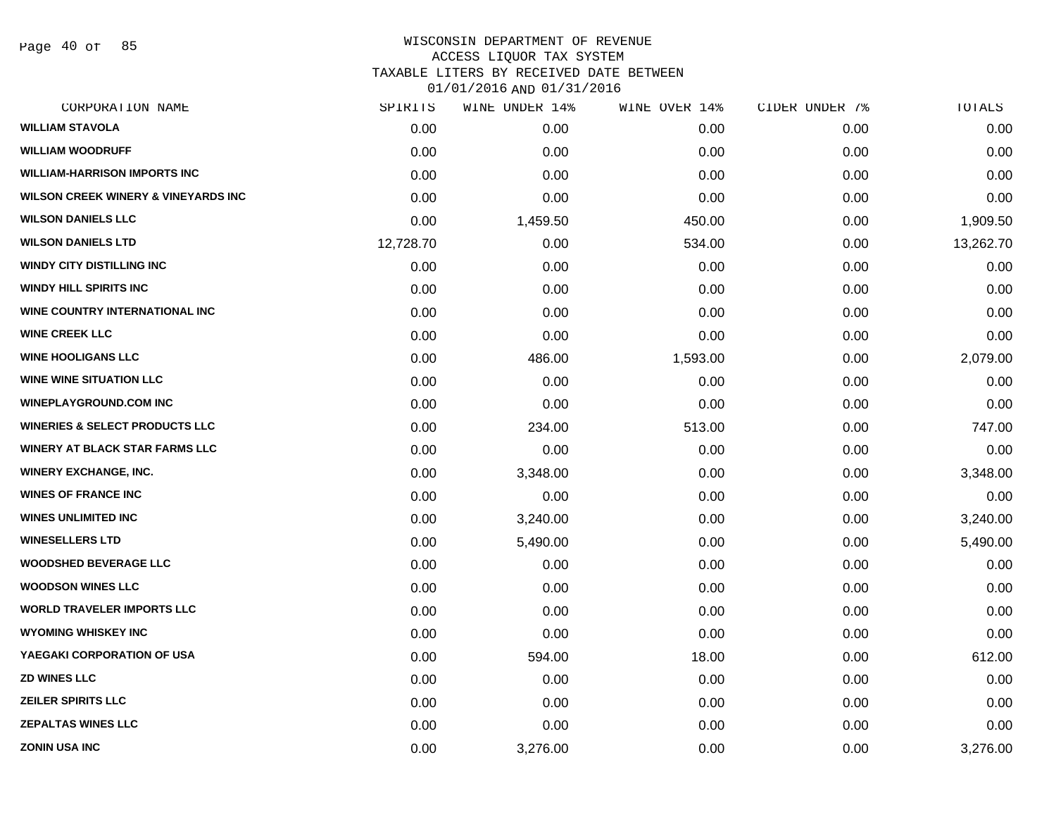WISCONSIN DEPARTMENT OF REVENUE
ACCESS LIQUOR TAX SYSTEM
TAXABLE LITERS BY RECEIVED DATE BETWEEN
01/01/2016 AND 01/31/2016

| CORPORATION NAME | SPIRITS | WINE UNDER 14% | WINE OVER 14% | CIDER UNDER 7% | TOTALS |
|---|---|---|---|---|---|
| WILLIAM STAVOLA | 0.00 | 0.00 | 0.00 | 0.00 | 0.00 |
| WILLIAM WOODRUFF | 0.00 | 0.00 | 0.00 | 0.00 | 0.00 |
| WILLIAM-HARRISON IMPORTS INC | 0.00 | 0.00 | 0.00 | 0.00 | 0.00 |
| WILSON CREEK WINERY & VINEYARDS INC | 0.00 | 0.00 | 0.00 | 0.00 | 0.00 |
| WILSON DANIELS LLC | 0.00 | 1,459.50 | 450.00 | 0.00 | 1,909.50 |
| WILSON DANIELS LTD | 12,728.70 | 0.00 | 534.00 | 0.00 | 13,262.70 |
| WINDY CITY DISTILLING INC | 0.00 | 0.00 | 0.00 | 0.00 | 0.00 |
| WINDY HILL SPIRITS INC | 0.00 | 0.00 | 0.00 | 0.00 | 0.00 |
| WINE COUNTRY INTERNATIONAL INC | 0.00 | 0.00 | 0.00 | 0.00 | 0.00 |
| WINE CREEK LLC | 0.00 | 0.00 | 0.00 | 0.00 | 0.00 |
| WINE HOOLIGANS LLC | 0.00 | 486.00 | 1,593.00 | 0.00 | 2,079.00 |
| WINE WINE SITUATION LLC | 0.00 | 0.00 | 0.00 | 0.00 | 0.00 |
| WINEPLAYGROUND.COM INC | 0.00 | 0.00 | 0.00 | 0.00 | 0.00 |
| WINERIES & SELECT PRODUCTS LLC | 0.00 | 234.00 | 513.00 | 0.00 | 747.00 |
| WINERY AT BLACK STAR FARMS LLC | 0.00 | 0.00 | 0.00 | 0.00 | 0.00 |
| WINERY EXCHANGE, INC. | 0.00 | 3,348.00 | 0.00 | 0.00 | 3,348.00 |
| WINES OF FRANCE INC | 0.00 | 0.00 | 0.00 | 0.00 | 0.00 |
| WINES UNLIMITED INC | 0.00 | 3,240.00 | 0.00 | 0.00 | 3,240.00 |
| WINESELLERS LTD | 0.00 | 5,490.00 | 0.00 | 0.00 | 5,490.00 |
| WOODSHED BEVERAGE LLC | 0.00 | 0.00 | 0.00 | 0.00 | 0.00 |
| WOODSON WINES LLC | 0.00 | 0.00 | 0.00 | 0.00 | 0.00 |
| WORLD TRAVELER IMPORTS LLC | 0.00 | 0.00 | 0.00 | 0.00 | 0.00 |
| WYOMING WHISKEY INC | 0.00 | 0.00 | 0.00 | 0.00 | 0.00 |
| YAEGAKI CORPORATION OF USA | 0.00 | 594.00 | 18.00 | 0.00 | 612.00 |
| ZD WINES LLC | 0.00 | 0.00 | 0.00 | 0.00 | 0.00 |
| ZEILER SPIRITS LLC | 0.00 | 0.00 | 0.00 | 0.00 | 0.00 |
| ZEPALTAS WINES LLC | 0.00 | 0.00 | 0.00 | 0.00 | 0.00 |
| ZONIN USA INC | 0.00 | 3,276.00 | 0.00 | 0.00 | 3,276.00 |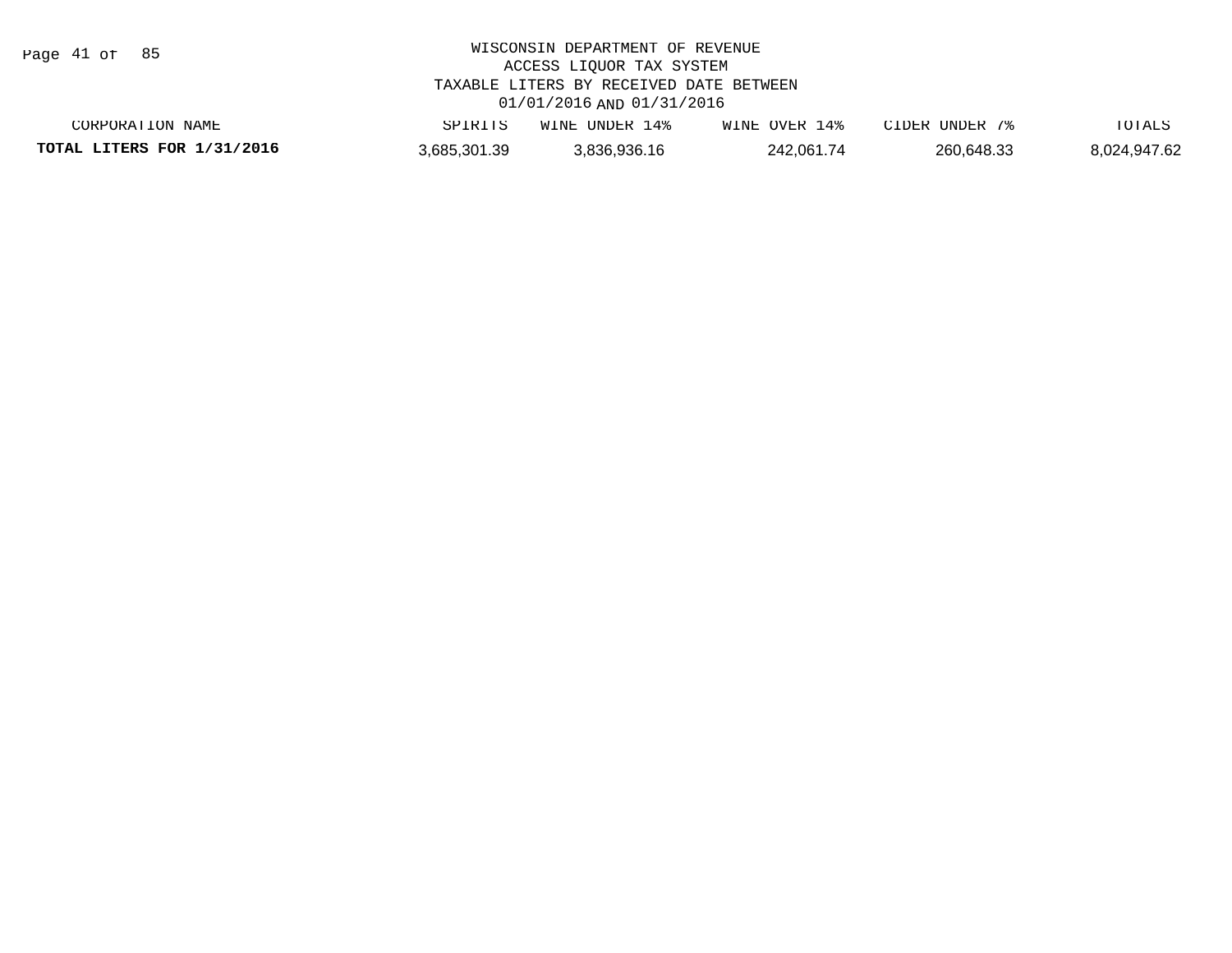WISCONSIN DEPARTMENT OF REVENUE
ACCESS LIQUOR TAX SYSTEM
TAXABLE LITERS BY RECEIVED DATE BETWEEN
01/01/2016 AND 01/31/2016

| CORPORATION NAME | SPIRITS | WINE UNDER 14% | WINE OVER 14% | CIDER UNDER 7% | TOTALS |
|---|---|---|---|---|---|
| **TOTAL LITERS FOR 1/31/2016** | 3,685,301.39 | 3,836,936.16 | 242,061.74 | 260,648.33 | 8,024,947.62 |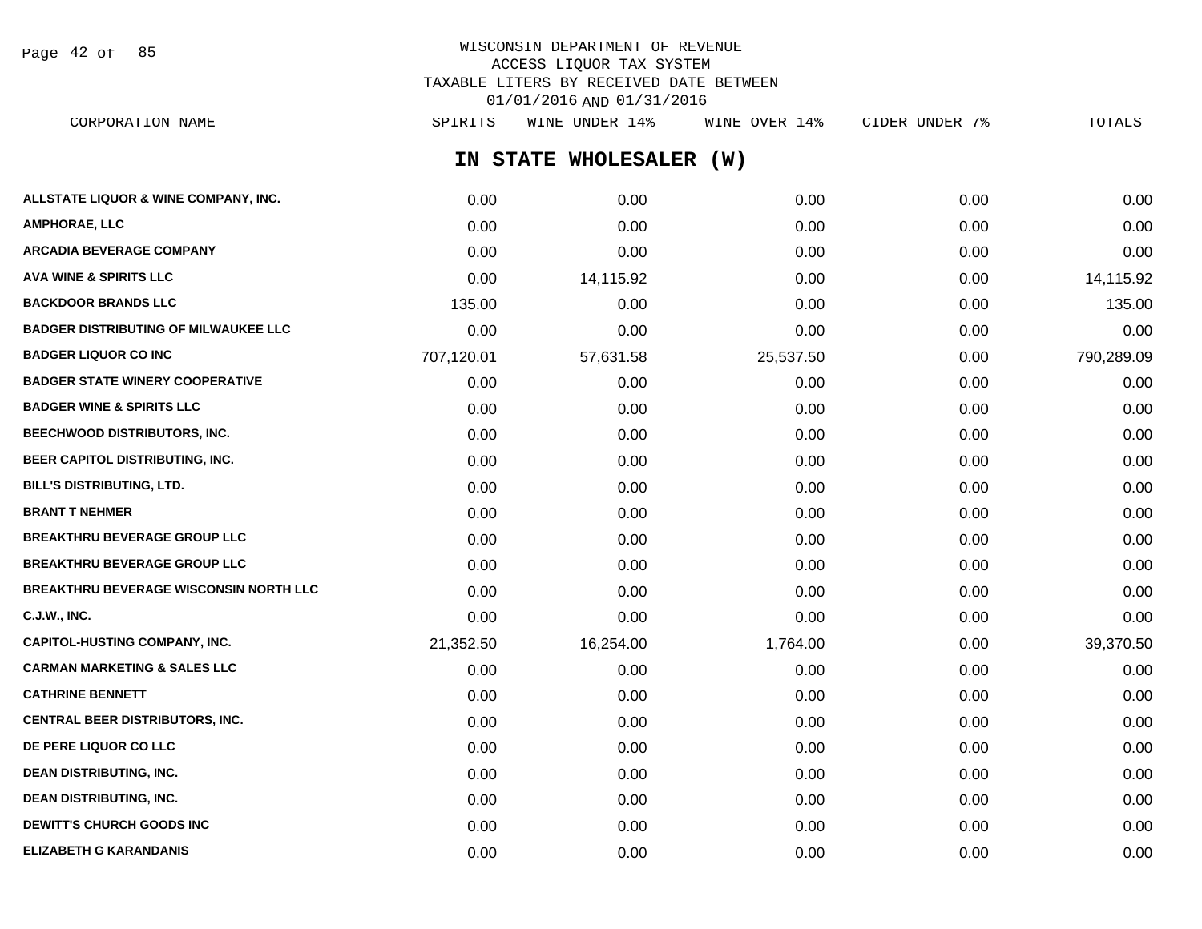WISCONSIN DEPARTMENT OF REVENUE
ACCESS LIQUOR TAX SYSTEM
TAXABLE LITERS BY RECEIVED DATE BETWEEN
01/01/2016 AND 01/31/2016

## IN STATE WHOLESALER (W)

| CORPORATION NAME | SPIRITS | WINE UNDER 14% | WINE OVER 14% | CIDER UNDER 7% | TOTALS |
|---|---|---|---|---|---|
| ALLSTATE LIQUOR & WINE COMPANY, INC. | 0.00 | 0.00 | 0.00 | 0.00 | 0.00 |
| AMPHORAE, LLC | 0.00 | 0.00 | 0.00 | 0.00 | 0.00 |
| ARCADIA BEVERAGE COMPANY | 0.00 | 0.00 | 0.00 | 0.00 | 0.00 |
| AVA WINE & SPIRITS LLC | 0.00 | 14,115.92 | 0.00 | 0.00 | 14,115.92 |
| BACKDOOR BRANDS LLC | 135.00 | 0.00 | 0.00 | 0.00 | 135.00 |
| BADGER DISTRIBUTING OF MILWAUKEE LLC | 0.00 | 0.00 | 0.00 | 0.00 | 0.00 |
| BADGER LIQUOR CO INC | 707,120.01 | 57,631.58 | 25,537.50 | 0.00 | 790,289.09 |
| BADGER STATE WINERY COOPERATIVE | 0.00 | 0.00 | 0.00 | 0.00 | 0.00 |
| BADGER WINE & SPIRITS LLC | 0.00 | 0.00 | 0.00 | 0.00 | 0.00 |
| BEECHWOOD DISTRIBUTORS, INC. | 0.00 | 0.00 | 0.00 | 0.00 | 0.00 |
| BEER CAPITOL DISTRIBUTING, INC. | 0.00 | 0.00 | 0.00 | 0.00 | 0.00 |
| BILL'S DISTRIBUTING, LTD. | 0.00 | 0.00 | 0.00 | 0.00 | 0.00 |
| BRANT T NEHMER | 0.00 | 0.00 | 0.00 | 0.00 | 0.00 |
| BREAKTHRU BEVERAGE GROUP LLC | 0.00 | 0.00 | 0.00 | 0.00 | 0.00 |
| BREAKTHRU BEVERAGE GROUP LLC | 0.00 | 0.00 | 0.00 | 0.00 | 0.00 |
| BREAKTHRU BEVERAGE WISCONSIN NORTH LLC | 0.00 | 0.00 | 0.00 | 0.00 | 0.00 |
| C.J.W., INC. | 0.00 | 0.00 | 0.00 | 0.00 | 0.00 |
| CAPITOL-HUSTING COMPANY, INC. | 21,352.50 | 16,254.00 | 1,764.00 | 0.00 | 39,370.50 |
| CARMAN MARKETING & SALES LLC | 0.00 | 0.00 | 0.00 | 0.00 | 0.00 |
| CATHRINE BENNETT | 0.00 | 0.00 | 0.00 | 0.00 | 0.00 |
| CENTRAL BEER DISTRIBUTORS, INC. | 0.00 | 0.00 | 0.00 | 0.00 | 0.00 |
| DE PERE LIQUOR CO LLC | 0.00 | 0.00 | 0.00 | 0.00 | 0.00 |
| DEAN DISTRIBUTING, INC. | 0.00 | 0.00 | 0.00 | 0.00 | 0.00 |
| DEAN DISTRIBUTING, INC. | 0.00 | 0.00 | 0.00 | 0.00 | 0.00 |
| DEWITT'S CHURCH GOODS INC | 0.00 | 0.00 | 0.00 | 0.00 | 0.00 |
| ELIZABETH G KARANDANIS | 0.00 | 0.00 | 0.00 | 0.00 | 0.00 |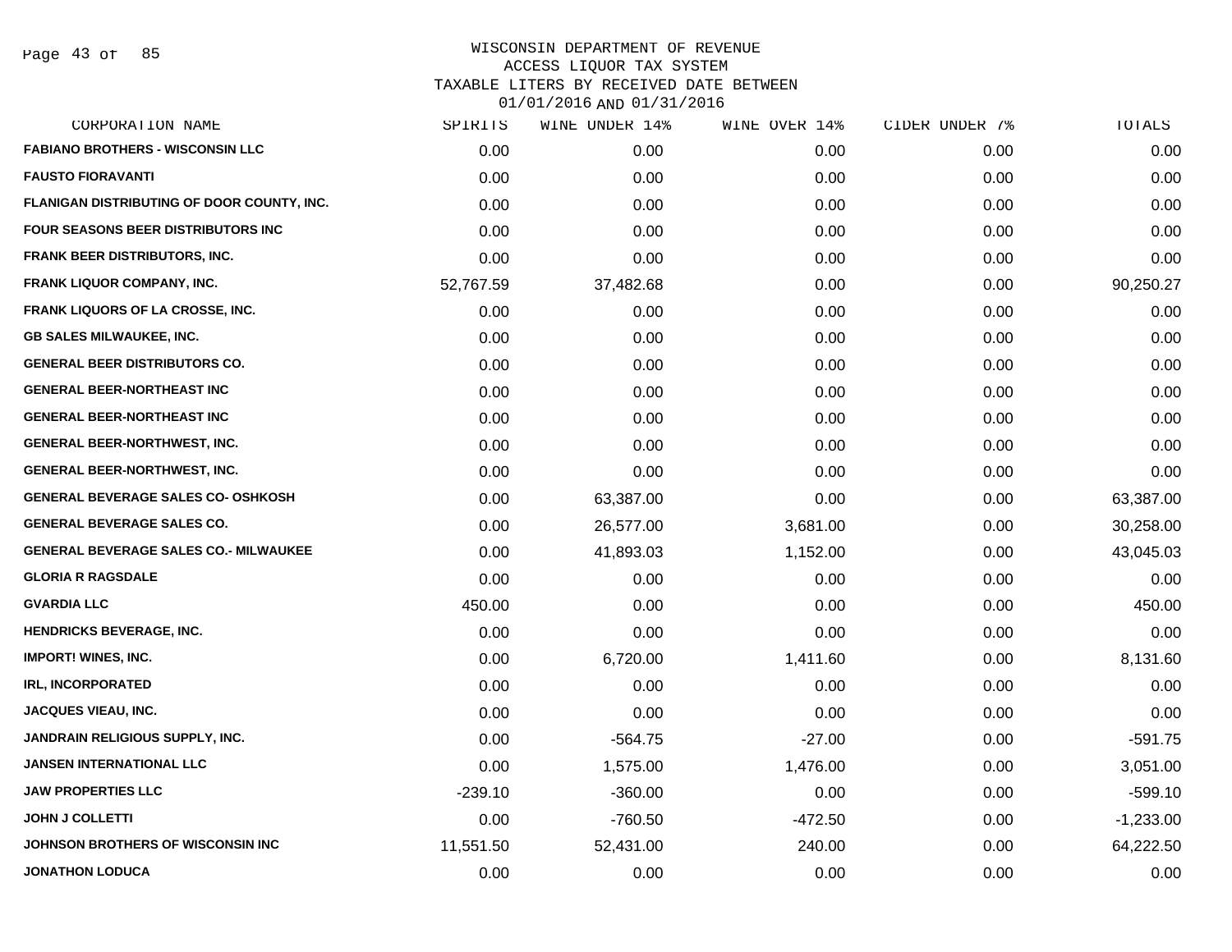# WISCONSIN DEPARTMENT OF REVENUE
## ACCESS LIQUOR TAX SYSTEM
## TAXABLE LITERS BY RECEIVED DATE BETWEEN 01/01/2016 AND 01/31/2016

| CORPORATION NAME | SPIRITS | WINE UNDER 14% | WINE OVER 14% | CIDER UNDER 7% | TOTALS |
|---|---|---|---|---|---|
| FABIANO BROTHERS - WISCONSIN LLC | 0.00 | 0.00 | 0.00 | 0.00 | 0.00 |
| FAUSTO FIORAVANTI | 0.00 | 0.00 | 0.00 | 0.00 | 0.00 |
| FLANIGAN DISTRIBUTING OF DOOR COUNTY, INC. | 0.00 | 0.00 | 0.00 | 0.00 | 0.00 |
| FOUR SEASONS BEER DISTRIBUTORS INC | 0.00 | 0.00 | 0.00 | 0.00 | 0.00 |
| FRANK BEER DISTRIBUTORS, INC. | 0.00 | 0.00 | 0.00 | 0.00 | 0.00 |
| FRANK LIQUOR COMPANY, INC. | 52,767.59 | 37,482.68 | 0.00 | 0.00 | 90,250.27 |
| FRANK LIQUORS OF LA CROSSE, INC. | 0.00 | 0.00 | 0.00 | 0.00 | 0.00 |
| GB SALES MILWAUKEE, INC. | 0.00 | 0.00 | 0.00 | 0.00 | 0.00 |
| GENERAL BEER DISTRIBUTORS CO. | 0.00 | 0.00 | 0.00 | 0.00 | 0.00 |
| GENERAL BEER-NORTHEAST INC | 0.00 | 0.00 | 0.00 | 0.00 | 0.00 |
| GENERAL BEER-NORTHEAST INC | 0.00 | 0.00 | 0.00 | 0.00 | 0.00 |
| GENERAL BEER-NORTHWEST, INC. | 0.00 | 0.00 | 0.00 | 0.00 | 0.00 |
| GENERAL BEER-NORTHWEST, INC. | 0.00 | 0.00 | 0.00 | 0.00 | 0.00 |
| GENERAL BEVERAGE SALES CO- OSHKOSH | 0.00 | 63,387.00 | 0.00 | 0.00 | 63,387.00 |
| GENERAL BEVERAGE SALES CO. | 0.00 | 26,577.00 | 3,681.00 | 0.00 | 30,258.00 |
| GENERAL BEVERAGE SALES CO.- MILWAUKEE | 0.00 | 41,893.03 | 1,152.00 | 0.00 | 43,045.03 |
| GLORIA R RAGSDALE | 0.00 | 0.00 | 0.00 | 0.00 | 0.00 |
| GVARDIA LLC | 450.00 | 0.00 | 0.00 | 0.00 | 450.00 |
| HENDRICKS BEVERAGE, INC. | 0.00 | 0.00 | 0.00 | 0.00 | 0.00 |
| IMPORT! WINES, INC. | 0.00 | 6,720.00 | 1,411.60 | 0.00 | 8,131.60 |
| IRL, INCORPORATED | 0.00 | 0.00 | 0.00 | 0.00 | 0.00 |
| JACQUES VIEAU, INC. | 0.00 | 0.00 | 0.00 | 0.00 | 0.00 |
| JANDRAIN RELIGIOUS SUPPLY, INC. | 0.00 | -564.75 | -27.00 | 0.00 | -591.75 |
| JANSEN INTERNATIONAL LLC | 0.00 | 1,575.00 | 1,476.00 | 0.00 | 3,051.00 |
| JAW PROPERTIES LLC | -239.10 | -360.00 | 0.00 | 0.00 | -599.10 |
| JOHN J COLLETTI | 0.00 | -760.50 | -472.50 | 0.00 | -1,233.00 |
| JOHNSON BROTHERS OF WISCONSIN INC | 11,551.50 | 52,431.00 | 240.00 | 0.00 | 64,222.50 |
| JONATHON LODUCA | 0.00 | 0.00 | 0.00 | 0.00 | 0.00 |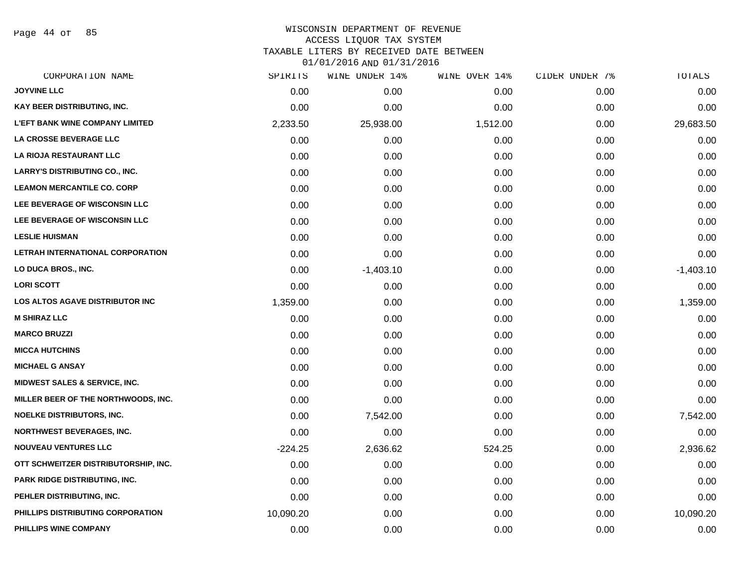WISCONSIN DEPARTMENT OF REVENUE
ACCESS LIQUOR TAX SYSTEM
TAXABLE LITERS BY RECEIVED DATE BETWEEN
01/01/2016 AND 01/31/2016

| CORPORATION NAME | SPIRITS | WINE UNDER 14% | WINE OVER 14% | CIDER UNDER 7% | TOTALS |
|---|---|---|---|---|---|
| JOYVINE LLC | 0.00 | 0.00 | 0.00 | 0.00 | 0.00 |
| KAY BEER DISTRIBUTING, INC. | 0.00 | 0.00 | 0.00 | 0.00 | 0.00 |
| L'EFT BANK WINE COMPANY LIMITED | 2,233.50 | 25,938.00 | 1,512.00 | 0.00 | 29,683.50 |
| LA CROSSE BEVERAGE LLC | 0.00 | 0.00 | 0.00 | 0.00 | 0.00 |
| LA RIOJA RESTAURANT LLC | 0.00 | 0.00 | 0.00 | 0.00 | 0.00 |
| LARRY'S DISTRIBUTING CO., INC. | 0.00 | 0.00 | 0.00 | 0.00 | 0.00 |
| LEAMON MERCANTILE CO. CORP | 0.00 | 0.00 | 0.00 | 0.00 | 0.00 |
| LEE BEVERAGE OF WISCONSIN LLC | 0.00 | 0.00 | 0.00 | 0.00 | 0.00 |
| LEE BEVERAGE OF WISCONSIN LLC | 0.00 | 0.00 | 0.00 | 0.00 | 0.00 |
| LESLIE HUISMAN | 0.00 | 0.00 | 0.00 | 0.00 | 0.00 |
| LETRAH INTERNATIONAL CORPORATION | 0.00 | 0.00 | 0.00 | 0.00 | 0.00 |
| LO DUCA BROS., INC. | 0.00 | -1,403.10 | 0.00 | 0.00 | -1,403.10 |
| LORI SCOTT | 0.00 | 0.00 | 0.00 | 0.00 | 0.00 |
| LOS ALTOS AGAVE DISTRIBUTOR INC | 1,359.00 | 0.00 | 0.00 | 0.00 | 1,359.00 |
| M SHIRAZ LLC | 0.00 | 0.00 | 0.00 | 0.00 | 0.00 |
| MARCO BRUZZI | 0.00 | 0.00 | 0.00 | 0.00 | 0.00 |
| MICCA HUTCHINS | 0.00 | 0.00 | 0.00 | 0.00 | 0.00 |
| MICHAEL G ANSAY | 0.00 | 0.00 | 0.00 | 0.00 | 0.00 |
| MIDWEST SALES & SERVICE, INC. | 0.00 | 0.00 | 0.00 | 0.00 | 0.00 |
| MILLER BEER OF THE NORTHWOODS, INC. | 0.00 | 0.00 | 0.00 | 0.00 | 0.00 |
| NOELKE DISTRIBUTORS, INC. | 0.00 | 7,542.00 | 0.00 | 0.00 | 7,542.00 |
| NORTHWEST BEVERAGES, INC. | 0.00 | 0.00 | 0.00 | 0.00 | 0.00 |
| NOUVEAU VENTURES LLC | -224.25 | 2,636.62 | 524.25 | 0.00 | 2,936.62 |
| OTT SCHWEITZER DISTRIBUTORSHIP, INC. | 0.00 | 0.00 | 0.00 | 0.00 | 0.00 |
| PARK RIDGE DISTRIBUTING, INC. | 0.00 | 0.00 | 0.00 | 0.00 | 0.00 |
| PEHLER DISTRIBUTING, INC. | 0.00 | 0.00 | 0.00 | 0.00 | 0.00 |
| PHILLIPS DISTRIBUTING CORPORATION | 10,090.20 | 0.00 | 0.00 | 0.00 | 10,090.20 |
| PHILLIPS WINE COMPANY | 0.00 | 0.00 | 0.00 | 0.00 | 0.00 |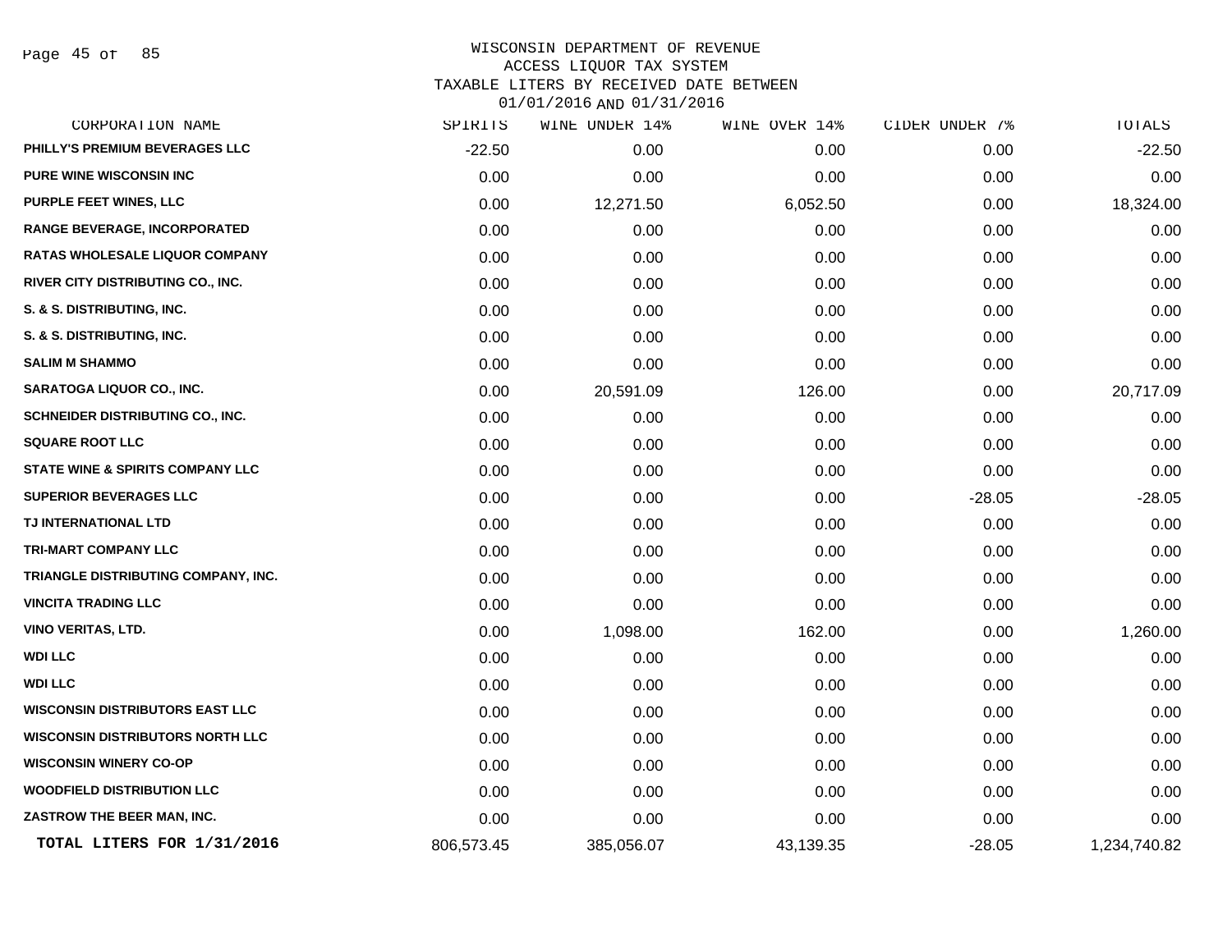WISCONSIN DEPARTMENT OF REVENUE
ACCESS LIQUOR TAX SYSTEM
TAXABLE LITERS BY RECEIVED DATE BETWEEN
01/01/2016 AND 01/31/2016

| CORPORATION NAME | SPIRITS | WINE UNDER 14% | WINE OVER 14% | CIDER UNDER 7% | TOTALS |
|---|---|---|---|---|---|
| PHILLY'S PREMIUM BEVERAGES LLC | -22.50 | 0.00 | 0.00 | 0.00 | -22.50 |
| PURE WINE WISCONSIN INC | 0.00 | 0.00 | 0.00 | 0.00 | 0.00 |
| PURPLE FEET WINES, LLC | 0.00 | 12,271.50 | 6,052.50 | 0.00 | 18,324.00 |
| RANGE BEVERAGE, INCORPORATED | 0.00 | 0.00 | 0.00 | 0.00 | 0.00 |
| RATAS WHOLESALE LIQUOR COMPANY | 0.00 | 0.00 | 0.00 | 0.00 | 0.00 |
| RIVER CITY DISTRIBUTING CO., INC. | 0.00 | 0.00 | 0.00 | 0.00 | 0.00 |
| S. & S. DISTRIBUTING, INC. | 0.00 | 0.00 | 0.00 | 0.00 | 0.00 |
| S. & S. DISTRIBUTING, INC. | 0.00 | 0.00 | 0.00 | 0.00 | 0.00 |
| SALIM M SHAMMO | 0.00 | 0.00 | 0.00 | 0.00 | 0.00 |
| SARATOGA LIQUOR CO., INC. | 0.00 | 20,591.09 | 126.00 | 0.00 | 20,717.09 |
| SCHNEIDER DISTRIBUTING CO., INC. | 0.00 | 0.00 | 0.00 | 0.00 | 0.00 |
| SQUARE ROOT LLC | 0.00 | 0.00 | 0.00 | 0.00 | 0.00 |
| STATE WINE & SPIRITS COMPANY LLC | 0.00 | 0.00 | 0.00 | 0.00 | 0.00 |
| SUPERIOR BEVERAGES LLC | 0.00 | 0.00 | 0.00 | -28.05 | -28.05 |
| TJ INTERNATIONAL LTD | 0.00 | 0.00 | 0.00 | 0.00 | 0.00 |
| TRI-MART COMPANY LLC | 0.00 | 0.00 | 0.00 | 0.00 | 0.00 |
| TRIANGLE DISTRIBUTING COMPANY, INC. | 0.00 | 0.00 | 0.00 | 0.00 | 0.00 |
| VINCITA TRADING LLC | 0.00 | 0.00 | 0.00 | 0.00 | 0.00 |
| VINO VERITAS, LTD. | 0.00 | 1,098.00 | 162.00 | 0.00 | 1,260.00 |
| WDI LLC | 0.00 | 0.00 | 0.00 | 0.00 | 0.00 |
| WDI LLC | 0.00 | 0.00 | 0.00 | 0.00 | 0.00 |
| WISCONSIN DISTRIBUTORS EAST LLC | 0.00 | 0.00 | 0.00 | 0.00 | 0.00 |
| WISCONSIN DISTRIBUTORS NORTH LLC | 0.00 | 0.00 | 0.00 | 0.00 | 0.00 |
| WISCONSIN WINERY CO-OP | 0.00 | 0.00 | 0.00 | 0.00 | 0.00 |
| WOODFIELD DISTRIBUTION LLC | 0.00 | 0.00 | 0.00 | 0.00 | 0.00 |
| ZASTROW THE BEER MAN, INC. | 0.00 | 0.00 | 0.00 | 0.00 | 0.00 |
| **TOTAL LITERS FOR 1/31/2016** | 806,573.45 | 385,056.07 | 43,139.35 | -28.05 | 1,234,740.82 |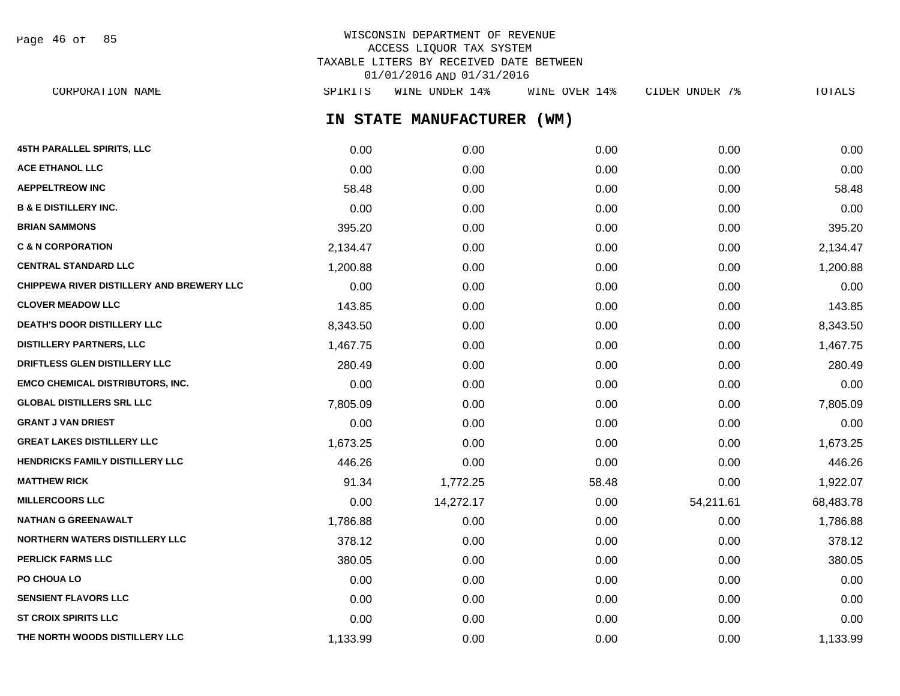WISCONSIN DEPARTMENT OF REVENUE
ACCESS LIQUOR TAX SYSTEM
TAXABLE LITERS BY RECEIVED DATE BETWEEN
01/01/2016 AND 01/31/2016

## IN STATE MANUFACTURER (WM)

| CORPORATION NAME | SPIRITS | WINE UNDER 14% | WINE OVER 14% | CIDER UNDER 7% | TOTALS |
|---|---|---|---|---|---|
| 45TH PARALLEL SPIRITS, LLC | 0.00 | 0.00 | 0.00 | 0.00 | 0.00 |
| ACE ETHANOL LLC | 0.00 | 0.00 | 0.00 | 0.00 | 0.00 |
| AEPPELTREOW INC | 58.48 | 0.00 | 0.00 | 0.00 | 58.48 |
| B & E DISTILLERY INC. | 0.00 | 0.00 | 0.00 | 0.00 | 0.00 |
| BRIAN SAMMONS | 395.20 | 0.00 | 0.00 | 0.00 | 395.20 |
| C & N CORPORATION | 2,134.47 | 0.00 | 0.00 | 0.00 | 2,134.47 |
| CENTRAL STANDARD LLC | 1,200.88 | 0.00 | 0.00 | 0.00 | 1,200.88 |
| CHIPPEWA RIVER DISTILLERY AND BREWERY LLC | 0.00 | 0.00 | 0.00 | 0.00 | 0.00 |
| CLOVER MEADOW LLC | 143.85 | 0.00 | 0.00 | 0.00 | 143.85 |
| DEATH'S DOOR DISTILLERY LLC | 8,343.50 | 0.00 | 0.00 | 0.00 | 8,343.50 |
| DISTILLERY PARTNERS, LLC | 1,467.75 | 0.00 | 0.00 | 0.00 | 1,467.75 |
| DRIFTLESS GLEN DISTILLERY LLC | 280.49 | 0.00 | 0.00 | 0.00 | 280.49 |
| EMCO CHEMICAL DISTRIBUTORS, INC. | 0.00 | 0.00 | 0.00 | 0.00 | 0.00 |
| GLOBAL DISTILLERS SRL LLC | 7,805.09 | 0.00 | 0.00 | 0.00 | 7,805.09 |
| GRANT J VAN DRIEST | 0.00 | 0.00 | 0.00 | 0.00 | 0.00 |
| GREAT LAKES DISTILLERY LLC | 1,673.25 | 0.00 | 0.00 | 0.00 | 1,673.25 |
| HENDRICKS FAMILY DISTILLERY LLC | 446.26 | 0.00 | 0.00 | 0.00 | 446.26 |
| MATTHEW RICK | 91.34 | 1,772.25 | 58.48 | 0.00 | 1,922.07 |
| MILLERCOORS LLC | 0.00 | 14,272.17 | 0.00 | 54,211.61 | 68,483.78 |
| NATHAN G GREENAWALT | 1,786.88 | 0.00 | 0.00 | 0.00 | 1,786.88 |
| NORTHERN WATERS DISTILLERY LLC | 378.12 | 0.00 | 0.00 | 0.00 | 378.12 |
| PERLICK FARMS LLC | 380.05 | 0.00 | 0.00 | 0.00 | 380.05 |
| PO CHOUA LO | 0.00 | 0.00 | 0.00 | 0.00 | 0.00 |
| SENSIENT FLAVORS LLC | 0.00 | 0.00 | 0.00 | 0.00 | 0.00 |
| ST CROIX SPIRITS LLC | 0.00 | 0.00 | 0.00 | 0.00 | 0.00 |
| THE NORTH WOODS DISTILLERY LLC | 1,133.99 | 0.00 | 0.00 | 0.00 | 1,133.99 |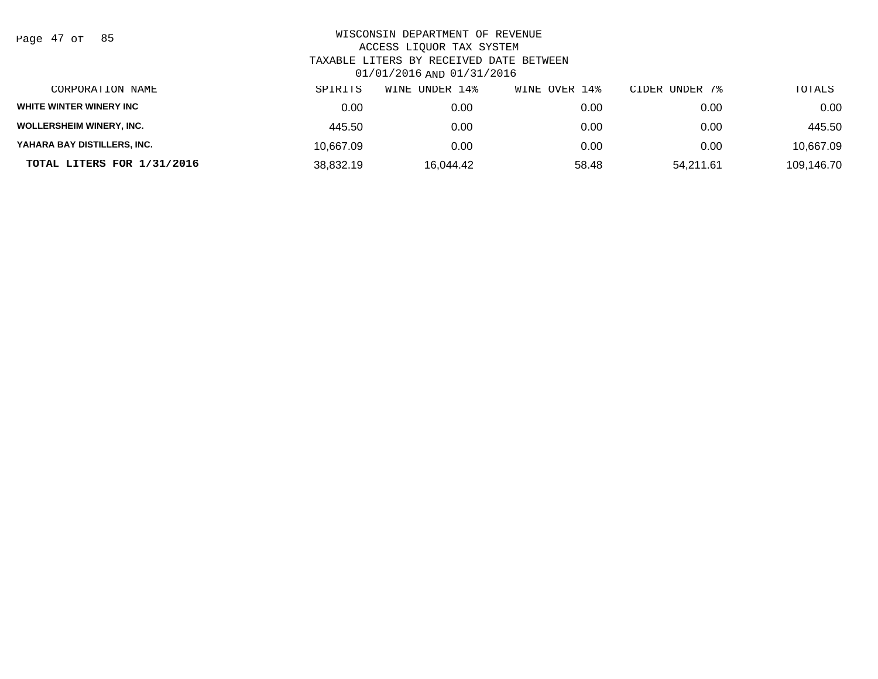WISCONSIN DEPARTMENT OF REVENUE
ACCESS LIQUOR TAX SYSTEM
TAXABLE LITERS BY RECEIVED DATE BETWEEN
01/01/2016 AND 01/31/2016

| CORPORATION NAME | SPIRITS | WINE UNDER 14% | WINE OVER 14% | CIDER UNDER 7% | TOTALS |
|---|---|---|---|---|---|
| WHITE WINTER WINERY INC | 0.00 | 0.00 | 0.00 | 0.00 | 0.00 |
| WOLLERSHEIM WINERY, INC. | 445.50 | 0.00 | 0.00 | 0.00 | 445.50 |
| YAHARA BAY DISTILLERS, INC. | 10,667.09 | 0.00 | 0.00 | 0.00 | 10,667.09 |
| **TOTAL LITERS FOR 1/31/2016** | 38,832.19 | 16,044.42 | 58.48 | 54,211.61 | 109,146.70 |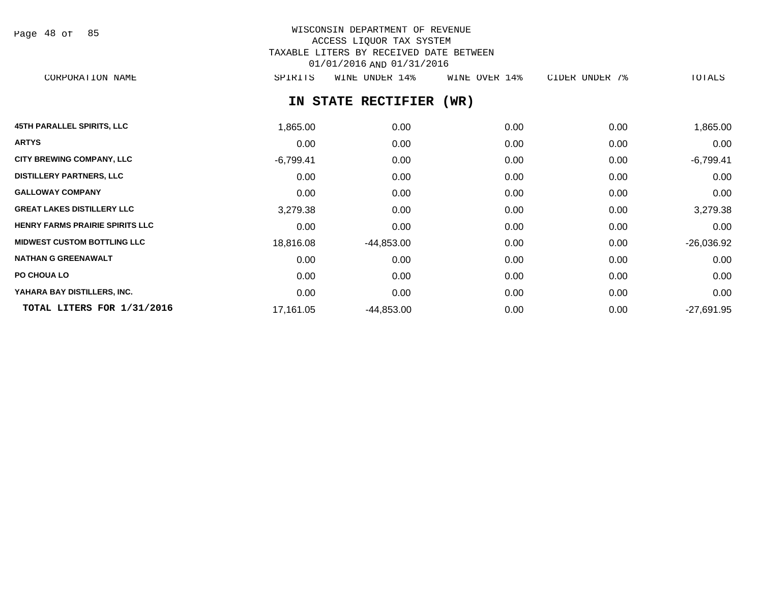WISCONSIN DEPARTMENT OF REVENUE
ACCESS LIQUOR TAX SYSTEM
TAXABLE LITERS BY RECEIVED DATE BETWEEN
01/01/2016 AND 01/31/2016

## IN STATE RECTIFIER (WR)

| CORPORATION NAME | SPIRITS | WINE UNDER 14% | WINE OVER 14% | CIDER UNDER 7% | TOTALS |
|---|---|---|---|---|---|
| 45TH PARALLEL SPIRITS, LLC | 1,865.00 | 0.00 | 0.00 | 0.00 | 1,865.00 |
| ARTYS | 0.00 | 0.00 | 0.00 | 0.00 | 0.00 |
| CITY BREWING COMPANY, LLC | -6,799.41 | 0.00 | 0.00 | 0.00 | -6,799.41 |
| DISTILLERY PARTNERS, LLC | 0.00 | 0.00 | 0.00 | 0.00 | 0.00 |
| GALLOWAY COMPANY | 0.00 | 0.00 | 0.00 | 0.00 | 0.00 |
| GREAT LAKES DISTILLERY LLC | 3,279.38 | 0.00 | 0.00 | 0.00 | 3,279.38 |
| HENRY FARMS PRAIRIE SPIRITS LLC | 0.00 | 0.00 | 0.00 | 0.00 | 0.00 |
| MIDWEST CUSTOM BOTTLING LLC | 18,816.08 | -44,853.00 | 0.00 | 0.00 | -26,036.92 |
| NATHAN G GREENAWALT | 0.00 | 0.00 | 0.00 | 0.00 | 0.00 |
| PO CHOUA LO | 0.00 | 0.00 | 0.00 | 0.00 | 0.00 |
| YAHARA BAY DISTILLERS, INC. | 0.00 | 0.00 | 0.00 | 0.00 | 0.00 |
| **TOTAL LITERS FOR 1/31/2016** | 17,161.05 | -44,853.00 | 0.00 | 0.00 | -27,691.95 |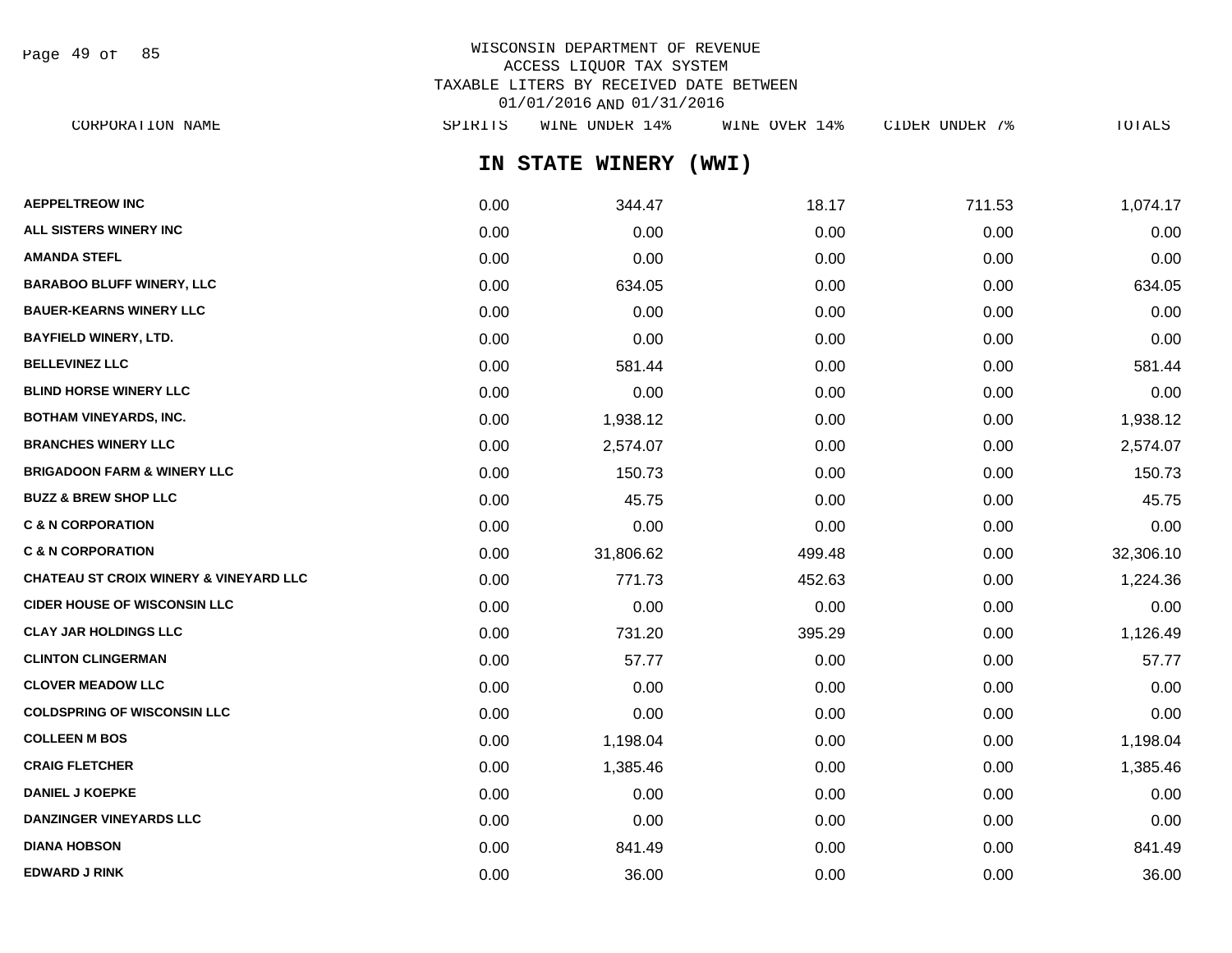WISCONSIN DEPARTMENT OF REVENUE
ACCESS LIQUOR TAX SYSTEM
TAXABLE LITERS BY RECEIVED DATE BETWEEN
01/01/2016 AND 01/31/2016

## IN STATE WINERY (WWI)

| CORPORATION NAME | SPIRITS | WINE UNDER 14% | WINE OVER 14% | CIDER UNDER 7% | TOTALS |
|---|---|---|---|---|---|
| AEPPELTREOW INC | 0.00 | 344.47 | 18.17 | 711.53 | 1,074.17 |
| ALL SISTERS WINERY INC | 0.00 | 0.00 | 0.00 | 0.00 | 0.00 |
| AMANDA STEFL | 0.00 | 0.00 | 0.00 | 0.00 | 0.00 |
| BARABOO BLUFF WINERY, LLC | 0.00 | 634.05 | 0.00 | 0.00 | 634.05 |
| BAUER-KEARNS WINERY LLC | 0.00 | 0.00 | 0.00 | 0.00 | 0.00 |
| BAYFIELD WINERY, LTD. | 0.00 | 0.00 | 0.00 | 0.00 | 0.00 |
| BELLEVINEZ LLC | 0.00 | 581.44 | 0.00 | 0.00 | 581.44 |
| BLIND HORSE WINERY LLC | 0.00 | 0.00 | 0.00 | 0.00 | 0.00 |
| BOTHAM VINEYARDS, INC. | 0.00 | 1,938.12 | 0.00 | 0.00 | 1,938.12 |
| BRANCHES WINERY LLC | 0.00 | 2,574.07 | 0.00 | 0.00 | 2,574.07 |
| BRIGADOON FARM & WINERY LLC | 0.00 | 150.73 | 0.00 | 0.00 | 150.73 |
| BUZZ & BREW SHOP LLC | 0.00 | 45.75 | 0.00 | 0.00 | 45.75 |
| C & N CORPORATION | 0.00 | 0.00 | 0.00 | 0.00 | 0.00 |
| C & N CORPORATION | 0.00 | 31,806.62 | 499.48 | 0.00 | 32,306.10 |
| CHATEAU ST CROIX WINERY & VINEYARD LLC | 0.00 | 771.73 | 452.63 | 0.00 | 1,224.36 |
| CIDER HOUSE OF WISCONSIN LLC | 0.00 | 0.00 | 0.00 | 0.00 | 0.00 |
| CLAY JAR HOLDINGS LLC | 0.00 | 731.20 | 395.29 | 0.00 | 1,126.49 |
| CLINTON CLINGERMAN | 0.00 | 57.77 | 0.00 | 0.00 | 57.77 |
| CLOVER MEADOW LLC | 0.00 | 0.00 | 0.00 | 0.00 | 0.00 |
| COLDSPRING OF WISCONSIN LLC | 0.00 | 0.00 | 0.00 | 0.00 | 0.00 |
| COLLEEN M BOS | 0.00 | 1,198.04 | 0.00 | 0.00 | 1,198.04 |
| CRAIG FLETCHER | 0.00 | 1,385.46 | 0.00 | 0.00 | 1,385.46 |
| DANIEL J KOEPKE | 0.00 | 0.00 | 0.00 | 0.00 | 0.00 |
| DANZINGER VINEYARDS LLC | 0.00 | 0.00 | 0.00 | 0.00 | 0.00 |
| DIANA HOBSON | 0.00 | 841.49 | 0.00 | 0.00 | 841.49 |
| EDWARD J RINK | 0.00 | 36.00 | 0.00 | 0.00 | 36.00 |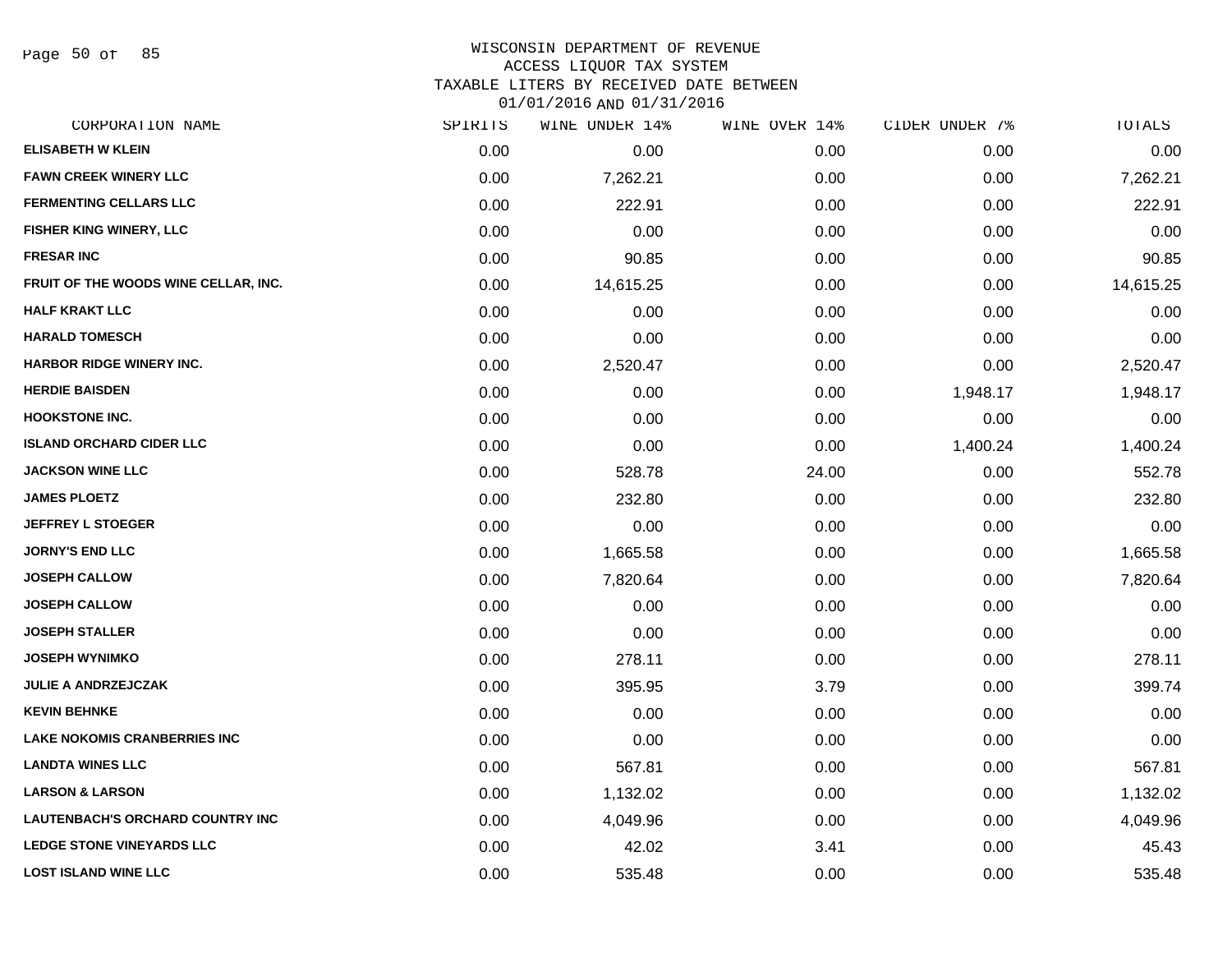# WISCONSIN DEPARTMENT OF REVENUE
## ACCESS LIQUOR TAX SYSTEM
### TAXABLE LITERS BY RECEIVED DATE BETWEEN 01/01/2016 AND 01/31/2016

| CORPORATION NAME | SPIRITS | WINE UNDER 14% | WINE OVER 14% | CIDER UNDER 7% | TOTALS |
|---|---|---|---|---|---|
| ELISABETH W KLEIN | 0.00 | 0.00 | 0.00 | 0.00 | 0.00 |
| FAWN CREEK WINERY LLC | 0.00 | 7,262.21 | 0.00 | 0.00 | 7,262.21 |
| FERMENTING CELLARS LLC | 0.00 | 222.91 | 0.00 | 0.00 | 222.91 |
| FISHER KING WINERY, LLC | 0.00 | 0.00 | 0.00 | 0.00 | 0.00 |
| FRESAR INC | 0.00 | 90.85 | 0.00 | 0.00 | 90.85 |
| FRUIT OF THE WOODS WINE CELLAR, INC. | 0.00 | 14,615.25 | 0.00 | 0.00 | 14,615.25 |
| HALF KRAKT LLC | 0.00 | 0.00 | 0.00 | 0.00 | 0.00 |
| HARALD TOMESCH | 0.00 | 0.00 | 0.00 | 0.00 | 0.00 |
| HARBOR RIDGE WINERY INC. | 0.00 | 2,520.47 | 0.00 | 0.00 | 2,520.47 |
| HERDIE BAISDEN | 0.00 | 0.00 | 0.00 | 1,948.17 | 1,948.17 |
| HOOKSTONE INC. | 0.00 | 0.00 | 0.00 | 0.00 | 0.00 |
| ISLAND ORCHARD CIDER LLC | 0.00 | 0.00 | 0.00 | 1,400.24 | 1,400.24 |
| JACKSON WINE LLC | 0.00 | 528.78 | 24.00 | 0.00 | 552.78 |
| JAMES PLOETZ | 0.00 | 232.80 | 0.00 | 0.00 | 232.80 |
| JEFFREY L STOEGER | 0.00 | 0.00 | 0.00 | 0.00 | 0.00 |
| JORNY'S END LLC | 0.00 | 1,665.58 | 0.00 | 0.00 | 1,665.58 |
| JOSEPH CALLOW | 0.00 | 7,820.64 | 0.00 | 0.00 | 7,820.64 |
| JOSEPH CALLOW | 0.00 | 0.00 | 0.00 | 0.00 | 0.00 |
| JOSEPH STALLER | 0.00 | 0.00 | 0.00 | 0.00 | 0.00 |
| JOSEPH WYNIMKO | 0.00 | 278.11 | 0.00 | 0.00 | 278.11 |
| JULIE A ANDRZEJCZAK | 0.00 | 395.95 | 3.79 | 0.00 | 399.74 |
| KEVIN BEHNKE | 0.00 | 0.00 | 0.00 | 0.00 | 0.00 |
| LAKE NOKOMIS CRANBERRIES INC | 0.00 | 0.00 | 0.00 | 0.00 | 0.00 |
| LANDTA WINES LLC | 0.00 | 567.81 | 0.00 | 0.00 | 567.81 |
| LARSON & LARSON | 0.00 | 1,132.02 | 0.00 | 0.00 | 1,132.02 |
| LAUTENBACH'S ORCHARD COUNTRY INC | 0.00 | 4,049.96 | 0.00 | 0.00 | 4,049.96 |
| LEDGE STONE VINEYARDS LLC | 0.00 | 42.02 | 3.41 | 0.00 | 45.43 |
| LOST ISLAND WINE LLC | 0.00 | 535.48 | 0.00 | 0.00 | 535.48 |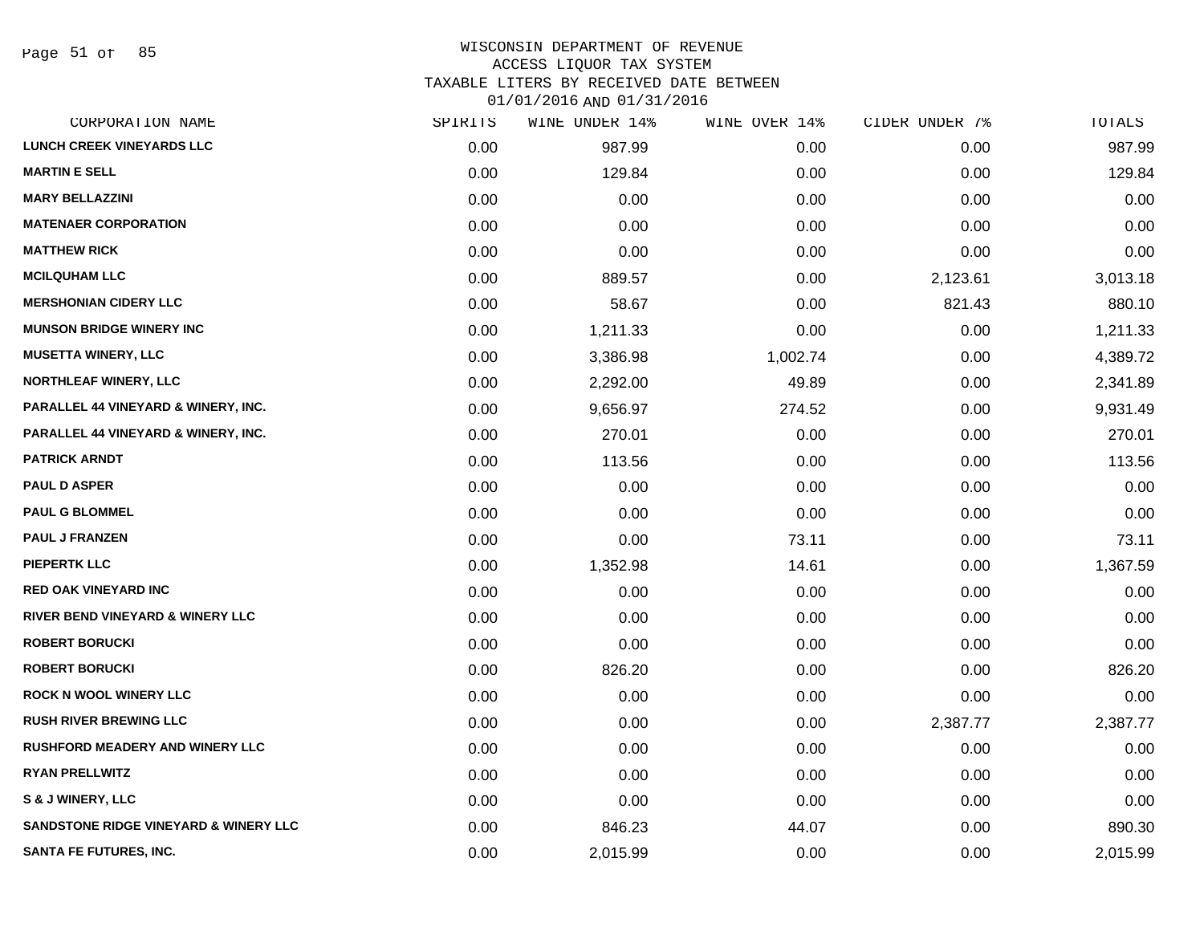# WISCONSIN DEPARTMENT OF REVENUE
## ACCESS LIQUOR TAX SYSTEM
### TAXABLE LITERS BY RECEIVED DATE BETWEEN 01/01/2016 AND 01/31/2016

| CORPORATION NAME | SPIRITS | WINE UNDER 14% | WINE OVER 14% | CIDER UNDER 7% | TOTALS |
|---|---|---|---|---|---|
| LUNCH CREEK VINEYARDS LLC | 0.00 | 987.99 | 0.00 | 0.00 | 987.99 |
| MARTIN E SELL | 0.00 | 129.84 | 0.00 | 0.00 | 129.84 |
| MARY BELLAZZINI | 0.00 | 0.00 | 0.00 | 0.00 | 0.00 |
| MATENAER CORPORATION | 0.00 | 0.00 | 0.00 | 0.00 | 0.00 |
| MATTHEW RICK | 0.00 | 0.00 | 0.00 | 0.00 | 0.00 |
| MCILQUHAM LLC | 0.00 | 889.57 | 0.00 | 2,123.61 | 3,013.18 |
| MERSHONIAN CIDERY LLC | 0.00 | 58.67 | 0.00 | 821.43 | 880.10 |
| MUNSON BRIDGE WINERY INC | 0.00 | 1,211.33 | 0.00 | 0.00 | 1,211.33 |
| MUSETTA WINERY, LLC | 0.00 | 3,386.98 | 1,002.74 | 0.00 | 4,389.72 |
| NORTHLEAF WINERY, LLC | 0.00 | 2,292.00 | 49.89 | 0.00 | 2,341.89 |
| PARALLEL 44 VINEYARD & WINERY, INC. | 0.00 | 9,656.97 | 274.52 | 0.00 | 9,931.49 |
| PARALLEL 44 VINEYARD & WINERY, INC. | 0.00 | 270.01 | 0.00 | 0.00 | 270.01 |
| PATRICK ARNDT | 0.00 | 113.56 | 0.00 | 0.00 | 113.56 |
| PAUL D ASPER | 0.00 | 0.00 | 0.00 | 0.00 | 0.00 |
| PAUL G BLOMMEL | 0.00 | 0.00 | 0.00 | 0.00 | 0.00 |
| PAUL J FRANZEN | 0.00 | 0.00 | 73.11 | 0.00 | 73.11 |
| PIEPERTK LLC | 0.00 | 1,352.98 | 14.61 | 0.00 | 1,367.59 |
| RED OAK VINEYARD INC | 0.00 | 0.00 | 0.00 | 0.00 | 0.00 |
| RIVER BEND VINEYARD & WINERY LLC | 0.00 | 0.00 | 0.00 | 0.00 | 0.00 |
| ROBERT BORUCKI | 0.00 | 0.00 | 0.00 | 0.00 | 0.00 |
| ROBERT BORUCKI | 0.00 | 826.20 | 0.00 | 0.00 | 826.20 |
| ROCK N WOOL WINERY LLC | 0.00 | 0.00 | 0.00 | 0.00 | 0.00 |
| RUSH RIVER BREWING LLC | 0.00 | 0.00 | 0.00 | 2,387.77 | 2,387.77 |
| RUSHFORD MEADERY AND WINERY LLC | 0.00 | 0.00 | 0.00 | 0.00 | 0.00 |
| RYAN PRELLWITZ | 0.00 | 0.00 | 0.00 | 0.00 | 0.00 |
| S & J WINERY, LLC | 0.00 | 0.00 | 0.00 | 0.00 | 0.00 |
| SANDSTONE RIDGE VINEYARD & WINERY LLC | 0.00 | 846.23 | 44.07 | 0.00 | 890.30 |
| SANTA FE FUTURES, INC. | 0.00 | 2,015.99 | 0.00 | 0.00 | 2,015.99 |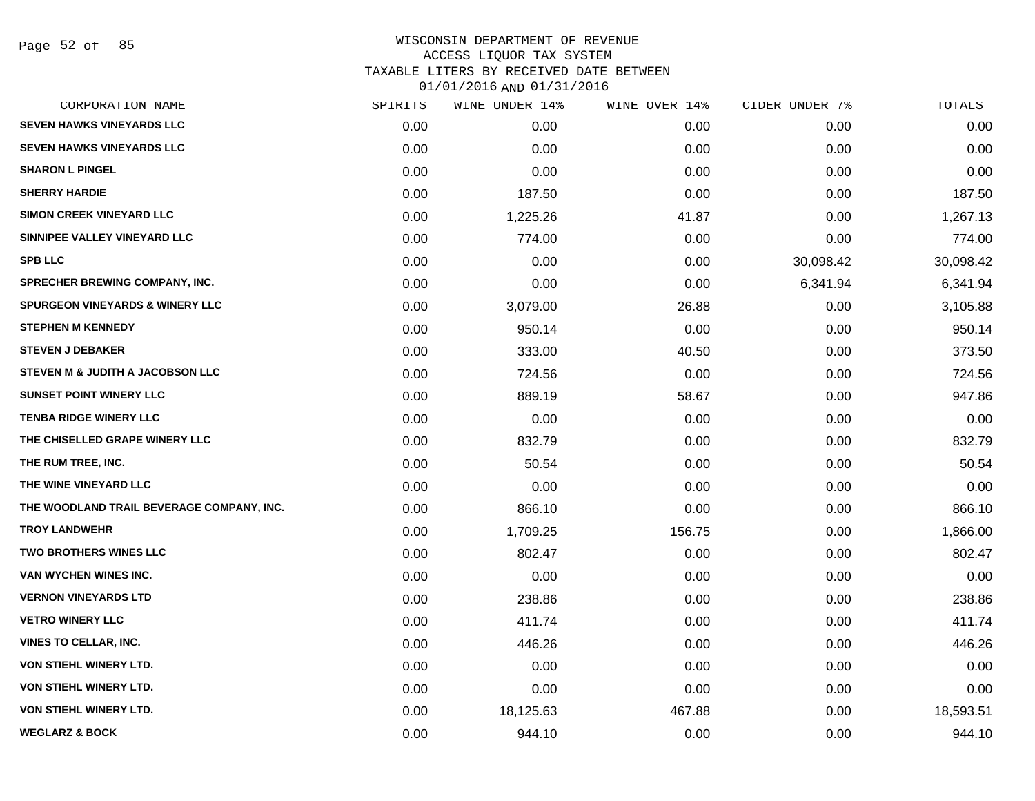WISCONSIN DEPARTMENT OF REVENUE
ACCESS LIQUOR TAX SYSTEM
TAXABLE LITERS BY RECEIVED DATE BETWEEN
01/01/2016 AND 01/31/2016

| CORPORATION NAME | SPIRITS | WINE UNDER 14% | WINE OVER 14% | CIDER UNDER 7% | TOTALS |
|---|---|---|---|---|---|
| SEVEN HAWKS VINEYARDS LLC | 0.00 | 0.00 | 0.00 | 0.00 | 0.00 |
| SEVEN HAWKS VINEYARDS LLC | 0.00 | 0.00 | 0.00 | 0.00 | 0.00 |
| SHARON L PINGEL | 0.00 | 0.00 | 0.00 | 0.00 | 0.00 |
| SHERRY HARDIE | 0.00 | 187.50 | 0.00 | 0.00 | 187.50 |
| SIMON CREEK VINEYARD LLC | 0.00 | 1,225.26 | 41.87 | 0.00 | 1,267.13 |
| SINNIPEE VALLEY VINEYARD LLC | 0.00 | 774.00 | 0.00 | 0.00 | 774.00 |
| SPB LLC | 0.00 | 0.00 | 0.00 | 30,098.42 | 30,098.42 |
| SPRECHER BREWING COMPANY, INC. | 0.00 | 0.00 | 0.00 | 6,341.94 | 6,341.94 |
| SPURGEON VINEYARDS & WINERY LLC | 0.00 | 3,079.00 | 26.88 | 0.00 | 3,105.88 |
| STEPHEN M KENNEDY | 0.00 | 950.14 | 0.00 | 0.00 | 950.14 |
| STEVEN J DEBAKER | 0.00 | 333.00 | 40.50 | 0.00 | 373.50 |
| STEVEN M & JUDITH A JACOBSON LLC | 0.00 | 724.56 | 0.00 | 0.00 | 724.56 |
| SUNSET POINT WINERY LLC | 0.00 | 889.19 | 58.67 | 0.00 | 947.86 |
| TENBA RIDGE WINERY LLC | 0.00 | 0.00 | 0.00 | 0.00 | 0.00 |
| THE CHISELLED GRAPE WINERY LLC | 0.00 | 832.79 | 0.00 | 0.00 | 832.79 |
| THE RUM TREE, INC. | 0.00 | 50.54 | 0.00 | 0.00 | 50.54 |
| THE WINE VINEYARD LLC | 0.00 | 0.00 | 0.00 | 0.00 | 0.00 |
| THE WOODLAND TRAIL BEVERAGE COMPANY, INC. | 0.00 | 866.10 | 0.00 | 0.00 | 866.10 |
| TROY LANDWEHR | 0.00 | 1,709.25 | 156.75 | 0.00 | 1,866.00 |
| TWO BROTHERS WINES LLC | 0.00 | 802.47 | 0.00 | 0.00 | 802.47 |
| VAN WYCHEN WINES INC. | 0.00 | 0.00 | 0.00 | 0.00 | 0.00 |
| VERNON VINEYARDS LTD | 0.00 | 238.86 | 0.00 | 0.00 | 238.86 |
| VETRO WINERY LLC | 0.00 | 411.74 | 0.00 | 0.00 | 411.74 |
| VINES TO CELLAR, INC. | 0.00 | 446.26 | 0.00 | 0.00 | 446.26 |
| VON STIEHL WINERY LTD. | 0.00 | 0.00 | 0.00 | 0.00 | 0.00 |
| VON STIEHL WINERY LTD. | 0.00 | 0.00 | 0.00 | 0.00 | 0.00 |
| VON STIEHL WINERY LTD. | 0.00 | 18,125.63 | 467.88 | 0.00 | 18,593.51 |
| WEGLARZ & BOCK | 0.00 | 944.10 | 0.00 | 0.00 | 944.10 |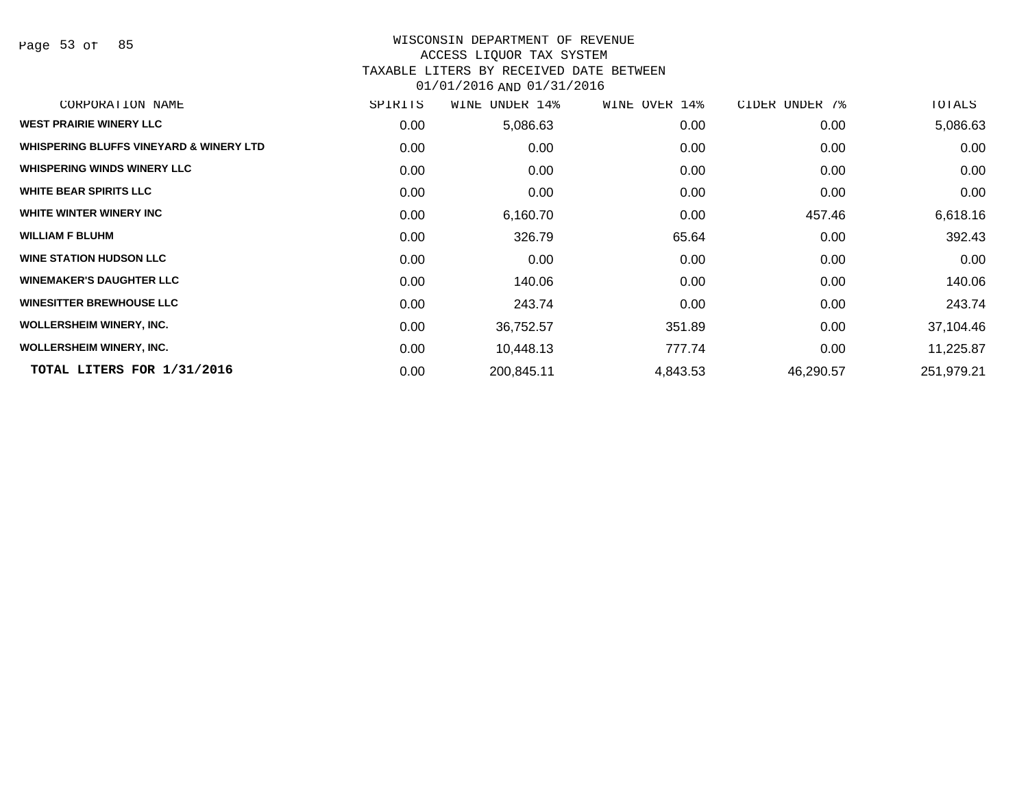WISCONSIN DEPARTMENT OF REVENUE
ACCESS LIQUOR TAX SYSTEM
TAXABLE LITERS BY RECEIVED DATE BETWEEN
01/01/2016 AND 01/31/2016

| CORPORATION NAME | SPIRITS | WINE UNDER 14% | WINE OVER 14% | CIDER UNDER 7% | TOTALS |
|---|---|---|---|---|---|
| WEST PRAIRIE WINERY LLC | 0.00 | 5,086.63 | 0.00 | 0.00 | 5,086.63 |
| WHISPERING BLUFFS VINEYARD & WINERY LTD | 0.00 | 0.00 | 0.00 | 0.00 | 0.00 |
| WHISPERING WINDS WINERY LLC | 0.00 | 0.00 | 0.00 | 0.00 | 0.00 |
| WHITE BEAR SPIRITS LLC | 0.00 | 0.00 | 0.00 | 0.00 | 0.00 |
| WHITE WINTER WINERY INC | 0.00 | 6,160.70 | 0.00 | 457.46 | 6,618.16 |
| WILLIAM F BLUHM | 0.00 | 326.79 | 65.64 | 0.00 | 392.43 |
| WINE STATION HUDSON LLC | 0.00 | 0.00 | 0.00 | 0.00 | 0.00 |
| WINEMAKER'S DAUGHTER LLC | 0.00 | 140.06 | 0.00 | 0.00 | 140.06 |
| WINESITTER BREWHOUSE LLC | 0.00 | 243.74 | 0.00 | 0.00 | 243.74 |
| WOLLERSHEIM WINERY, INC. | 0.00 | 36,752.57 | 351.89 | 0.00 | 37,104.46 |
| WOLLERSHEIM WINERY, INC. | 0.00 | 10,448.13 | 777.74 | 0.00 | 11,225.87 |
| **TOTAL LITERS FOR 1/31/2016** | 0.00 | 200,845.11 | 4,843.53 | 46,290.57 | 251,979.21 |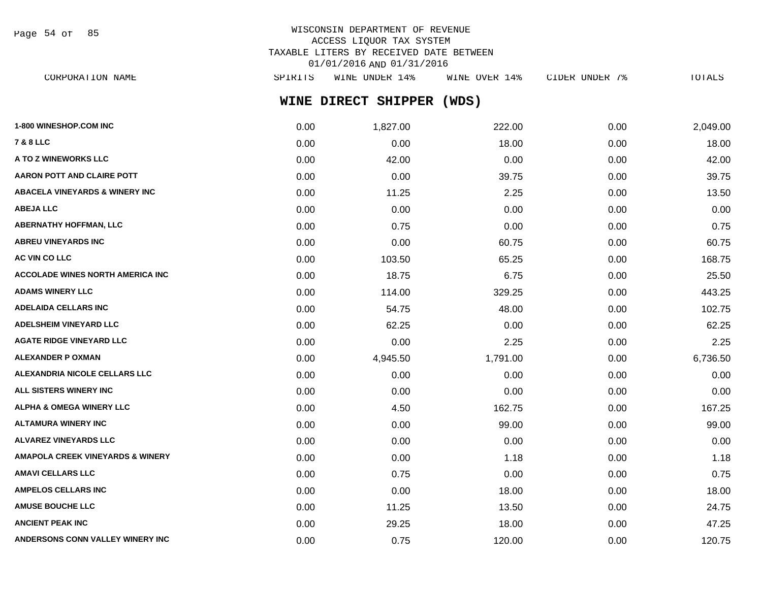WISCONSIN DEPARTMENT OF REVENUE
ACCESS LIQUOR TAX SYSTEM
TAXABLE LITERS BY RECEIVED DATE BETWEEN
01/01/2016 AND 01/31/2016

## WINE DIRECT SHIPPER (WDS)

| CORPORATION NAME | SPIRITS | WINE UNDER 14% | WINE OVER 14% | CIDER UNDER 7% | TOTALS |
|---|---|---|---|---|---|
| 1-800 WINESHOP.COM INC | 0.00 | 1,827.00 | 222.00 | 0.00 | 2,049.00 |
| 7 & 8 LLC | 0.00 | 0.00 | 18.00 | 0.00 | 18.00 |
| A TO Z WINEWORKS LLC | 0.00 | 42.00 | 0.00 | 0.00 | 42.00 |
| AARON POTT AND CLAIRE POTT | 0.00 | 0.00 | 39.75 | 0.00 | 39.75 |
| ABACELA VINEYARDS & WINERY INC | 0.00 | 11.25 | 2.25 | 0.00 | 13.50 |
| ABEJA LLC | 0.00 | 0.00 | 0.00 | 0.00 | 0.00 |
| ABERNATHY HOFFMAN, LLC | 0.00 | 0.75 | 0.00 | 0.00 | 0.75 |
| ABREU VINEYARDS INC | 0.00 | 0.00 | 60.75 | 0.00 | 60.75 |
| AC VIN CO LLC | 0.00 | 103.50 | 65.25 | 0.00 | 168.75 |
| ACCOLADE WINES NORTH AMERICA INC | 0.00 | 18.75 | 6.75 | 0.00 | 25.50 |
| ADAMS WINERY LLC | 0.00 | 114.00 | 329.25 | 0.00 | 443.25 |
| ADELAIDA CELLARS INC | 0.00 | 54.75 | 48.00 | 0.00 | 102.75 |
| ADELSHEIM VINEYARD LLC | 0.00 | 62.25 | 0.00 | 0.00 | 62.25 |
| AGATE RIDGE VINEYARD LLC | 0.00 | 0.00 | 2.25 | 0.00 | 2.25 |
| ALEXANDER P OXMAN | 0.00 | 4,945.50 | 1,791.00 | 0.00 | 6,736.50 |
| ALEXANDRIA NICOLE CELLARS LLC | 0.00 | 0.00 | 0.00 | 0.00 | 0.00 |
| ALL SISTERS WINERY INC | 0.00 | 0.00 | 0.00 | 0.00 | 0.00 |
| ALPHA & OMEGA WINERY LLC | 0.00 | 4.50 | 162.75 | 0.00 | 167.25 |
| ALTAMURA WINERY INC | 0.00 | 0.00 | 99.00 | 0.00 | 99.00 |
| ALVAREZ VINEYARDS LLC | 0.00 | 0.00 | 0.00 | 0.00 | 0.00 |
| AMAPOLA CREEK VINEYARDS & WINERY | 0.00 | 0.00 | 1.18 | 0.00 | 1.18 |
| AMAVI CELLARS LLC | 0.00 | 0.75 | 0.00 | 0.00 | 0.75 |
| AMPELOS CELLARS INC | 0.00 | 0.00 | 18.00 | 0.00 | 18.00 |
| AMUSE BOUCHE LLC | 0.00 | 11.25 | 13.50 | 0.00 | 24.75 |
| ANCIENT PEAK INC | 0.00 | 29.25 | 18.00 | 0.00 | 47.25 |
| ANDERSONS CONN VALLEY WINERY INC | 0.00 | 0.75 | 120.00 | 0.00 | 120.75 |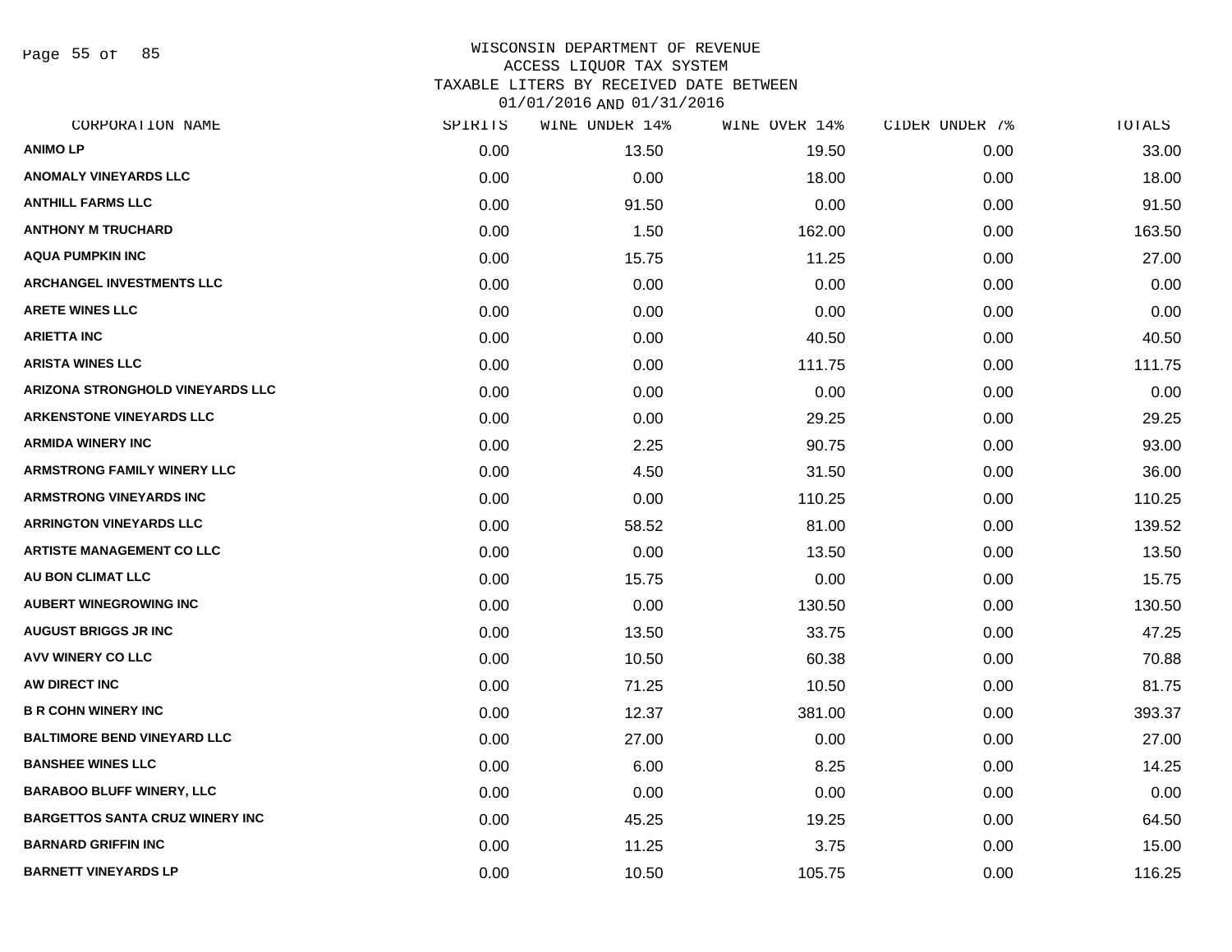WISCONSIN DEPARTMENT OF REVENUE
ACCESS LIQUOR TAX SYSTEM
TAXABLE LITERS BY RECEIVED DATE BETWEEN
01/01/2016 AND 01/31/2016

| CORPORATION NAME | SPIRITS | WINE UNDER 14% | WINE OVER 14% | CIDER UNDER 7% | TOTALS |
|---|---|---|---|---|---|
| ANIMO LP | 0.00 | 13.50 | 19.50 | 0.00 | 33.00 |
| ANOMALY VINEYARDS LLC | 0.00 | 0.00 | 18.00 | 0.00 | 18.00 |
| ANTHILL FARMS LLC | 0.00 | 91.50 | 0.00 | 0.00 | 91.50 |
| ANTHONY M TRUCHARD | 0.00 | 1.50 | 162.00 | 0.00 | 163.50 |
| AQUA PUMPKIN INC | 0.00 | 15.75 | 11.25 | 0.00 | 27.00 |
| ARCHANGEL INVESTMENTS LLC | 0.00 | 0.00 | 0.00 | 0.00 | 0.00 |
| ARETE WINES LLC | 0.00 | 0.00 | 0.00 | 0.00 | 0.00 |
| ARIETTA INC | 0.00 | 0.00 | 40.50 | 0.00 | 40.50 |
| ARISTA WINES LLC | 0.00 | 0.00 | 111.75 | 0.00 | 111.75 |
| ARIZONA STRONGHOLD VINEYARDS LLC | 0.00 | 0.00 | 0.00 | 0.00 | 0.00 |
| ARKENSTONE VINEYARDS LLC | 0.00 | 0.00 | 29.25 | 0.00 | 29.25 |
| ARMIDA WINERY INC | 0.00 | 2.25 | 90.75 | 0.00 | 93.00 |
| ARMSTRONG FAMILY WINERY LLC | 0.00 | 4.50 | 31.50 | 0.00 | 36.00 |
| ARMSTRONG VINEYARDS INC | 0.00 | 0.00 | 110.25 | 0.00 | 110.25 |
| ARRINGTON VINEYARDS LLC | 0.00 | 58.52 | 81.00 | 0.00 | 139.52 |
| ARTISTE MANAGEMENT CO LLC | 0.00 | 0.00 | 13.50 | 0.00 | 13.50 |
| AU BON CLIMAT LLC | 0.00 | 15.75 | 0.00 | 0.00 | 15.75 |
| AUBERT WINEGROWING INC | 0.00 | 0.00 | 130.50 | 0.00 | 130.50 |
| AUGUST BRIGGS JR INC | 0.00 | 13.50 | 33.75 | 0.00 | 47.25 |
| AVV WINERY CO LLC | 0.00 | 10.50 | 60.38 | 0.00 | 70.88 |
| AW DIRECT INC | 0.00 | 71.25 | 10.50 | 0.00 | 81.75 |
| B R COHN WINERY INC | 0.00 | 12.37 | 381.00 | 0.00 | 393.37 |
| BALTIMORE BEND VINEYARD LLC | 0.00 | 27.00 | 0.00 | 0.00 | 27.00 |
| BANSHEE WINES LLC | 0.00 | 6.00 | 8.25 | 0.00 | 14.25 |
| BARABOO BLUFF WINERY, LLC | 0.00 | 0.00 | 0.00 | 0.00 | 0.00 |
| BARGETTOS SANTA CRUZ WINERY INC | 0.00 | 45.25 | 19.25 | 0.00 | 64.50 |
| BARNARD GRIFFIN INC | 0.00 | 11.25 | 3.75 | 0.00 | 15.00 |
| BARNETT VINEYARDS LP | 0.00 | 10.50 | 105.75 | 0.00 | 116.25 |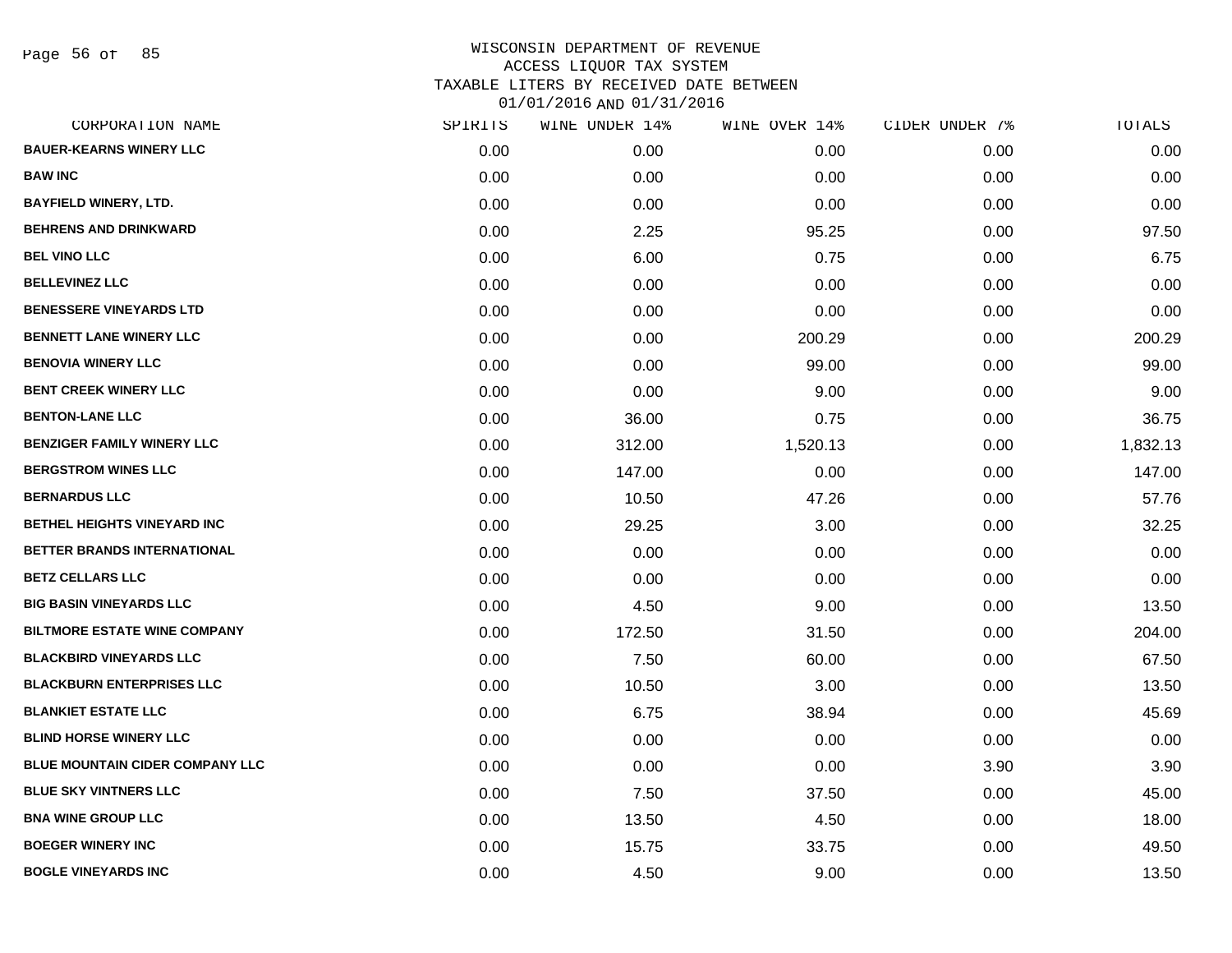WISCONSIN DEPARTMENT OF REVENUE
ACCESS LIQUOR TAX SYSTEM
TAXABLE LITERS BY RECEIVED DATE BETWEEN
01/01/2016 AND 01/31/2016

| CORPORATION NAME | SPIRITS | WINE UNDER 14% | WINE OVER 14% | CIDER UNDER 7% | TOTALS |
|---|---|---|---|---|---|
| BAUER-KEARNS WINERY LLC | 0.00 | 0.00 | 0.00 | 0.00 | 0.00 |
| BAW INC | 0.00 | 0.00 | 0.00 | 0.00 | 0.00 |
| BAYFIELD WINERY, LTD. | 0.00 | 0.00 | 0.00 | 0.00 | 0.00 |
| BEHRENS AND DRINKWARD | 0.00 | 2.25 | 95.25 | 0.00 | 97.50 |
| BEL VINO LLC | 0.00 | 6.00 | 0.75 | 0.00 | 6.75 |
| BELLEVINEZ LLC | 0.00 | 0.00 | 0.00 | 0.00 | 0.00 |
| BENESSERE VINEYARDS LTD | 0.00 | 0.00 | 0.00 | 0.00 | 0.00 |
| BENNETT LANE WINERY LLC | 0.00 | 0.00 | 200.29 | 0.00 | 200.29 |
| BENOVIA WINERY LLC | 0.00 | 0.00 | 99.00 | 0.00 | 99.00 |
| BENT CREEK WINERY LLC | 0.00 | 0.00 | 9.00 | 0.00 | 9.00 |
| BENTON-LANE LLC | 0.00 | 36.00 | 0.75 | 0.00 | 36.75 |
| BENZIGER FAMILY WINERY LLC | 0.00 | 312.00 | 1,520.13 | 0.00 | 1,832.13 |
| BERGSTROM WINES LLC | 0.00 | 147.00 | 0.00 | 0.00 | 147.00 |
| BERNARDUS LLC | 0.00 | 10.50 | 47.26 | 0.00 | 57.76 |
| BETHEL HEIGHTS VINEYARD INC | 0.00 | 29.25 | 3.00 | 0.00 | 32.25 |
| BETTER BRANDS INTERNATIONAL | 0.00 | 0.00 | 0.00 | 0.00 | 0.00 |
| BETZ CELLARS LLC | 0.00 | 0.00 | 0.00 | 0.00 | 0.00 |
| BIG BASIN VINEYARDS LLC | 0.00 | 4.50 | 9.00 | 0.00 | 13.50 |
| BILTMORE ESTATE WINE COMPANY | 0.00 | 172.50 | 31.50 | 0.00 | 204.00 |
| BLACKBIRD VINEYARDS LLC | 0.00 | 7.50 | 60.00 | 0.00 | 67.50 |
| BLACKBURN ENTERPRISES LLC | 0.00 | 10.50 | 3.00 | 0.00 | 13.50 |
| BLANKIET ESTATE LLC | 0.00 | 6.75 | 38.94 | 0.00 | 45.69 |
| BLIND HORSE WINERY LLC | 0.00 | 0.00 | 0.00 | 0.00 | 0.00 |
| BLUE MOUNTAIN CIDER COMPANY LLC | 0.00 | 0.00 | 0.00 | 3.90 | 3.90 |
| BLUE SKY VINTNERS LLC | 0.00 | 7.50 | 37.50 | 0.00 | 45.00 |
| BNA WINE GROUP LLC | 0.00 | 13.50 | 4.50 | 0.00 | 18.00 |
| BOEGER WINERY INC | 0.00 | 15.75 | 33.75 | 0.00 | 49.50 |
| BOGLE VINEYARDS INC | 0.00 | 4.50 | 9.00 | 0.00 | 13.50 |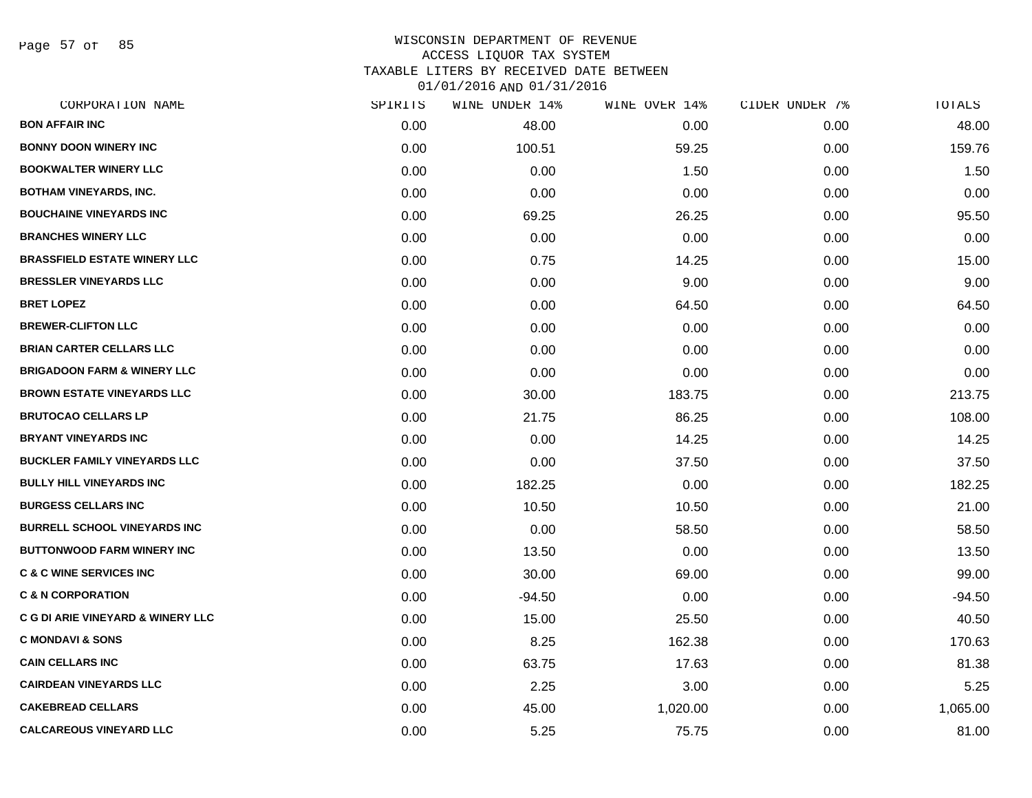WISCONSIN DEPARTMENT OF REVENUE
ACCESS LIQUOR TAX SYSTEM
TAXABLE LITERS BY RECEIVED DATE BETWEEN
01/01/2016 AND 01/31/2016

| CORPORATION NAME | SPIRITS | WINE UNDER 14% | WINE OVER 14% | CIDER UNDER 7% | TOTALS |
|---|---|---|---|---|---|
| BON AFFAIR INC | 0.00 | 48.00 | 0.00 | 0.00 | 48.00 |
| BONNY DOON WINERY INC | 0.00 | 100.51 | 59.25 | 0.00 | 159.76 |
| BOOKWALTER WINERY LLC | 0.00 | 0.00 | 1.50 | 0.00 | 1.50 |
| BOTHAM VINEYARDS, INC. | 0.00 | 0.00 | 0.00 | 0.00 | 0.00 |
| BOUCHAINE VINEYARDS INC | 0.00 | 69.25 | 26.25 | 0.00 | 95.50 |
| BRANCHES WINERY LLC | 0.00 | 0.00 | 0.00 | 0.00 | 0.00 |
| BRASSFIELD ESTATE WINERY LLC | 0.00 | 0.75 | 14.25 | 0.00 | 15.00 |
| BRESSLER VINEYARDS LLC | 0.00 | 0.00 | 9.00 | 0.00 | 9.00 |
| BRET LOPEZ | 0.00 | 0.00 | 64.50 | 0.00 | 64.50 |
| BREWER-CLIFTON LLC | 0.00 | 0.00 | 0.00 | 0.00 | 0.00 |
| BRIAN CARTER CELLARS LLC | 0.00 | 0.00 | 0.00 | 0.00 | 0.00 |
| BRIGADOON FARM & WINERY LLC | 0.00 | 0.00 | 0.00 | 0.00 | 0.00 |
| BROWN ESTATE VINEYARDS LLC | 0.00 | 30.00 | 183.75 | 0.00 | 213.75 |
| BRUTOCAO CELLARS LP | 0.00 | 21.75 | 86.25 | 0.00 | 108.00 |
| BRYANT VINEYARDS INC | 0.00 | 0.00 | 14.25 | 0.00 | 14.25 |
| BUCKLER FAMILY VINEYARDS LLC | 0.00 | 0.00 | 37.50 | 0.00 | 37.50 |
| BULLY HILL VINEYARDS INC | 0.00 | 182.25 | 0.00 | 0.00 | 182.25 |
| BURGESS CELLARS INC | 0.00 | 10.50 | 10.50 | 0.00 | 21.00 |
| BURRELL SCHOOL VINEYARDS INC | 0.00 | 0.00 | 58.50 | 0.00 | 58.50 |
| BUTTONWOOD FARM WINERY INC | 0.00 | 13.50 | 0.00 | 0.00 | 13.50 |
| C & C WINE SERVICES INC | 0.00 | 30.00 | 69.00 | 0.00 | 99.00 |
| C & N CORPORATION | 0.00 | -94.50 | 0.00 | 0.00 | -94.50 |
| C G DI ARIE VINEYARD & WINERY LLC | 0.00 | 15.00 | 25.50 | 0.00 | 40.50 |
| C MONDAVI & SONS | 0.00 | 8.25 | 162.38 | 0.00 | 170.63 |
| CAIN CELLARS INC | 0.00 | 63.75 | 17.63 | 0.00 | 81.38 |
| CAIRDEAN VINEYARDS LLC | 0.00 | 2.25 | 3.00 | 0.00 | 5.25 |
| CAKEBREAD CELLARS | 0.00 | 45.00 | 1,020.00 | 0.00 | 1,065.00 |
| CALCAREOUS VINEYARD LLC | 0.00 | 5.25 | 75.75 | 0.00 | 81.00 |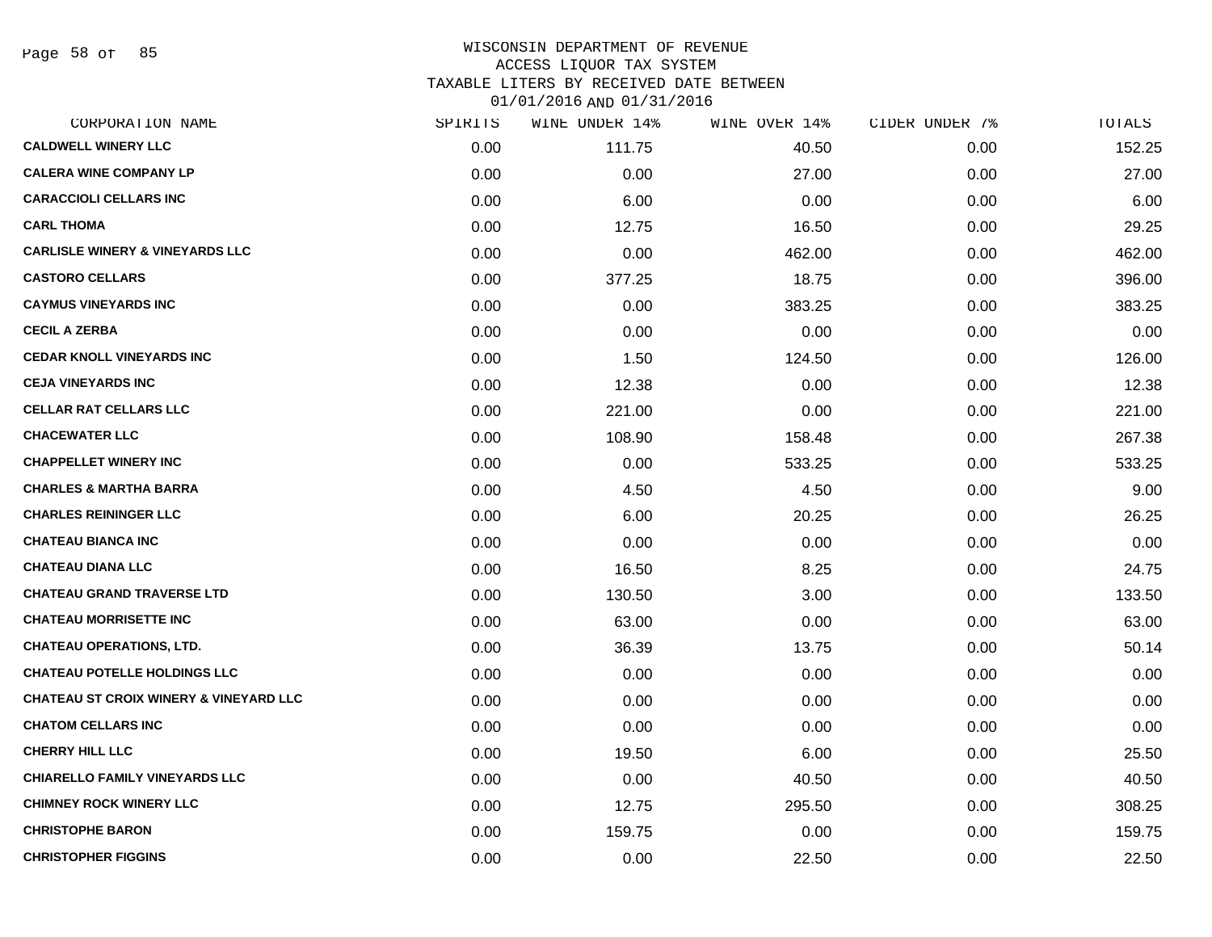# WISCONSIN DEPARTMENT OF REVENUE
## ACCESS LIQUOR TAX SYSTEM
## TAXABLE LITERS BY RECEIVED DATE BETWEEN 01/01/2016 AND 01/31/2016

| CORPORATION NAME | SPIRITS | WINE UNDER 14% | WINE OVER 14% | CIDER UNDER 7% | TOTALS |
|---|---|---|---|---|---|
| CALDWELL WINERY LLC | 0.00 | 111.75 | 40.50 | 0.00 | 152.25 |
| CALERA WINE COMPANY LP | 0.00 | 0.00 | 27.00 | 0.00 | 27.00 |
| CARACCIOLI CELLARS INC | 0.00 | 6.00 | 0.00 | 0.00 | 6.00 |
| CARL THOMA | 0.00 | 12.75 | 16.50 | 0.00 | 29.25 |
| CARLISLE WINERY & VINEYARDS LLC | 0.00 | 0.00 | 462.00 | 0.00 | 462.00 |
| CASTORO CELLARS | 0.00 | 377.25 | 18.75 | 0.00 | 396.00 |
| CAYMUS VINEYARDS INC | 0.00 | 0.00 | 383.25 | 0.00 | 383.25 |
| CECIL A ZERBA | 0.00 | 0.00 | 0.00 | 0.00 | 0.00 |
| CEDAR KNOLL VINEYARDS INC | 0.00 | 1.50 | 124.50 | 0.00 | 126.00 |
| CEJA VINEYARDS INC | 0.00 | 12.38 | 0.00 | 0.00 | 12.38 |
| CELLAR RAT CELLARS LLC | 0.00 | 221.00 | 0.00 | 0.00 | 221.00 |
| CHACEWATER LLC | 0.00 | 108.90 | 158.48 | 0.00 | 267.38 |
| CHAPPELLET WINERY INC | 0.00 | 0.00 | 533.25 | 0.00 | 533.25 |
| CHARLES & MARTHA BARRA | 0.00 | 4.50 | 4.50 | 0.00 | 9.00 |
| CHARLES REININGER LLC | 0.00 | 6.00 | 20.25 | 0.00 | 26.25 |
| CHATEAU BIANCA INC | 0.00 | 0.00 | 0.00 | 0.00 | 0.00 |
| CHATEAU DIANA LLC | 0.00 | 16.50 | 8.25 | 0.00 | 24.75 |
| CHATEAU GRAND TRAVERSE LTD | 0.00 | 130.50 | 3.00 | 0.00 | 133.50 |
| CHATEAU MORRISETTE INC | 0.00 | 63.00 | 0.00 | 0.00 | 63.00 |
| CHATEAU OPERATIONS, LTD. | 0.00 | 36.39 | 13.75 | 0.00 | 50.14 |
| CHATEAU POTELLE HOLDINGS LLC | 0.00 | 0.00 | 0.00 | 0.00 | 0.00 |
| CHATEAU ST CROIX WINERY & VINEYARD LLC | 0.00 | 0.00 | 0.00 | 0.00 | 0.00 |
| CHATOM CELLARS INC | 0.00 | 0.00 | 0.00 | 0.00 | 0.00 |
| CHERRY HILL LLC | 0.00 | 19.50 | 6.00 | 0.00 | 25.50 |
| CHIARELLO FAMILY VINEYARDS LLC | 0.00 | 0.00 | 40.50 | 0.00 | 40.50 |
| CHIMNEY ROCK WINERY LLC | 0.00 | 12.75 | 295.50 | 0.00 | 308.25 |
| CHRISTOPHE BARON | 0.00 | 159.75 | 0.00 | 0.00 | 159.75 |
| CHRISTOPHER FIGGINS | 0.00 | 0.00 | 22.50 | 0.00 | 22.50 |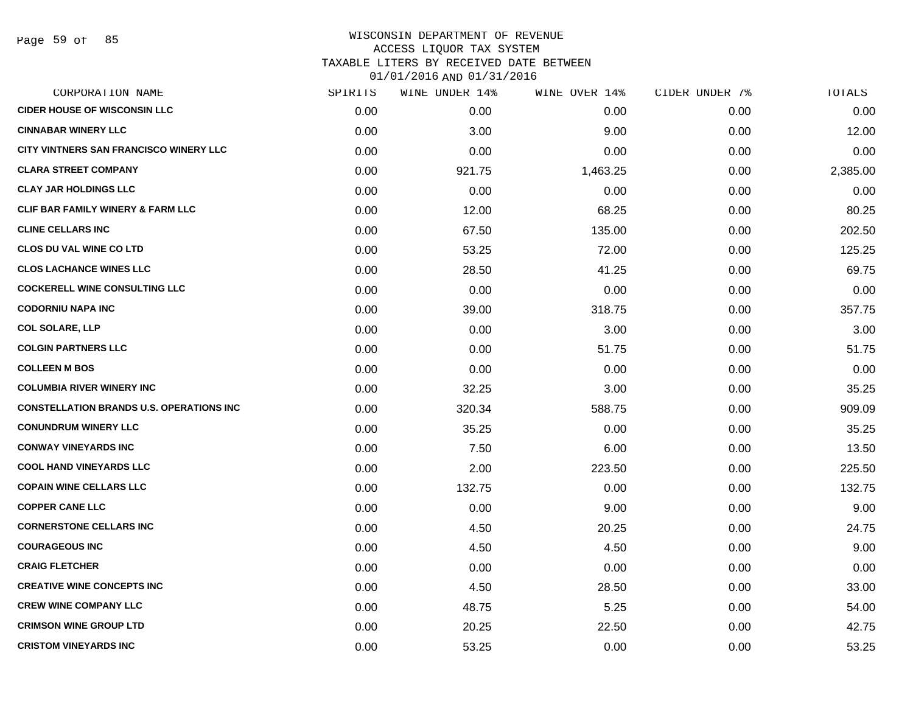# WISCONSIN DEPARTMENT OF REVENUE
## ACCESS LIQUOR TAX SYSTEM
## TAXABLE LITERS BY RECEIVED DATE BETWEEN 01/01/2016 AND 01/31/2016

| CORPORATION NAME | SPIRITS | WINE UNDER 14% | WINE OVER 14% | CIDER UNDER 7% | TOTALS |
|---|---|---|---|---|---|
| CIDER HOUSE OF WISCONSIN LLC | 0.00 | 0.00 | 0.00 | 0.00 | 0.00 |
| CINNABAR WINERY LLC | 0.00 | 3.00 | 9.00 | 0.00 | 12.00 |
| CITY VINTNERS SAN FRANCISCO WINERY LLC | 0.00 | 0.00 | 0.00 | 0.00 | 0.00 |
| CLARA STREET COMPANY | 0.00 | 921.75 | 1,463.25 | 0.00 | 2,385.00 |
| CLAY JAR HOLDINGS LLC | 0.00 | 0.00 | 0.00 | 0.00 | 0.00 |
| CLIF BAR FAMILY WINERY & FARM LLC | 0.00 | 12.00 | 68.25 | 0.00 | 80.25 |
| CLINE CELLARS INC | 0.00 | 67.50 | 135.00 | 0.00 | 202.50 |
| CLOS DU VAL WINE CO LTD | 0.00 | 53.25 | 72.00 | 0.00 | 125.25 |
| CLOS LACHANCE WINES LLC | 0.00 | 28.50 | 41.25 | 0.00 | 69.75 |
| COCKERELL WINE CONSULTING LLC | 0.00 | 0.00 | 0.00 | 0.00 | 0.00 |
| CODORNIU NAPA INC | 0.00 | 39.00 | 318.75 | 0.00 | 357.75 |
| COL SOLARE, LLP | 0.00 | 0.00 | 3.00 | 0.00 | 3.00 |
| COLGIN PARTNERS LLC | 0.00 | 0.00 | 51.75 | 0.00 | 51.75 |
| COLLEEN M BOS | 0.00 | 0.00 | 0.00 | 0.00 | 0.00 |
| COLUMBIA RIVER WINERY INC | 0.00 | 32.25 | 3.00 | 0.00 | 35.25 |
| CONSTELLATION BRANDS U.S. OPERATIONS INC | 0.00 | 320.34 | 588.75 | 0.00 | 909.09 |
| CONUNDRUM WINERY LLC | 0.00 | 35.25 | 0.00 | 0.00 | 35.25 |
| CONWAY VINEYARDS INC | 0.00 | 7.50 | 6.00 | 0.00 | 13.50 |
| COOL HAND VINEYARDS LLC | 0.00 | 2.00 | 223.50 | 0.00 | 225.50 |
| COPAIN WINE CELLARS LLC | 0.00 | 132.75 | 0.00 | 0.00 | 132.75 |
| COPPER CANE LLC | 0.00 | 0.00 | 9.00 | 0.00 | 9.00 |
| CORNERSTONE CELLARS INC | 0.00 | 4.50 | 20.25 | 0.00 | 24.75 |
| COURAGEOUS INC | 0.00 | 4.50 | 4.50 | 0.00 | 9.00 |
| CRAIG FLETCHER | 0.00 | 0.00 | 0.00 | 0.00 | 0.00 |
| CREATIVE WINE CONCEPTS INC | 0.00 | 4.50 | 28.50 | 0.00 | 33.00 |
| CREW WINE COMPANY LLC | 0.00 | 48.75 | 5.25 | 0.00 | 54.00 |
| CRIMSON WINE GROUP LTD | 0.00 | 20.25 | 22.50 | 0.00 | 42.75 |
| CRISTOM VINEYARDS INC | 0.00 | 53.25 | 0.00 | 0.00 | 53.25 |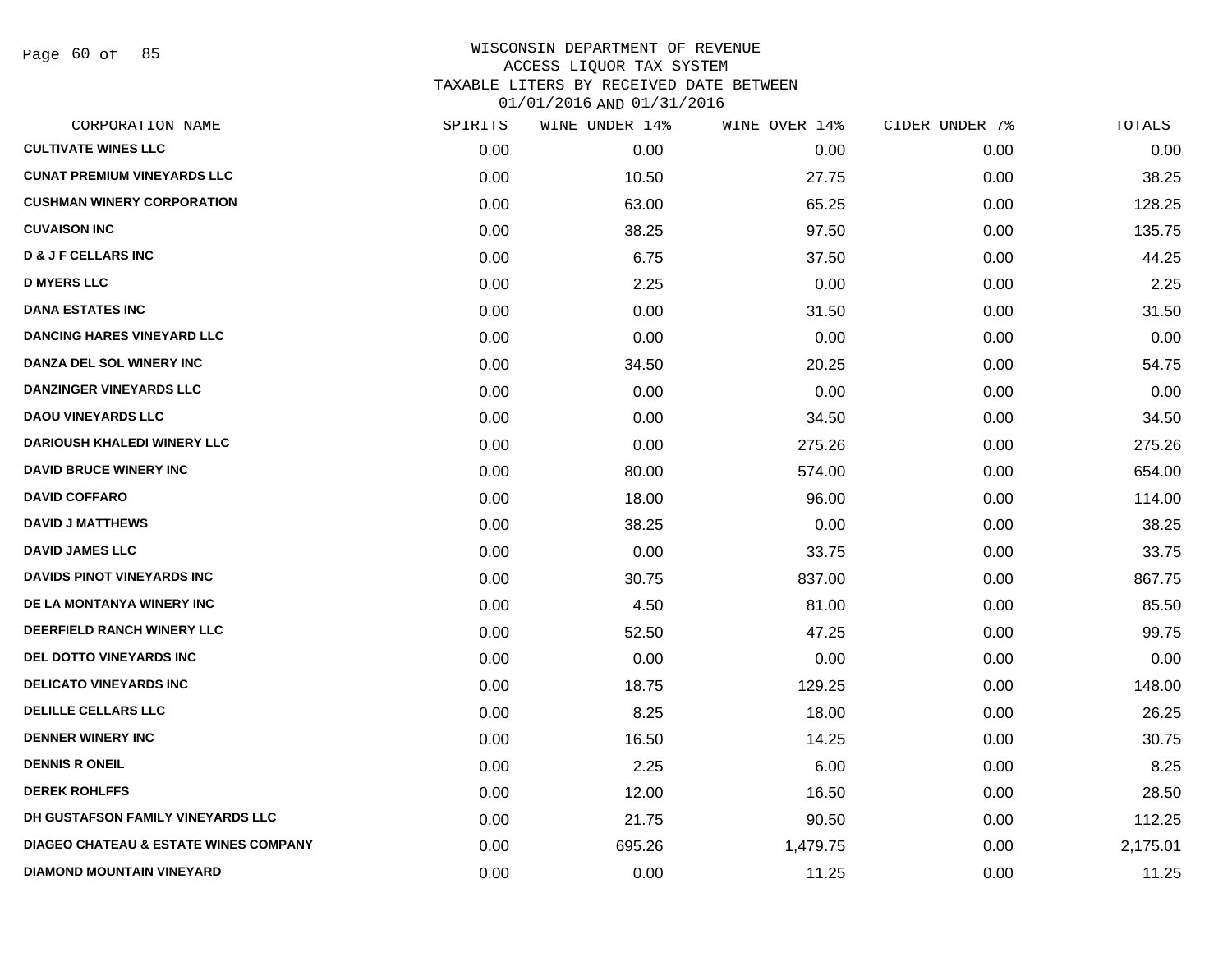# WISCONSIN DEPARTMENT OF REVENUE
## ACCESS LIQUOR TAX SYSTEM
### TAXABLE LITERS BY RECEIVED DATE BETWEEN 01/01/2016 AND 01/31/2016

| CORPORATION NAME | SPIRITS | WINE UNDER 14% | WINE OVER 14% | CIDER UNDER 7% | TOTALS |
|---|---|---|---|---|---|
| CULTIVATE WINES LLC | 0.00 | 0.00 | 0.00 | 0.00 | 0.00 |
| CUNAT PREMIUM VINEYARDS LLC | 0.00 | 10.50 | 27.75 | 0.00 | 38.25 |
| CUSHMAN WINERY CORPORATION | 0.00 | 63.00 | 65.25 | 0.00 | 128.25 |
| CUVAISON INC | 0.00 | 38.25 | 97.50 | 0.00 | 135.75 |
| D & J F CELLARS INC | 0.00 | 6.75 | 37.50 | 0.00 | 44.25 |
| D MYERS LLC | 0.00 | 2.25 | 0.00 | 0.00 | 2.25 |
| DANA ESTATES INC | 0.00 | 0.00 | 31.50 | 0.00 | 31.50 |
| DANCING HARES VINEYARD LLC | 0.00 | 0.00 | 0.00 | 0.00 | 0.00 |
| DANZA DEL SOL WINERY INC | 0.00 | 34.50 | 20.25 | 0.00 | 54.75 |
| DANZINGER VINEYARDS LLC | 0.00 | 0.00 | 0.00 | 0.00 | 0.00 |
| DAOU VINEYARDS LLC | 0.00 | 0.00 | 34.50 | 0.00 | 34.50 |
| DARIOUSH KHALEDI WINERY LLC | 0.00 | 0.00 | 275.26 | 0.00 | 275.26 |
| DAVID BRUCE WINERY INC | 0.00 | 80.00 | 574.00 | 0.00 | 654.00 |
| DAVID COFFARO | 0.00 | 18.00 | 96.00 | 0.00 | 114.00 |
| DAVID J MATTHEWS | 0.00 | 38.25 | 0.00 | 0.00 | 38.25 |
| DAVID JAMES LLC | 0.00 | 0.00 | 33.75 | 0.00 | 33.75 |
| DAVIDS PINOT VINEYARDS INC | 0.00 | 30.75 | 837.00 | 0.00 | 867.75 |
| DE LA MONTANYA WINERY INC | 0.00 | 4.50 | 81.00 | 0.00 | 85.50 |
| DEERFIELD RANCH WINERY LLC | 0.00 | 52.50 | 47.25 | 0.00 | 99.75 |
| DEL DOTTO VINEYARDS INC | 0.00 | 0.00 | 0.00 | 0.00 | 0.00 |
| DELICATO VINEYARDS INC | 0.00 | 18.75 | 129.25 | 0.00 | 148.00 |
| DELILLE CELLARS LLC | 0.00 | 8.25 | 18.00 | 0.00 | 26.25 |
| DENNER WINERY INC | 0.00 | 16.50 | 14.25 | 0.00 | 30.75 |
| DENNIS R ONEIL | 0.00 | 2.25 | 6.00 | 0.00 | 8.25 |
| DEREK ROHLFFS | 0.00 | 12.00 | 16.50 | 0.00 | 28.50 |
| DH GUSTAFSON FAMILY VINEYARDS LLC | 0.00 | 21.75 | 90.50 | 0.00 | 112.25 |
| DIAGEO CHATEAU & ESTATE WINES COMPANY | 0.00 | 695.26 | 1,479.75 | 0.00 | 2,175.01 |
| DIAMOND MOUNTAIN VINEYARD | 0.00 | 0.00 | 11.25 | 0.00 | 11.25 |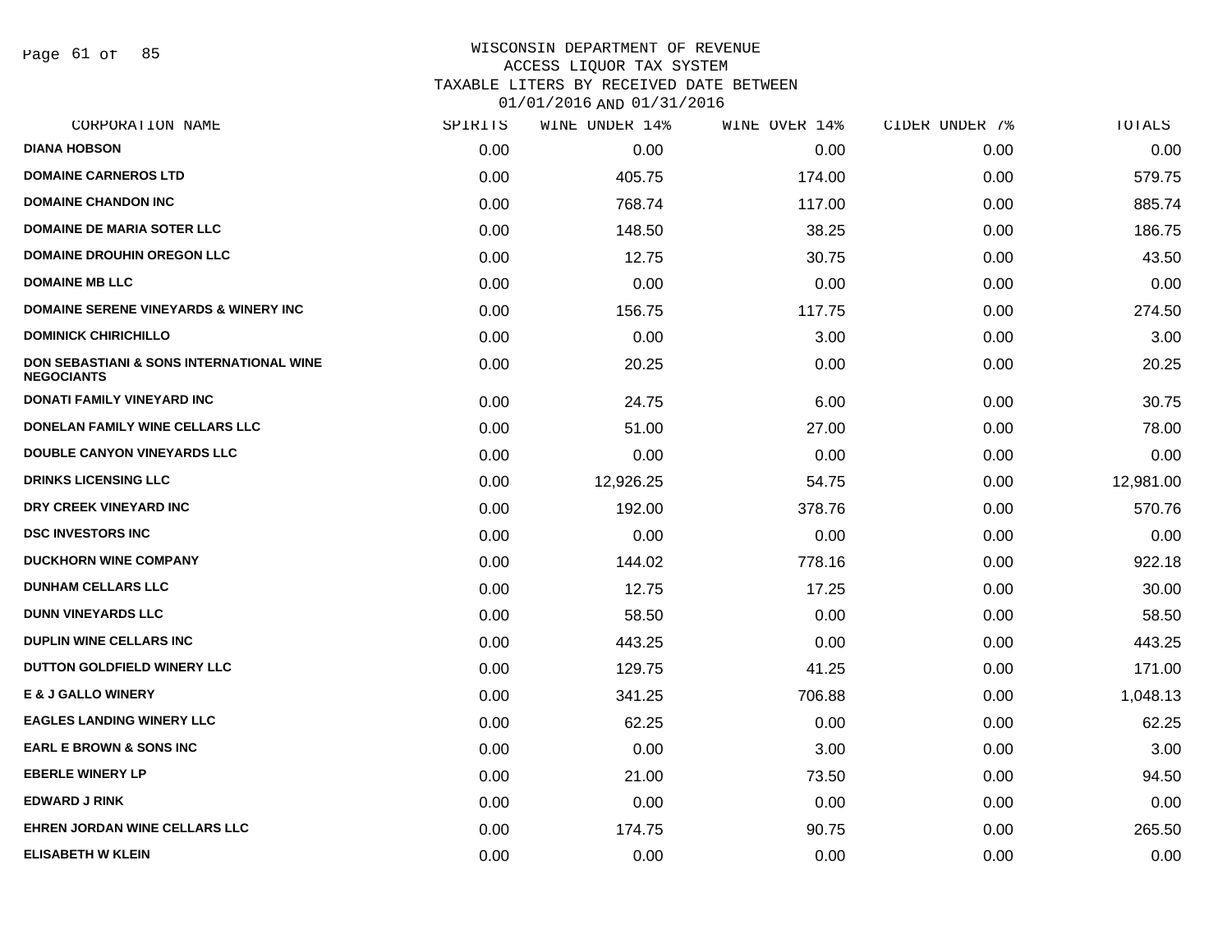# WISCONSIN DEPARTMENT OF REVENUE
## ACCESS LIQUOR TAX SYSTEM
## TAXABLE LITERS BY RECEIVED DATE BETWEEN 01/01/2016 AND 01/31/2016

| CORPORATION NAME | SPIRITS | WINE UNDER 14% | WINE OVER 14% | CIDER UNDER 7% | TOTALS |
|---|---|---|---|---|---|
| DIANA HOBSON | 0.00 | 0.00 | 0.00 | 0.00 | 0.00 |
| DOMAINE CARNEROS LTD | 0.00 | 405.75 | 174.00 | 0.00 | 579.75 |
| DOMAINE CHANDON INC | 0.00 | 768.74 | 117.00 | 0.00 | 885.74 |
| DOMAINE DE MARIA SOTER LLC | 0.00 | 148.50 | 38.25 | 0.00 | 186.75 |
| DOMAINE DROUHIN OREGON LLC | 0.00 | 12.75 | 30.75 | 0.00 | 43.50 |
| DOMAINE MB LLC | 0.00 | 0.00 | 0.00 | 0.00 | 0.00 |
| DOMAINE SERENE VINEYARDS & WINERY INC | 0.00 | 156.75 | 117.75 | 0.00 | 274.50 |
| DOMINICK CHIRICHILLO | 0.00 | 0.00 | 3.00 | 0.00 | 3.00 |
| DON SEBASTIANI & SONS INTERNATIONAL WINE NEGOCIANTS | 0.00 | 20.25 | 0.00 | 0.00 | 20.25 |
| DONATI FAMILY VINEYARD INC | 0.00 | 24.75 | 6.00 | 0.00 | 30.75 |
| DONELAN FAMILY WINE CELLARS LLC | 0.00 | 51.00 | 27.00 | 0.00 | 78.00 |
| DOUBLE CANYON VINEYARDS LLC | 0.00 | 0.00 | 0.00 | 0.00 | 0.00 |
| DRINKS LICENSING LLC | 0.00 | 12,926.25 | 54.75 | 0.00 | 12,981.00 |
| DRY CREEK VINEYARD INC | 0.00 | 192.00 | 378.76 | 0.00 | 570.76 |
| DSC INVESTORS INC | 0.00 | 0.00 | 0.00 | 0.00 | 0.00 |
| DUCKHORN WINE COMPANY | 0.00 | 144.02 | 778.16 | 0.00 | 922.18 |
| DUNHAM CELLARS LLC | 0.00 | 12.75 | 17.25 | 0.00 | 30.00 |
| DUNN VINEYARDS LLC | 0.00 | 58.50 | 0.00 | 0.00 | 58.50 |
| DUPLIN WINE CELLARS INC | 0.00 | 443.25 | 0.00 | 0.00 | 443.25 |
| DUTTON GOLDFIELD WINERY LLC | 0.00 | 129.75 | 41.25 | 0.00 | 171.00 |
| E & J GALLO WINERY | 0.00 | 341.25 | 706.88 | 0.00 | 1,048.13 |
| EAGLES LANDING WINERY LLC | 0.00 | 62.25 | 0.00 | 0.00 | 62.25 |
| EARL E BROWN & SONS INC | 0.00 | 0.00 | 3.00 | 0.00 | 3.00 |
| EBERLE WINERY LP | 0.00 | 21.00 | 73.50 | 0.00 | 94.50 |
| EDWARD J RINK | 0.00 | 0.00 | 0.00 | 0.00 | 0.00 |
| EHREN JORDAN WINE CELLARS LLC | 0.00 | 174.75 | 90.75 | 0.00 | 265.50 |
| ELISABETH W KLEIN | 0.00 | 0.00 | 0.00 | 0.00 | 0.00 |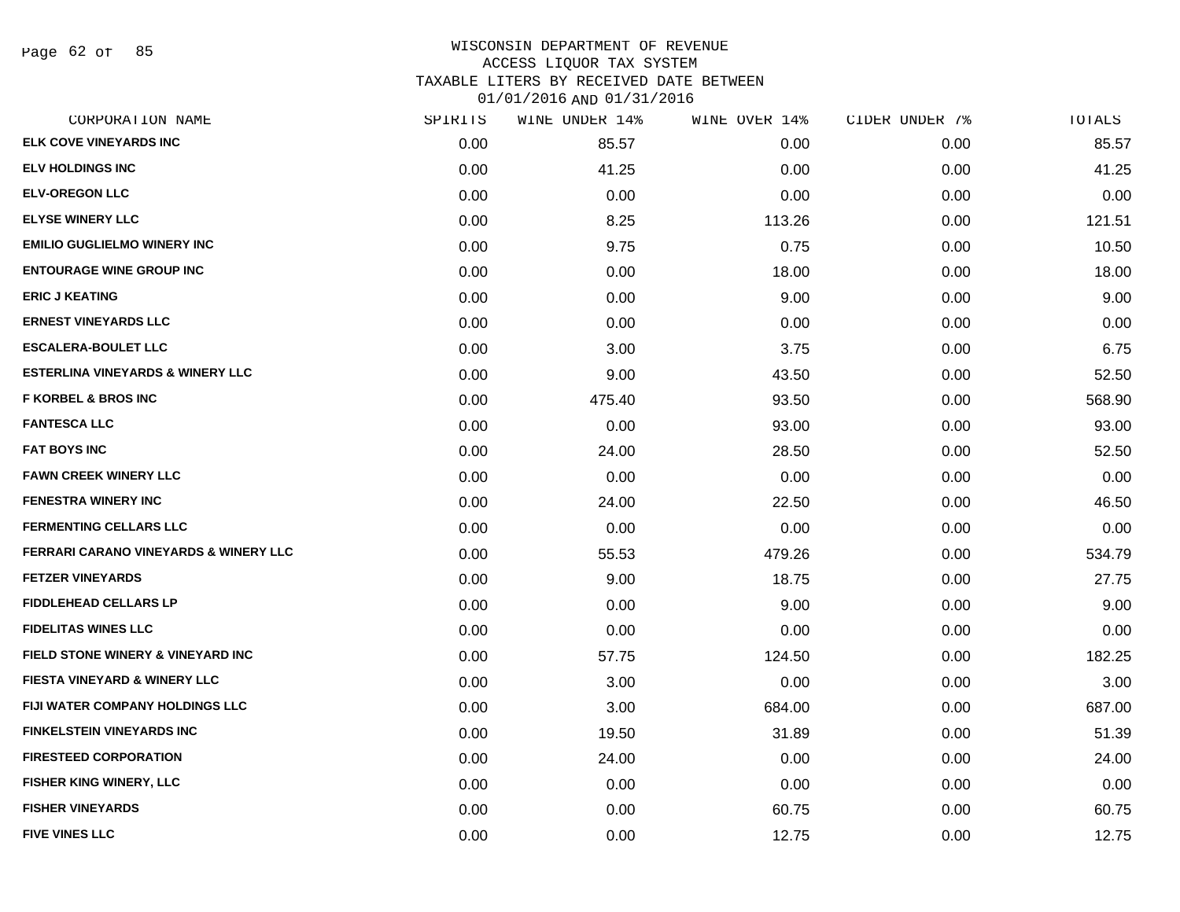# WISCONSIN DEPARTMENT OF REVENUE
## ACCESS LIQUOR TAX SYSTEM
## TAXABLE LITERS BY RECEIVED DATE BETWEEN 01/01/2016 AND 01/31/2016

| CORPORATION NAME | SPIRITS | WINE UNDER 14% | WINE OVER 14% | CIDER UNDER 7% | TOTALS |
|---|---|---|---|---|---|
| ELK COVE VINEYARDS INC | 0.00 | 85.57 | 0.00 | 0.00 | 85.57 |
| ELV HOLDINGS INC | 0.00 | 41.25 | 0.00 | 0.00 | 41.25 |
| ELV-OREGON LLC | 0.00 | 0.00 | 0.00 | 0.00 | 0.00 |
| ELYSE WINERY LLC | 0.00 | 8.25 | 113.26 | 0.00 | 121.51 |
| EMILIO GUGLIELMO WINERY INC | 0.00 | 9.75 | 0.75 | 0.00 | 10.50 |
| ENTOURAGE WINE GROUP INC | 0.00 | 0.00 | 18.00 | 0.00 | 18.00 |
| ERIC J KEATING | 0.00 | 0.00 | 9.00 | 0.00 | 9.00 |
| ERNEST VINEYARDS LLC | 0.00 | 0.00 | 0.00 | 0.00 | 0.00 |
| ESCALERA-BOULET LLC | 0.00 | 3.00 | 3.75 | 0.00 | 6.75 |
| ESTERLINA VINEYARDS & WINERY LLC | 0.00 | 9.00 | 43.50 | 0.00 | 52.50 |
| F KORBEL & BROS INC | 0.00 | 475.40 | 93.50 | 0.00 | 568.90 |
| FANTESCA LLC | 0.00 | 0.00 | 93.00 | 0.00 | 93.00 |
| FAT BOYS INC | 0.00 | 24.00 | 28.50 | 0.00 | 52.50 |
| FAWN CREEK WINERY LLC | 0.00 | 0.00 | 0.00 | 0.00 | 0.00 |
| FENESTRA WINERY INC | 0.00 | 24.00 | 22.50 | 0.00 | 46.50 |
| FERMENTING CELLARS LLC | 0.00 | 0.00 | 0.00 | 0.00 | 0.00 |
| FERRARI CARANO VINEYARDS & WINERY LLC | 0.00 | 55.53 | 479.26 | 0.00 | 534.79 |
| FETZER VINEYARDS | 0.00 | 9.00 | 18.75 | 0.00 | 27.75 |
| FIDDLEHEAD CELLARS LP | 0.00 | 0.00 | 9.00 | 0.00 | 9.00 |
| FIDELITAS WINES LLC | 0.00 | 0.00 | 0.00 | 0.00 | 0.00 |
| FIELD STONE WINERY & VINEYARD INC | 0.00 | 57.75 | 124.50 | 0.00 | 182.25 |
| FIESTA VINEYARD & WINERY LLC | 0.00 | 3.00 | 0.00 | 0.00 | 3.00 |
| FIJI WATER COMPANY HOLDINGS LLC | 0.00 | 3.00 | 684.00 | 0.00 | 687.00 |
| FINKELSTEIN VINEYARDS INC | 0.00 | 19.50 | 31.89 | 0.00 | 51.39 |
| FIRESTEED CORPORATION | 0.00 | 24.00 | 0.00 | 0.00 | 24.00 |
| FISHER KING WINERY, LLC | 0.00 | 0.00 | 0.00 | 0.00 | 0.00 |
| FISHER VINEYARDS | 0.00 | 0.00 | 60.75 | 0.00 | 60.75 |
| FIVE VINES LLC | 0.00 | 0.00 | 12.75 | 0.00 | 12.75 |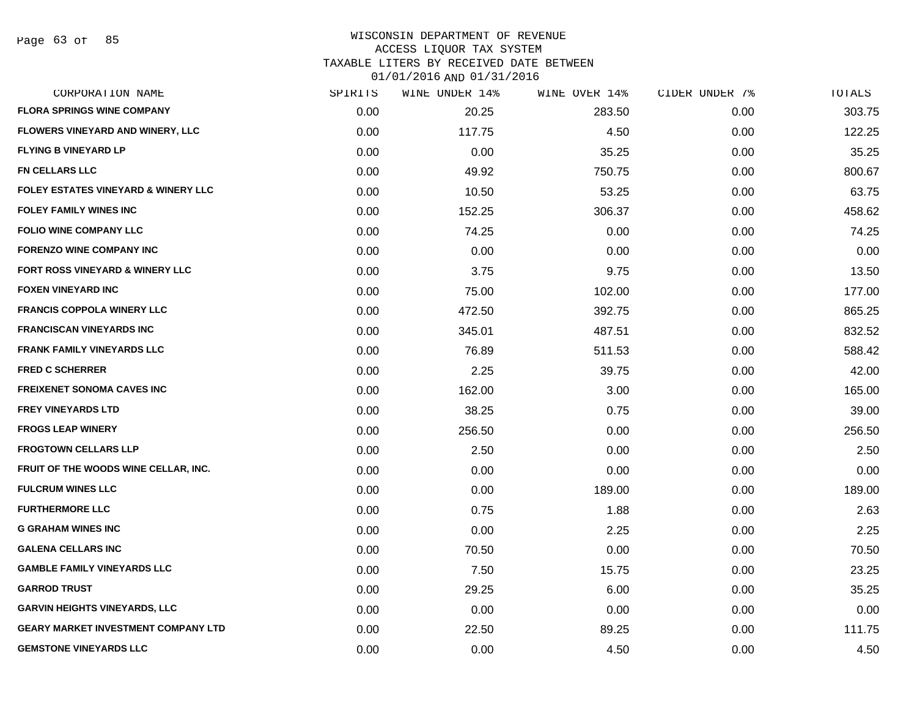WISCONSIN DEPARTMENT OF REVENUE
ACCESS LIQUOR TAX SYSTEM
TAXABLE LITERS BY RECEIVED DATE BETWEEN
01/01/2016 AND 01/31/2016

| CORPORATION NAME | SPIRITS | WINE UNDER 14% | WINE OVER 14% | CIDER UNDER 7% | TOTALS |
|---|---|---|---|---|---|
| FLORA SPRINGS WINE COMPANY | 0.00 | 20.25 | 283.50 | 0.00 | 303.75 |
| FLOWERS VINEYARD AND WINERY, LLC | 0.00 | 117.75 | 4.50 | 0.00 | 122.25 |
| FLYING B VINEYARD LP | 0.00 | 0.00 | 35.25 | 0.00 | 35.25 |
| FN CELLARS LLC | 0.00 | 49.92 | 750.75 | 0.00 | 800.67 |
| FOLEY ESTATES VINEYARD & WINERY LLC | 0.00 | 10.50 | 53.25 | 0.00 | 63.75 |
| FOLEY FAMILY WINES INC | 0.00 | 152.25 | 306.37 | 0.00 | 458.62 |
| FOLIO WINE COMPANY LLC | 0.00 | 74.25 | 0.00 | 0.00 | 74.25 |
| FORENZO WINE COMPANY INC | 0.00 | 0.00 | 0.00 | 0.00 | 0.00 |
| FORT ROSS VINEYARD & WINERY LLC | 0.00 | 3.75 | 9.75 | 0.00 | 13.50 |
| FOXEN VINEYARD INC | 0.00 | 75.00 | 102.00 | 0.00 | 177.00 |
| FRANCIS COPPOLA WINERY LLC | 0.00 | 472.50 | 392.75 | 0.00 | 865.25 |
| FRANCISCAN VINEYARDS INC | 0.00 | 345.01 | 487.51 | 0.00 | 832.52 |
| FRANK FAMILY VINEYARDS LLC | 0.00 | 76.89 | 511.53 | 0.00 | 588.42 |
| FRED C SCHERRER | 0.00 | 2.25 | 39.75 | 0.00 | 42.00 |
| FREIXENET SONOMA CAVES INC | 0.00 | 162.00 | 3.00 | 0.00 | 165.00 |
| FREY VINEYARDS LTD | 0.00 | 38.25 | 0.75 | 0.00 | 39.00 |
| FROGS LEAP WINERY | 0.00 | 256.50 | 0.00 | 0.00 | 256.50 |
| FROGTOWN CELLARS LLP | 0.00 | 2.50 | 0.00 | 0.00 | 2.50 |
| FRUIT OF THE WOODS WINE CELLAR, INC. | 0.00 | 0.00 | 0.00 | 0.00 | 0.00 |
| FULCRUM WINES LLC | 0.00 | 0.00 | 189.00 | 0.00 | 189.00 |
| FURTHERMORE LLC | 0.00 | 0.75 | 1.88 | 0.00 | 2.63 |
| G GRAHAM WINES INC | 0.00 | 0.00 | 2.25 | 0.00 | 2.25 |
| GALENA CELLARS INC | 0.00 | 70.50 | 0.00 | 0.00 | 70.50 |
| GAMBLE FAMILY VINEYARDS LLC | 0.00 | 7.50 | 15.75 | 0.00 | 23.25 |
| GARROD TRUST | 0.00 | 29.25 | 6.00 | 0.00 | 35.25 |
| GARVIN HEIGHTS VINEYARDS, LLC | 0.00 | 0.00 | 0.00 | 0.00 | 0.00 |
| GEARY MARKET INVESTMENT COMPANY LTD | 0.00 | 22.50 | 89.25 | 0.00 | 111.75 |
| GEMSTONE VINEYARDS LLC | 0.00 | 0.00 | 4.50 | 0.00 | 4.50 |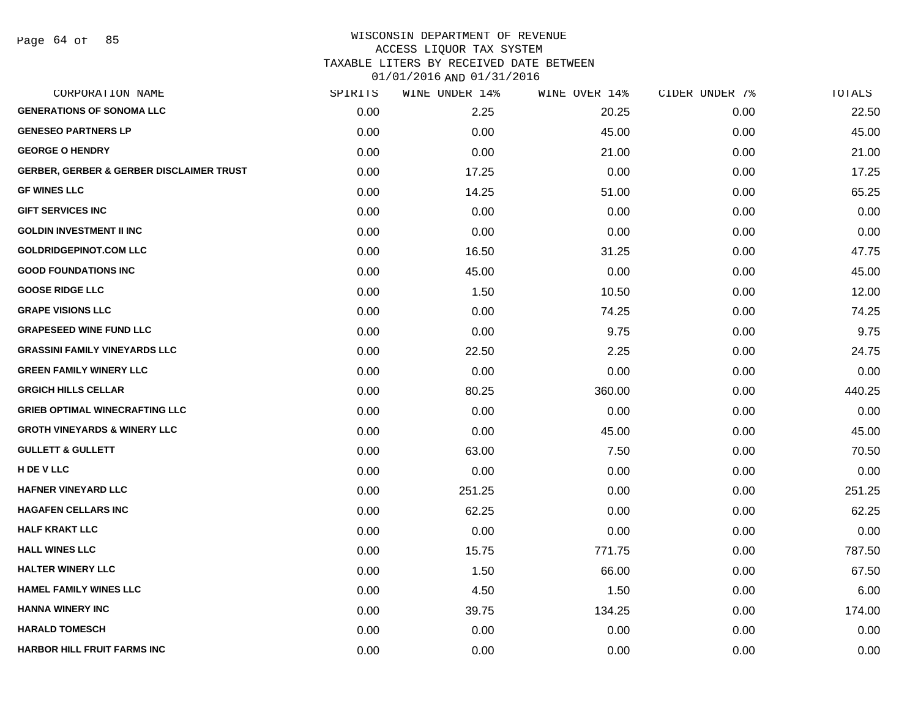WISCONSIN DEPARTMENT OF REVENUE
ACCESS LIQUOR TAX SYSTEM
TAXABLE LITERS BY RECEIVED DATE BETWEEN
01/01/2016 AND 01/31/2016

| CORPORATION NAME | SPIRITS | WINE UNDER 14% | WINE OVER 14% | CIDER UNDER 7% | TOTALS |
|---|---|---|---|---|---|
| GENERATIONS OF SONOMA LLC | 0.00 | 2.25 | 20.25 | 0.00 | 22.50 |
| GENESEO PARTNERS LP | 0.00 | 0.00 | 45.00 | 0.00 | 45.00 |
| GEORGE O HENDRY | 0.00 | 0.00 | 21.00 | 0.00 | 21.00 |
| GERBER, GERBER & GERBER DISCLAIMER TRUST | 0.00 | 17.25 | 0.00 | 0.00 | 17.25 |
| GF WINES LLC | 0.00 | 14.25 | 51.00 | 0.00 | 65.25 |
| GIFT SERVICES INC | 0.00 | 0.00 | 0.00 | 0.00 | 0.00 |
| GOLDIN INVESTMENT II INC | 0.00 | 0.00 | 0.00 | 0.00 | 0.00 |
| GOLDRIDGEPINOT.COM LLC | 0.00 | 16.50 | 31.25 | 0.00 | 47.75 |
| GOOD FOUNDATIONS INC | 0.00 | 45.00 | 0.00 | 0.00 | 45.00 |
| GOOSE RIDGE LLC | 0.00 | 1.50 | 10.50 | 0.00 | 12.00 |
| GRAPE VISIONS LLC | 0.00 | 0.00 | 74.25 | 0.00 | 74.25 |
| GRAPESEED WINE FUND LLC | 0.00 | 0.00 | 9.75 | 0.00 | 9.75 |
| GRASSINI FAMILY VINEYARDS LLC | 0.00 | 22.50 | 2.25 | 0.00 | 24.75 |
| GREEN FAMILY WINERY LLC | 0.00 | 0.00 | 0.00 | 0.00 | 0.00 |
| GRGICH HILLS CELLAR | 0.00 | 80.25 | 360.00 | 0.00 | 440.25 |
| GRIEB OPTIMAL WINECRAFTING LLC | 0.00 | 0.00 | 0.00 | 0.00 | 0.00 |
| GROTH VINEYARDS & WINERY LLC | 0.00 | 0.00 | 45.00 | 0.00 | 45.00 |
| GULLETT & GULLETT | 0.00 | 63.00 | 7.50 | 0.00 | 70.50 |
| H DE V LLC | 0.00 | 0.00 | 0.00 | 0.00 | 0.00 |
| HAFNER VINEYARD LLC | 0.00 | 251.25 | 0.00 | 0.00 | 251.25 |
| HAGAFEN CELLARS INC | 0.00 | 62.25 | 0.00 | 0.00 | 62.25 |
| HALF KRAKT LLC | 0.00 | 0.00 | 0.00 | 0.00 | 0.00 |
| HALL WINES LLC | 0.00 | 15.75 | 771.75 | 0.00 | 787.50 |
| HALTER WINERY LLC | 0.00 | 1.50 | 66.00 | 0.00 | 67.50 |
| HAMEL FAMILY WINES LLC | 0.00 | 4.50 | 1.50 | 0.00 | 6.00 |
| HANNA WINERY INC | 0.00 | 39.75 | 134.25 | 0.00 | 174.00 |
| HARALD TOMESCH | 0.00 | 0.00 | 0.00 | 0.00 | 0.00 |
| HARBOR HILL FRUIT FARMS INC | 0.00 | 0.00 | 0.00 | 0.00 | 0.00 |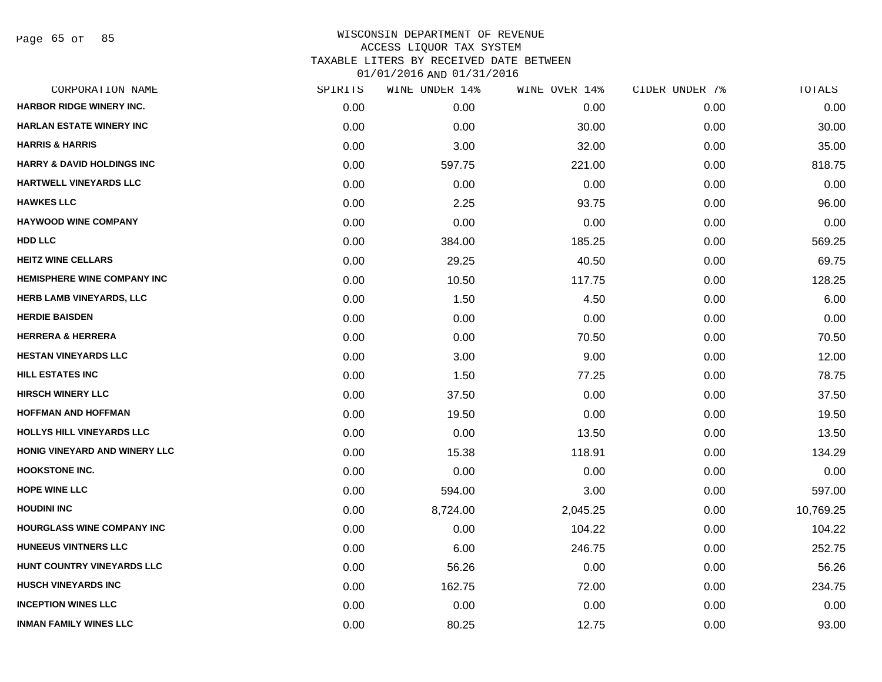# WISCONSIN DEPARTMENT OF REVENUE
## ACCESS LIQUOR TAX SYSTEM
## TAXABLE LITERS BY RECEIVED DATE BETWEEN 01/01/2016 AND 01/31/2016

| CORPORATION NAME | SPIRITS | WINE UNDER 14% | WINE OVER 14% | CIDER UNDER 7% | TOTALS |
|---|---|---|---|---|---|
| HARBOR RIDGE WINERY INC. | 0.00 | 0.00 | 0.00 | 0.00 | 0.00 |
| HARLAN ESTATE WINERY INC | 0.00 | 0.00 | 30.00 | 0.00 | 30.00 |
| HARRIS & HARRIS | 0.00 | 3.00 | 32.00 | 0.00 | 35.00 |
| HARRY & DAVID HOLDINGS INC | 0.00 | 597.75 | 221.00 | 0.00 | 818.75 |
| HARTWELL VINEYARDS LLC | 0.00 | 0.00 | 0.00 | 0.00 | 0.00 |
| HAWKES LLC | 0.00 | 2.25 | 93.75 | 0.00 | 96.00 |
| HAYWOOD WINE COMPANY | 0.00 | 0.00 | 0.00 | 0.00 | 0.00 |
| HDD LLC | 0.00 | 384.00 | 185.25 | 0.00 | 569.25 |
| HEITZ WINE CELLARS | 0.00 | 29.25 | 40.50 | 0.00 | 69.75 |
| HEMISPHERE WINE COMPANY INC | 0.00 | 10.50 | 117.75 | 0.00 | 128.25 |
| HERB LAMB VINEYARDS, LLC | 0.00 | 1.50 | 4.50 | 0.00 | 6.00 |
| HERDIE BAISDEN | 0.00 | 0.00 | 0.00 | 0.00 | 0.00 |
| HERRERA & HERRERA | 0.00 | 0.00 | 70.50 | 0.00 | 70.50 |
| HESTAN VINEYARDS LLC | 0.00 | 3.00 | 9.00 | 0.00 | 12.00 |
| HILL ESTATES INC | 0.00 | 1.50 | 77.25 | 0.00 | 78.75 |
| HIRSCH WINERY LLC | 0.00 | 37.50 | 0.00 | 0.00 | 37.50 |
| HOFFMAN AND HOFFMAN | 0.00 | 19.50 | 0.00 | 0.00 | 19.50 |
| HOLLYS HILL VINEYARDS LLC | 0.00 | 0.00 | 13.50 | 0.00 | 13.50 |
| HONIG VINEYARD AND WINERY LLC | 0.00 | 15.38 | 118.91 | 0.00 | 134.29 |
| HOOKSTONE INC. | 0.00 | 0.00 | 0.00 | 0.00 | 0.00 |
| HOPE WINE LLC | 0.00 | 594.00 | 3.00 | 0.00 | 597.00 |
| HOUDINI INC | 0.00 | 8,724.00 | 2,045.25 | 0.00 | 10,769.25 |
| HOURGLASS WINE COMPANY INC | 0.00 | 0.00 | 104.22 | 0.00 | 104.22 |
| HUNEEUS VINTNERS LLC | 0.00 | 6.00 | 246.75 | 0.00 | 252.75 |
| HUNT COUNTRY VINEYARDS LLC | 0.00 | 56.26 | 0.00 | 0.00 | 56.26 |
| HUSCH VINEYARDS INC | 0.00 | 162.75 | 72.00 | 0.00 | 234.75 |
| INCEPTION WINES LLC | 0.00 | 0.00 | 0.00 | 0.00 | 0.00 |
| INMAN FAMILY WINES LLC | 0.00 | 80.25 | 12.75 | 0.00 | 93.00 |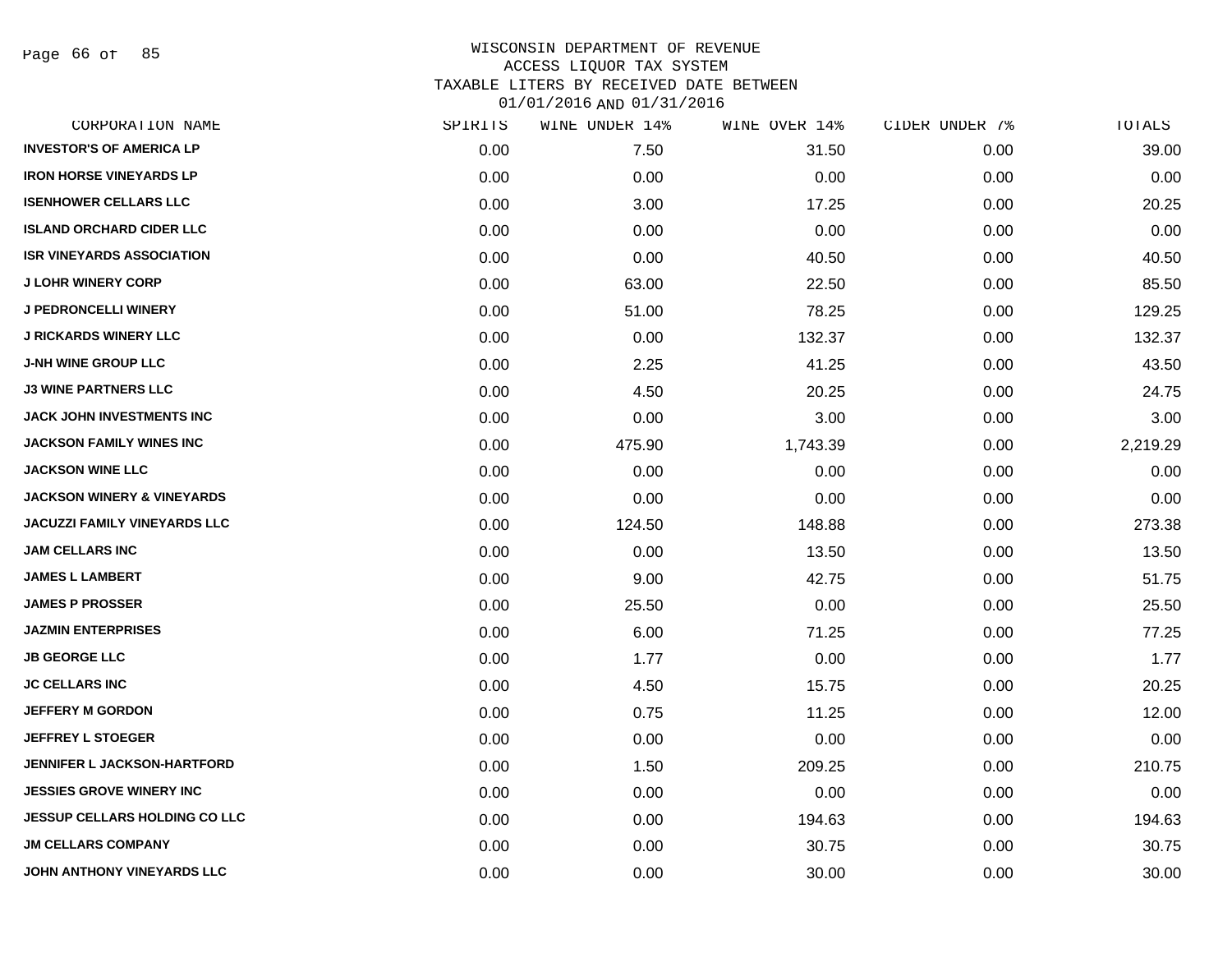WISCONSIN DEPARTMENT OF REVENUE
ACCESS LIQUOR TAX SYSTEM
TAXABLE LITERS BY RECEIVED DATE BETWEEN
01/01/2016 AND 01/31/2016

| CORPORATION NAME | SPIRITS | WINE UNDER 14% | WINE OVER 14% | CIDER UNDER 7% | TOTALS |
|---|---|---|---|---|---|
| INVESTOR'S OF AMERICA LP | 0.00 | 7.50 | 31.50 | 0.00 | 39.00 |
| IRON HORSE VINEYARDS LP | 0.00 | 0.00 | 0.00 | 0.00 | 0.00 |
| ISENHOWER CELLARS LLC | 0.00 | 3.00 | 17.25 | 0.00 | 20.25 |
| ISLAND ORCHARD CIDER LLC | 0.00 | 0.00 | 0.00 | 0.00 | 0.00 |
| ISR VINEYARDS ASSOCIATION | 0.00 | 0.00 | 40.50 | 0.00 | 40.50 |
| J LOHR WINERY CORP | 0.00 | 63.00 | 22.50 | 0.00 | 85.50 |
| J PEDRONCELLI WINERY | 0.00 | 51.00 | 78.25 | 0.00 | 129.25 |
| J RICKARDS WINERY LLC | 0.00 | 0.00 | 132.37 | 0.00 | 132.37 |
| J-NH WINE GROUP LLC | 0.00 | 2.25 | 41.25 | 0.00 | 43.50 |
| J3 WINE PARTNERS LLC | 0.00 | 4.50 | 20.25 | 0.00 | 24.75 |
| JACK JOHN INVESTMENTS INC | 0.00 | 0.00 | 3.00 | 0.00 | 3.00 |
| JACKSON FAMILY WINES INC | 0.00 | 475.90 | 1,743.39 | 0.00 | 2,219.29 |
| JACKSON WINE LLC | 0.00 | 0.00 | 0.00 | 0.00 | 0.00 |
| JACKSON WINERY & VINEYARDS | 0.00 | 0.00 | 0.00 | 0.00 | 0.00 |
| JACUZZI FAMILY VINEYARDS LLC | 0.00 | 124.50 | 148.88 | 0.00 | 273.38 |
| JAM CELLARS INC | 0.00 | 0.00 | 13.50 | 0.00 | 13.50 |
| JAMES L LAMBERT | 0.00 | 9.00 | 42.75 | 0.00 | 51.75 |
| JAMES P PROSSER | 0.00 | 25.50 | 0.00 | 0.00 | 25.50 |
| JAZMIN ENTERPRISES | 0.00 | 6.00 | 71.25 | 0.00 | 77.25 |
| JB GEORGE LLC | 0.00 | 1.77 | 0.00 | 0.00 | 1.77 |
| JC CELLARS INC | 0.00 | 4.50 | 15.75 | 0.00 | 20.25 |
| JEFFERY M GORDON | 0.00 | 0.75 | 11.25 | 0.00 | 12.00 |
| JEFFREY L STOEGER | 0.00 | 0.00 | 0.00 | 0.00 | 0.00 |
| JENNIFER L JACKSON-HARTFORD | 0.00 | 1.50 | 209.25 | 0.00 | 210.75 |
| JESSIES GROVE WINERY INC | 0.00 | 0.00 | 0.00 | 0.00 | 0.00 |
| JESSUP CELLARS HOLDING CO LLC | 0.00 | 0.00 | 194.63 | 0.00 | 194.63 |
| JM CELLARS COMPANY | 0.00 | 0.00 | 30.75 | 0.00 | 30.75 |
| JOHN ANTHONY VINEYARDS LLC | 0.00 | 0.00 | 30.00 | 0.00 | 30.00 |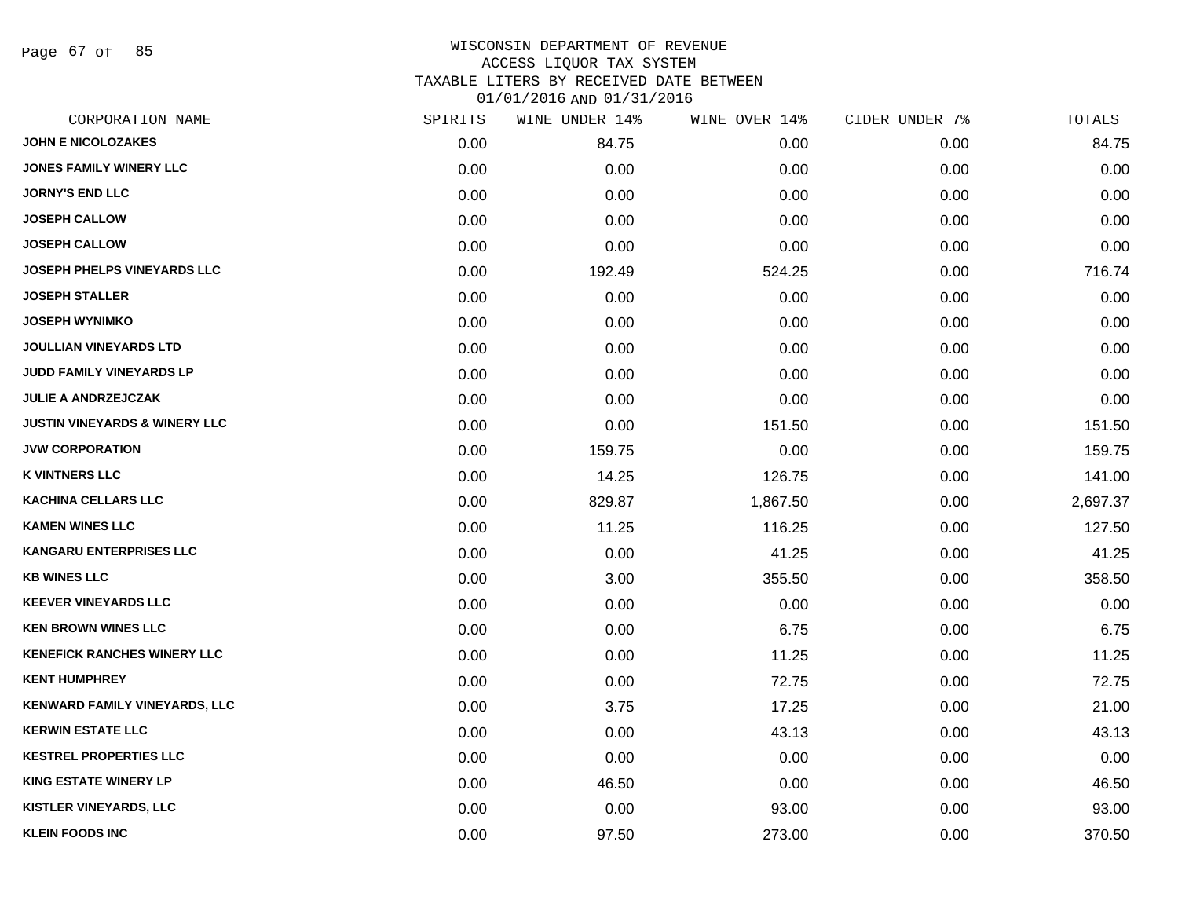# WISCONSIN DEPARTMENT OF REVENUE
## ACCESS LIQUOR TAX SYSTEM
### TAXABLE LITERS BY RECEIVED DATE BETWEEN 01/01/2016 AND 01/31/2016

| CORPORATION NAME | SPIRITS | WINE UNDER 14% | WINE OVER 14% | CIDER UNDER 7% | TOTALS |
|---|---|---|---|---|---|
| JOHN E NICOLOZAKES | 0.00 | 84.75 | 0.00 | 0.00 | 84.75 |
| JONES FAMILY WINERY LLC | 0.00 | 0.00 | 0.00 | 0.00 | 0.00 |
| JORNY'S END LLC | 0.00 | 0.00 | 0.00 | 0.00 | 0.00 |
| JOSEPH CALLOW | 0.00 | 0.00 | 0.00 | 0.00 | 0.00 |
| JOSEPH CALLOW | 0.00 | 0.00 | 0.00 | 0.00 | 0.00 |
| JOSEPH PHELPS VINEYARDS LLC | 0.00 | 192.49 | 524.25 | 0.00 | 716.74 |
| JOSEPH STALLER | 0.00 | 0.00 | 0.00 | 0.00 | 0.00 |
| JOSEPH WYNIMKO | 0.00 | 0.00 | 0.00 | 0.00 | 0.00 |
| JOULLIAN VINEYARDS LTD | 0.00 | 0.00 | 0.00 | 0.00 | 0.00 |
| JUDD FAMILY VINEYARDS LP | 0.00 | 0.00 | 0.00 | 0.00 | 0.00 |
| JULIE A ANDRZEJCZAK | 0.00 | 0.00 | 0.00 | 0.00 | 0.00 |
| JUSTIN VINEYARDS & WINERY LLC | 0.00 | 0.00 | 151.50 | 0.00 | 151.50 |
| JVW CORPORATION | 0.00 | 159.75 | 0.00 | 0.00 | 159.75 |
| K VINTNERS LLC | 0.00 | 14.25 | 126.75 | 0.00 | 141.00 |
| KACHINA CELLARS LLC | 0.00 | 829.87 | 1,867.50 | 0.00 | 2,697.37 |
| KAMEN WINES LLC | 0.00 | 11.25 | 116.25 | 0.00 | 127.50 |
| KANGARU ENTERPRISES LLC | 0.00 | 0.00 | 41.25 | 0.00 | 41.25 |
| KB WINES LLC | 0.00 | 3.00 | 355.50 | 0.00 | 358.50 |
| KEEVER VINEYARDS LLC | 0.00 | 0.00 | 0.00 | 0.00 | 0.00 |
| KEN BROWN WINES LLC | 0.00 | 0.00 | 6.75 | 0.00 | 6.75 |
| KENEFICK RANCHES WINERY LLC | 0.00 | 0.00 | 11.25 | 0.00 | 11.25 |
| KENT HUMPHREY | 0.00 | 0.00 | 72.75 | 0.00 | 72.75 |
| KENWARD FAMILY VINEYARDS, LLC | 0.00 | 3.75 | 17.25 | 0.00 | 21.00 |
| KERWIN ESTATE LLC | 0.00 | 0.00 | 43.13 | 0.00 | 43.13 |
| KESTREL PROPERTIES LLC | 0.00 | 0.00 | 0.00 | 0.00 | 0.00 |
| KING ESTATE WINERY LP | 0.00 | 46.50 | 0.00 | 0.00 | 46.50 |
| KISTLER VINEYARDS, LLC | 0.00 | 0.00 | 93.00 | 0.00 | 93.00 |
| KLEIN FOODS INC | 0.00 | 97.50 | 273.00 | 0.00 | 370.50 |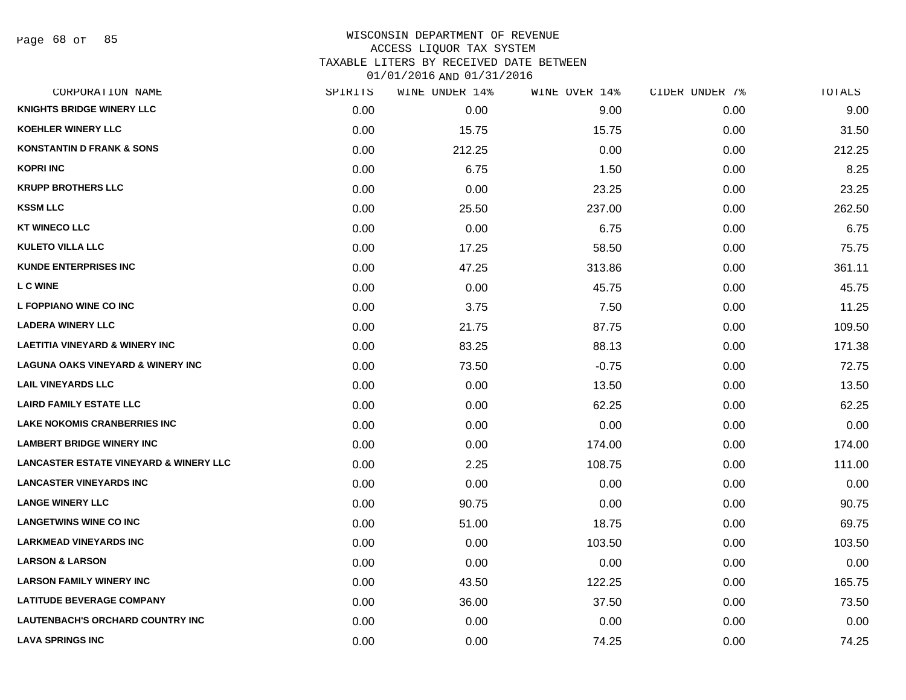WISCONSIN DEPARTMENT OF REVENUE
ACCESS LIQUOR TAX SYSTEM
TAXABLE LITERS BY RECEIVED DATE BETWEEN
01/01/2016 AND 01/31/2016

| CORPORATION NAME | SPIRITS | WINE UNDER 14% | WINE OVER 14% | CIDER UNDER 7% | TOTALS |
|---|---|---|---|---|---|
| KNIGHTS BRIDGE WINERY LLC | 0.00 | 0.00 | 9.00 | 0.00 | 9.00 |
| KOEHLER WINERY LLC | 0.00 | 15.75 | 15.75 | 0.00 | 31.50 |
| KONSTANTIN D FRANK & SONS | 0.00 | 212.25 | 0.00 | 0.00 | 212.25 |
| KOPRI INC | 0.00 | 6.75 | 1.50 | 0.00 | 8.25 |
| KRUPP BROTHERS LLC | 0.00 | 0.00 | 23.25 | 0.00 | 23.25 |
| KSSM LLC | 0.00 | 25.50 | 237.00 | 0.00 | 262.50 |
| KT WINECO LLC | 0.00 | 0.00 | 6.75 | 0.00 | 6.75 |
| KULETO VILLA LLC | 0.00 | 17.25 | 58.50 | 0.00 | 75.75 |
| KUNDE ENTERPRISES INC | 0.00 | 47.25 | 313.86 | 0.00 | 361.11 |
| L C WINE | 0.00 | 0.00 | 45.75 | 0.00 | 45.75 |
| L FOPPIANO WINE CO INC | 0.00 | 3.75 | 7.50 | 0.00 | 11.25 |
| LADERA WINERY LLC | 0.00 | 21.75 | 87.75 | 0.00 | 109.50 |
| LAETITIA VINEYARD & WINERY INC | 0.00 | 83.25 | 88.13 | 0.00 | 171.38 |
| LAGUNA OAKS VINEYARD & WINERY INC | 0.00 | 73.50 | -0.75 | 0.00 | 72.75 |
| LAIL VINEYARDS LLC | 0.00 | 0.00 | 13.50 | 0.00 | 13.50 |
| LAIRD FAMILY ESTATE LLC | 0.00 | 0.00 | 62.25 | 0.00 | 62.25 |
| LAKE NOKOMIS CRANBERRIES INC | 0.00 | 0.00 | 0.00 | 0.00 | 0.00 |
| LAMBERT BRIDGE WINERY INC | 0.00 | 0.00 | 174.00 | 0.00 | 174.00 |
| LANCASTER ESTATE VINEYARD & WINERY LLC | 0.00 | 2.25 | 108.75 | 0.00 | 111.00 |
| LANCASTER VINEYARDS INC | 0.00 | 0.00 | 0.00 | 0.00 | 0.00 |
| LANGE WINERY LLC | 0.00 | 90.75 | 0.00 | 0.00 | 90.75 |
| LANGETWINS WINE CO INC | 0.00 | 51.00 | 18.75 | 0.00 | 69.75 |
| LARKMEAD VINEYARDS INC | 0.00 | 0.00 | 103.50 | 0.00 | 103.50 |
| LARSON & LARSON | 0.00 | 0.00 | 0.00 | 0.00 | 0.00 |
| LARSON FAMILY WINERY INC | 0.00 | 43.50 | 122.25 | 0.00 | 165.75 |
| LATITUDE BEVERAGE COMPANY | 0.00 | 36.00 | 37.50 | 0.00 | 73.50 |
| LAUTENBACH'S ORCHARD COUNTRY INC | 0.00 | 0.00 | 0.00 | 0.00 | 0.00 |
| LAVA SPRINGS INC | 0.00 | 0.00 | 74.25 | 0.00 | 74.25 |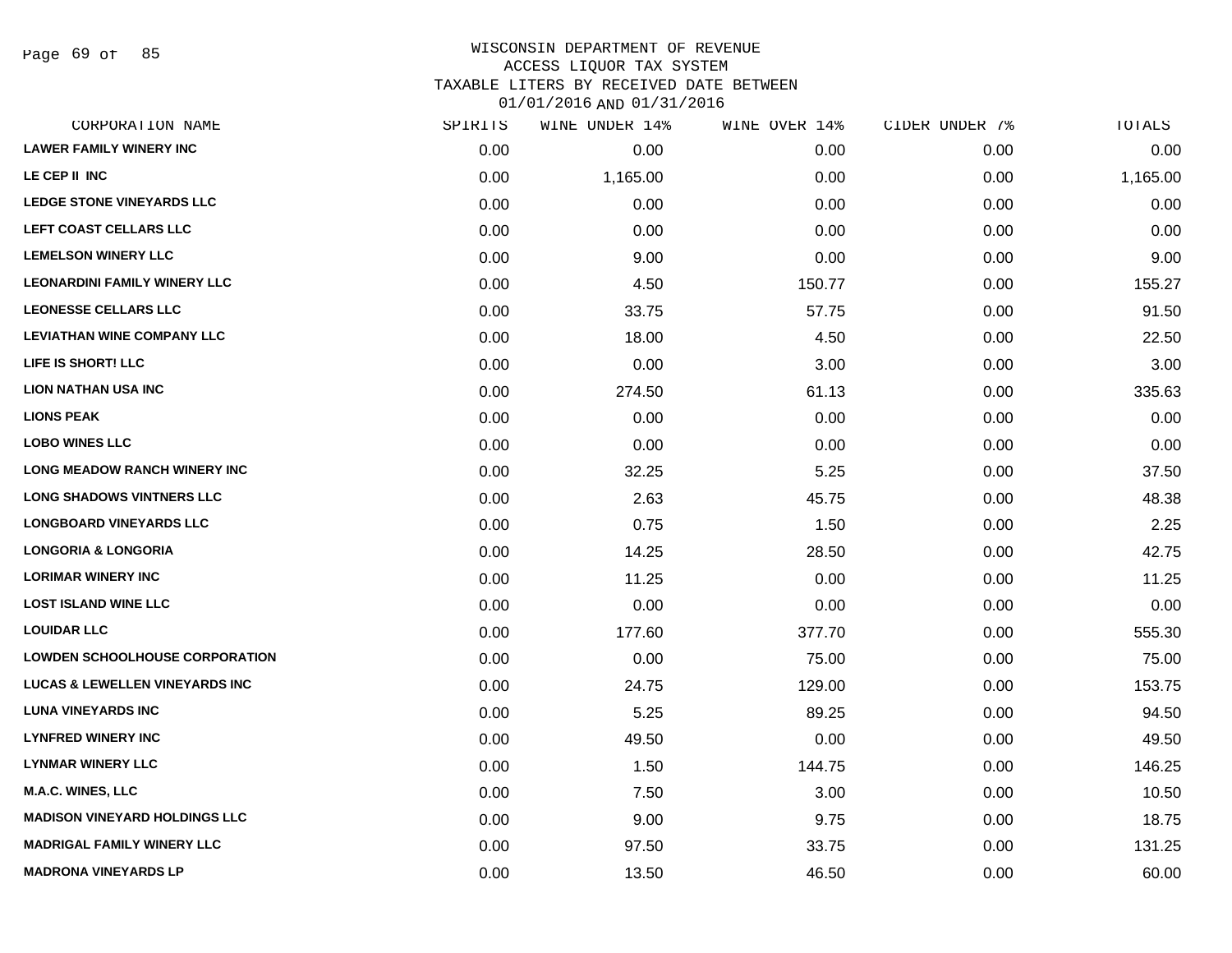# WISCONSIN DEPARTMENT OF REVENUE
## ACCESS LIQUOR TAX SYSTEM
### TAXABLE LITERS BY RECEIVED DATE BETWEEN 01/01/2016 AND 01/31/2016

| CORPORATION NAME | SPIRITS | WINE UNDER 14% | WINE OVER 14% | CIDER UNDER 7% | TOTALS |
|---|---|---|---|---|---|
| LAWER FAMILY WINERY INC | 0.00 | 0.00 | 0.00 | 0.00 | 0.00 |
| LE CEP II INC | 0.00 | 1,165.00 | 0.00 | 0.00 | 1,165.00 |
| LEDGE STONE VINEYARDS LLC | 0.00 | 0.00 | 0.00 | 0.00 | 0.00 |
| LEFT COAST CELLARS LLC | 0.00 | 0.00 | 0.00 | 0.00 | 0.00 |
| LEMELSON WINERY LLC | 0.00 | 9.00 | 0.00 | 0.00 | 9.00 |
| LEONARDINI FAMILY WINERY LLC | 0.00 | 4.50 | 150.77 | 0.00 | 155.27 |
| LEONESSE CELLARS LLC | 0.00 | 33.75 | 57.75 | 0.00 | 91.50 |
| LEVIATHAN WINE COMPANY LLC | 0.00 | 18.00 | 4.50 | 0.00 | 22.50 |
| LIFE IS SHORT! LLC | 0.00 | 0.00 | 3.00 | 0.00 | 3.00 |
| LION NATHAN USA INC | 0.00 | 274.50 | 61.13 | 0.00 | 335.63 |
| LIONS PEAK | 0.00 | 0.00 | 0.00 | 0.00 | 0.00 |
| LOBO WINES LLC | 0.00 | 0.00 | 0.00 | 0.00 | 0.00 |
| LONG MEADOW RANCH WINERY INC | 0.00 | 32.25 | 5.25 | 0.00 | 37.50 |
| LONG SHADOWS VINTNERS LLC | 0.00 | 2.63 | 45.75 | 0.00 | 48.38 |
| LONGBOARD VINEYARDS LLC | 0.00 | 0.75 | 1.50 | 0.00 | 2.25 |
| LONGORIA & LONGORIA | 0.00 | 14.25 | 28.50 | 0.00 | 42.75 |
| LORIMAR WINERY INC | 0.00 | 11.25 | 0.00 | 0.00 | 11.25 |
| LOST ISLAND WINE LLC | 0.00 | 0.00 | 0.00 | 0.00 | 0.00 |
| LOUIDAR LLC | 0.00 | 177.60 | 377.70 | 0.00 | 555.30 |
| LOWDEN SCHOOLHOUSE CORPORATION | 0.00 | 0.00 | 75.00 | 0.00 | 75.00 |
| LUCAS & LEWELLEN VINEYARDS INC | 0.00 | 24.75 | 129.00 | 0.00 | 153.75 |
| LUNA VINEYARDS INC | 0.00 | 5.25 | 89.25 | 0.00 | 94.50 |
| LYNFRED WINERY INC | 0.00 | 49.50 | 0.00 | 0.00 | 49.50 |
| LYNMAR WINERY LLC | 0.00 | 1.50 | 144.75 | 0.00 | 146.25 |
| M.A.C. WINES, LLC | 0.00 | 7.50 | 3.00 | 0.00 | 10.50 |
| MADISON VINEYARD HOLDINGS LLC | 0.00 | 9.00 | 9.75 | 0.00 | 18.75 |
| MADRIGAL FAMILY WINERY LLC | 0.00 | 97.50 | 33.75 | 0.00 | 131.25 |
| MADRONA VINEYARDS LP | 0.00 | 13.50 | 46.50 | 0.00 | 60.00 |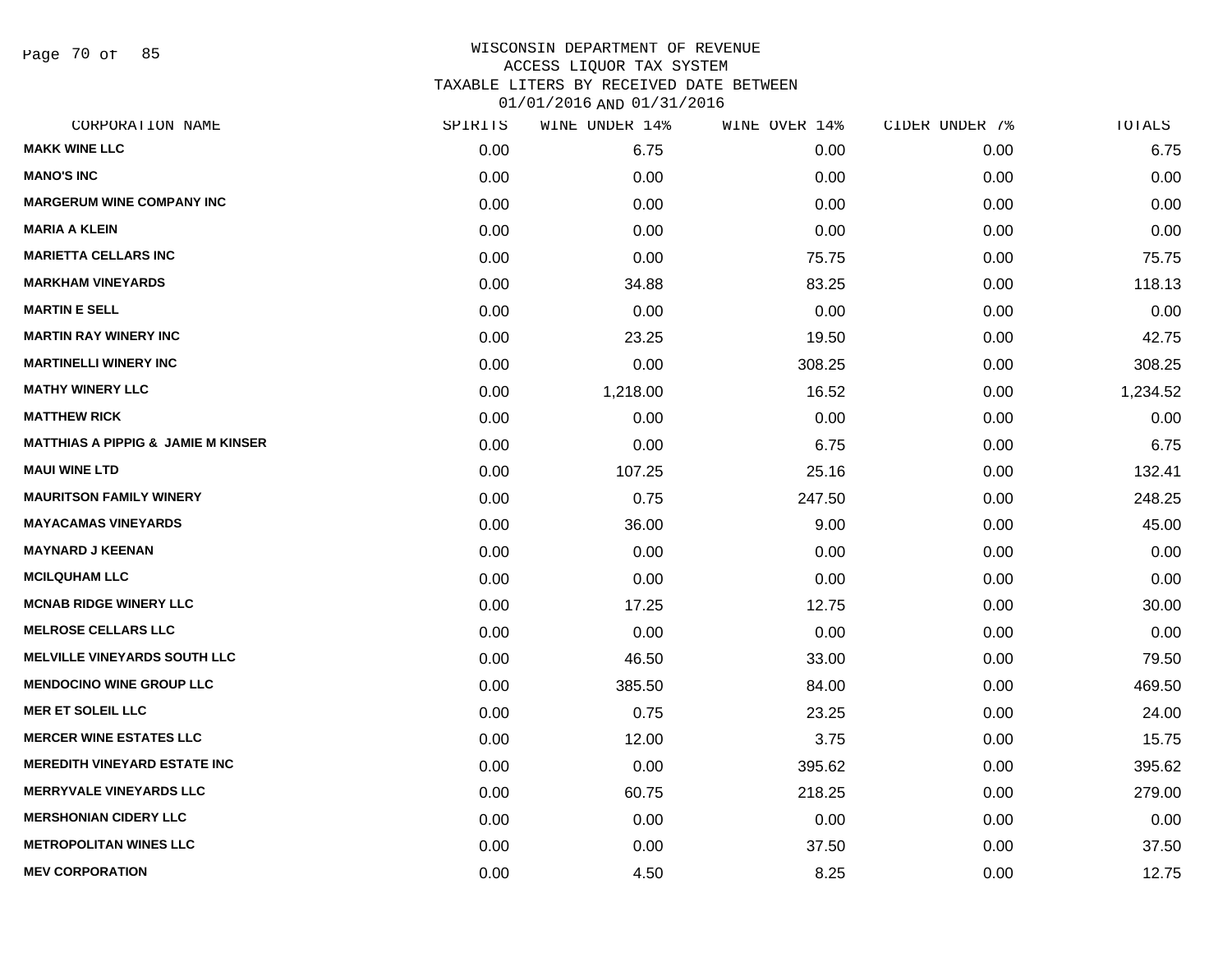# WISCONSIN DEPARTMENT OF REVENUE
## ACCESS LIQUOR TAX SYSTEM
## TAXABLE LITERS BY RECEIVED DATE BETWEEN 01/01/2016 AND 01/31/2016

| CORPORATION NAME | SPIRITS | WINE UNDER 14% | WINE OVER 14% | CIDER UNDER 7% | TOTALS |
|---|---|---|---|---|---|
| MAKK WINE LLC | 0.00 | 6.75 | 0.00 | 0.00 | 6.75 |
| MANO'S INC | 0.00 | 0.00 | 0.00 | 0.00 | 0.00 |
| MARGERUM WINE COMPANY INC | 0.00 | 0.00 | 0.00 | 0.00 | 0.00 |
| MARIA A KLEIN | 0.00 | 0.00 | 0.00 | 0.00 | 0.00 |
| MARIETTA CELLARS INC | 0.00 | 0.00 | 75.75 | 0.00 | 75.75 |
| MARKHAM VINEYARDS | 0.00 | 34.88 | 83.25 | 0.00 | 118.13 |
| MARTIN E SELL | 0.00 | 0.00 | 0.00 | 0.00 | 0.00 |
| MARTIN RAY WINERY INC | 0.00 | 23.25 | 19.50 | 0.00 | 42.75 |
| MARTINELLI WINERY INC | 0.00 | 0.00 | 308.25 | 0.00 | 308.25 |
| MATHY WINERY LLC | 0.00 | 1,218.00 | 16.52 | 0.00 | 1,234.52 |
| MATTHEW RICK | 0.00 | 0.00 | 0.00 | 0.00 | 0.00 |
| MATTHIAS A PIPPIG & JAMIE M KINSER | 0.00 | 0.00 | 6.75 | 0.00 | 6.75 |
| MAUI WINE LTD | 0.00 | 107.25 | 25.16 | 0.00 | 132.41 |
| MAURITSON FAMILY WINERY | 0.00 | 0.75 | 247.50 | 0.00 | 248.25 |
| MAYACAMAS VINEYARDS | 0.00 | 36.00 | 9.00 | 0.00 | 45.00 |
| MAYNARD J KEENAN | 0.00 | 0.00 | 0.00 | 0.00 | 0.00 |
| MCILQUHAM LLC | 0.00 | 0.00 | 0.00 | 0.00 | 0.00 |
| MCNAB RIDGE WINERY LLC | 0.00 | 17.25 | 12.75 | 0.00 | 30.00 |
| MELROSE CELLARS LLC | 0.00 | 0.00 | 0.00 | 0.00 | 0.00 |
| MELVILLE VINEYARDS SOUTH LLC | 0.00 | 46.50 | 33.00 | 0.00 | 79.50 |
| MENDOCINO WINE GROUP LLC | 0.00 | 385.50 | 84.00 | 0.00 | 469.50 |
| MER ET SOLEIL LLC | 0.00 | 0.75 | 23.25 | 0.00 | 24.00 |
| MERCER WINE ESTATES LLC | 0.00 | 12.00 | 3.75 | 0.00 | 15.75 |
| MEREDITH VINEYARD ESTATE INC | 0.00 | 0.00 | 395.62 | 0.00 | 395.62 |
| MERRYVALE VINEYARDS LLC | 0.00 | 60.75 | 218.25 | 0.00 | 279.00 |
| MERSHONIAN CIDERY LLC | 0.00 | 0.00 | 0.00 | 0.00 | 0.00 |
| METROPOLITAN WINES LLC | 0.00 | 0.00 | 37.50 | 0.00 | 37.50 |
| MEV CORPORATION | 0.00 | 4.50 | 8.25 | 0.00 | 12.75 |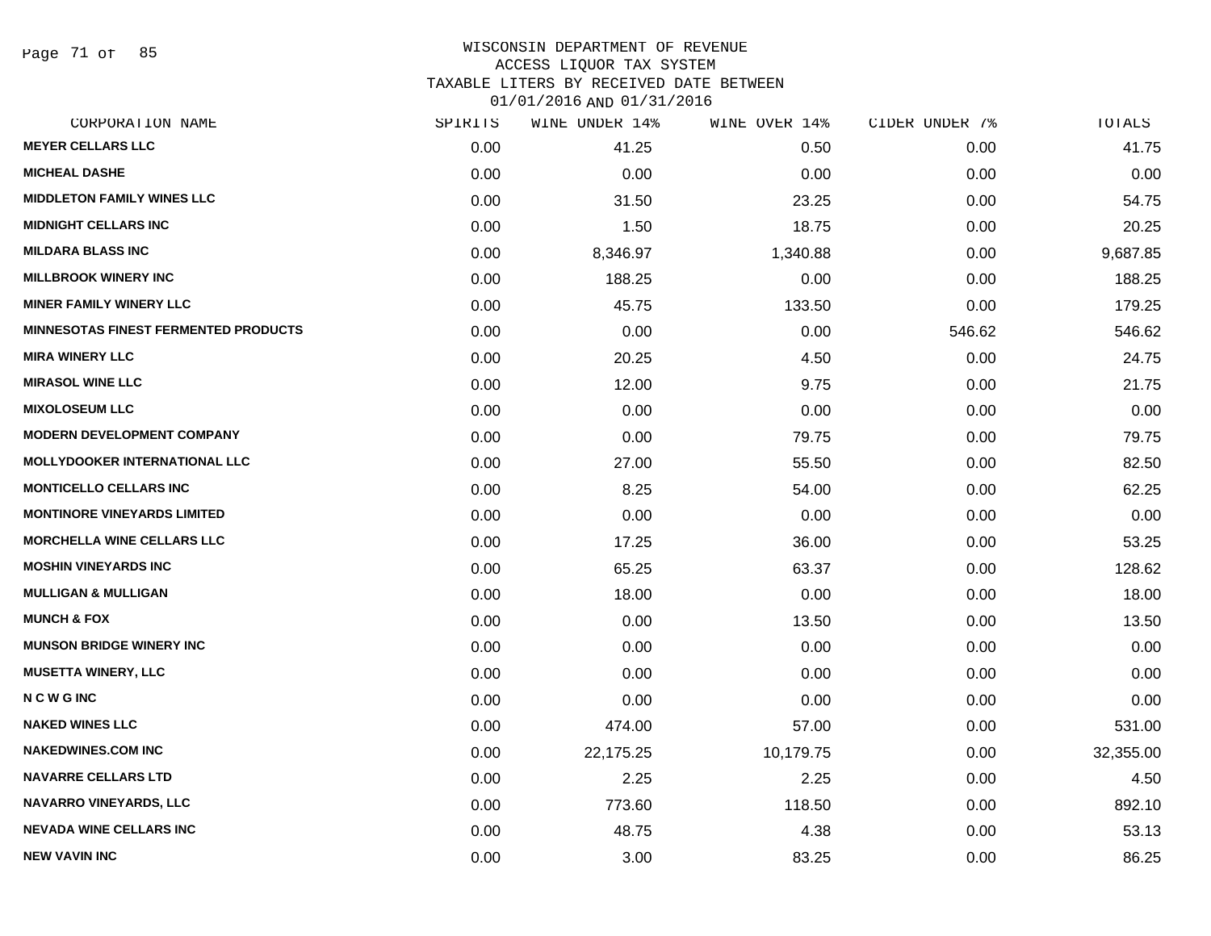# WISCONSIN DEPARTMENT OF REVENUE
## ACCESS LIQUOR TAX SYSTEM
### TAXABLE LITERS BY RECEIVED DATE BETWEEN 01/01/2016 AND 01/31/2016

| CORPORATION NAME | SPIRITS | WINE UNDER 14% | WINE OVER 14% | CIDER UNDER 7% | TOTALS |
|---|---|---|---|---|---|
| MEYER CELLARS LLC | 0.00 | 41.25 | 0.50 | 0.00 | 41.75 |
| MICHEAL DASHE | 0.00 | 0.00 | 0.00 | 0.00 | 0.00 |
| MIDDLETON FAMILY WINES LLC | 0.00 | 31.50 | 23.25 | 0.00 | 54.75 |
| MIDNIGHT CELLARS INC | 0.00 | 1.50 | 18.75 | 0.00 | 20.25 |
| MILDARA BLASS INC | 0.00 | 8,346.97 | 1,340.88 | 0.00 | 9,687.85 |
| MILLBROOK WINERY INC | 0.00 | 188.25 | 0.00 | 0.00 | 188.25 |
| MINER FAMILY WINERY LLC | 0.00 | 45.75 | 133.50 | 0.00 | 179.25 |
| MINNESOTAS FINEST FERMENTED PRODUCTS | 0.00 | 0.00 | 0.00 | 546.62 | 546.62 |
| MIRA WINERY LLC | 0.00 | 20.25 | 4.50 | 0.00 | 24.75 |
| MIRASOL WINE LLC | 0.00 | 12.00 | 9.75 | 0.00 | 21.75 |
| MIXOLOSEUM LLC | 0.00 | 0.00 | 0.00 | 0.00 | 0.00 |
| MODERN DEVELOPMENT COMPANY | 0.00 | 0.00 | 79.75 | 0.00 | 79.75 |
| MOLLYDOOKER INTERNATIONAL LLC | 0.00 | 27.00 | 55.50 | 0.00 | 82.50 |
| MONTICELLO CELLARS INC | 0.00 | 8.25 | 54.00 | 0.00 | 62.25 |
| MONTINORE VINEYARDS LIMITED | 0.00 | 0.00 | 0.00 | 0.00 | 0.00 |
| MORCHELLA WINE CELLARS LLC | 0.00 | 17.25 | 36.00 | 0.00 | 53.25 |
| MOSHIN VINEYARDS INC | 0.00 | 65.25 | 63.37 | 0.00 | 128.62 |
| MULLIGAN & MULLIGAN | 0.00 | 18.00 | 0.00 | 0.00 | 18.00 |
| MUNCH & FOX | 0.00 | 0.00 | 13.50 | 0.00 | 13.50 |
| MUNSON BRIDGE WINERY INC | 0.00 | 0.00 | 0.00 | 0.00 | 0.00 |
| MUSETTA WINERY, LLC | 0.00 | 0.00 | 0.00 | 0.00 | 0.00 |
| N C W G INC | 0.00 | 0.00 | 0.00 | 0.00 | 0.00 |
| NAKED WINES LLC | 0.00 | 474.00 | 57.00 | 0.00 | 531.00 |
| NAKEDWINES.COM INC | 0.00 | 22,175.25 | 10,179.75 | 0.00 | 32,355.00 |
| NAVARRE CELLARS LTD | 0.00 | 2.25 | 2.25 | 0.00 | 4.50 |
| NAVARRO VINEYARDS, LLC | 0.00 | 773.60 | 118.50 | 0.00 | 892.10 |
| NEVADA WINE CELLARS INC | 0.00 | 48.75 | 4.38 | 0.00 | 53.13 |
| NEW VAVIN INC | 0.00 | 3.00 | 83.25 | 0.00 | 86.25 |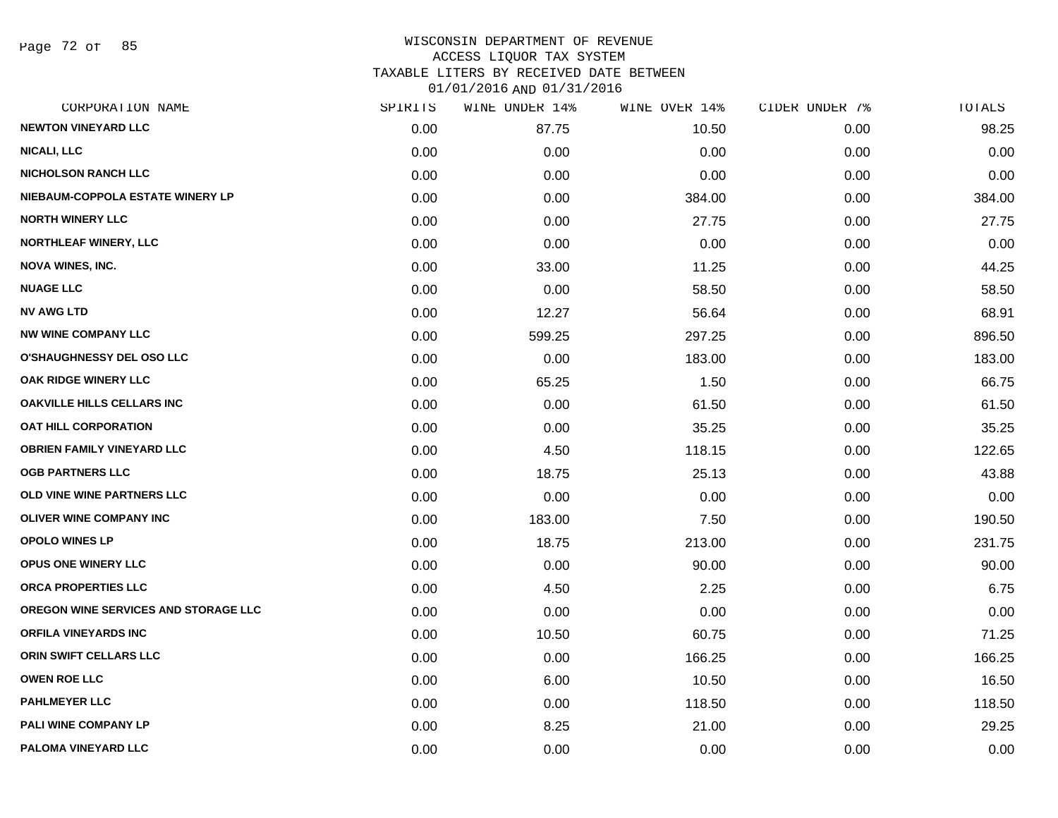WISCONSIN DEPARTMENT OF REVENUE
ACCESS LIQUOR TAX SYSTEM
TAXABLE LITERS BY RECEIVED DATE BETWEEN
01/01/2016 AND 01/31/2016

| CORPORATION NAME | SPIRITS | WINE UNDER 14% | WINE OVER 14% | CIDER UNDER 7% | TOTALS |
|---|---|---|---|---|---|
| NEWTON VINEYARD LLC | 0.00 | 87.75 | 10.50 | 0.00 | 98.25 |
| NICALI, LLC | 0.00 | 0.00 | 0.00 | 0.00 | 0.00 |
| NICHOLSON RANCH LLC | 0.00 | 0.00 | 0.00 | 0.00 | 0.00 |
| NIEBAUM-COPPOLA ESTATE WINERY LP | 0.00 | 0.00 | 384.00 | 0.00 | 384.00 |
| NORTH WINERY LLC | 0.00 | 0.00 | 27.75 | 0.00 | 27.75 |
| NORTHLEAF WINERY, LLC | 0.00 | 0.00 | 0.00 | 0.00 | 0.00 |
| NOVA WINES, INC. | 0.00 | 33.00 | 11.25 | 0.00 | 44.25 |
| NUAGE LLC | 0.00 | 0.00 | 58.50 | 0.00 | 58.50 |
| NV AWG LTD | 0.00 | 12.27 | 56.64 | 0.00 | 68.91 |
| NW WINE COMPANY LLC | 0.00 | 599.25 | 297.25 | 0.00 | 896.50 |
| O'SHAUGHNESSY DEL OSO LLC | 0.00 | 0.00 | 183.00 | 0.00 | 183.00 |
| OAK RIDGE WINERY LLC | 0.00 | 65.25 | 1.50 | 0.00 | 66.75 |
| OAKVILLE HILLS CELLARS INC | 0.00 | 0.00 | 61.50 | 0.00 | 61.50 |
| OAT HILL CORPORATION | 0.00 | 0.00 | 35.25 | 0.00 | 35.25 |
| OBRIEN FAMILY VINEYARD LLC | 0.00 | 4.50 | 118.15 | 0.00 | 122.65 |
| OGB PARTNERS LLC | 0.00 | 18.75 | 25.13 | 0.00 | 43.88 |
| OLD VINE WINE PARTNERS LLC | 0.00 | 0.00 | 0.00 | 0.00 | 0.00 |
| OLIVER WINE COMPANY INC | 0.00 | 183.00 | 7.50 | 0.00 | 190.50 |
| OPOLO WINES LP | 0.00 | 18.75 | 213.00 | 0.00 | 231.75 |
| OPUS ONE WINERY LLC | 0.00 | 0.00 | 90.00 | 0.00 | 90.00 |
| ORCA PROPERTIES LLC | 0.00 | 4.50 | 2.25 | 0.00 | 6.75 |
| OREGON WINE SERVICES AND STORAGE LLC | 0.00 | 0.00 | 0.00 | 0.00 | 0.00 |
| ORFILA VINEYARDS INC | 0.00 | 10.50 | 60.75 | 0.00 | 71.25 |
| ORIN SWIFT CELLARS LLC | 0.00 | 0.00 | 166.25 | 0.00 | 166.25 |
| OWEN ROE LLC | 0.00 | 6.00 | 10.50 | 0.00 | 16.50 |
| PAHLMEYER LLC | 0.00 | 0.00 | 118.50 | 0.00 | 118.50 |
| PALI WINE COMPANY LP | 0.00 | 8.25 | 21.00 | 0.00 | 29.25 |
| PALOMA VINEYARD LLC | 0.00 | 0.00 | 0.00 | 0.00 | 0.00 |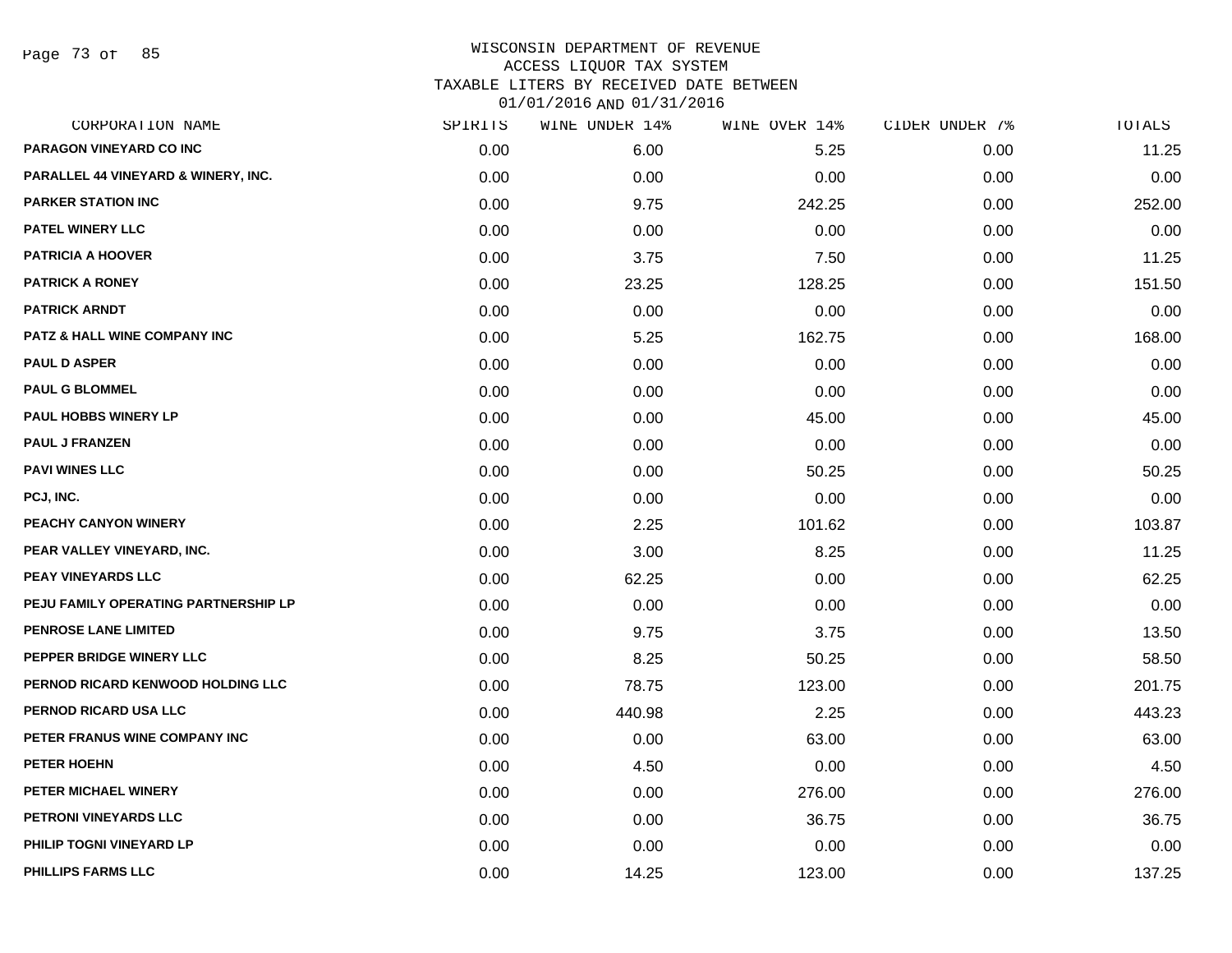WISCONSIN DEPARTMENT OF REVENUE
ACCESS LIQUOR TAX SYSTEM
TAXABLE LITERS BY RECEIVED DATE BETWEEN
01/01/2016 AND 01/31/2016

| CORPORATION NAME | SPIRITS | WINE UNDER 14% | WINE OVER 14% | CIDER UNDER 7% | TOTALS |
|---|---|---|---|---|---|
| PARAGON VINEYARD CO INC | 0.00 | 6.00 | 5.25 | 0.00 | 11.25 |
| PARALLEL 44 VINEYARD & WINERY, INC. | 0.00 | 0.00 | 0.00 | 0.00 | 0.00 |
| PARKER STATION INC | 0.00 | 9.75 | 242.25 | 0.00 | 252.00 |
| PATEL WINERY LLC | 0.00 | 0.00 | 0.00 | 0.00 | 0.00 |
| PATRICIA A HOOVER | 0.00 | 3.75 | 7.50 | 0.00 | 11.25 |
| PATRICK A RONEY | 0.00 | 23.25 | 128.25 | 0.00 | 151.50 |
| PATRICK ARNDT | 0.00 | 0.00 | 0.00 | 0.00 | 0.00 |
| PATZ & HALL WINE COMPANY INC | 0.00 | 5.25 | 162.75 | 0.00 | 168.00 |
| PAUL D ASPER | 0.00 | 0.00 | 0.00 | 0.00 | 0.00 |
| PAUL G BLOMMEL | 0.00 | 0.00 | 0.00 | 0.00 | 0.00 |
| PAUL HOBBS WINERY LP | 0.00 | 0.00 | 45.00 | 0.00 | 45.00 |
| PAUL J FRANZEN | 0.00 | 0.00 | 0.00 | 0.00 | 0.00 |
| PAVI WINES LLC | 0.00 | 0.00 | 50.25 | 0.00 | 50.25 |
| PCJ, INC. | 0.00 | 0.00 | 0.00 | 0.00 | 0.00 |
| PEACHY CANYON WINERY | 0.00 | 2.25 | 101.62 | 0.00 | 103.87 |
| PEAR VALLEY VINEYARD, INC. | 0.00 | 3.00 | 8.25 | 0.00 | 11.25 |
| PEAY VINEYARDS LLC | 0.00 | 62.25 | 0.00 | 0.00 | 62.25 |
| PEJU FAMILY OPERATING PARTNERSHIP LP | 0.00 | 0.00 | 0.00 | 0.00 | 0.00 |
| PENROSE LANE LIMITED | 0.00 | 9.75 | 3.75 | 0.00 | 13.50 |
| PEPPER BRIDGE WINERY LLC | 0.00 | 8.25 | 50.25 | 0.00 | 58.50 |
| PERNOD RICARD KENWOOD HOLDING LLC | 0.00 | 78.75 | 123.00 | 0.00 | 201.75 |
| PERNOD RICARD USA LLC | 0.00 | 440.98 | 2.25 | 0.00 | 443.23 |
| PETER FRANUS WINE COMPANY INC | 0.00 | 0.00 | 63.00 | 0.00 | 63.00 |
| PETER HOEHN | 0.00 | 4.50 | 0.00 | 0.00 | 4.50 |
| PETER MICHAEL WINERY | 0.00 | 0.00 | 276.00 | 0.00 | 276.00 |
| PETRONI VINEYARDS LLC | 0.00 | 0.00 | 36.75 | 0.00 | 36.75 |
| PHILIP TOGNI VINEYARD LP | 0.00 | 0.00 | 0.00 | 0.00 | 0.00 |
| PHILLIPS FARMS LLC | 0.00 | 14.25 | 123.00 | 0.00 | 137.25 |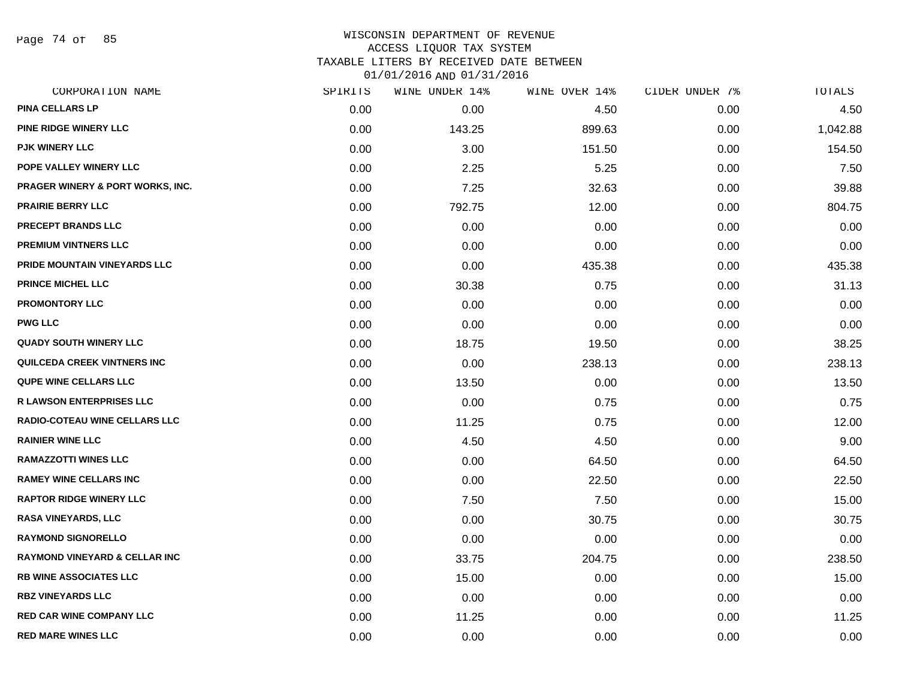WISCONSIN DEPARTMENT OF REVENUE
ACCESS LIQUOR TAX SYSTEM
TAXABLE LITERS BY RECEIVED DATE BETWEEN
01/01/2016 AND 01/31/2016

| CORPORATION NAME | SPIRITS | WINE UNDER 14% | WINE OVER 14% | CIDER UNDER 7% | TOTALS |
|---|---|---|---|---|---|
| PINA CELLARS LP | 0.00 | 0.00 | 4.50 | 0.00 | 4.50 |
| PINE RIDGE WINERY LLC | 0.00 | 143.25 | 899.63 | 0.00 | 1,042.88 |
| PJK WINERY LLC | 0.00 | 3.00 | 151.50 | 0.00 | 154.50 |
| POPE VALLEY WINERY LLC | 0.00 | 2.25 | 5.25 | 0.00 | 7.50 |
| PRAGER WINERY & PORT WORKS, INC. | 0.00 | 7.25 | 32.63 | 0.00 | 39.88 |
| PRAIRIE BERRY LLC | 0.00 | 792.75 | 12.00 | 0.00 | 804.75 |
| PRECEPT BRANDS LLC | 0.00 | 0.00 | 0.00 | 0.00 | 0.00 |
| PREMIUM VINTNERS LLC | 0.00 | 0.00 | 0.00 | 0.00 | 0.00 |
| PRIDE MOUNTAIN VINEYARDS LLC | 0.00 | 0.00 | 435.38 | 0.00 | 435.38 |
| PRINCE MICHEL LLC | 0.00 | 30.38 | 0.75 | 0.00 | 31.13 |
| PROMONTORY LLC | 0.00 | 0.00 | 0.00 | 0.00 | 0.00 |
| PWG LLC | 0.00 | 0.00 | 0.00 | 0.00 | 0.00 |
| QUADY SOUTH WINERY LLC | 0.00 | 18.75 | 19.50 | 0.00 | 38.25 |
| QUILCEDA CREEK VINTNERS INC | 0.00 | 0.00 | 238.13 | 0.00 | 238.13 |
| QUPE WINE CELLARS LLC | 0.00 | 13.50 | 0.00 | 0.00 | 13.50 |
| R LAWSON ENTERPRISES LLC | 0.00 | 0.00 | 0.75 | 0.00 | 0.75 |
| RADIO-COTEAU WINE CELLARS LLC | 0.00 | 11.25 | 0.75 | 0.00 | 12.00 |
| RAINIER WINE LLC | 0.00 | 4.50 | 4.50 | 0.00 | 9.00 |
| RAMAZZOTTI WINES LLC | 0.00 | 0.00 | 64.50 | 0.00 | 64.50 |
| RAMEY WINE CELLARS INC | 0.00 | 0.00 | 22.50 | 0.00 | 22.50 |
| RAPTOR RIDGE WINERY LLC | 0.00 | 7.50 | 7.50 | 0.00 | 15.00 |
| RASA VINEYARDS, LLC | 0.00 | 0.00 | 30.75 | 0.00 | 30.75 |
| RAYMOND SIGNORELLO | 0.00 | 0.00 | 0.00 | 0.00 | 0.00 |
| RAYMOND VINEYARD & CELLAR INC | 0.00 | 33.75 | 204.75 | 0.00 | 238.50 |
| RB WINE ASSOCIATES LLC | 0.00 | 15.00 | 0.00 | 0.00 | 15.00 |
| RBZ VINEYARDS LLC | 0.00 | 0.00 | 0.00 | 0.00 | 0.00 |
| RED CAR WINE COMPANY LLC | 0.00 | 11.25 | 0.00 | 0.00 | 11.25 |
| RED MARE WINES LLC | 0.00 | 0.00 | 0.00 | 0.00 | 0.00 |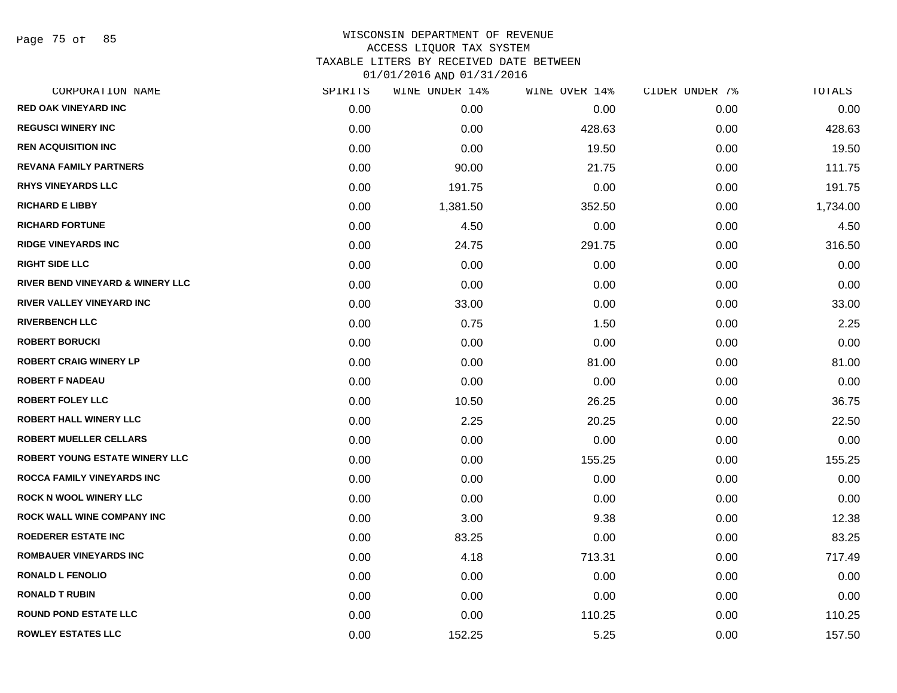# WISCONSIN DEPARTMENT OF REVENUE
## ACCESS LIQUOR TAX SYSTEM
## TAXABLE LITERS BY RECEIVED DATE BETWEEN 01/01/2016 AND 01/31/2016

| CORPORATION NAME | SPIRITS | WINE UNDER 14% | WINE OVER 14% | CIDER UNDER 7% | TOTALS |
|---|---|---|---|---|---|
| RED OAK VINEYARD INC | 0.00 | 0.00 | 0.00 | 0.00 | 0.00 |
| REGUSCI WINERY INC | 0.00 | 0.00 | 428.63 | 0.00 | 428.63 |
| REN ACQUISITION INC | 0.00 | 0.00 | 19.50 | 0.00 | 19.50 |
| REVANA FAMILY PARTNERS | 0.00 | 90.00 | 21.75 | 0.00 | 111.75 |
| RHYS VINEYARDS LLC | 0.00 | 191.75 | 0.00 | 0.00 | 191.75 |
| RICHARD E LIBBY | 0.00 | 1,381.50 | 352.50 | 0.00 | 1,734.00 |
| RICHARD FORTUNE | 0.00 | 4.50 | 0.00 | 0.00 | 4.50 |
| RIDGE VINEYARDS INC | 0.00 | 24.75 | 291.75 | 0.00 | 316.50 |
| RIGHT SIDE LLC | 0.00 | 0.00 | 0.00 | 0.00 | 0.00 |
| RIVER BEND VINEYARD & WINERY LLC | 0.00 | 0.00 | 0.00 | 0.00 | 0.00 |
| RIVER VALLEY VINEYARD INC | 0.00 | 33.00 | 0.00 | 0.00 | 33.00 |
| RIVERBENCH LLC | 0.00 | 0.75 | 1.50 | 0.00 | 2.25 |
| ROBERT BORUCKI | 0.00 | 0.00 | 0.00 | 0.00 | 0.00 |
| ROBERT CRAIG WINERY LP | 0.00 | 0.00 | 81.00 | 0.00 | 81.00 |
| ROBERT F NADEAU | 0.00 | 0.00 | 0.00 | 0.00 | 0.00 |
| ROBERT FOLEY LLC | 0.00 | 10.50 | 26.25 | 0.00 | 36.75 |
| ROBERT HALL WINERY LLC | 0.00 | 2.25 | 20.25 | 0.00 | 22.50 |
| ROBERT MUELLER CELLARS | 0.00 | 0.00 | 0.00 | 0.00 | 0.00 |
| ROBERT YOUNG ESTATE WINERY LLC | 0.00 | 0.00 | 155.25 | 0.00 | 155.25 |
| ROCCA FAMILY VINEYARDS INC | 0.00 | 0.00 | 0.00 | 0.00 | 0.00 |
| ROCK N WOOL WINERY LLC | 0.00 | 0.00 | 0.00 | 0.00 | 0.00 |
| ROCK WALL WINE COMPANY INC | 0.00 | 3.00 | 9.38 | 0.00 | 12.38 |
| ROEDERER ESTATE INC | 0.00 | 83.25 | 0.00 | 0.00 | 83.25 |
| ROMBAUER VINEYARDS INC | 0.00 | 4.18 | 713.31 | 0.00 | 717.49 |
| RONALD L FENOLIO | 0.00 | 0.00 | 0.00 | 0.00 | 0.00 |
| RONALD T RUBIN | 0.00 | 0.00 | 0.00 | 0.00 | 0.00 |
| ROUND POND ESTATE LLC | 0.00 | 0.00 | 110.25 | 0.00 | 110.25 |
| ROWLEY ESTATES LLC | 0.00 | 152.25 | 5.25 | 0.00 | 157.50 |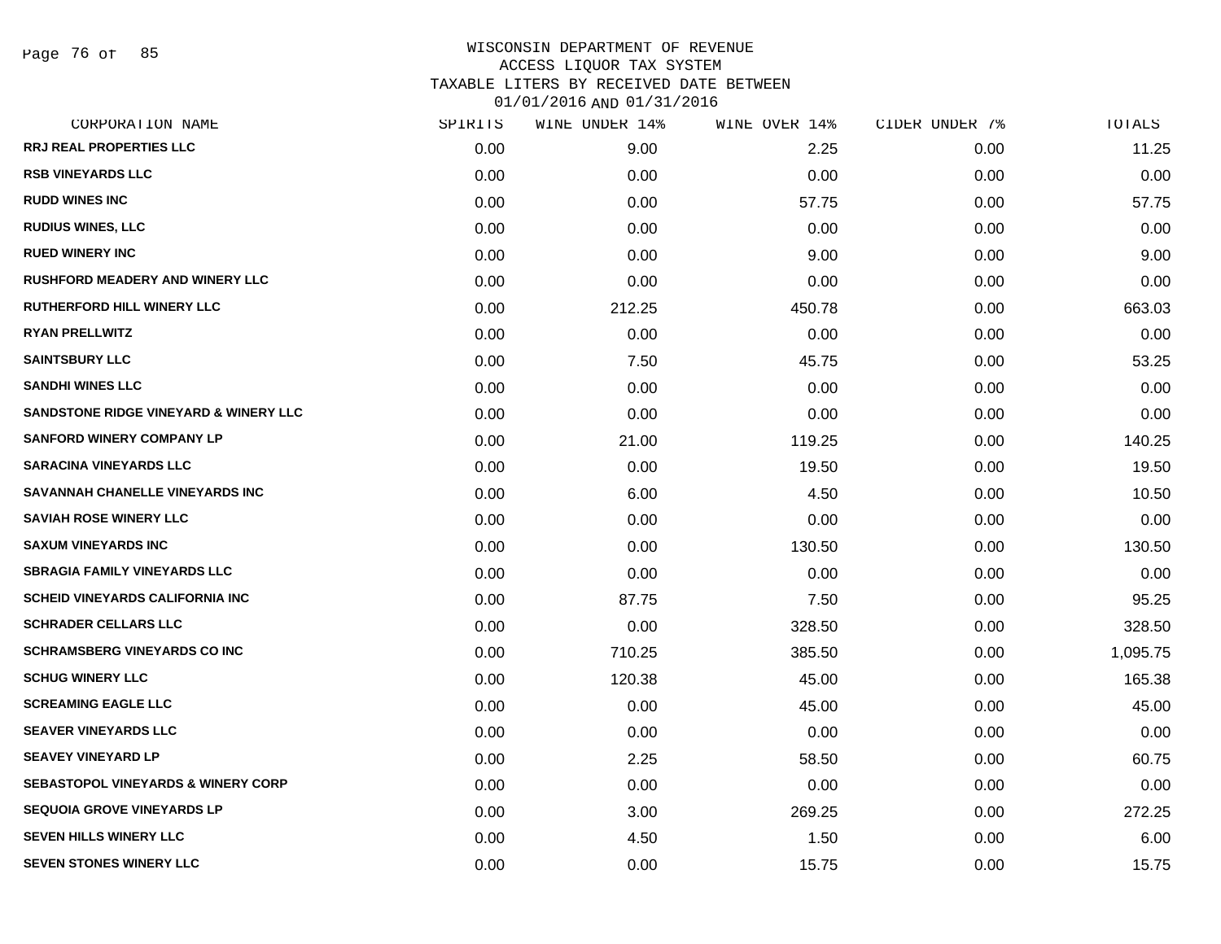# WISCONSIN DEPARTMENT OF REVENUE
## ACCESS LIQUOR TAX SYSTEM
## TAXABLE LITERS BY RECEIVED DATE BETWEEN 01/01/2016 AND 01/31/2016

| CORPORATION NAME | SPIRITS | WINE UNDER 14% | WINE OVER 14% | CIDER UNDER 7% | TOTALS |
|---|---|---|---|---|---|
| RRJ REAL PROPERTIES LLC | 0.00 | 9.00 | 2.25 | 0.00 | 11.25 |
| RSB VINEYARDS LLC | 0.00 | 0.00 | 0.00 | 0.00 | 0.00 |
| RUDD WINES INC | 0.00 | 0.00 | 57.75 | 0.00 | 57.75 |
| RUDIUS WINES, LLC | 0.00 | 0.00 | 0.00 | 0.00 | 0.00 |
| RUED WINERY INC | 0.00 | 0.00 | 9.00 | 0.00 | 9.00 |
| RUSHFORD MEADERY AND WINERY LLC | 0.00 | 0.00 | 0.00 | 0.00 | 0.00 |
| RUTHERFORD HILL WINERY LLC | 0.00 | 212.25 | 450.78 | 0.00 | 663.03 |
| RYAN PRELLWITZ | 0.00 | 0.00 | 0.00 | 0.00 | 0.00 |
| SAINTSBURY LLC | 0.00 | 7.50 | 45.75 | 0.00 | 53.25 |
| SANDHI WINES LLC | 0.00 | 0.00 | 0.00 | 0.00 | 0.00 |
| SANDSTONE RIDGE VINEYARD & WINERY LLC | 0.00 | 0.00 | 0.00 | 0.00 | 0.00 |
| SANFORD WINERY COMPANY LP | 0.00 | 21.00 | 119.25 | 0.00 | 140.25 |
| SARACINA VINEYARDS LLC | 0.00 | 0.00 | 19.50 | 0.00 | 19.50 |
| SAVANNAH CHANELLE VINEYARDS INC | 0.00 | 6.00 | 4.50 | 0.00 | 10.50 |
| SAVIAH ROSE WINERY LLC | 0.00 | 0.00 | 0.00 | 0.00 | 0.00 |
| SAXUM VINEYARDS INC | 0.00 | 0.00 | 130.50 | 0.00 | 130.50 |
| SBRAGIA FAMILY VINEYARDS LLC | 0.00 | 0.00 | 0.00 | 0.00 | 0.00 |
| SCHEID VINEYARDS CALIFORNIA INC | 0.00 | 87.75 | 7.50 | 0.00 | 95.25 |
| SCHRADER CELLARS LLC | 0.00 | 0.00 | 328.50 | 0.00 | 328.50 |
| SCHRAMSBERG VINEYARDS CO INC | 0.00 | 710.25 | 385.50 | 0.00 | 1,095.75 |
| SCHUG WINERY LLC | 0.00 | 120.38 | 45.00 | 0.00 | 165.38 |
| SCREAMING EAGLE LLC | 0.00 | 0.00 | 45.00 | 0.00 | 45.00 |
| SEAVER VINEYARDS LLC | 0.00 | 0.00 | 0.00 | 0.00 | 0.00 |
| SEAVEY VINEYARD LP | 0.00 | 2.25 | 58.50 | 0.00 | 60.75 |
| SEBASTOPOL VINEYARDS & WINERY CORP | 0.00 | 0.00 | 0.00 | 0.00 | 0.00 |
| SEQUOIA GROVE VINEYARDS LP | 0.00 | 3.00 | 269.25 | 0.00 | 272.25 |
| SEVEN HILLS WINERY LLC | 0.00 | 4.50 | 1.50 | 0.00 | 6.00 |
| SEVEN STONES WINERY LLC | 0.00 | 0.00 | 15.75 | 0.00 | 15.75 |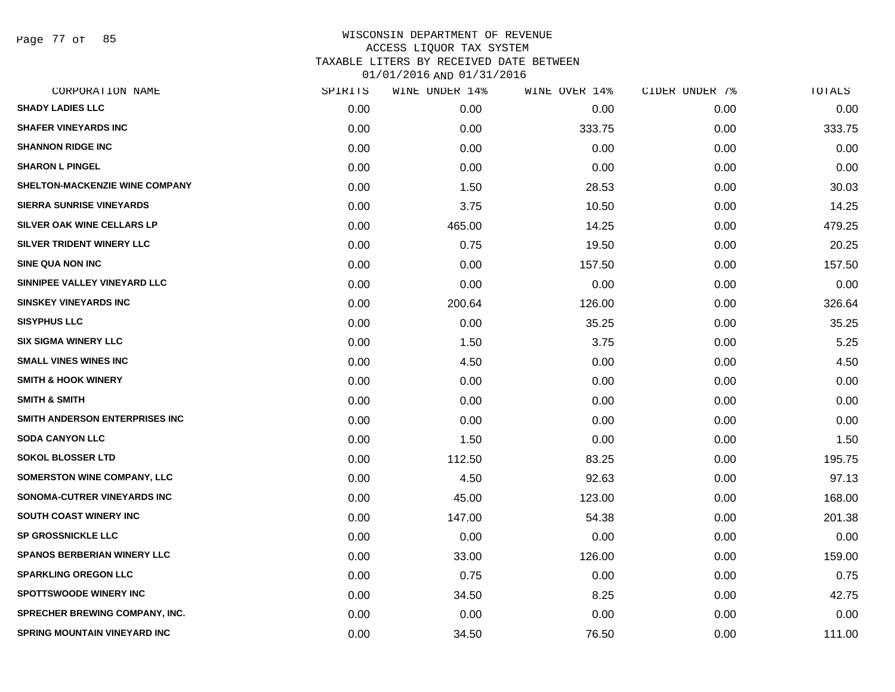# WISCONSIN DEPARTMENT OF REVENUE
## ACCESS LIQUOR TAX SYSTEM
## TAXABLE LITERS BY RECEIVED DATE BETWEEN 01/01/2016 AND 01/31/2016

| CORPORATION NAME | SPIRITS | WINE UNDER 14% | WINE OVER 14% | CIDER UNDER 7% | TOTALS |
|---|---|---|---|---|---|
| SHADY LADIES LLC | 0.00 | 0.00 | 0.00 | 0.00 | 0.00 |
| SHAFER VINEYARDS INC | 0.00 | 0.00 | 333.75 | 0.00 | 333.75 |
| SHANNON RIDGE INC | 0.00 | 0.00 | 0.00 | 0.00 | 0.00 |
| SHARON L PINGEL | 0.00 | 0.00 | 0.00 | 0.00 | 0.00 |
| SHELTON-MACKENZIE WINE COMPANY | 0.00 | 1.50 | 28.53 | 0.00 | 30.03 |
| SIERRA SUNRISE VINEYARDS | 0.00 | 3.75 | 10.50 | 0.00 | 14.25 |
| SILVER OAK WINE CELLARS LP | 0.00 | 465.00 | 14.25 | 0.00 | 479.25 |
| SILVER TRIDENT WINERY LLC | 0.00 | 0.75 | 19.50 | 0.00 | 20.25 |
| SINE QUA NON INC | 0.00 | 0.00 | 157.50 | 0.00 | 157.50 |
| SINNIPEE VALLEY VINEYARD LLC | 0.00 | 0.00 | 0.00 | 0.00 | 0.00 |
| SINSKEY VINEYARDS INC | 0.00 | 200.64 | 126.00 | 0.00 | 326.64 |
| SISYPHUS LLC | 0.00 | 0.00 | 35.25 | 0.00 | 35.25 |
| SIX SIGMA WINERY LLC | 0.00 | 1.50 | 3.75 | 0.00 | 5.25 |
| SMALL VINES WINES INC | 0.00 | 4.50 | 0.00 | 0.00 | 4.50 |
| SMITH & HOOK WINERY | 0.00 | 0.00 | 0.00 | 0.00 | 0.00 |
| SMITH & SMITH | 0.00 | 0.00 | 0.00 | 0.00 | 0.00 |
| SMITH ANDERSON ENTERPRISES INC | 0.00 | 0.00 | 0.00 | 0.00 | 0.00 |
| SODA CANYON LLC | 0.00 | 1.50 | 0.00 | 0.00 | 1.50 |
| SOKOL BLOSSER LTD | 0.00 | 112.50 | 83.25 | 0.00 | 195.75 |
| SOMERSTON WINE COMPANY, LLC | 0.00 | 4.50 | 92.63 | 0.00 | 97.13 |
| SONOMA-CUTRER VINEYARDS INC | 0.00 | 45.00 | 123.00 | 0.00 | 168.00 |
| SOUTH COAST WINERY INC | 0.00 | 147.00 | 54.38 | 0.00 | 201.38 |
| SP GROSSNICKLE LLC | 0.00 | 0.00 | 0.00 | 0.00 | 0.00 |
| SPANOS BERBERIAN WINERY LLC | 0.00 | 33.00 | 126.00 | 0.00 | 159.00 |
| SPARKLING OREGON LLC | 0.00 | 0.75 | 0.00 | 0.00 | 0.75 |
| SPOTTSWOODE WINERY INC | 0.00 | 34.50 | 8.25 | 0.00 | 42.75 |
| SPRECHER BREWING COMPANY, INC. | 0.00 | 0.00 | 0.00 | 0.00 | 0.00 |
| SPRING MOUNTAIN VINEYARD INC | 0.00 | 34.50 | 76.50 | 0.00 | 111.00 |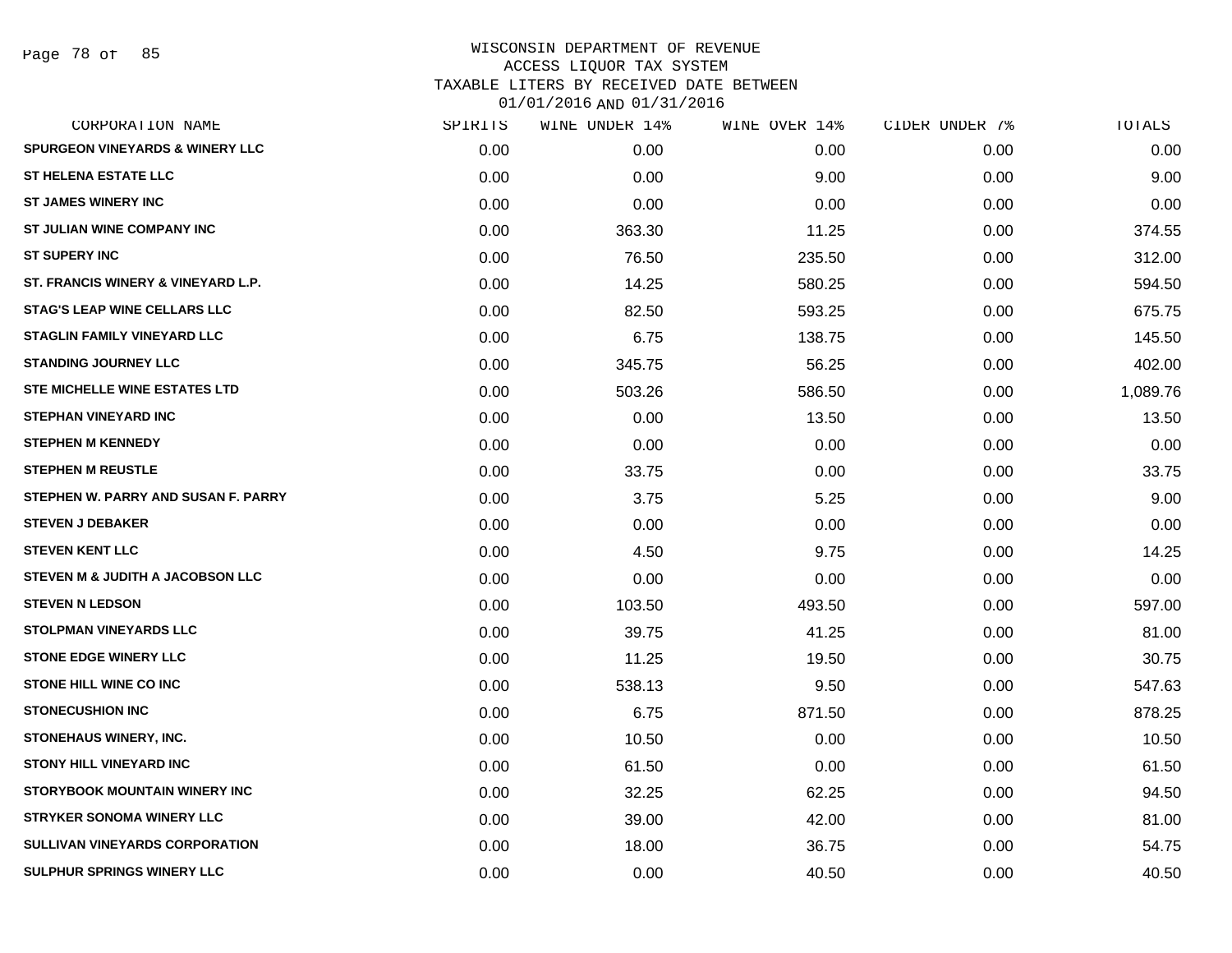WISCONSIN DEPARTMENT OF REVENUE
ACCESS LIQUOR TAX SYSTEM
TAXABLE LITERS BY RECEIVED DATE BETWEEN
01/01/2016 AND 01/31/2016

| CORPORATION NAME | SPIRITS | WINE UNDER 14% | WINE OVER 14% | CIDER UNDER 7% | TOTALS |
|---|---|---|---|---|---|
| SPURGEON VINEYARDS & WINERY LLC | 0.00 | 0.00 | 0.00 | 0.00 | 0.00 |
| ST HELENA ESTATE LLC | 0.00 | 0.00 | 9.00 | 0.00 | 9.00 |
| ST JAMES WINERY INC | 0.00 | 0.00 | 0.00 | 0.00 | 0.00 |
| ST JULIAN WINE COMPANY INC | 0.00 | 363.30 | 11.25 | 0.00 | 374.55 |
| ST SUPERY INC | 0.00 | 76.50 | 235.50 | 0.00 | 312.00 |
| ST. FRANCIS WINERY & VINEYARD L.P. | 0.00 | 14.25 | 580.25 | 0.00 | 594.50 |
| STAG'S LEAP WINE CELLARS LLC | 0.00 | 82.50 | 593.25 | 0.00 | 675.75 |
| STAGLIN FAMILY VINEYARD LLC | 0.00 | 6.75 | 138.75 | 0.00 | 145.50 |
| STANDING JOURNEY LLC | 0.00 | 345.75 | 56.25 | 0.00 | 402.00 |
| STE MICHELLE WINE ESTATES LTD | 0.00 | 503.26 | 586.50 | 0.00 | 1,089.76 |
| STEPHAN VINEYARD INC | 0.00 | 0.00 | 13.50 | 0.00 | 13.50 |
| STEPHEN M KENNEDY | 0.00 | 0.00 | 0.00 | 0.00 | 0.00 |
| STEPHEN M REUSTLE | 0.00 | 33.75 | 0.00 | 0.00 | 33.75 |
| STEPHEN W. PARRY AND SUSAN F. PARRY | 0.00 | 3.75 | 5.25 | 0.00 | 9.00 |
| STEVEN J DEBAKER | 0.00 | 0.00 | 0.00 | 0.00 | 0.00 |
| STEVEN KENT LLC | 0.00 | 4.50 | 9.75 | 0.00 | 14.25 |
| STEVEN M & JUDITH A JACOBSON LLC | 0.00 | 0.00 | 0.00 | 0.00 | 0.00 |
| STEVEN N LEDSON | 0.00 | 103.50 | 493.50 | 0.00 | 597.00 |
| STOLPMAN VINEYARDS LLC | 0.00 | 39.75 | 41.25 | 0.00 | 81.00 |
| STONE EDGE WINERY LLC | 0.00 | 11.25 | 19.50 | 0.00 | 30.75 |
| STONE HILL WINE CO INC | 0.00 | 538.13 | 9.50 | 0.00 | 547.63 |
| STONECUSHION INC | 0.00 | 6.75 | 871.50 | 0.00 | 878.25 |
| STONEHAUS WINERY, INC. | 0.00 | 10.50 | 0.00 | 0.00 | 10.50 |
| STONY HILL VINEYARD INC | 0.00 | 61.50 | 0.00 | 0.00 | 61.50 |
| STORYBOOK MOUNTAIN WINERY INC | 0.00 | 32.25 | 62.25 | 0.00 | 94.50 |
| STRYKER SONOMA WINERY LLC | 0.00 | 39.00 | 42.00 | 0.00 | 81.00 |
| SULLIVAN VINEYARDS CORPORATION | 0.00 | 18.00 | 36.75 | 0.00 | 54.75 |
| SULPHUR SPRINGS WINERY LLC | 0.00 | 0.00 | 40.50 | 0.00 | 40.50 |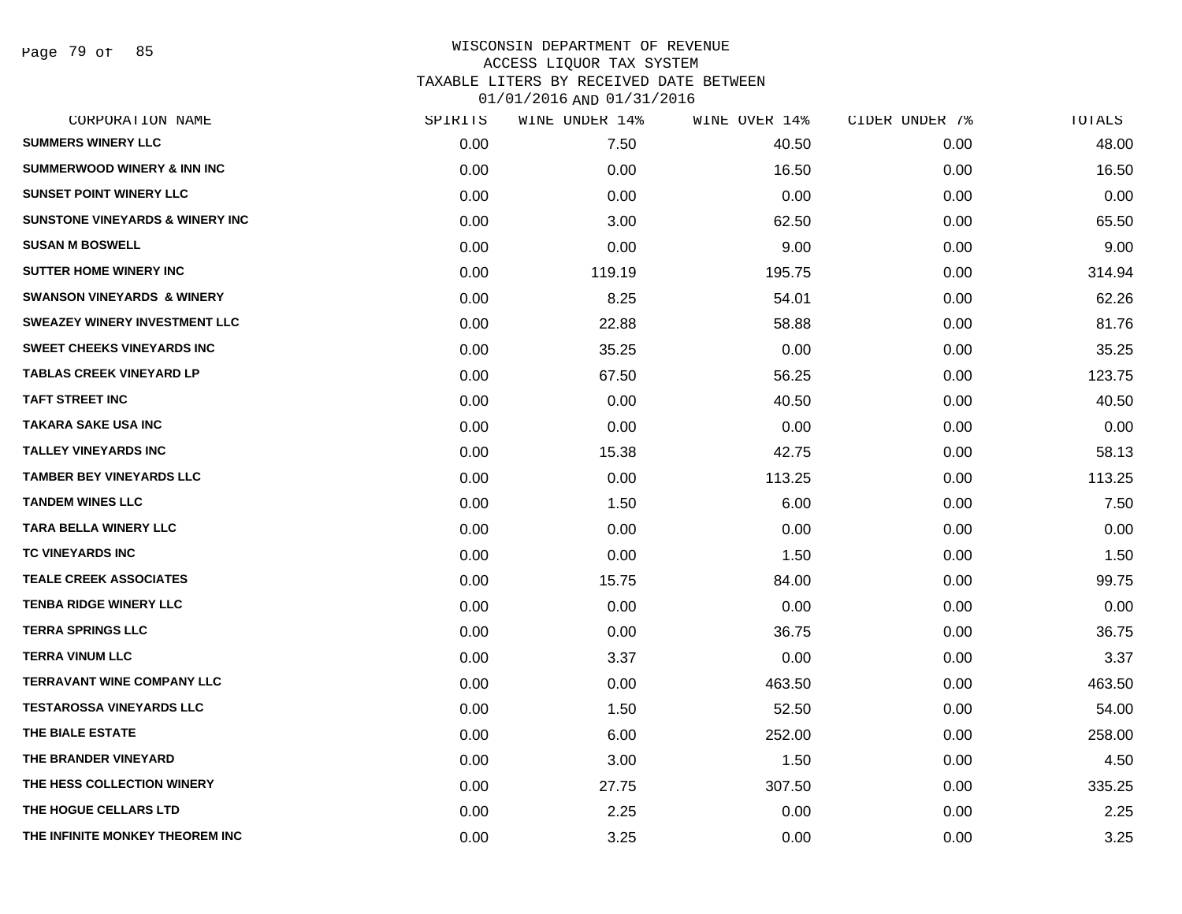WISCONSIN DEPARTMENT OF REVENUE
ACCESS LIQUOR TAX SYSTEM
TAXABLE LITERS BY RECEIVED DATE BETWEEN
01/01/2016 AND 01/31/2016

| CORPORATION NAME | SPIRITS | WINE UNDER 14% | WINE OVER 14% | CIDER UNDER 7% | TOTALS |
|---|---|---|---|---|---|
| SUMMERS WINERY LLC | 0.00 | 7.50 | 40.50 | 0.00 | 48.00 |
| SUMMERWOOD WINERY & INN INC | 0.00 | 0.00 | 16.50 | 0.00 | 16.50 |
| SUNSET POINT WINERY LLC | 0.00 | 0.00 | 0.00 | 0.00 | 0.00 |
| SUNSTONE VINEYARDS & WINERY INC | 0.00 | 3.00 | 62.50 | 0.00 | 65.50 |
| SUSAN M BOSWELL | 0.00 | 0.00 | 9.00 | 0.00 | 9.00 |
| SUTTER HOME WINERY INC | 0.00 | 119.19 | 195.75 | 0.00 | 314.94 |
| SWANSON VINEYARDS & WINERY | 0.00 | 8.25 | 54.01 | 0.00 | 62.26 |
| SWEAZEY WINERY INVESTMENT LLC | 0.00 | 22.88 | 58.88 | 0.00 | 81.76 |
| SWEET CHEEKS VINEYARDS INC | 0.00 | 35.25 | 0.00 | 0.00 | 35.25 |
| TABLAS CREEK VINEYARD LP | 0.00 | 67.50 | 56.25 | 0.00 | 123.75 |
| TAFT STREET INC | 0.00 | 0.00 | 40.50 | 0.00 | 40.50 |
| TAKARA SAKE USA INC | 0.00 | 0.00 | 0.00 | 0.00 | 0.00 |
| TALLEY VINEYARDS INC | 0.00 | 15.38 | 42.75 | 0.00 | 58.13 |
| TAMBER BEY VINEYARDS LLC | 0.00 | 0.00 | 113.25 | 0.00 | 113.25 |
| TANDEM WINES LLC | 0.00 | 1.50 | 6.00 | 0.00 | 7.50 |
| TARA BELLA WINERY LLC | 0.00 | 0.00 | 0.00 | 0.00 | 0.00 |
| TC VINEYARDS INC | 0.00 | 0.00 | 1.50 | 0.00 | 1.50 |
| TEALE CREEK ASSOCIATES | 0.00 | 15.75 | 84.00 | 0.00 | 99.75 |
| TENBA RIDGE WINERY LLC | 0.00 | 0.00 | 0.00 | 0.00 | 0.00 |
| TERRA SPRINGS LLC | 0.00 | 0.00 | 36.75 | 0.00 | 36.75 |
| TERRA VINUM LLC | 0.00 | 3.37 | 0.00 | 0.00 | 3.37 |
| TERRAVANT WINE COMPANY LLC | 0.00 | 0.00 | 463.50 | 0.00 | 463.50 |
| TESTAROSSA VINEYARDS LLC | 0.00 | 1.50 | 52.50 | 0.00 | 54.00 |
| THE BIALE ESTATE | 0.00 | 6.00 | 252.00 | 0.00 | 258.00 |
| THE BRANDER VINEYARD | 0.00 | 3.00 | 1.50 | 0.00 | 4.50 |
| THE HESS COLLECTION WINERY | 0.00 | 27.75 | 307.50 | 0.00 | 335.25 |
| THE HOGUE CELLARS LTD | 0.00 | 2.25 | 0.00 | 0.00 | 2.25 |
| THE INFINITE MONKEY THEOREM INC | 0.00 | 3.25 | 0.00 | 0.00 | 3.25 |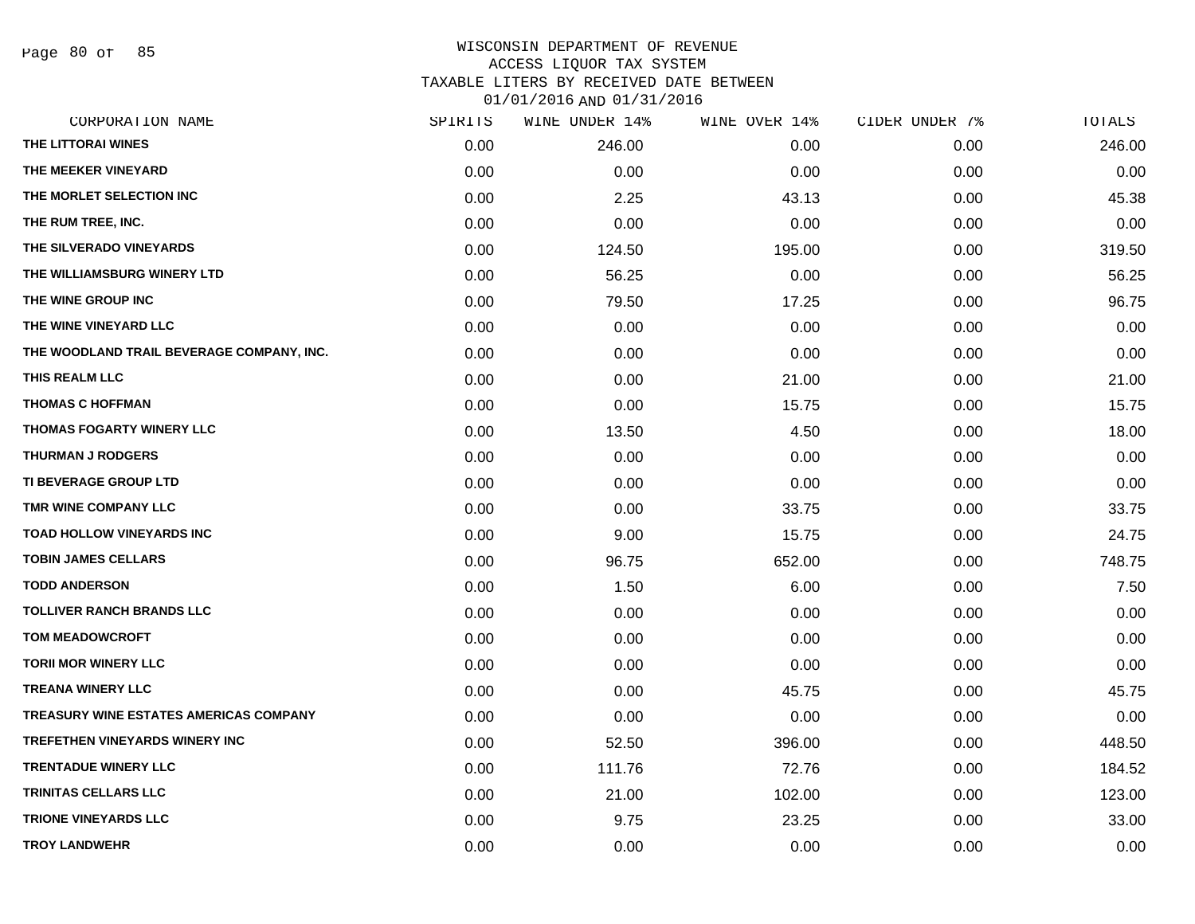# WISCONSIN DEPARTMENT OF REVENUE
## ACCESS LIQUOR TAX SYSTEM
## TAXABLE LITERS BY RECEIVED DATE BETWEEN 01/01/2016 AND 01/31/2016

| CORPORATION NAME | SPIRITS | WINE UNDER 14% | WINE OVER 14% | CIDER UNDER 7% | TOTALS |
|---|---|---|---|---|---|
| THE LITTORAI WINES | 0.00 | 246.00 | 0.00 | 0.00 | 246.00 |
| THE MEEKER VINEYARD | 0.00 | 0.00 | 0.00 | 0.00 | 0.00 |
| THE MORLET SELECTION INC | 0.00 | 2.25 | 43.13 | 0.00 | 45.38 |
| THE RUM TREE, INC. | 0.00 | 0.00 | 0.00 | 0.00 | 0.00 |
| THE SILVERADO VINEYARDS | 0.00 | 124.50 | 195.00 | 0.00 | 319.50 |
| THE WILLIAMSBURG WINERY LTD | 0.00 | 56.25 | 0.00 | 0.00 | 56.25 |
| THE WINE GROUP INC | 0.00 | 79.50 | 17.25 | 0.00 | 96.75 |
| THE WINE VINEYARD LLC | 0.00 | 0.00 | 0.00 | 0.00 | 0.00 |
| THE WOODLAND TRAIL BEVERAGE COMPANY, INC. | 0.00 | 0.00 | 0.00 | 0.00 | 0.00 |
| THIS REALM LLC | 0.00 | 0.00 | 21.00 | 0.00 | 21.00 |
| THOMAS C HOFFMAN | 0.00 | 0.00 | 15.75 | 0.00 | 15.75 |
| THOMAS FOGARTY WINERY LLC | 0.00 | 13.50 | 4.50 | 0.00 | 18.00 |
| THURMAN J RODGERS | 0.00 | 0.00 | 0.00 | 0.00 | 0.00 |
| TI BEVERAGE GROUP LTD | 0.00 | 0.00 | 0.00 | 0.00 | 0.00 |
| TMR WINE COMPANY LLC | 0.00 | 0.00 | 33.75 | 0.00 | 33.75 |
| TOAD HOLLOW VINEYARDS INC | 0.00 | 9.00 | 15.75 | 0.00 | 24.75 |
| TOBIN JAMES CELLARS | 0.00 | 96.75 | 652.00 | 0.00 | 748.75 |
| TODD ANDERSON | 0.00 | 1.50 | 6.00 | 0.00 | 7.50 |
| TOLLIVER RANCH BRANDS LLC | 0.00 | 0.00 | 0.00 | 0.00 | 0.00 |
| TOM MEADOWCROFT | 0.00 | 0.00 | 0.00 | 0.00 | 0.00 |
| TORII MOR WINERY LLC | 0.00 | 0.00 | 0.00 | 0.00 | 0.00 |
| TREANA WINERY LLC | 0.00 | 0.00 | 45.75 | 0.00 | 45.75 |
| TREASURY WINE ESTATES AMERICAS COMPANY | 0.00 | 0.00 | 0.00 | 0.00 | 0.00 |
| TREFETHEN VINEYARDS WINERY INC | 0.00 | 52.50 | 396.00 | 0.00 | 448.50 |
| TRENTADUE WINERY LLC | 0.00 | 111.76 | 72.76 | 0.00 | 184.52 |
| TRINITAS CELLARS LLC | 0.00 | 21.00 | 102.00 | 0.00 | 123.00 |
| TRIONE VINEYARDS LLC | 0.00 | 9.75 | 23.25 | 0.00 | 33.00 |
| TROY LANDWEHR | 0.00 | 0.00 | 0.00 | 0.00 | 0.00 |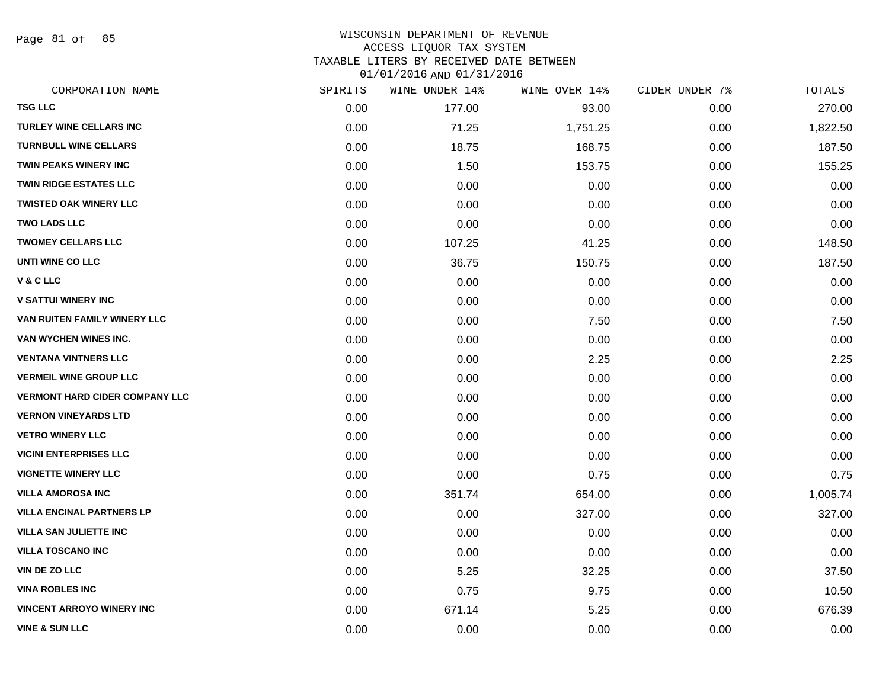WISCONSIN DEPARTMENT OF REVENUE
ACCESS LIQUOR TAX SYSTEM
TAXABLE LITERS BY RECEIVED DATE BETWEEN
01/01/2016 AND 01/31/2016

| CORPORATION NAME | SPIRITS | WINE UNDER 14% | WINE OVER 14% | CIDER UNDER 7% | TOTALS |
|---|---|---|---|---|---|
| TSG LLC | 0.00 | 177.00 | 93.00 | 0.00 | 270.00 |
| TURLEY WINE CELLARS INC | 0.00 | 71.25 | 1,751.25 | 0.00 | 1,822.50 |
| TURNBULL WINE CELLARS | 0.00 | 18.75 | 168.75 | 0.00 | 187.50 |
| TWIN PEAKS WINERY INC | 0.00 | 1.50 | 153.75 | 0.00 | 155.25 |
| TWIN RIDGE ESTATES LLC | 0.00 | 0.00 | 0.00 | 0.00 | 0.00 |
| TWISTED OAK WINERY LLC | 0.00 | 0.00 | 0.00 | 0.00 | 0.00 |
| TWO LADS LLC | 0.00 | 0.00 | 0.00 | 0.00 | 0.00 |
| TWOMEY CELLARS LLC | 0.00 | 107.25 | 41.25 | 0.00 | 148.50 |
| UNTI WINE CO LLC | 0.00 | 36.75 | 150.75 | 0.00 | 187.50 |
| V & C LLC | 0.00 | 0.00 | 0.00 | 0.00 | 0.00 |
| V SATTUI WINERY INC | 0.00 | 0.00 | 0.00 | 0.00 | 0.00 |
| VAN RUITEN FAMILY WINERY LLC | 0.00 | 0.00 | 7.50 | 0.00 | 7.50 |
| VAN WYCHEN WINES INC. | 0.00 | 0.00 | 0.00 | 0.00 | 0.00 |
| VENTANA VINTNERS LLC | 0.00 | 0.00 | 2.25 | 0.00 | 2.25 |
| VERMEIL WINE GROUP LLC | 0.00 | 0.00 | 0.00 | 0.00 | 0.00 |
| VERMONT HARD CIDER COMPANY LLC | 0.00 | 0.00 | 0.00 | 0.00 | 0.00 |
| VERNON VINEYARDS LTD | 0.00 | 0.00 | 0.00 | 0.00 | 0.00 |
| VETRO WINERY LLC | 0.00 | 0.00 | 0.00 | 0.00 | 0.00 |
| VICINI ENTERPRISES LLC | 0.00 | 0.00 | 0.00 | 0.00 | 0.00 |
| VIGNETTE WINERY LLC | 0.00 | 0.00 | 0.75 | 0.00 | 0.75 |
| VILLA AMOROSA INC | 0.00 | 351.74 | 654.00 | 0.00 | 1,005.74 |
| VILLA ENCINAL PARTNERS LP | 0.00 | 0.00 | 327.00 | 0.00 | 327.00 |
| VILLA SAN JULIETTE INC | 0.00 | 0.00 | 0.00 | 0.00 | 0.00 |
| VILLA TOSCANO INC | 0.00 | 0.00 | 0.00 | 0.00 | 0.00 |
| VIN DE ZO LLC | 0.00 | 5.25 | 32.25 | 0.00 | 37.50 |
| VINA ROBLES INC | 0.00 | 0.75 | 9.75 | 0.00 | 10.50 |
| VINCENT ARROYO WINERY INC | 0.00 | 671.14 | 5.25 | 0.00 | 676.39 |
| VINE & SUN LLC | 0.00 | 0.00 | 0.00 | 0.00 | 0.00 |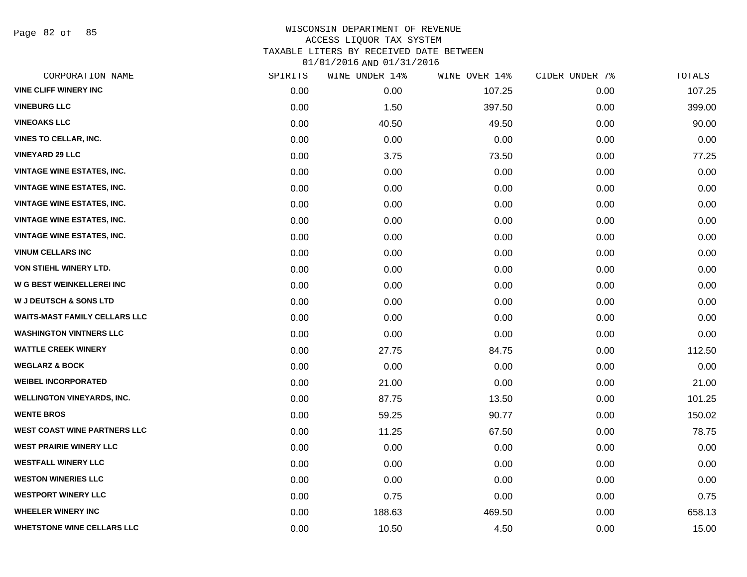WISCONSIN DEPARTMENT OF REVENUE
ACCESS LIQUOR TAX SYSTEM
TAXABLE LITERS BY RECEIVED DATE BETWEEN
01/01/2016 AND 01/31/2016

| CORPORATION NAME | SPIRITS | WINE UNDER 14% | WINE OVER 14% | CIDER UNDER 7% | TOTALS |
|---|---|---|---|---|---|
| VINE CLIFF WINERY INC | 0.00 | 0.00 | 107.25 | 0.00 | 107.25 |
| VINEBURG LLC | 0.00 | 1.50 | 397.50 | 0.00 | 399.00 |
| VINEOAKS LLC | 0.00 | 40.50 | 49.50 | 0.00 | 90.00 |
| VINES TO CELLAR, INC. | 0.00 | 0.00 | 0.00 | 0.00 | 0.00 |
| VINEYARD 29 LLC | 0.00 | 3.75 | 73.50 | 0.00 | 77.25 |
| VINTAGE WINE ESTATES, INC. | 0.00 | 0.00 | 0.00 | 0.00 | 0.00 |
| VINTAGE WINE ESTATES, INC. | 0.00 | 0.00 | 0.00 | 0.00 | 0.00 |
| VINTAGE WINE ESTATES, INC. | 0.00 | 0.00 | 0.00 | 0.00 | 0.00 |
| VINTAGE WINE ESTATES, INC. | 0.00 | 0.00 | 0.00 | 0.00 | 0.00 |
| VINTAGE WINE ESTATES, INC. | 0.00 | 0.00 | 0.00 | 0.00 | 0.00 |
| VINUM CELLARS INC | 0.00 | 0.00 | 0.00 | 0.00 | 0.00 |
| VON STIEHL WINERY LTD. | 0.00 | 0.00 | 0.00 | 0.00 | 0.00 |
| W G BEST WEINKELLEREI INC | 0.00 | 0.00 | 0.00 | 0.00 | 0.00 |
| W J DEUTSCH & SONS LTD | 0.00 | 0.00 | 0.00 | 0.00 | 0.00 |
| WAITS-MAST FAMILY CELLARS LLC | 0.00 | 0.00 | 0.00 | 0.00 | 0.00 |
| WASHINGTON VINTNERS LLC | 0.00 | 0.00 | 0.00 | 0.00 | 0.00 |
| WATTLE CREEK WINERY | 0.00 | 27.75 | 84.75 | 0.00 | 112.50 |
| WEGLARZ & BOCK | 0.00 | 0.00 | 0.00 | 0.00 | 0.00 |
| WEIBEL INCORPORATED | 0.00 | 21.00 | 0.00 | 0.00 | 21.00 |
| WELLINGTON VINEYARDS, INC. | 0.00 | 87.75 | 13.50 | 0.00 | 101.25 |
| WENTE BROS | 0.00 | 59.25 | 90.77 | 0.00 | 150.02 |
| WEST COAST WINE PARTNERS LLC | 0.00 | 11.25 | 67.50 | 0.00 | 78.75 |
| WEST PRAIRIE WINERY LLC | 0.00 | 0.00 | 0.00 | 0.00 | 0.00 |
| WESTFALL WINERY LLC | 0.00 | 0.00 | 0.00 | 0.00 | 0.00 |
| WESTON WINERIES LLC | 0.00 | 0.00 | 0.00 | 0.00 | 0.00 |
| WESTPORT WINERY LLC | 0.00 | 0.75 | 0.00 | 0.00 | 0.75 |
| WHEELER WINERY INC | 0.00 | 188.63 | 469.50 | 0.00 | 658.13 |
| WHETSTONE WINE CELLARS LLC | 0.00 | 10.50 | 4.50 | 0.00 | 15.00 |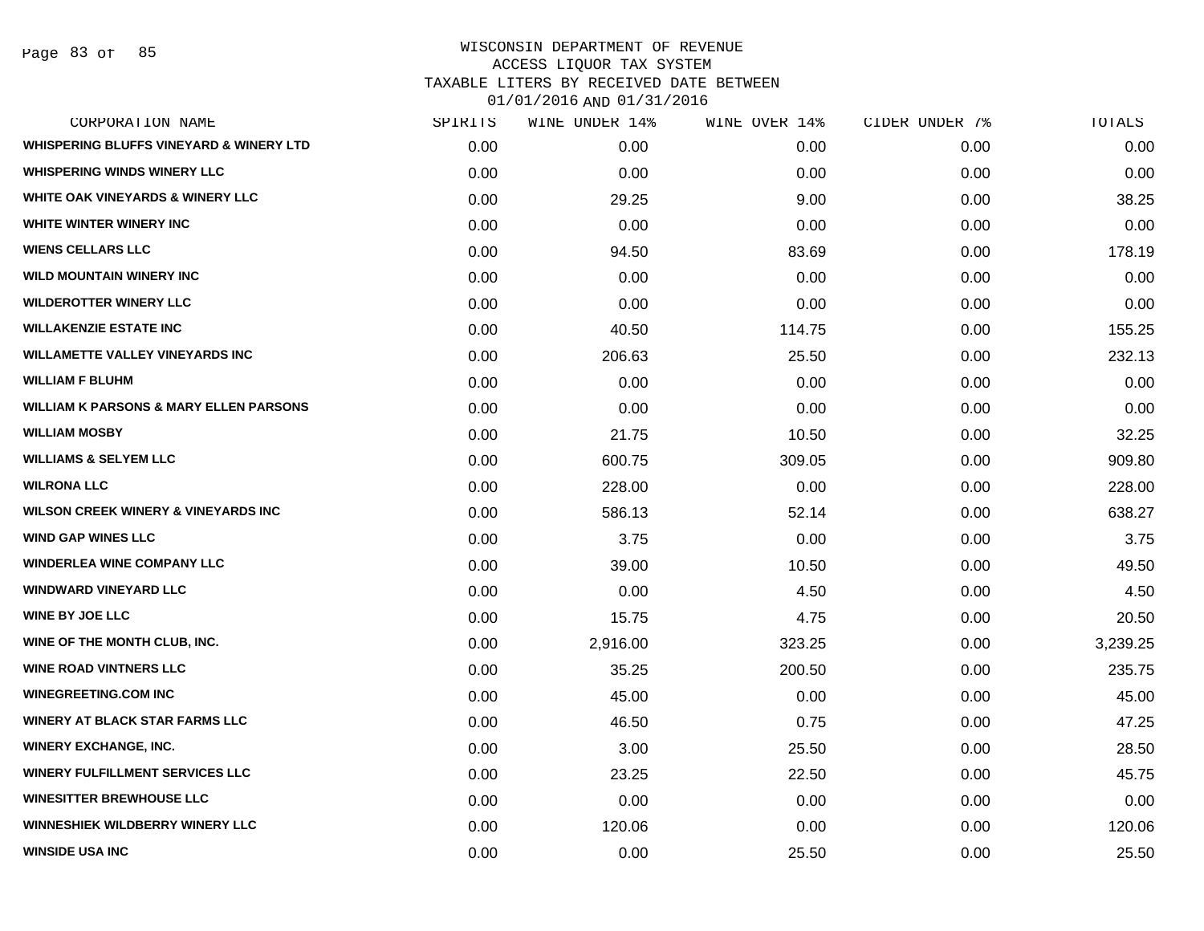WISCONSIN DEPARTMENT OF REVENUE
ACCESS LIQUOR TAX SYSTEM
TAXABLE LITERS BY RECEIVED DATE BETWEEN
01/01/2016 AND 01/31/2016

| CORPORATION NAME | SPIRITS | WINE UNDER 14% | WINE OVER 14% | CIDER UNDER 7% | TOTALS |
|---|---|---|---|---|---|
| WHISPERING BLUFFS VINEYARD & WINERY LTD | 0.00 | 0.00 | 0.00 | 0.00 | 0.00 |
| WHISPERING WINDS WINERY LLC | 0.00 | 0.00 | 0.00 | 0.00 | 0.00 |
| WHITE OAK VINEYARDS & WINERY LLC | 0.00 | 29.25 | 9.00 | 0.00 | 38.25 |
| WHITE WINTER WINERY INC | 0.00 | 0.00 | 0.00 | 0.00 | 0.00 |
| WIENS CELLARS LLC | 0.00 | 94.50 | 83.69 | 0.00 | 178.19 |
| WILD MOUNTAIN WINERY INC | 0.00 | 0.00 | 0.00 | 0.00 | 0.00 |
| WILDEROTTER WINERY LLC | 0.00 | 0.00 | 0.00 | 0.00 | 0.00 |
| WILLAKENZIE ESTATE INC | 0.00 | 40.50 | 114.75 | 0.00 | 155.25 |
| WILLAMETTE VALLEY VINEYARDS INC | 0.00 | 206.63 | 25.50 | 0.00 | 232.13 |
| WILLIAM F BLUHM | 0.00 | 0.00 | 0.00 | 0.00 | 0.00 |
| WILLIAM K PARSONS & MARY ELLEN PARSONS | 0.00 | 0.00 | 0.00 | 0.00 | 0.00 |
| WILLIAM MOSBY | 0.00 | 21.75 | 10.50 | 0.00 | 32.25 |
| WILLIAMS & SELYEM LLC | 0.00 | 600.75 | 309.05 | 0.00 | 909.80 |
| WILRONA LLC | 0.00 | 228.00 | 0.00 | 0.00 | 228.00 |
| WILSON CREEK WINERY & VINEYARDS INC | 0.00 | 586.13 | 52.14 | 0.00 | 638.27 |
| WIND GAP WINES LLC | 0.00 | 3.75 | 0.00 | 0.00 | 3.75 |
| WINDERLEA WINE COMPANY LLC | 0.00 | 39.00 | 10.50 | 0.00 | 49.50 |
| WINDWARD VINEYARD LLC | 0.00 | 0.00 | 4.50 | 0.00 | 4.50 |
| WINE BY JOE LLC | 0.00 | 15.75 | 4.75 | 0.00 | 20.50 |
| WINE OF THE MONTH CLUB, INC. | 0.00 | 2,916.00 | 323.25 | 0.00 | 3,239.25 |
| WINE ROAD VINTNERS LLC | 0.00 | 35.25 | 200.50 | 0.00 | 235.75 |
| WINEGREETING.COM INC | 0.00 | 45.00 | 0.00 | 0.00 | 45.00 |
| WINERY AT BLACK STAR FARMS LLC | 0.00 | 46.50 | 0.75 | 0.00 | 47.25 |
| WINERY EXCHANGE, INC. | 0.00 | 3.00 | 25.50 | 0.00 | 28.50 |
| WINERY FULFILLMENT SERVICES LLC | 0.00 | 23.25 | 22.50 | 0.00 | 45.75 |
| WINESITTER BREWHOUSE LLC | 0.00 | 0.00 | 0.00 | 0.00 | 0.00 |
| WINNESHIEK WILDBERRY WINERY LLC | 0.00 | 120.06 | 0.00 | 0.00 | 120.06 |
| WINSIDE USA INC | 0.00 | 0.00 | 25.50 | 0.00 | 25.50 |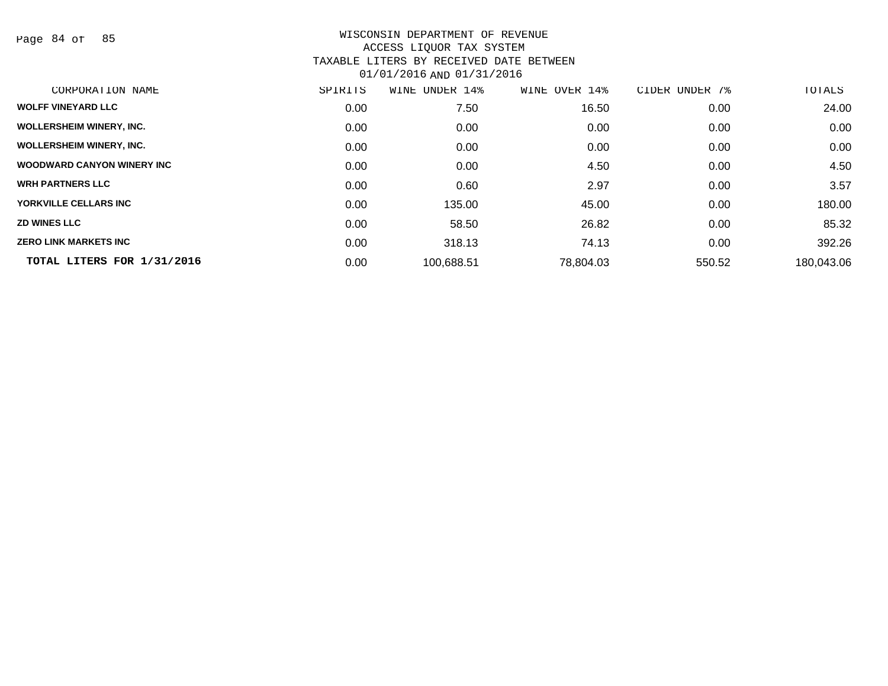WISCONSIN DEPARTMENT OF REVENUE
ACCESS LIQUOR TAX SYSTEM
TAXABLE LITERS BY RECEIVED DATE BETWEEN
01/01/2016 AND 01/31/2016

| CORPORATION NAME | SPIRITS | WINE UNDER 14% | WINE OVER 14% | CIDER UNDER 7% | TOTALS |
|---|---|---|---|---|---|
| WOLFF VINEYARD LLC | 0.00 | 7.50 | 16.50 | 0.00 | 24.00 |
| WOLLERSHEIM WINERY, INC. | 0.00 | 0.00 | 0.00 | 0.00 | 0.00 |
| WOLLERSHEIM WINERY, INC. | 0.00 | 0.00 | 0.00 | 0.00 | 0.00 |
| WOODWARD CANYON WINERY INC | 0.00 | 0.00 | 4.50 | 0.00 | 4.50 |
| WRH PARTNERS LLC | 0.00 | 0.60 | 2.97 | 0.00 | 3.57 |
| YORKVILLE CELLARS INC | 0.00 | 135.00 | 45.00 | 0.00 | 180.00 |
| ZD WINES LLC | 0.00 | 58.50 | 26.82 | 0.00 | 85.32 |
| ZERO LINK MARKETS INC | 0.00 | 318.13 | 74.13 | 0.00 | 392.26 |
| **TOTAL LITERS FOR 1/31/2016** | 0.00 | 100,688.51 | 78,804.03 | 550.52 | 180,043.06 |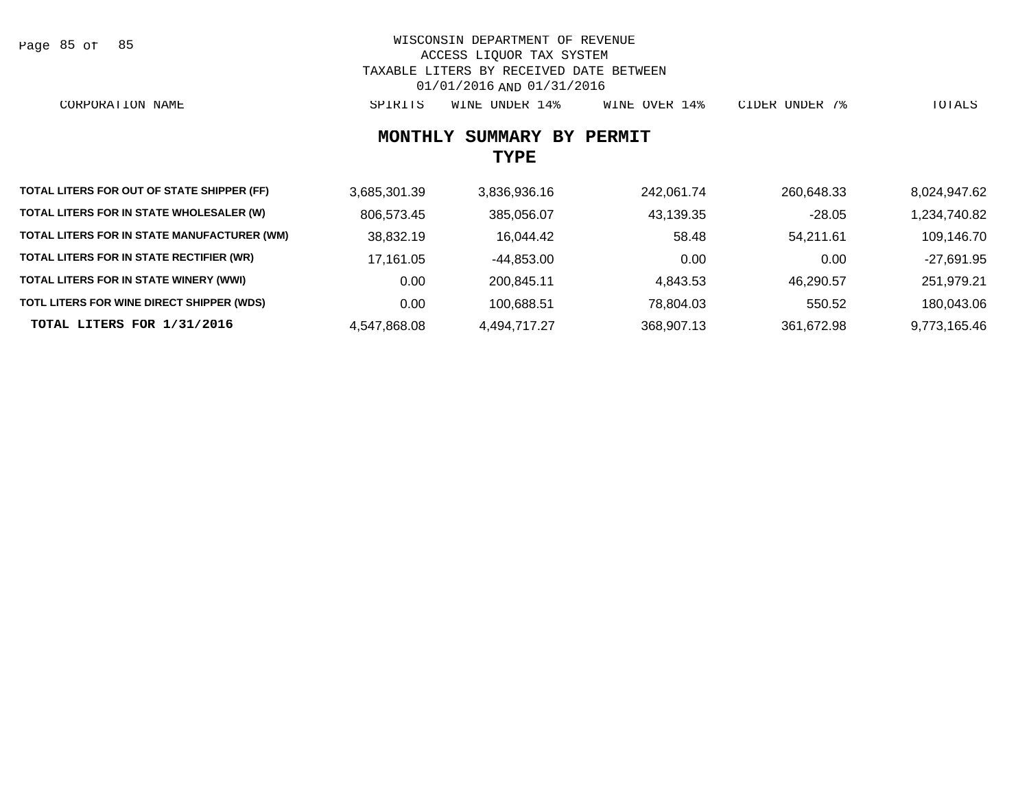WISCONSIN DEPARTMENT OF REVENUE
ACCESS LIQUOR TAX SYSTEM
TAXABLE LITERS BY RECEIVED DATE BETWEEN
01/01/2016 AND 01/31/2016

## MONTHLY SUMMARY BY PERMIT TYPE

| CORPORATION NAME | SPIRITS | WINE UNDER 14% | WINE OVER 14% | CIDER UNDER 7% | TOTALS |
|---|---|---|---|---|---|
| TOTAL LITERS FOR OUT OF STATE SHIPPER (FF) | 3,685,301.39 | 3,836,936.16 | 242,061.74 | 260,648.33 | 8,024,947.62 |
| TOTAL LITERS FOR IN STATE WHOLESALER (W) | 806,573.45 | 385,056.07 | 43,139.35 | -28.05 | 1,234,740.82 |
| TOTAL LITERS FOR IN STATE MANUFACTURER (WM) | 38,832.19 | 16,044.42 | 58.48 | 54,211.61 | 109,146.70 |
| TOTAL LITERS FOR IN STATE RECTIFIER (WR) | 17,161.05 | -44,853.00 | 0.00 | 0.00 | -27,691.95 |
| TOTAL LITERS FOR IN STATE WINERY (WWI) | 0.00 | 200,845.11 | 4,843.53 | 46,290.57 | 251,979.21 |
| TOTL LITERS FOR WINE DIRECT SHIPPER (WDS) | 0.00 | 100,688.51 | 78,804.03 | 550.52 | 180,043.06 |
| **TOTAL LITERS FOR 1/31/2016** | 4,547,868.08 | 4,494,717.27 | 368,907.13 | 361,672.98 | 9,773,165.46 |